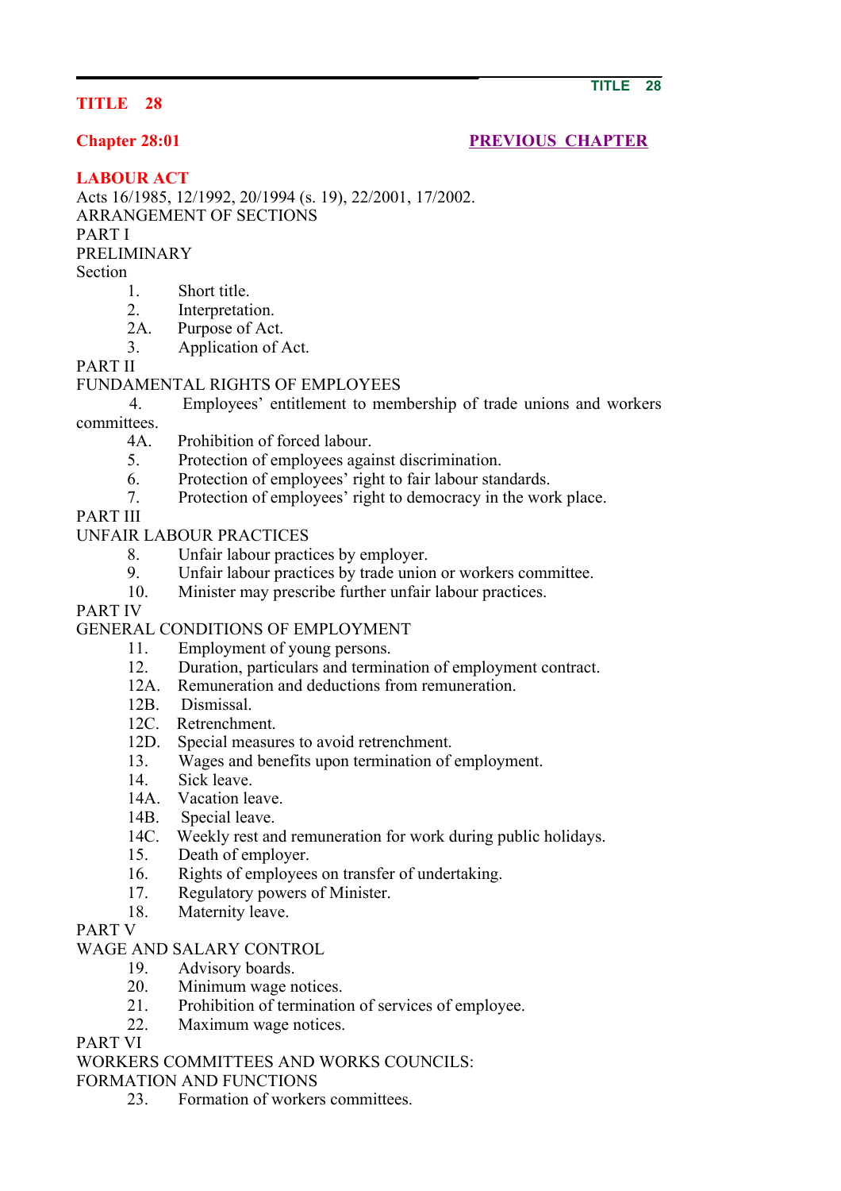# TITLE 28

## Chapter 28:01

PREVIOUS CHAPTER

## LABOUR ACT

Acts 16/1985, 12/1992, 20/1994 (s. 19), 22/2001, 17/2002.

ARRANGEMENT OF SECTIONS

PART I

PRELIMINARY

Section

1. Short title.
2. Interpretation.
2A. Purpose of Act.
3. Application of Act.

PART II

FUNDAMENTAL RIGHTS OF EMPLOYEES

4. Employees' entitlement to membership of trade unions and workers committees.
4A. Prohibition of forced labour.
5. Protection of employees against discrimination.
6. Protection of employees' right to fair labour standards.
7. Protection of employees' right to democracy in the work place.

PART III

UNFAIR LABOUR PRACTICES

8. Unfair labour practices by employer.
9. Unfair labour practices by trade union or workers committee.
10. Minister may prescribe further unfair labour practices.

PART IV

GENERAL CONDITIONS OF EMPLOYMENT

11. Employment of young persons.
12. Duration, particulars and termination of employment contract.
12A. Remuneration and deductions from remuneration.
12B. Dismissal.
12C. Retrenchment.
12D. Special measures to avoid retrenchment.
13. Wages and benefits upon termination of employment.
14. Sick leave.
14A. Vacation leave.
14B. Special leave.
14C. Weekly rest and remuneration for work during public holidays.
15. Death of employer.
16. Rights of employees on transfer of undertaking.
17. Regulatory powers of Minister.
18. Maternity leave.

PART V

WAGE AND SALARY CONTROL

19. Advisory boards.
20. Minimum wage notices.
21. Prohibition of termination of services of employee.
22. Maximum wage notices.

PART VI

WORKERS COMMITTEES AND WORKS COUNCILS: FORMATION AND FUNCTIONS

23. Formation of workers committees.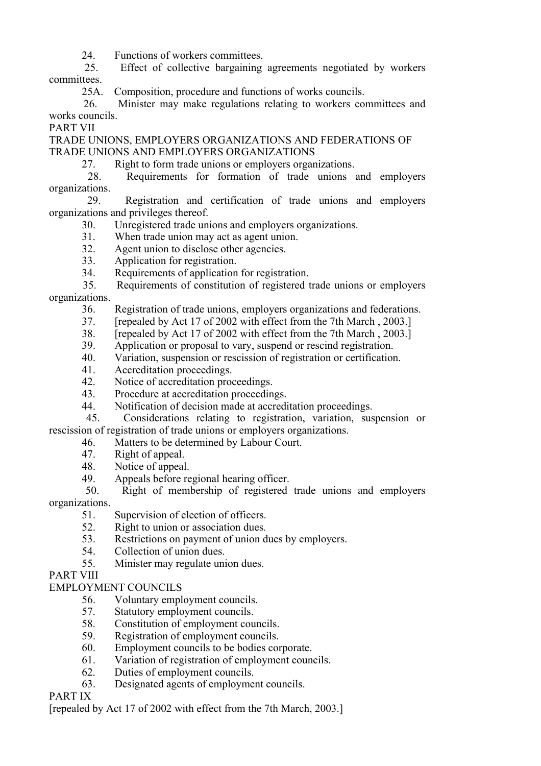24. Functions of workers committees.
25. Effect of collective bargaining agreements negotiated by workers committees.
25A. Composition, procedure and functions of works councils.
26. Minister may make regulations relating to workers committees and works councils.

PART VII

TRADE UNIONS, EMPLOYERS ORGANIZATIONS AND FEDERATIONS OF TRADE UNIONS AND EMPLOYERS ORGANIZATIONS

27. Right to form trade unions or employers organizations.
28. Requirements for formation of trade unions and employers organizations.
29. Registration and certification of trade unions and employers organizations and privileges thereof.
30. Unregistered trade unions and employers organizations.
31. When trade union may act as agent union.
32. Agent union to disclose other agencies.
33. Application for registration.
34. Requirements of application for registration.
35. Requirements of constitution of registered trade unions or employers organizations.
36. Registration of trade unions, employers organizations and federations.
37. [repealed by Act 17 of 2002 with effect from the 7th March , 2003.]
38. [repealed by Act 17 of 2002 with effect from the 7th March , 2003.]
39. Application or proposal to vary, suspend or rescind registration.
40. Variation, suspension or rescission of registration or certification.
41. Accreditation proceedings.
42. Notice of accreditation proceedings.
43. Procedure at accreditation proceedings.
44. Notification of decision made at accreditation proceedings.
45. Considerations relating to registration, variation, suspension or rescission of registration of trade unions or employers organizations.
46. Matters to be determined by Labour Court.
47. Right of appeal.
48. Notice of appeal.
49. Appeals before regional hearing officer.
50. Right of membership of registered trade unions and employers organizations.
51. Supervision of election of officers.
52. Right to union or association dues.
53. Restrictions on payment of union dues by employers.
54. Collection of union dues.
55. Minister may regulate union dues.

PART VIII

EMPLOYMENT COUNCILS

56. Voluntary employment councils.
57. Statutory employment councils.
58. Constitution of employment councils.
59. Registration of employment councils.
60. Employment councils to be bodies corporate.
61. Variation of registration of employment councils.
62. Duties of employment councils.
63. Designated agents of employment councils.

PART IX

[repealed by Act 17 of 2002 with effect from the 7th March, 2003.]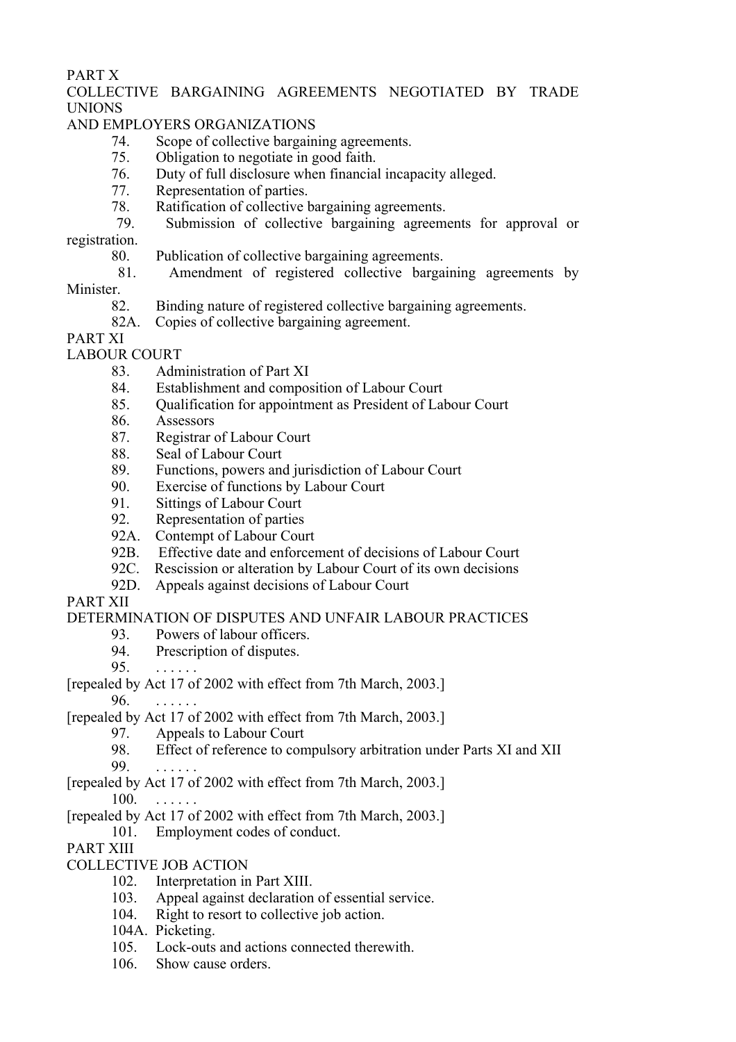PART X

COLLECTIVE BARGAINING AGREEMENTS NEGOTIATED BY TRADE UNIONS AND EMPLOYERS ORGANIZATIONS

74. Scope of collective bargaining agreements.
75. Obligation to negotiate in good faith.
76. Duty of full disclosure when financial incapacity alleged.
77. Representation of parties.
78. Ratification of collective bargaining agreements.
79. Submission of collective bargaining agreements for approval or registration.
80. Publication of collective bargaining agreements.
81. Amendment of registered collective bargaining agreements by Minister.
82. Binding nature of registered collective bargaining agreements.
82A. Copies of collective bargaining agreement.

PART XI

LABOUR COURT

83. Administration of Part XI
84. Establishment and composition of Labour Court
85. Qualification for appointment as President of Labour Court
86. Assessors
87. Registrar of Labour Court
88. Seal of Labour Court
89. Functions, powers and jurisdiction of Labour Court
90. Exercise of functions by Labour Court
91. Sittings of Labour Court
92. Representation of parties
92A. Contempt of Labour Court
92B. Effective date and enforcement of decisions of Labour Court
92C. Rescission or alteration by Labour Court of its own decisions
92D. Appeals against decisions of Labour Court

PART XII

DETERMINATION OF DISPUTES AND UNFAIR LABOUR PRACTICES

93. Powers of labour officers.
94. Prescription of disputes.
95. . . . . . .

[repealed by Act 17 of 2002 with effect from 7th March, 2003.]

96. . . . . . .

[repealed by Act 17 of 2002 with effect from 7th March, 2003.]

97. Appeals to Labour Court
98. Effect of reference to compulsory arbitration under Parts XI and XII
99. . . . . . .

[repealed by Act 17 of 2002 with effect from 7th March, 2003.]

100. . . . . . .

[repealed by Act 17 of 2002 with effect from 7th March, 2003.]

101. Employment codes of conduct.

PART XIII

COLLECTIVE JOB ACTION

102. Interpretation in Part XIII.
103. Appeal against declaration of essential service.
104. Right to resort to collective job action.
104A. Picketing.
105. Lock-outs and actions connected therewith.
106. Show cause orders.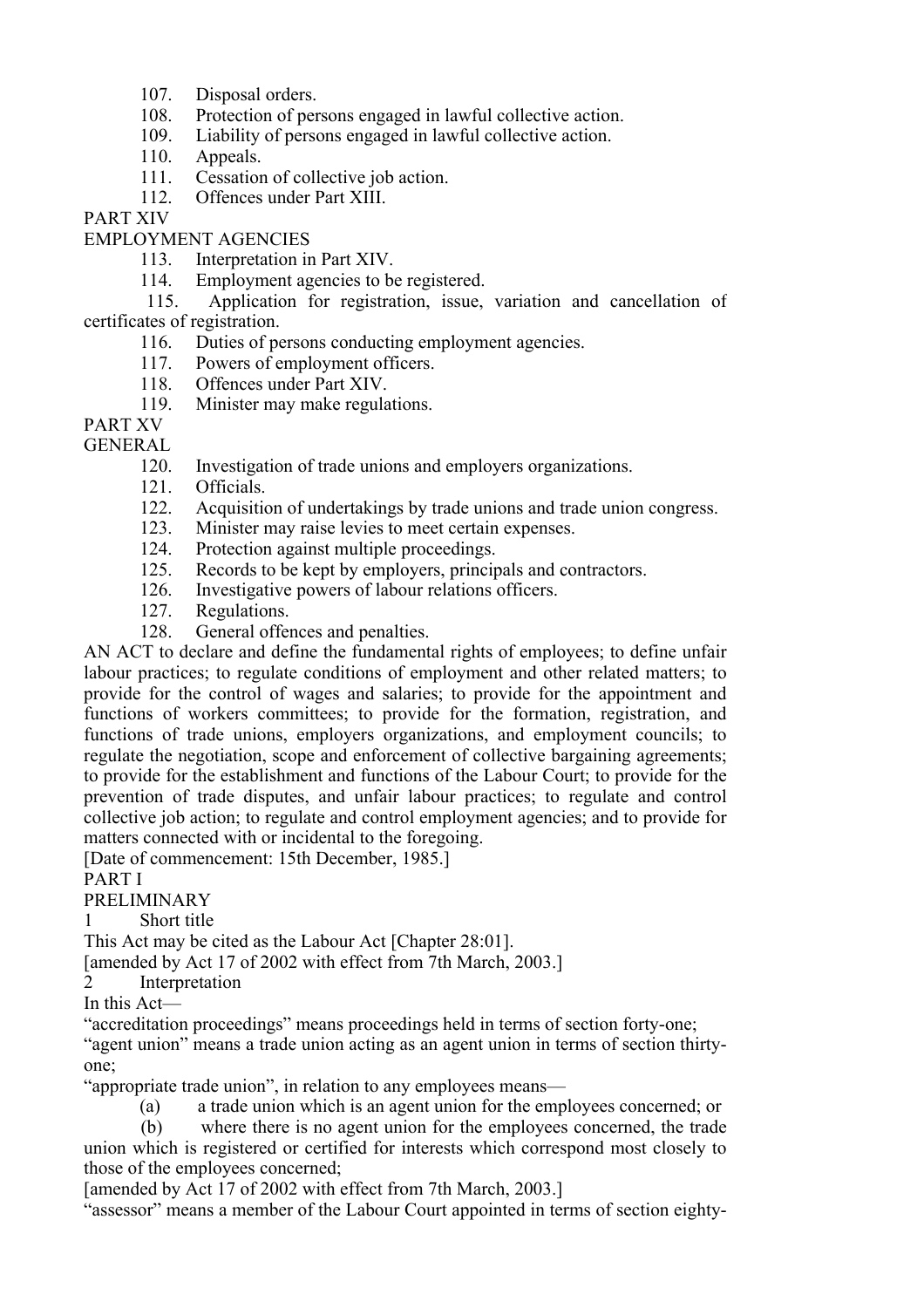107. Disposal orders.
108. Protection of persons engaged in lawful collective action.
109. Liability of persons engaged in lawful collective action.
110. Appeals.
111. Cessation of collective job action.
112. Offences under Part XIII.

PART XIV

EMPLOYMENT AGENCIES

113. Interpretation in Part XIV.
114. Employment agencies to be registered.
115. Application for registration, issue, variation and cancellation of certificates of registration.
116. Duties of persons conducting employment agencies.
117. Powers of employment officers.
118. Offences under Part XIV.
119. Minister may make regulations.

PART XV

GENERAL

120. Investigation of trade unions and employers organizations.
121. Officials.
122. Acquisition of undertakings by trade unions and trade union congress.
123. Minister may raise levies to meet certain expenses.
124. Protection against multiple proceedings.
125. Records to be kept by employers, principals and contractors.
126. Investigative powers of labour relations officers.
127. Regulations.
128. General offences and penalties.

AN ACT to declare and define the fundamental rights of employees; to define unfair labour practices; to regulate conditions of employment and other related matters; to provide for the control of wages and salaries; to provide for the appointment and functions of workers committees; to provide for the formation, registration, and functions of trade unions, employers organizations, and employment councils; to regulate the negotiation, scope and enforcement of collective bargaining agreements; to provide for the establishment and functions of the Labour Court; to provide for the prevention of trade disputes, and unfair labour practices; to regulate and control collective job action; to regulate and control employment agencies; and to provide for matters connected with or incidental to the foregoing.

[Date of commencement: 15th December, 1985.]

PART I

PRELIMINARY

1 Short title

This Act may be cited as the Labour Act [Chapter 28:01].

[amended by Act 17 of 2002 with effect from 7th March, 2003.]

2 Interpretation

In this Act—

"accreditation proceedings" means proceedings held in terms of section forty-one;

"agent union" means a trade union acting as an agent union in terms of section thirty-one;

"appropriate trade union", in relation to any employees means—

(a) a trade union which is an agent union for the employees concerned; or

(b) where there is no agent union for the employees concerned, the trade union which is registered or certified for interests which correspond most closely to those of the employees concerned;

[amended by Act 17 of 2002 with effect from 7th March, 2003.]

"assessor" means a member of the Labour Court appointed in terms of section eighty-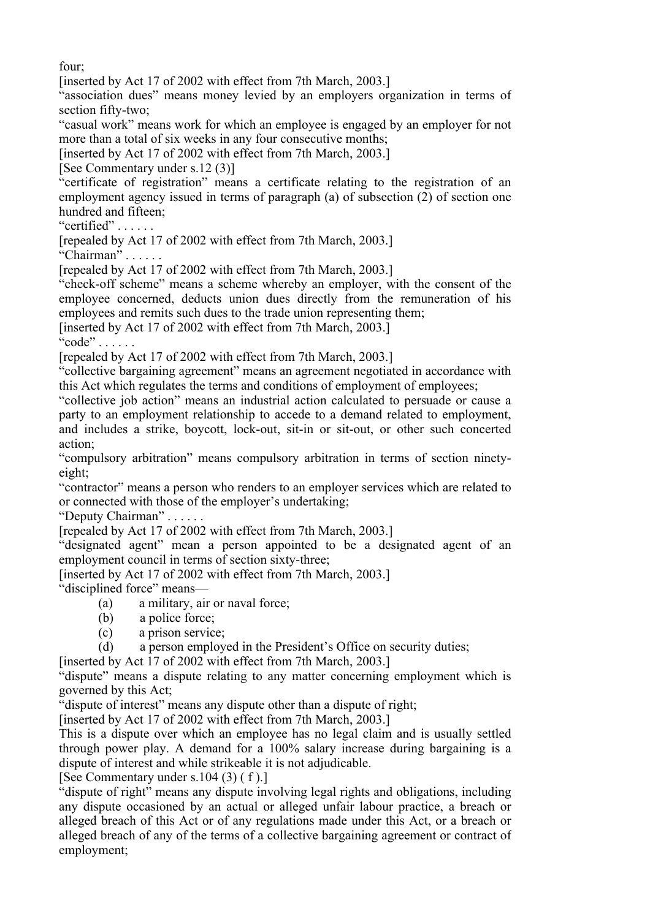four;

[inserted by Act 17 of 2002 with effect from 7th March, 2003.]

"association dues" means money levied by an employers organization in terms of section fifty-two;

"casual work" means work for which an employee is engaged by an employer for not more than a total of six weeks in any four consecutive months;

[inserted by Act 17 of 2002 with effect from 7th March, 2003.]

[See Commentary under s.12 (3)]

"certificate of registration" means a certificate relating to the registration of an employment agency issued in terms of paragraph (a) of subsection (2) of section one hundred and fifteen;

"certified" . . . . . .

[repealed by Act 17 of 2002 with effect from 7th March, 2003.]

"Chairman" . . . . . .

[repealed by Act 17 of 2002 with effect from 7th March, 2003.]

"check-off scheme" means a scheme whereby an employer, with the consent of the employee concerned, deducts union dues directly from the remuneration of his employees and remits such dues to the trade union representing them;

[inserted by Act 17 of 2002 with effect from 7th March, 2003.]

"code" . . . . . .

[repealed by Act 17 of 2002 with effect from 7th March, 2003.]

"collective bargaining agreement" means an agreement negotiated in accordance with this Act which regulates the terms and conditions of employment of employees;

"collective job action" means an industrial action calculated to persuade or cause a party to an employment relationship to accede to a demand related to employment, and includes a strike, boycott, lock-out, sit-in or sit-out, or other such concerted action;

"compulsory arbitration" means compulsory arbitration in terms of section ninety-eight;

"contractor" means a person who renders to an employer services which are related to or connected with those of the employer's undertaking;

"Deputy Chairman" . . . . . .

[repealed by Act 17 of 2002 with effect from 7th March, 2003.]

"designated agent" mean a person appointed to be a designated agent of an employment council in terms of section sixty-three;

[inserted by Act 17 of 2002 with effect from 7th March, 2003.]

"disciplined force" means—

(a) a military, air or naval force;

(b) a police force;

(c) a prison service;

(d) a person employed in the President's Office on security duties;

[inserted by Act 17 of 2002 with effect from 7th March, 2003.]

"dispute" means a dispute relating to any matter concerning employment which is governed by this Act;

"dispute of interest" means any dispute other than a dispute of right;

[inserted by Act 17 of 2002 with effect from 7th March, 2003.]

This is a dispute over which an employee has no legal claim and is usually settled through power play. A demand for a 100% salary increase during bargaining is a dispute of interest and while strikeable it is not adjudicable.

[See Commentary under s.104 (3) ( f ).]

"dispute of right" means any dispute involving legal rights and obligations, including any dispute occasioned by an actual or alleged unfair labour practice, a breach or alleged breach of this Act or of any regulations made under this Act, or a breach or alleged breach of any of the terms of a collective bargaining agreement or contract of employment;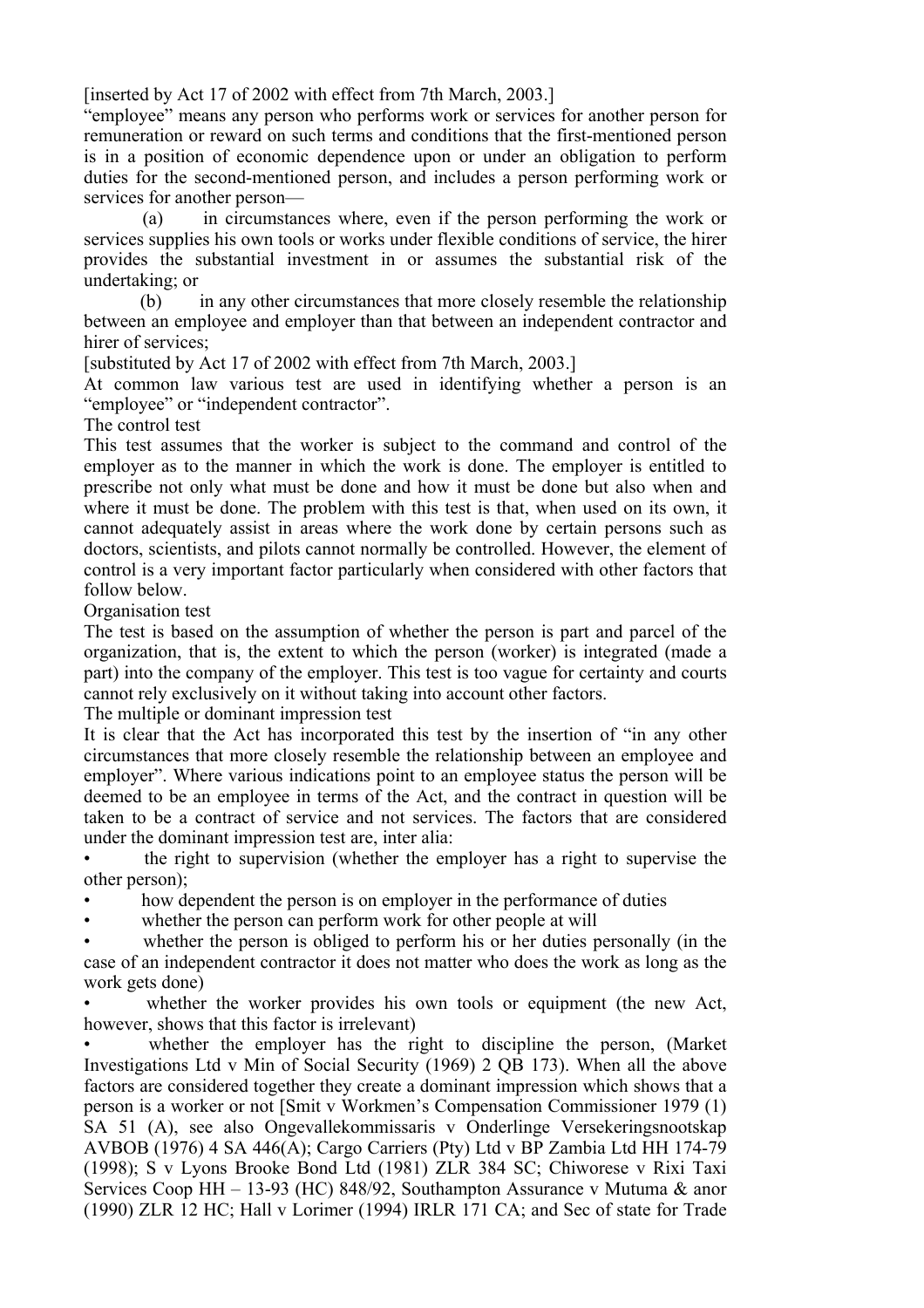[inserted by Act 17 of 2002 with effect from 7th March, 2003.]

"employee" means any person who performs work or services for another person for remuneration or reward on such terms and conditions that the first-mentioned person is in a position of economic dependence upon or under an obligation to perform duties for the second-mentioned person, and includes a person performing work or services for another person—

(a) in circumstances where, even if the person performing the work or services supplies his own tools or works under flexible conditions of service, the hirer provides the substantial investment in or assumes the substantial risk of the undertaking; or

(b) in any other circumstances that more closely resemble the relationship between an employee and employer than that between an independent contractor and hirer of services;

[substituted by Act 17 of 2002 with effect from 7th March, 2003.]

At common law various test are used in identifying whether a person is an "employee" or "independent contractor".

The control test

This test assumes that the worker is subject to the command and control of the employer as to the manner in which the work is done. The employer is entitled to prescribe not only what must be done and how it must be done but also when and where it must be done. The problem with this test is that, when used on its own, it cannot adequately assist in areas where the work done by certain persons such as doctors, scientists, and pilots cannot normally be controlled. However, the element of control is a very important factor particularly when considered with other factors that follow below.

Organisation test

The test is based on the assumption of whether the person is part and parcel of the organization, that is, the extent to which the person (worker) is integrated (made a part) into the company of the employer. This test is too vague for certainty and courts cannot rely exclusively on it without taking into account other factors.

The multiple or dominant impression test

It is clear that the Act has incorporated this test by the insertion of "in any other circumstances that more closely resemble the relationship between an employee and employer". Where various indications point to an employee status the person will be deemed to be an employee in terms of the Act, and the contract in question will be taken to be a contract of service and not services. The factors that are considered under the dominant impression test are, inter alia:

- the right to supervision (whether the employer has a right to supervise the other person);
- how dependent the person is on employer in the performance of duties
- whether the person can perform work for other people at will
- whether the person is obliged to perform his or her duties personally (in the case of an independent contractor it does not matter who does the work as long as the work gets done)
- whether the worker provides his own tools or equipment (the new Act, however, shows that this factor is irrelevant)
- whether the employer has the right to discipline the person, (Market Investigations Ltd v Min of Social Security (1969) 2 QB 173). When all the above factors are considered together they create a dominant impression which shows that a person is a worker or not [Smit v Workmen's Compensation Commissioner 1979 (1) SA 51 (A), see also Ongevallekommissaris v Onderlinge Versekeringsnootskap AVBOB (1976) 4 SA 446(A); Cargo Carriers (Pty) Ltd v BP Zambia Ltd HH 174-79 (1998); S v Lyons Brooke Bond Ltd (1981) ZLR 384 SC; Chiworese v Rixi Taxi Services Coop HH – 13-93 (HC) 848/92, Southampton Assurance v Mutuma & anor (1990) ZLR 12 HC; Hall v Lorimer (1994) IRLR 171 CA; and Sec of state for Trade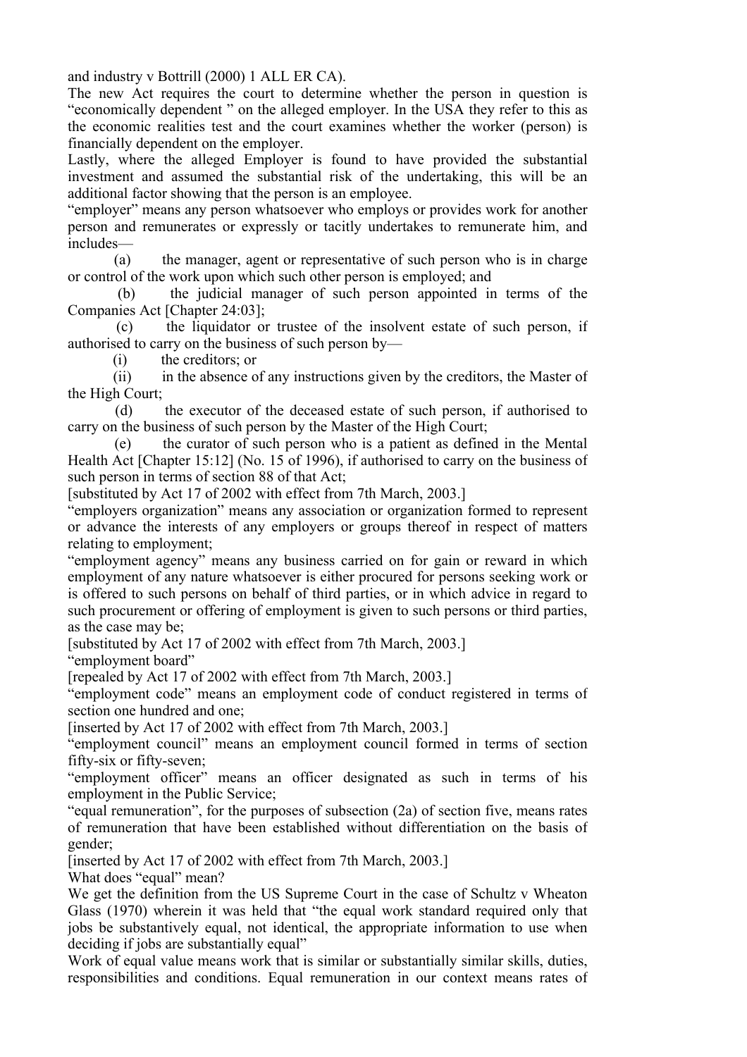and industry v Bottrill (2000) 1 ALL ER CA).

The new Act requires the court to determine whether the person in question is "economically dependent " on the alleged employer. In the USA they refer to this as the economic realities test and the court examines whether the worker (person) is financially dependent on the employer.

Lastly, where the alleged Employer is found to have provided the substantial investment and assumed the substantial risk of the undertaking, this will be an additional factor showing that the person is an employee.

"employer" means any person whatsoever who employs or provides work for another person and remunerates or expressly or tacitly undertakes to remunerate him, and includes—

(a) the manager, agent or representative of such person who is in charge or control of the work upon which such other person is employed; and

(b) the judicial manager of such person appointed in terms of the Companies Act [Chapter 24:03];

(c) the liquidator or trustee of the insolvent estate of such person, if authorised to carry on the business of such person by—

(i) the creditors; or

(ii) in the absence of any instructions given by the creditors, the Master of the High Court;

(d) the executor of the deceased estate of such person, if authorised to carry on the business of such person by the Master of the High Court;

(e) the curator of such person who is a patient as defined in the Mental Health Act [Chapter 15:12] (No. 15 of 1996), if authorised to carry on the business of such person in terms of section 88 of that Act;

[substituted by Act 17 of 2002 with effect from 7th March, 2003.]

"employers organization" means any association or organization formed to represent or advance the interests of any employers or groups thereof in respect of matters relating to employment;

"employment agency" means any business carried on for gain or reward in which employment of any nature whatsoever is either procured for persons seeking work or is offered to such persons on behalf of third parties, or in which advice in regard to such procurement or offering of employment is given to such persons or third parties, as the case may be;

[substituted by Act 17 of 2002 with effect from 7th March, 2003.]

"employment board"

[repealed by Act 17 of 2002 with effect from 7th March, 2003.]

"employment code" means an employment code of conduct registered in terms of section one hundred and one;

[inserted by Act 17 of 2002 with effect from 7th March, 2003.]

"employment council" means an employment council formed in terms of section fifty-six or fifty-seven;

"employment officer" means an officer designated as such in terms of his employment in the Public Service;

"equal remuneration", for the purposes of subsection (2a) of section five, means rates of remuneration that have been established without differentiation on the basis of gender;

[inserted by Act 17 of 2002 with effect from 7th March, 2003.]

What does "equal" mean?

We get the definition from the US Supreme Court in the case of Schultz v Wheaton Glass (1970) wherein it was held that "the equal work standard required only that jobs be substantively equal, not identical, the appropriate information to use when deciding if jobs are substantially equal"

Work of equal value means work that is similar or substantially similar skills, duties, responsibilities and conditions. Equal remuneration in our context means rates of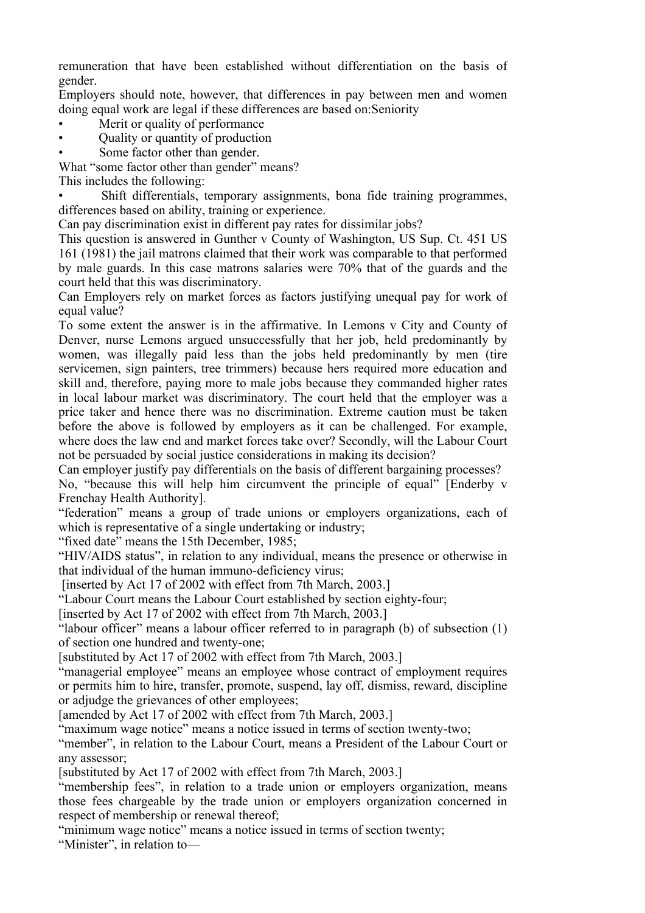remuneration that have been established without differentiation on the basis of gender.

Employers should note, however, that differences in pay between men and women doing equal work are legal if these differences are based on:Seniority

- Merit or quality of performance
- Quality or quantity of production
- Some factor other than gender.

What "some factor other than gender" means?

This includes the following:

- Shift differentials, temporary assignments, bona fide training programmes, differences based on ability, training or experience.

Can pay discrimination exist in different pay rates for dissimilar jobs?

This question is answered in Gunther v County of Washington, US Sup. Ct. 451 US 161 (1981) the jail matrons claimed that their work was comparable to that performed by male guards. In this case matrons salaries were 70% that of the guards and the court held that this was discriminatory.

Can Employers rely on market forces as factors justifying unequal pay for work of equal value?

To some extent the answer is in the affirmative. In Lemons v City and County of Denver, nurse Lemons argued unsuccessfully that her job, held predominantly by women, was illegally paid less than the jobs held predominantly by men (tire servicemen, sign painters, tree trimmers) because hers required more education and skill and, therefore, paying more to male jobs because they commanded higher rates in local labour market was discriminatory. The court held that the employer was a price taker and hence there was no discrimination. Extreme caution must be taken before the above is followed by employers as it can be challenged. For example, where does the law end and market forces take over? Secondly, will the Labour Court not be persuaded by social justice considerations in making its decision?

Can employer justify pay differentials on the basis of different bargaining processes?

No, "because this will help him circumvent the principle of equal" [Enderby v Frenchay Health Authority].

"federation" means a group of trade unions or employers organizations, each of which is representative of a single undertaking or industry;

"fixed date" means the 15th December, 1985;

"HIV/AIDS status", in relation to any individual, means the presence or otherwise in that individual of the human immuno-deficiency virus;

[inserted by Act 17 of 2002 with effect from 7th March, 2003.]

"Labour Court means the Labour Court established by section eighty-four;

[inserted by Act 17 of 2002 with effect from 7th March, 2003.]

"labour officer" means a labour officer referred to in paragraph (b) of subsection (1) of section one hundred and twenty-one;

[substituted by Act 17 of 2002 with effect from 7th March, 2003.]

"managerial employee" means an employee whose contract of employment requires or permits him to hire, transfer, promote, suspend, lay off, dismiss, reward, discipline or adjudge the grievances of other employees;

[amended by Act 17 of 2002 with effect from 7th March, 2003.]

"maximum wage notice" means a notice issued in terms of section twenty-two;

"member", in relation to the Labour Court, means a President of the Labour Court or any assessor;

[substituted by Act 17 of 2002 with effect from 7th March, 2003.]

"membership fees", in relation to a trade union or employers organization, means those fees chargeable by the trade union or employers organization concerned in respect of membership or renewal thereof;

"minimum wage notice" means a notice issued in terms of section twenty;

"Minister", in relation to—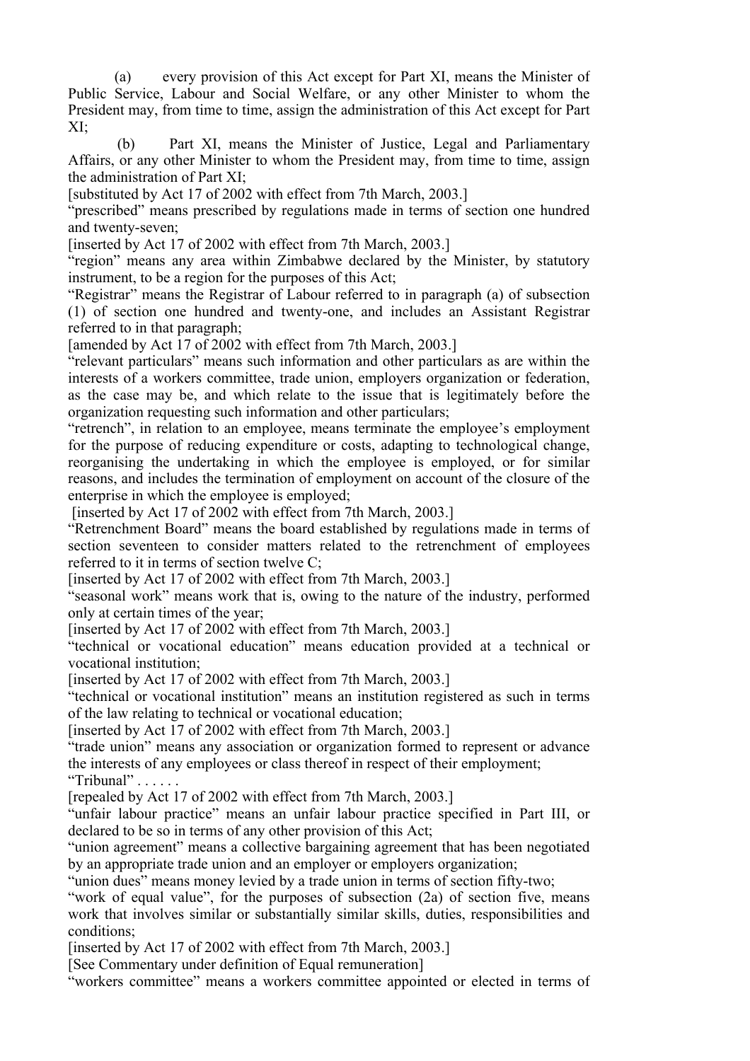(a) every provision of this Act except for Part XI, means the Minister of Public Service, Labour and Social Welfare, or any other Minister to whom the President may, from time to time, assign the administration of this Act except for Part XI;

(b) Part XI, means the Minister of Justice, Legal and Parliamentary Affairs, or any other Minister to whom the President may, from time to time, assign the administration of Part XI;

[substituted by Act 17 of 2002 with effect from 7th March, 2003.]

"prescribed" means prescribed by regulations made in terms of section one hundred and twenty-seven;

[inserted by Act 17 of 2002 with effect from 7th March, 2003.]

"region" means any area within Zimbabwe declared by the Minister, by statutory instrument, to be a region for the purposes of this Act;

"Registrar" means the Registrar of Labour referred to in paragraph (a) of subsection (1) of section one hundred and twenty-one, and includes an Assistant Registrar referred to in that paragraph;

[amended by Act 17 of 2002 with effect from 7th March, 2003.]

"relevant particulars" means such information and other particulars as are within the interests of a workers committee, trade union, employers organization or federation, as the case may be, and which relate to the issue that is legitimately before the organization requesting such information and other particulars;

"retrench", in relation to an employee, means terminate the employee's employment for the purpose of reducing expenditure or costs, adapting to technological change, reorganising the undertaking in which the employee is employed, or for similar reasons, and includes the termination of employment on account of the closure of the enterprise in which the employee is employed;

[inserted by Act 17 of 2002 with effect from 7th March, 2003.]

"Retrenchment Board" means the board established by regulations made in terms of section seventeen to consider matters related to the retrenchment of employees referred to it in terms of section twelve C;

[inserted by Act 17 of 2002 with effect from 7th March, 2003.]

"seasonal work" means work that is, owing to the nature of the industry, performed only at certain times of the year;

[inserted by Act 17 of 2002 with effect from 7th March, 2003.]

"technical or vocational education" means education provided at a technical or vocational institution;

[inserted by Act 17 of 2002 with effect from 7th March, 2003.]

"technical or vocational institution" means an institution registered as such in terms of the law relating to technical or vocational education;

[inserted by Act 17 of 2002 with effect from 7th March, 2003.]

"trade union" means any association or organization formed to represent or advance the interests of any employees or class thereof in respect of their employment;

"Tribunal" . . . . . .

[repealed by Act 17 of 2002 with effect from 7th March, 2003.]

"unfair labour practice" means an unfair labour practice specified in Part III, or declared to be so in terms of any other provision of this Act;

"union agreement" means a collective bargaining agreement that has been negotiated by an appropriate trade union and an employer or employers organization;

"union dues" means money levied by a trade union in terms of section fifty-two;

"work of equal value", for the purposes of subsection (2a) of section five, means work that involves similar or substantially similar skills, duties, responsibilities and conditions;

[inserted by Act 17 of 2002 with effect from 7th March, 2003.]

[See Commentary under definition of Equal remuneration]

"workers committee" means a workers committee appointed or elected in terms of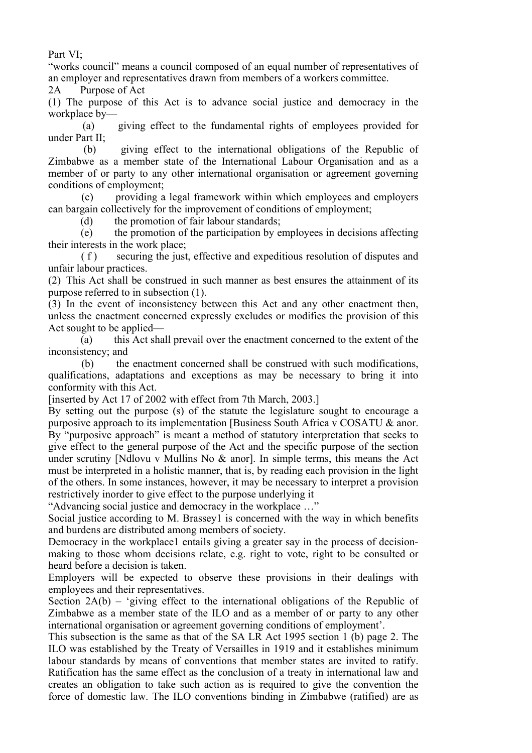Part VI;

"works council" means a council composed of an equal number of representatives of an employer and representatives drawn from members of a workers committee.

2A Purpose of Act

(1) The purpose of this Act is to advance social justice and democracy in the workplace by—

(a) giving effect to the fundamental rights of employees provided for under Part II;

(b) giving effect to the international obligations of the Republic of Zimbabwe as a member state of the International Labour Organisation and as a member of or party to any other international organisation or agreement governing conditions of employment;

(c) providing a legal framework within which employees and employers can bargain collectively for the improvement of conditions of employment;

(d) the promotion of fair labour standards;

(e) the promotion of the participation by employees in decisions affecting their interests in the work place;

( f ) securing the just, effective and expeditious resolution of disputes and unfair labour practices.

(2) This Act shall be construed in such manner as best ensures the attainment of its purpose referred to in subsection (1).

(3) In the event of inconsistency between this Act and any other enactment then, unless the enactment concerned expressly excludes or modifies the provision of this Act sought to be applied—

(a) this Act shall prevail over the enactment concerned to the extent of the inconsistency; and

(b) the enactment concerned shall be construed with such modifications, qualifications, adaptations and exceptions as may be necessary to bring it into conformity with this Act.

[inserted by Act 17 of 2002 with effect from 7th March, 2003.]

By setting out the purpose (s) of the statute the legislature sought to encourage a purposive approach to its implementation [Business South Africa v COSATU & anor. By "purposive approach" is meant a method of statutory interpretation that seeks to give effect to the general purpose of the Act and the specific purpose of the section under scrutiny [Ndlovu v Mullins No & anor]. In simple terms, this means the Act must be interpreted in a holistic manner, that is, by reading each provision in the light of the others. In some instances, however, it may be necessary to interpret a provision restrictively inorder to give effect to the purpose underlying it

"Advancing social justice and democracy in the workplace …"

Social justice according to M. Brassey[1] is concerned with the way in which benefits and burdens are distributed among members of society.

Democracy in the workplace[1] entails giving a greater say in the process of decision-making to those whom decisions relate, e.g. right to vote, right to be consulted or heard before a decision is taken.

Employers will be expected to observe these provisions in their dealings with employees and their representatives.

Section 2A(b) – 'giving effect to the international obligations of the Republic of Zimbabwe as a member state of the ILO and as a member of or party to any other international organisation or agreement governing conditions of employment'.

This subsection is the same as that of the SA LR Act 1995 section 1 (b) page 2. The ILO was established by the Treaty of Versailles in 1919 and it establishes minimum labour standards by means of conventions that member states are invited to ratify. Ratification has the same effect as the conclusion of a treaty in international law and creates an obligation to take such action as is required to give the convention the force of domestic law. The ILO conventions binding in Zimbabwe (ratified) are as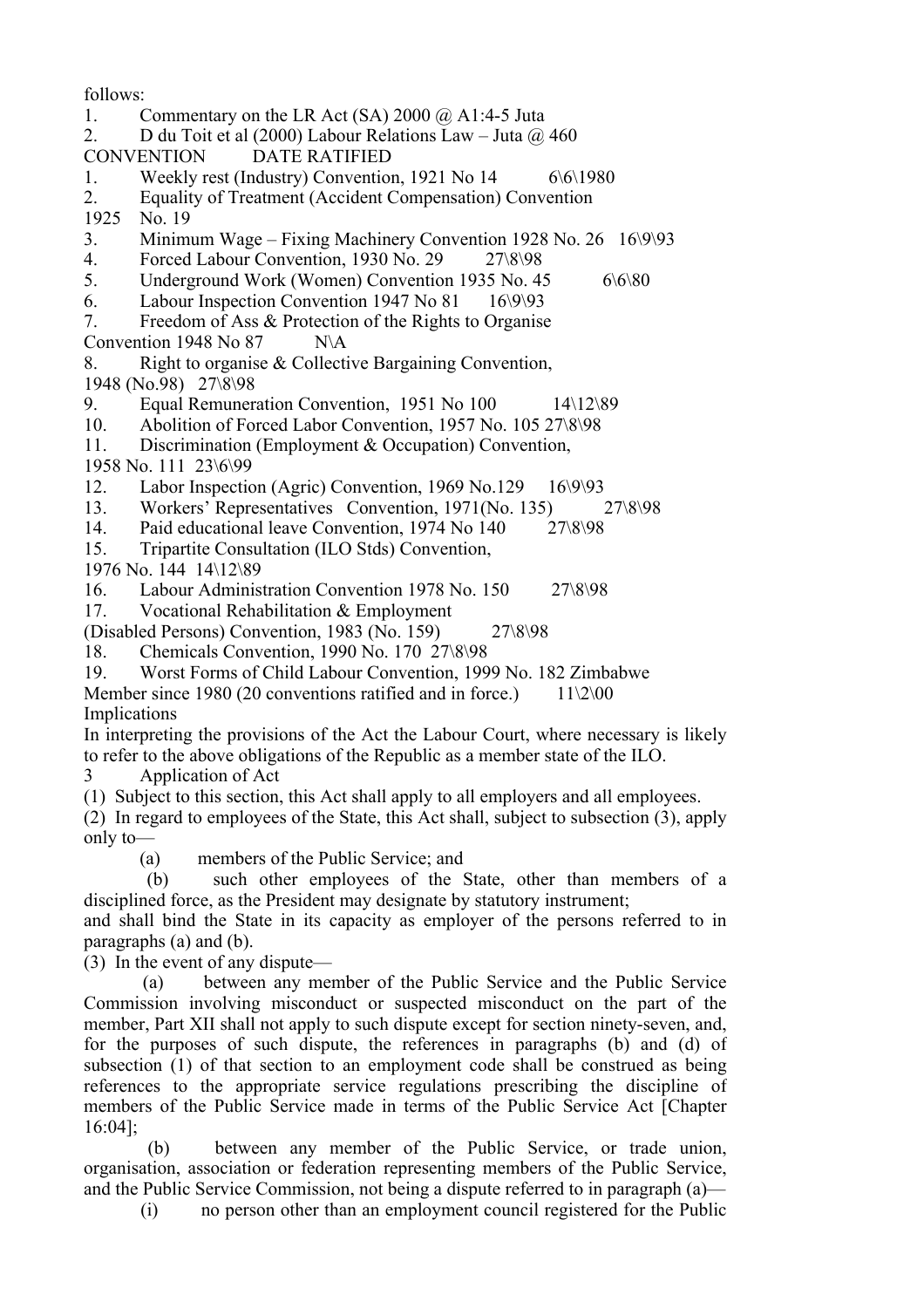follows:

1. Commentary on the LR Act (SA) 2000 @ A1:4-5 Juta
2. D du Toit et al (2000) Labour Relations Law – Juta @ 460

CONVENTION DATE RATIFIED

1. Weekly rest (Industry) Convention, 1921 No 14 6\6\1980
2. Equality of Treatment (Accident Compensation) Convention 1925 No. 19
3. Minimum Wage – Fixing Machinery Convention 1928 No. 26 16\9\93
4. Forced Labour Convention, 1930 No. 29 27\8\98
5. Underground Work (Women) Convention 1935 No. 45 6\6\80
6. Labour Inspection Convention 1947 No 81 16\9\93
7. Freedom of Ass & Protection of the Rights to Organise Convention 1948 No 87 N\A
8. Right to organise & Collective Bargaining Convention, 1948 (No.98) 27\8\98
9. Equal Remuneration Convention, 1951 No 100 14\12\89
10. Abolition of Forced Labor Convention, 1957 No. 105 27\8\98
11. Discrimination (Employment & Occupation) Convention, 1958 No. 111 23\6\99
12. Labor Inspection (Agric) Convention, 1969 No.129 16\9\93
13. Workers' Representatives Convention, 1971(No. 135) 27\8\98
14. Paid educational leave Convention, 1974 No 140 27\8\98
15. Tripartite Consultation (ILO Stds) Convention, 1976 No. 144 14\12\89
16. Labour Administration Convention 1978 No. 150 27\8\98
17. Vocational Rehabilitation & Employment (Disabled Persons) Convention, 1983 (No. 159) 27\8\98
18. Chemicals Convention, 1990 No. 170 27\8\98
19. Worst Forms of Child Labour Convention, 1999 No. 182 Zimbabwe Member since 1980 (20 conventions ratified and in force.) 11\2\00

Implications

In interpreting the provisions of the Act the Labour Court, where necessary is likely to refer to the above obligations of the Republic as a member state of the ILO.

3 Application of Act

(1) Subject to this section, this Act shall apply to all employers and all employees.

(2) In regard to employees of the State, this Act shall, subject to subsection (3), apply only to—

(a) members of the Public Service; and

(b) such other employees of the State, other than members of a disciplined force, as the President may designate by statutory instrument;

and shall bind the State in its capacity as employer of the persons referred to in paragraphs (a) and (b).

(3) In the event of any dispute—

(a) between any member of the Public Service and the Public Service Commission involving misconduct or suspected misconduct on the part of the member, Part XII shall not apply to such dispute except for section ninety-seven, and, for the purposes of such dispute, the references in paragraphs (b) and (d) of subsection (1) of that section to an employment code shall be construed as being references to the appropriate service regulations prescribing the discipline of members of the Public Service made in terms of the Public Service Act [Chapter 16:04];

(b) between any member of the Public Service, or trade union, organisation, association or federation representing members of the Public Service, and the Public Service Commission, not being a dispute referred to in paragraph (a)—

(i) no person other than an employment council registered for the Public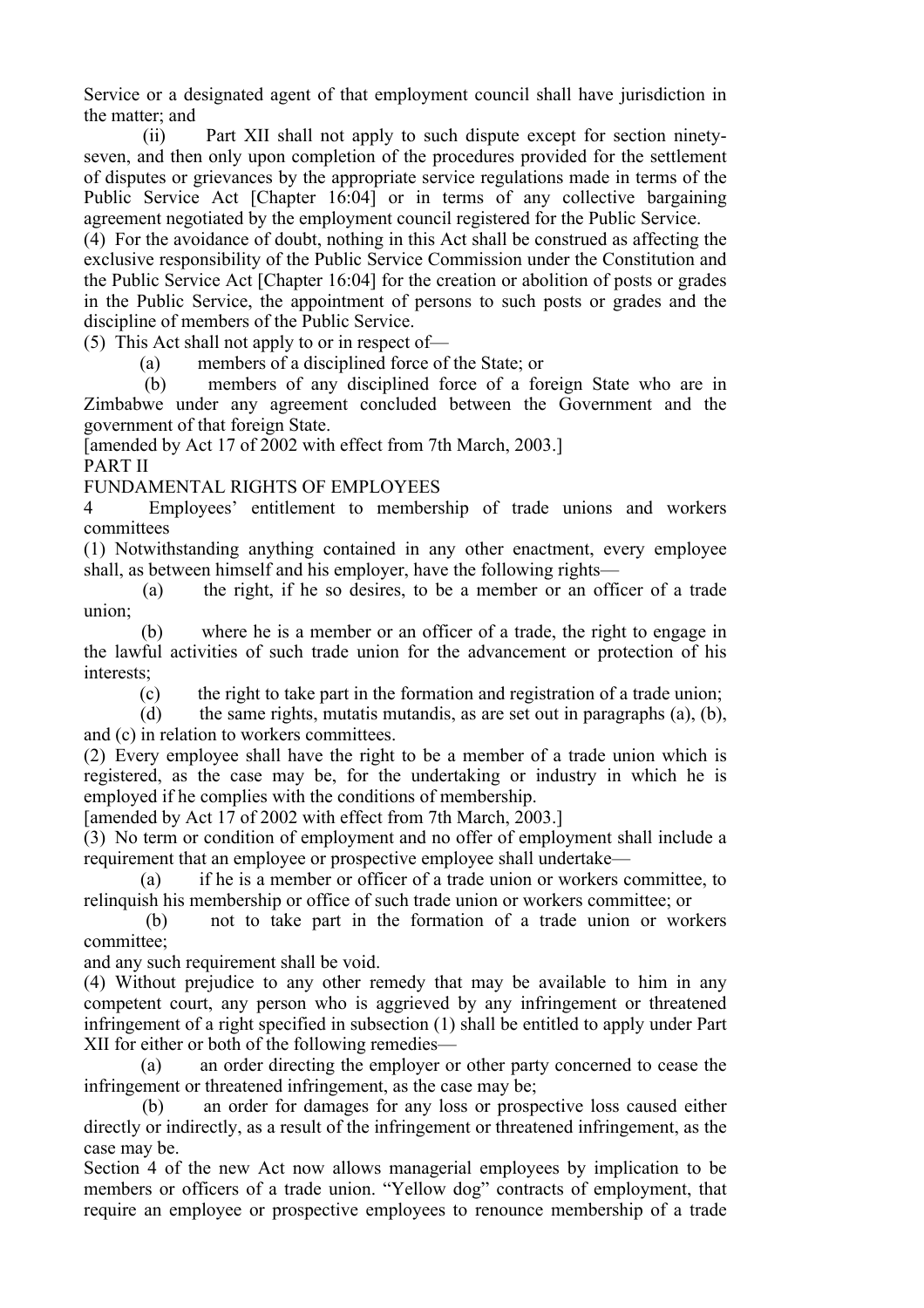Service or a designated agent of that employment council shall have jurisdiction in the matter; and

(ii) Part XII shall not apply to such dispute except for section ninety-seven, and then only upon completion of the procedures provided for the settlement of disputes or grievances by the appropriate service regulations made in terms of the Public Service Act [Chapter 16:04] or in terms of any collective bargaining agreement negotiated by the employment council registered for the Public Service.

(4) For the avoidance of doubt, nothing in this Act shall be construed as affecting the exclusive responsibility of the Public Service Commission under the Constitution and the Public Service Act [Chapter 16:04] for the creation or abolition of posts or grades in the Public Service, the appointment of persons to such posts or grades and the discipline of members of the Public Service.

(5) This Act shall not apply to or in respect of—

(a) members of a disciplined force of the State; or

(b) members of any disciplined force of a foreign State who are in Zimbabwe under any agreement concluded between the Government and the government of that foreign State.

[amended by Act 17 of 2002 with effect from 7th March, 2003.]

PART II

FUNDAMENTAL RIGHTS OF EMPLOYEES

4 Employees' entitlement to membership of trade unions and workers committees

(1) Notwithstanding anything contained in any other enactment, every employee shall, as between himself and his employer, have the following rights—

(a) the right, if he so desires, to be a member or an officer of a trade union;

(b) where he is a member or an officer of a trade, the right to engage in the lawful activities of such trade union for the advancement or protection of his interests;

(c) the right to take part in the formation and registration of a trade union;

(d) the same rights, mutatis mutandis, as are set out in paragraphs (a), (b), and (c) in relation to workers committees.

(2) Every employee shall have the right to be a member of a trade union which is registered, as the case may be, for the undertaking or industry in which he is employed if he complies with the conditions of membership.

[amended by Act 17 of 2002 with effect from 7th March, 2003.]

(3) No term or condition of employment and no offer of employment shall include a requirement that an employee or prospective employee shall undertake—

(a) if he is a member or officer of a trade union or workers committee, to relinquish his membership or office of such trade union or workers committee; or

(b) not to take part in the formation of a trade union or workers committee;

and any such requirement shall be void.

(4) Without prejudice to any other remedy that may be available to him in any competent court, any person who is aggrieved by any infringement or threatened infringement of a right specified in subsection (1) shall be entitled to apply under Part XII for either or both of the following remedies—

(a) an order directing the employer or other party concerned to cease the infringement or threatened infringement, as the case may be;

(b) an order for damages for any loss or prospective loss caused either directly or indirectly, as a result of the infringement or threatened infringement, as the case may be.

Section 4 of the new Act now allows managerial employees by implication to be members or officers of a trade union. "Yellow dog" contracts of employment, that require an employee or prospective employees to renounce membership of a trade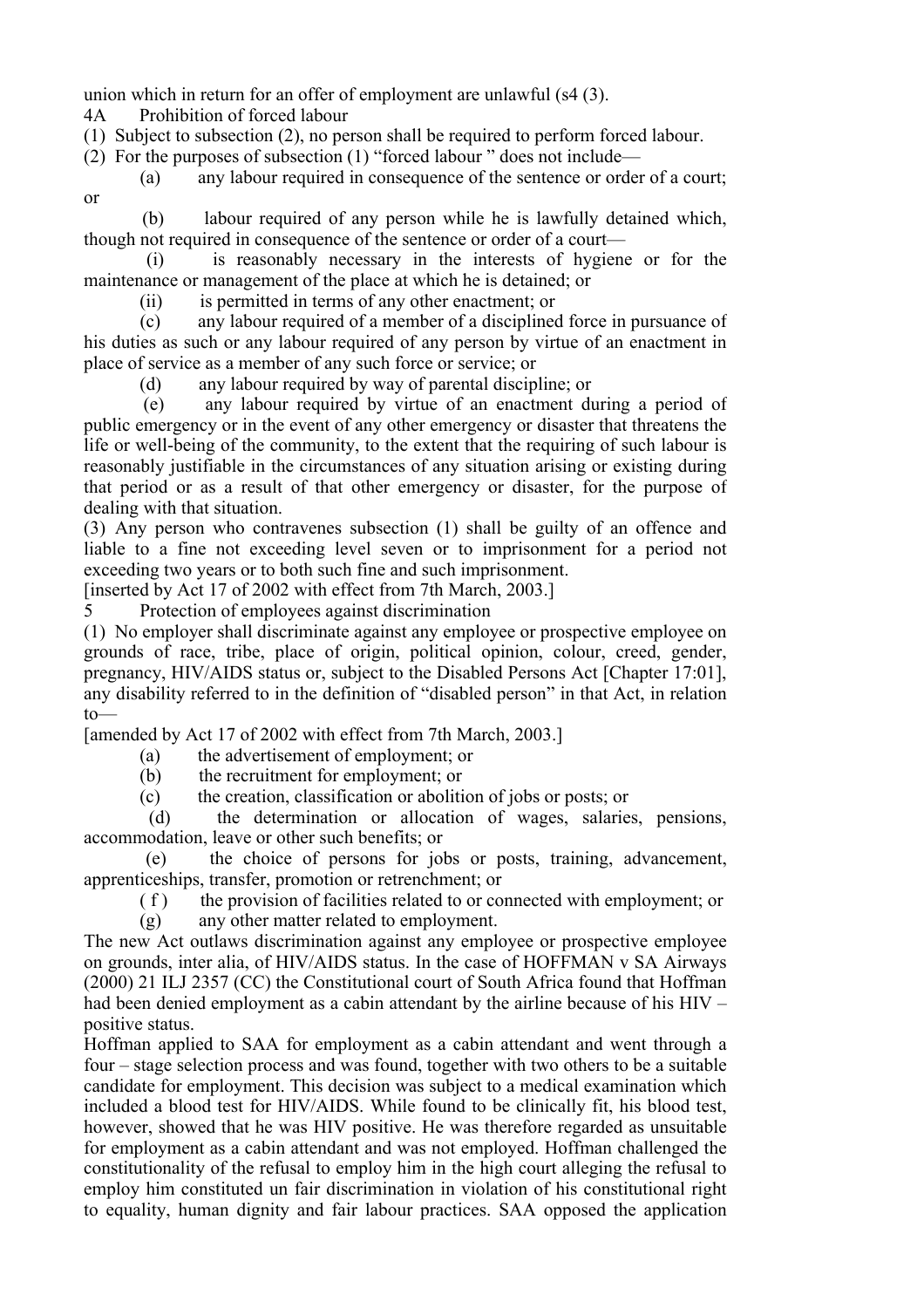union which in return for an offer of employment are unlawful (s4 (3).

4A Prohibition of forced labour

(1) Subject to subsection (2), no person shall be required to perform forced labour.

(2) For the purposes of subsection (1) "forced labour " does not include—

(a) any labour required in consequence of the sentence or order of a court; or

(b) labour required of any person while he is lawfully detained which, though not required in consequence of the sentence or order of a court—

(i) is reasonably necessary in the interests of hygiene or for the maintenance or management of the place at which he is detained; or

(ii) is permitted in terms of any other enactment; or

(c) any labour required of a member of a disciplined force in pursuance of his duties as such or any labour required of any person by virtue of an enactment in place of service as a member of any such force or service; or

(d) any labour required by way of parental discipline; or

(e) any labour required by virtue of an enactment during a period of public emergency or in the event of any other emergency or disaster that threatens the life or well-being of the community, to the extent that the requiring of such labour is reasonably justifiable in the circumstances of any situation arising or existing during that period or as a result of that other emergency or disaster, for the purpose of dealing with that situation.

(3) Any person who contravenes subsection (1) shall be guilty of an offence and liable to a fine not exceeding level seven or to imprisonment for a period not exceeding two years or to both such fine and such imprisonment.

[inserted by Act 17 of 2002 with effect from 7th March, 2003.]

5 Protection of employees against discrimination

(1) No employer shall discriminate against any employee or prospective employee on grounds of race, tribe, place of origin, political opinion, colour, creed, gender, pregnancy, HIV/AIDS status or, subject to the Disabled Persons Act [Chapter 17:01], any disability referred to in the definition of "disabled person" in that Act, in relation to—

[amended by Act 17 of 2002 with effect from 7th March, 2003.]

(a) the advertisement of employment; or

(b) the recruitment for employment; or

(c) the creation, classification or abolition of jobs or posts; or

(d) the determination or allocation of wages, salaries, pensions, accommodation, leave or other such benefits; or

(e) the choice of persons for jobs or posts, training, advancement, apprenticeships, transfer, promotion or retrenchment; or

( f ) the provision of facilities related to or connected with employment; or

(g) any other matter related to employment.

The new Act outlaws discrimination against any employee or prospective employee on grounds, inter alia, of HIV/AIDS status. In the case of HOFFMAN v SA Airways (2000) 21 ILJ 2357 (CC) the Constitutional court of South Africa found that Hoffman had been denied employment as a cabin attendant by the airline because of his HIV – positive status.

Hoffman applied to SAA for employment as a cabin attendant and went through a four – stage selection process and was found, together with two others to be a suitable candidate for employment. This decision was subject to a medical examination which included a blood test for HIV/AIDS. While found to be clinically fit, his blood test, however, showed that he was HIV positive. He was therefore regarded as unsuitable for employment as a cabin attendant and was not employed. Hoffman challenged the constitutionality of the refusal to employ him in the high court alleging the refusal to employ him constituted un fair discrimination in violation of his constitutional right to equality, human dignity and fair labour practices. SAA opposed the application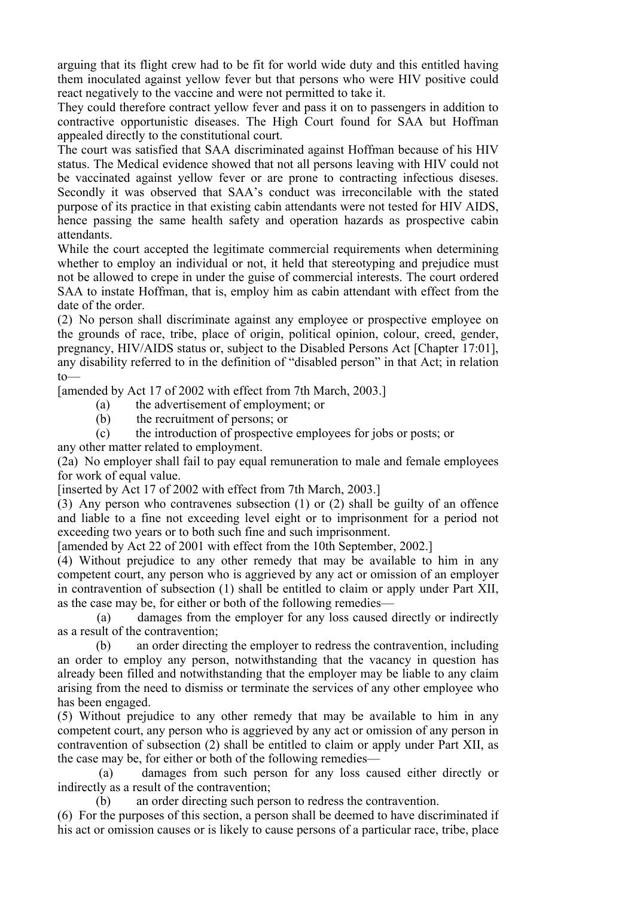arguing that its flight crew had to be fit for world wide duty and this entitled having them inoculated against yellow fever but that persons who were HIV positive could react negatively to the vaccine and were not permitted to take it.

They could therefore contract yellow fever and pass it on to passengers in addition to contractive opportunistic diseases. The High Court found for SAA but Hoffman appealed directly to the constitutional court.

The court was satisfied that SAA discriminated against Hoffman because of his HIV status. The Medical evidence showed that not all persons leaving with HIV could not be vaccinated against yellow fever or are prone to contracting infectious diseses. Secondly it was observed that SAA's conduct was irreconcilable with the stated purpose of its practice in that existing cabin attendants were not tested for HIV AIDS, hence passing the same health safety and operation hazards as prospective cabin attendants.

While the court accepted the legitimate commercial requirements when determining whether to employ an individual or not, it held that stereotyping and prejudice must not be allowed to crepe in under the guise of commercial interests. The court ordered SAA to instate Hoffman, that is, employ him as cabin attendant with effect from the date of the order.

(2) No person shall discriminate against any employee or prospective employee on the grounds of race, tribe, place of origin, political opinion, colour, creed, gender, pregnancy, HIV/AIDS status or, subject to the Disabled Persons Act [Chapter 17:01], any disability referred to in the definition of "disabled person" in that Act; in relation to—

[amended by Act 17 of 2002 with effect from 7th March, 2003.]

(a) the advertisement of employment; or

(b) the recruitment of persons; or

(c) the introduction of prospective employees for jobs or posts; or

any other matter related to employment.

(2a) No employer shall fail to pay equal remuneration to male and female employees for work of equal value.

[inserted by Act 17 of 2002 with effect from 7th March, 2003.]

(3) Any person who contravenes subsection (1) or (2) shall be guilty of an offence and liable to a fine not exceeding level eight or to imprisonment for a period not exceeding two years or to both such fine and such imprisonment.

[amended by Act 22 of 2001 with effect from the 10th September, 2002.]

(4) Without prejudice to any other remedy that may be available to him in any competent court, any person who is aggrieved by any act or omission of an employer in contravention of subsection (1) shall be entitled to claim or apply under Part XII, as the case may be, for either or both of the following remedies—

(a) damages from the employer for any loss caused directly or indirectly as a result of the contravention;

(b) an order directing the employer to redress the contravention, including an order to employ any person, notwithstanding that the vacancy in question has already been filled and notwithstanding that the employer may be liable to any claim arising from the need to dismiss or terminate the services of any other employee who has been engaged.

(5) Without prejudice to any other remedy that may be available to him in any competent court, any person who is aggrieved by any act or omission of any person in contravention of subsection (2) shall be entitled to claim or apply under Part XII, as the case may be, for either or both of the following remedies—

(a) damages from such person for any loss caused either directly or indirectly as a result of the contravention;

(b) an order directing such person to redress the contravention.

(6) For the purposes of this section, a person shall be deemed to have discriminated if his act or omission causes or is likely to cause persons of a particular race, tribe, place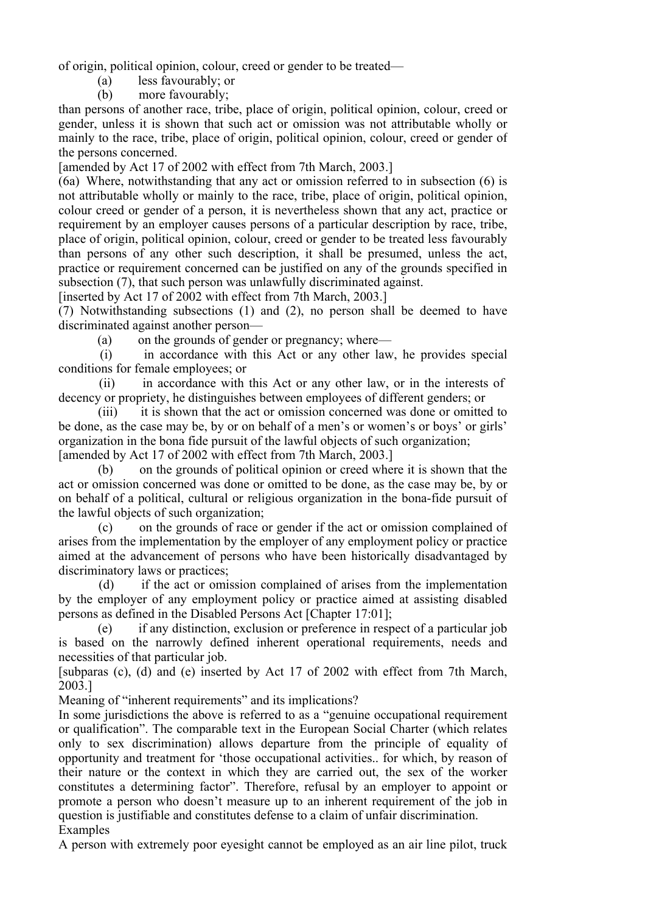of origin, political opinion, colour, creed or gender to be treated—

(a) less favourably; or

(b) more favourably;

than persons of another race, tribe, place of origin, political opinion, colour, creed or gender, unless it is shown that such act or omission was not attributable wholly or mainly to the race, tribe, place of origin, political opinion, colour, creed or gender of the persons concerned.

[amended by Act 17 of 2002 with effect from 7th March, 2003.]

(6a) Where, notwithstanding that any act or omission referred to in subsection (6) is not attributable wholly or mainly to the race, tribe, place of origin, political opinion, colour creed or gender of a person, it is nevertheless shown that any act, practice or requirement by an employer causes persons of a particular description by race, tribe, place of origin, political opinion, colour, creed or gender to be treated less favourably than persons of any other such description, it shall be presumed, unless the act, practice or requirement concerned can be justified on any of the grounds specified in subsection (7), that such person was unlawfully discriminated against.

[inserted by Act 17 of 2002 with effect from 7th March, 2003.]

(7) Notwithstanding subsections (1) and (2), no person shall be deemed to have discriminated against another person—

(a) on the grounds of gender or pregnancy; where—

(i) in accordance with this Act or any other law, he provides special conditions for female employees; or

(ii) in accordance with this Act or any other law, or in the interests of decency or propriety, he distinguishes between employees of different genders; or

(iii) it is shown that the act or omission concerned was done or omitted to be done, as the case may be, by or on behalf of a men's or women's or boys' or girls' organization in the bona fide pursuit of the lawful objects of such organization;

[amended by Act 17 of 2002 with effect from 7th March, 2003.]

(b) on the grounds of political opinion or creed where it is shown that the act or omission concerned was done or omitted to be done, as the case may be, by or on behalf of a political, cultural or religious organization in the bona-fide pursuit of the lawful objects of such organization;

(c) on the grounds of race or gender if the act or omission complained of arises from the implementation by the employer of any employment policy or practice aimed at the advancement of persons who have been historically disadvantaged by discriminatory laws or practices;

(d) if the act or omission complained of arises from the implementation by the employer of any employment policy or practice aimed at assisting disabled persons as defined in the Disabled Persons Act [Chapter 17:01];

(e) if any distinction, exclusion or preference in respect of a particular job is based on the narrowly defined inherent operational requirements, needs and necessities of that particular job.

[subparas (c), (d) and (e) inserted by Act 17 of 2002 with effect from 7th March, 2003.]

Meaning of "inherent requirements" and its implications?

In some jurisdictions the above is referred to as a "genuine occupational requirement or qualification". The comparable text in the European Social Charter (which relates only to sex discrimination) allows departure from the principle of equality of opportunity and treatment for 'those occupational activities.. for which, by reason of their nature or the context in which they are carried out, the sex of the worker constitutes a determining factor". Therefore, refusal by an employer to appoint or promote a person who doesn't measure up to an inherent requirement of the job in question is justifiable and constitutes defense to a claim of unfair discrimination.

Examples

A person with extremely poor eyesight cannot be employed as an air line pilot, truck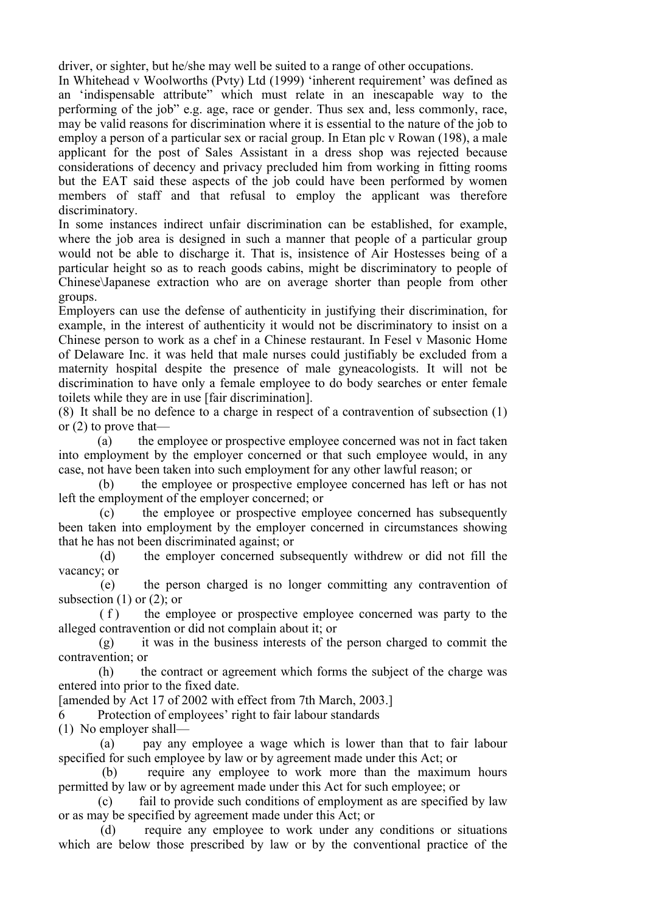driver, or sighter, but he/she may well be suited to a range of other occupations.

In Whitehead v Woolworths (Pvty) Ltd (1999) 'inherent requirement' was defined as an 'indispensable attribute" which must relate in an inescapable way to the performing of the job" e.g. age, race or gender. Thus sex and, less commonly, race, may be valid reasons for discrimination where it is essential to the nature of the job to employ a person of a particular sex or racial group. In Etan plc v Rowan (198), a male applicant for the post of Sales Assistant in a dress shop was rejected because considerations of decency and privacy precluded him from working in fitting rooms but the EAT said these aspects of the job could have been performed by women members of staff and that refusal to employ the applicant was therefore discriminatory.

In some instances indirect unfair discrimination can be established, for example, where the job area is designed in such a manner that people of a particular group would not be able to discharge it. That is, insistence of Air Hostesses being of a particular height so as to reach goods cabins, might be discriminatory to people of Chinese\Japanese extraction who are on average shorter than people from other groups.

Employers can use the defense of authenticity in justifying their discrimination, for example, in the interest of authenticity it would not be discriminatory to insist on a Chinese person to work as a chef in a Chinese restaurant. In Fesel v Masonic Home of Delaware Inc. it was held that male nurses could justifiably be excluded from a maternity hospital despite the presence of male gyneacologists. It will not be discrimination to have only a female employee to do body searches or enter female toilets while they are in use [fair discrimination].

(8) It shall be no defence to a charge in respect of a contravention of subsection (1) or (2) to prove that—

(a) the employee or prospective employee concerned was not in fact taken into employment by the employer concerned or that such employee would, in any case, not have been taken into such employment for any other lawful reason; or

(b) the employee or prospective employee concerned has left or has not left the employment of the employer concerned; or

(c) the employee or prospective employee concerned has subsequently been taken into employment by the employer concerned in circumstances showing that he has not been discriminated against; or

(d) the employer concerned subsequently withdrew or did not fill the vacancy; or

(e) the person charged is no longer committing any contravention of subsection (1) or (2); or

(f) the employee or prospective employee concerned was party to the alleged contravention or did not complain about it; or

(g) it was in the business interests of the person charged to commit the contravention; or

(h) the contract or agreement which forms the subject of the charge was entered into prior to the fixed date.

[amended by Act 17 of 2002 with effect from 7th March, 2003.]

6 Protection of employees' right to fair labour standards

(1) No employer shall—

(a) pay any employee a wage which is lower than that to fair labour specified for such employee by law or by agreement made under this Act; or

(b) require any employee to work more than the maximum hours permitted by law or by agreement made under this Act for such employee; or

(c) fail to provide such conditions of employment as are specified by law or as may be specified by agreement made under this Act; or

(d) require any employee to work under any conditions or situations which are below those prescribed by law or by the conventional practice of the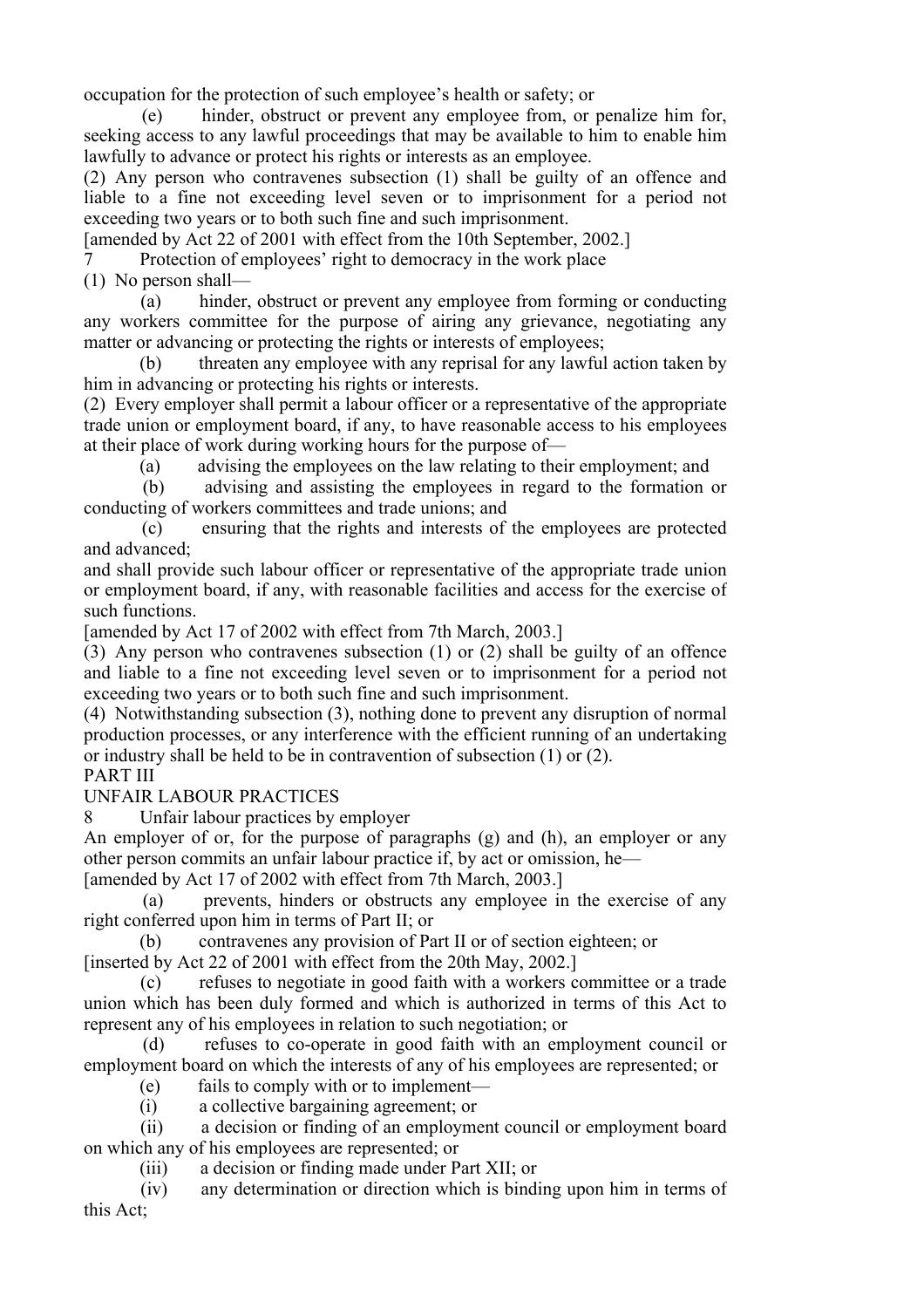occupation for the protection of such employee's health or safety; or

(e) hinder, obstruct or prevent any employee from, or penalize him for, seeking access to any lawful proceedings that may be available to him to enable him lawfully to advance or protect his rights or interests as an employee.

(2) Any person who contravenes subsection (1) shall be guilty of an offence and liable to a fine not exceeding level seven or to imprisonment for a period not exceeding two years or to both such fine and such imprisonment.

[amended by Act 22 of 2001 with effect from the 10th September, 2002.]

### 7 Protection of employees' right to democracy in the work place

(1) No person shall—

(a) hinder, obstruct or prevent any employee from forming or conducting any workers committee for the purpose of airing any grievance, negotiating any matter or advancing or protecting the rights or interests of employees;

(b) threaten any employee with any reprisal for any lawful action taken by him in advancing or protecting his rights or interests.

(2) Every employer shall permit a labour officer or a representative of the appropriate trade union or employment board, if any, to have reasonable access to his employees at their place of work during working hours for the purpose of—

(a) advising the employees on the law relating to their employment; and

(b) advising and assisting the employees in regard to the formation or conducting of workers committees and trade unions; and

(c) ensuring that the rights and interests of the employees are protected and advanced;

and shall provide such labour officer or representative of the appropriate trade union or employment board, if any, with reasonable facilities and access for the exercise of such functions.

[amended by Act 17 of 2002 with effect from 7th March, 2003.]

(3) Any person who contravenes subsection (1) or (2) shall be guilty of an offence and liable to a fine not exceeding level seven or to imprisonment for a period not exceeding two years or to both such fine and such imprisonment.

(4) Notwithstanding subsection (3), nothing done to prevent any disruption of normal production processes, or any interference with the efficient running of an undertaking or industry shall be held to be in contravention of subsection (1) or (2).

## PART III

## UNFAIR LABOUR PRACTICES

### 8 Unfair labour practices by employer

An employer of or, for the purpose of paragraphs (g) and (h), an employer or any other person commits an unfair labour practice if, by act or omission, he—

[amended by Act 17 of 2002 with effect from 7th March, 2003.]

(a) prevents, hinders or obstructs any employee in the exercise of any right conferred upon him in terms of Part II; or

(b) contravenes any provision of Part II or of section eighteen; or

[inserted by Act 22 of 2001 with effect from the 20th May, 2002.]

(c) refuses to negotiate in good faith with a workers committee or a trade union which has been duly formed and which is authorized in terms of this Act to represent any of his employees in relation to such negotiation; or

(d) refuses to co-operate in good faith with an employment council or employment board on which the interests of any of his employees are represented; or

(e) fails to comply with or to implement—

(i) a collective bargaining agreement; or

(ii) a decision or finding of an employment council or employment board on which any of his employees are represented; or

(iii) a decision or finding made under Part XII; or

(iv) any determination or direction which is binding upon him in terms of this Act;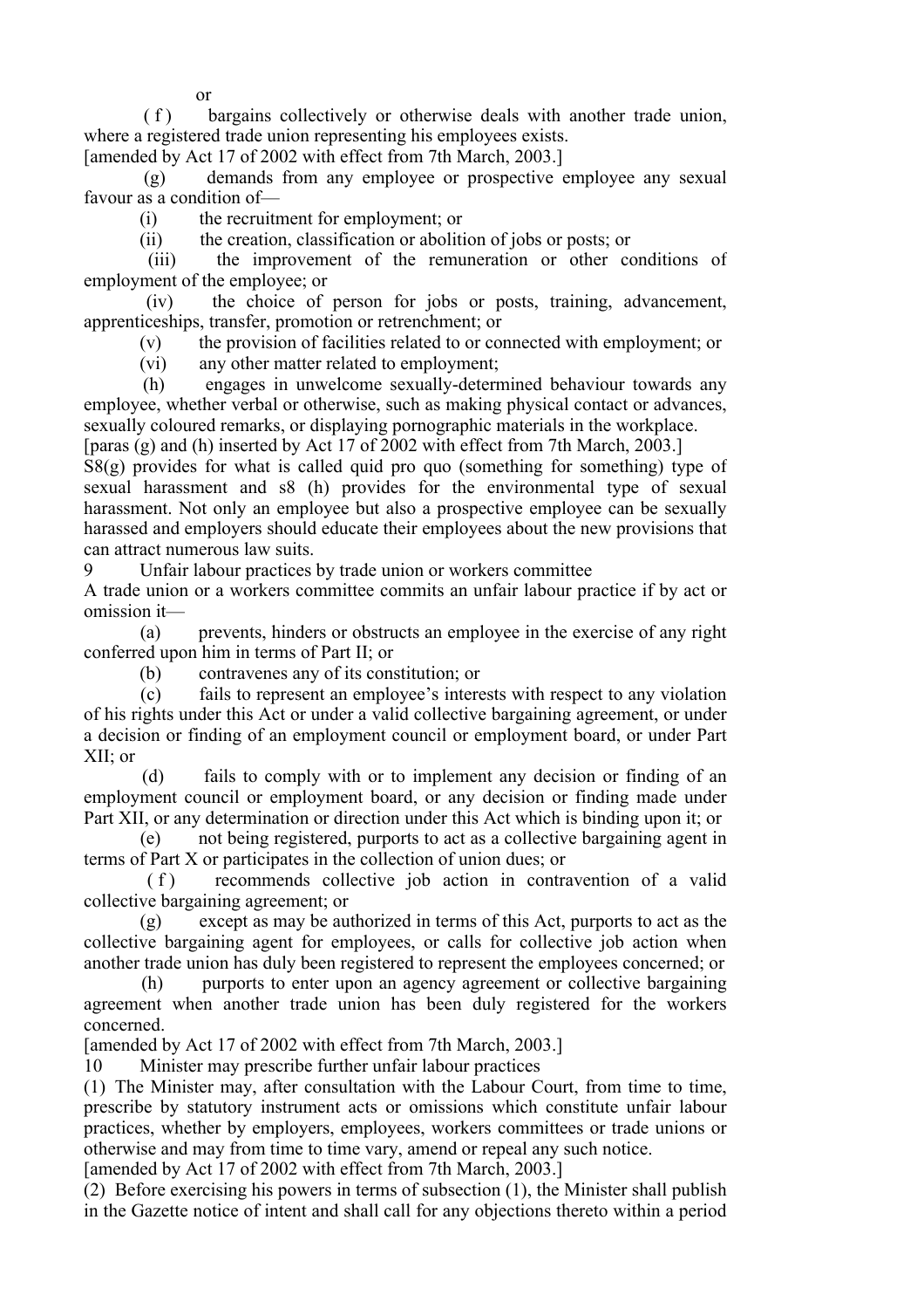or

(f) bargains collectively or otherwise deals with another trade union, where a registered trade union representing his employees exists.

[amended by Act 17 of 2002 with effect from 7th March, 2003.]

(g) demands from any employee or prospective employee any sexual favour as a condition of—

(i) the recruitment for employment; or

(ii) the creation, classification or abolition of jobs or posts; or

(iii) the improvement of the remuneration or other conditions of employment of the employee; or

(iv) the choice of person for jobs or posts, training, advancement, apprenticeships, transfer, promotion or retrenchment; or

(v) the provision of facilities related to or connected with employment; or

(vi) any other matter related to employment;

(h) engages in unwelcome sexually-determined behaviour towards any employee, whether verbal or otherwise, such as making physical contact or advances, sexually coloured remarks, or displaying pornographic materials in the workplace.

[paras (g) and (h) inserted by Act 17 of 2002 with effect from 7th March, 2003.]

S8(g) provides for what is called quid pro quo (something for something) type of sexual harassment and s8 (h) provides for the environmental type of sexual harassment. Not only an employee but also a prospective employee can be sexually harassed and employers should educate their employees about the new provisions that can attract numerous law suits.

## 9 Unfair labour practices by trade union or workers committee

A trade union or a workers committee commits an unfair labour practice if by act or omission it—

(a) prevents, hinders or obstructs an employee in the exercise of any right conferred upon him in terms of Part II; or

(b) contravenes any of its constitution; or

(c) fails to represent an employee's interests with respect to any violation of his rights under this Act or under a valid collective bargaining agreement, or under a decision or finding of an employment council or employment board, or under Part XII; or

(d) fails to comply with or to implement any decision or finding of an employment council or employment board, or any decision or finding made under Part XII, or any determination or direction under this Act which is binding upon it; or

(e) not being registered, purports to act as a collective bargaining agent in terms of Part X or participates in the collection of union dues; or

(f) recommends collective job action in contravention of a valid collective bargaining agreement; or

(g) except as may be authorized in terms of this Act, purports to act as the collective bargaining agent for employees, or calls for collective job action when another trade union has duly been registered to represent the employees concerned; or

(h) purports to enter upon an agency agreement or collective bargaining agreement when another trade union has been duly registered for the workers concerned.

[amended by Act 17 of 2002 with effect from 7th March, 2003.]

## 10 Minister may prescribe further unfair labour practices

(1) The Minister may, after consultation with the Labour Court, from time to time, prescribe by statutory instrument acts or omissions which constitute unfair labour practices, whether by employers, employees, workers committees or trade unions or otherwise and may from time to time vary, amend or repeal any such notice.

[amended by Act 17 of 2002 with effect from 7th March, 2003.]

(2) Before exercising his powers in terms of subsection (1), the Minister shall publish in the Gazette notice of intent and shall call for any objections thereto within a period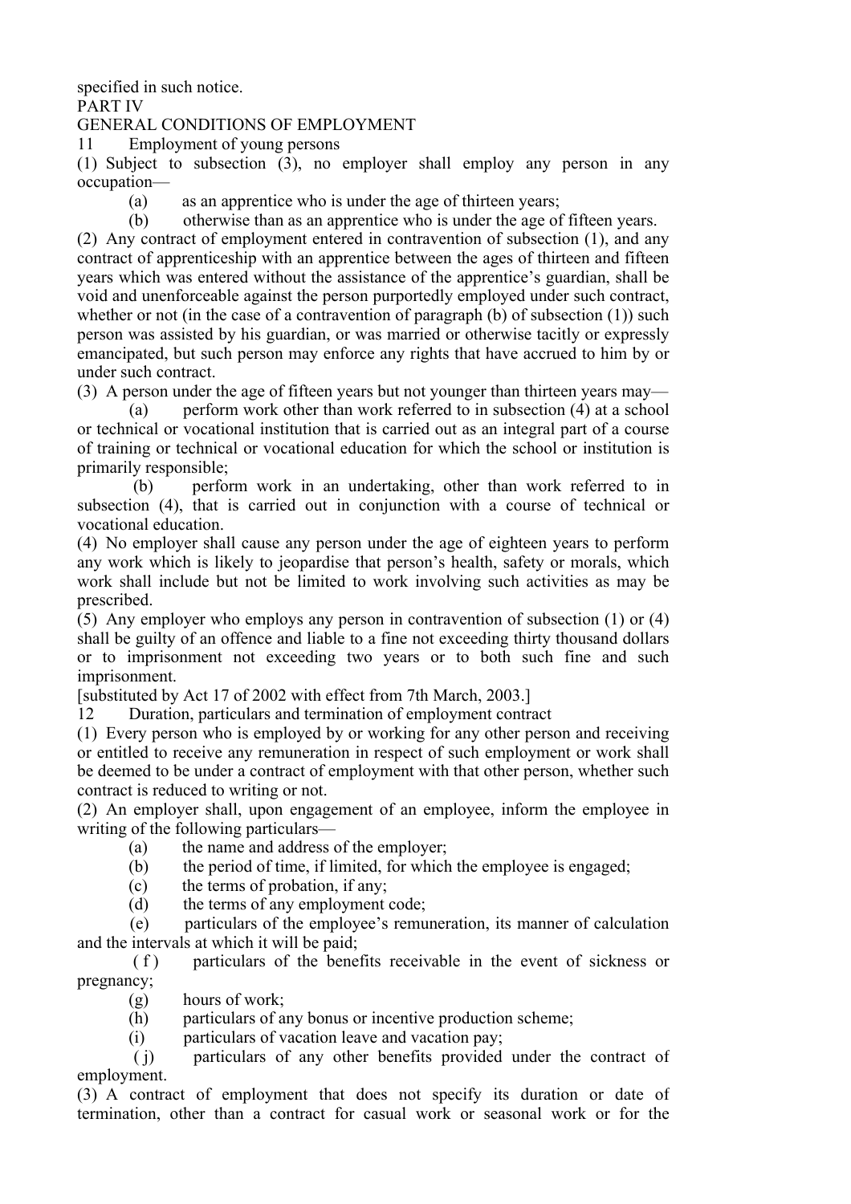specified in such notice.

## PART IV

## GENERAL CONDITIONS OF EMPLOYMENT

### 11 Employment of young persons

(1) Subject to subsection (3), no employer shall employ any person in any occupation—

(a) as an apprentice who is under the age of thirteen years;

(b) otherwise than as an apprentice who is under the age of fifteen years.

(2) Any contract of employment entered in contravention of subsection (1), and any contract of apprenticeship with an apprentice between the ages of thirteen and fifteen years which was entered without the assistance of the apprentice's guardian, shall be void and unenforceable against the person purportedly employed under such contract, whether or not (in the case of a contravention of paragraph (b) of subsection (1)) such person was assisted by his guardian, or was married or otherwise tacitly or expressly emancipated, but such person may enforce any rights that have accrued to him by or under such contract.

(3) A person under the age of fifteen years but not younger than thirteen years may—

(a) perform work other than work referred to in subsection (4) at a school or technical or vocational institution that is carried out as an integral part of a course of training or technical or vocational education for which the school or institution is primarily responsible;

(b) perform work in an undertaking, other than work referred to in subsection (4), that is carried out in conjunction with a course of technical or vocational education.

(4) No employer shall cause any person under the age of eighteen years to perform any work which is likely to jeopardise that person's health, safety or morals, which work shall include but not be limited to work involving such activities as may be prescribed.

(5) Any employer who employs any person in contravention of subsection (1) or (4) shall be guilty of an offence and liable to a fine not exceeding thirty thousand dollars or to imprisonment not exceeding two years or to both such fine and such imprisonment.

[substituted by Act 17 of 2002 with effect from 7th March, 2003.]

### 12 Duration, particulars and termination of employment contract

(1) Every person who is employed by or working for any other person and receiving or entitled to receive any remuneration in respect of such employment or work shall be deemed to be under a contract of employment with that other person, whether such contract is reduced to writing or not.

(2) An employer shall, upon engagement of an employee, inform the employee in writing of the following particulars—

(a) the name and address of the employer;

(b) the period of time, if limited, for which the employee is engaged;

(c) the terms of probation, if any;

(d) the terms of any employment code;

(e) particulars of the employee's remuneration, its manner of calculation and the intervals at which it will be paid;

(f) particulars of the benefits receivable in the event of sickness or pregnancy;

(g) hours of work;

(h) particulars of any bonus or incentive production scheme;

(i) particulars of vacation leave and vacation pay;

(j) particulars of any other benefits provided under the contract of employment.

(3) A contract of employment that does not specify its duration or date of termination, other than a contract for casual work or seasonal work or for the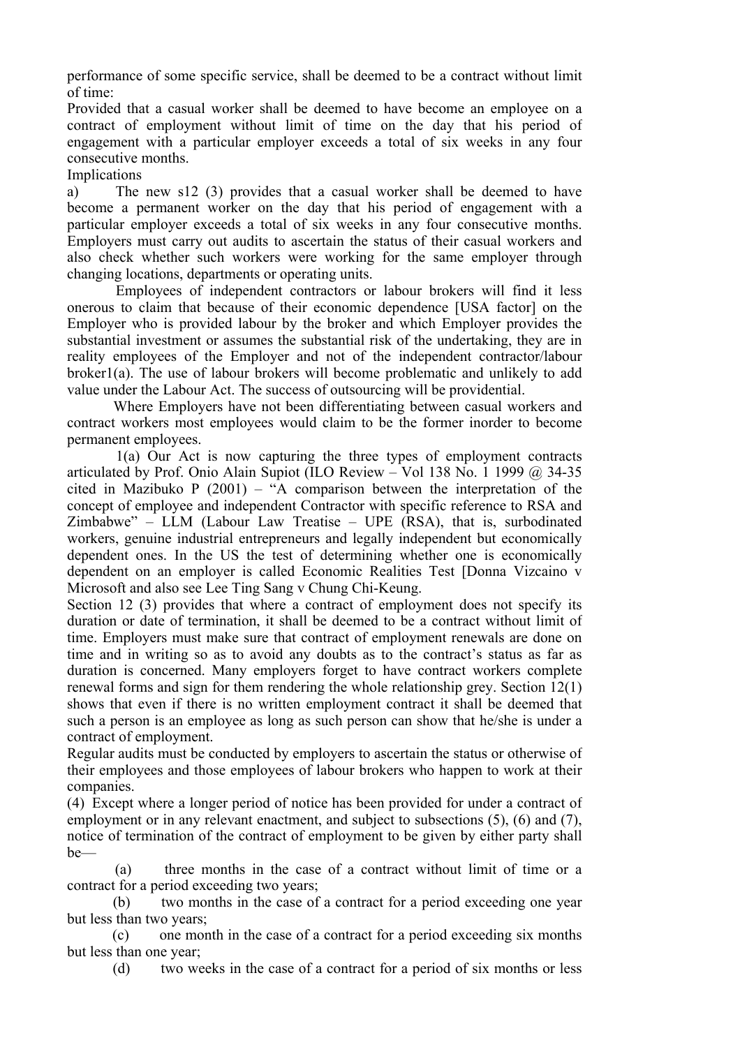performance of some specific service, shall be deemed to be a contract without limit of time:

Provided that a casual worker shall be deemed to have become an employee on a contract of employment without limit of time on the day that his period of engagement with a particular employer exceeds a total of six weeks in any four consecutive months.

Implications

a) The new s12 (3) provides that a casual worker shall be deemed to have become a permanent worker on the day that his period of engagement with a particular employer exceeds a total of six weeks in any four consecutive months. Employers must carry out audits to ascertain the status of their casual workers and also check whether such workers were working for the same employer through changing locations, departments or operating units.

Employees of independent contractors or labour brokers will find it less onerous to claim that because of their economic dependence [USA factor] on the Employer who is provided labour by the broker and which Employer provides the substantial investment or assumes the substantial risk of the undertaking, they are in reality employees of the Employer and not of the independent contractor/labour broker1(a). The use of labour brokers will become problematic and unlikely to add value under the Labour Act. The success of outsourcing will be providential.

Where Employers have not been differentiating between casual workers and contract workers most employees would claim to be the former inorder to become permanent employees.

1(a) Our Act is now capturing the three types of employment contracts articulated by Prof. Onio Alain Supiot (ILO Review – Vol 138 No. 1 1999 @ 34-35 cited in Mazibuko P (2001) – "A comparison between the interpretation of the concept of employee and independent Contractor with specific reference to RSA and Zimbabwe" – LLM (Labour Law Treatise – UPE (RSA), that is, surbodinated workers, genuine industrial entrepreneurs and legally independent but economically dependent ones. In the US the test of determining whether one is economically dependent on an employer is called Economic Realities Test [Donna Vizcaino v Microsoft and also see Lee Ting Sang v Chung Chi-Keung.

Section 12 (3) provides that where a contract of employment does not specify its duration or date of termination, it shall be deemed to be a contract without limit of time. Employers must make sure that contract of employment renewals are done on time and in writing so as to avoid any doubts as to the contract's status as far as duration is concerned. Many employers forget to have contract workers complete renewal forms and sign for them rendering the whole relationship grey. Section 12(1) shows that even if there is no written employment contract it shall be deemed that such a person is an employee as long as such person can show that he/she is under a contract of employment.

Regular audits must be conducted by employers to ascertain the status or otherwise of their employees and those employees of labour brokers who happen to work at their companies.

(4) Except where a longer period of notice has been provided for under a contract of employment or in any relevant enactment, and subject to subsections (5), (6) and (7), notice of termination of the contract of employment to be given by either party shall be—

(a) three months in the case of a contract without limit of time or a contract for a period exceeding two years;

(b) two months in the case of a contract for a period exceeding one year but less than two years;

(c) one month in the case of a contract for a period exceeding six months but less than one year;

(d) two weeks in the case of a contract for a period of six months or less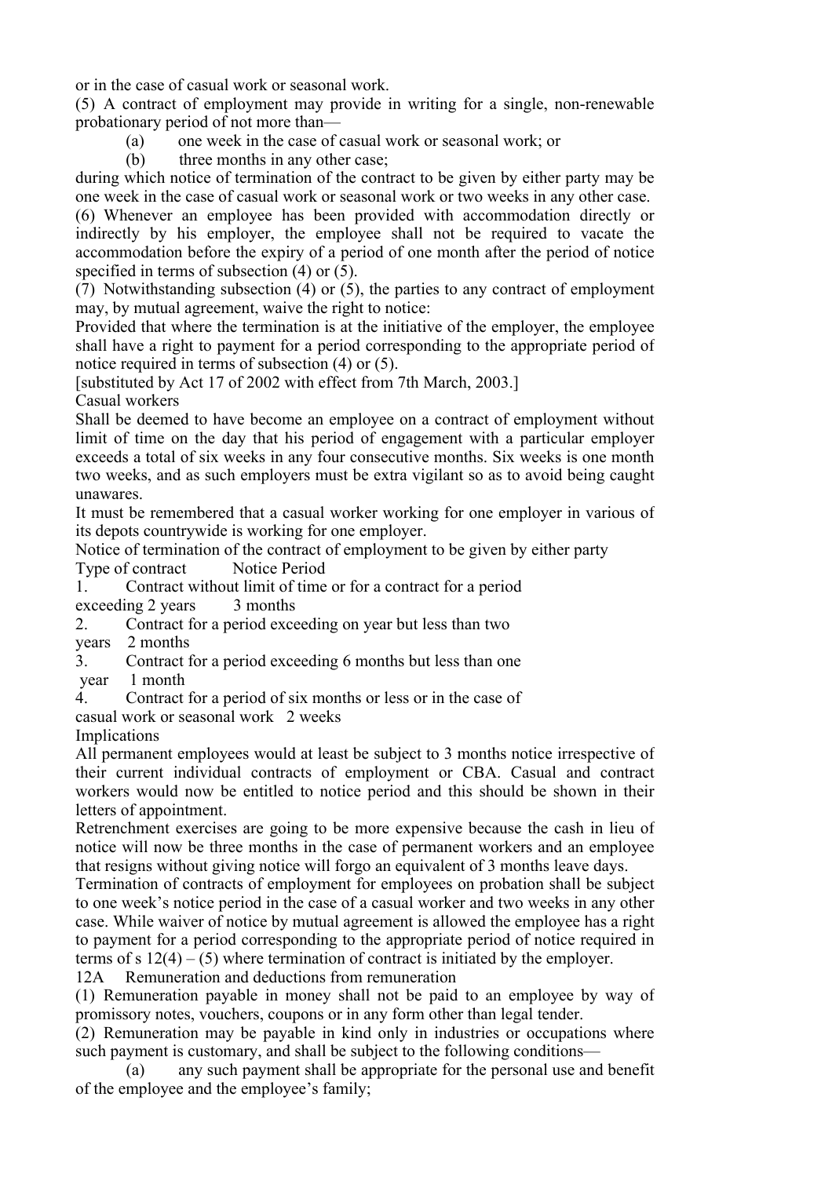or in the case of casual work or seasonal work.

(5) A contract of employment may provide in writing for a single, non-renewable probationary period of not more than—

(a) one week in the case of casual work or seasonal work; or

(b) three months in any other case;

during which notice of termination of the contract to be given by either party may be one week in the case of casual work or seasonal work or two weeks in any other case.

(6) Whenever an employee has been provided with accommodation directly or indirectly by his employer, the employee shall not be required to vacate the accommodation before the expiry of a period of one month after the period of notice specified in terms of subsection (4) or (5).

(7) Notwithstanding subsection (4) or (5), the parties to any contract of employment may, by mutual agreement, waive the right to notice:

Provided that where the termination is at the initiative of the employer, the employee shall have a right to payment for a period corresponding to the appropriate period of notice required in terms of subsection (4) or (5).

[substituted by Act 17 of 2002 with effect from 7th March, 2003.]

Casual workers

Shall be deemed to have become an employee on a contract of employment without limit of time on the day that his period of engagement with a particular employer exceeds a total of six weeks in any four consecutive months. Six weeks is one month two weeks, and as such employers must be extra vigilant so as to avoid being caught unawares.

It must be remembered that a casual worker working for one employer in various of its depots countrywide is working for one employer.

Notice of termination of the contract of employment to be given by either party

| Type of contract | Notice Period |
|---|---|
| 1. Contract without limit of time or for a contract for a period exceeding 2 years | 3 months |
| 2. Contract for a period exceeding on year but less than two years | 2 months |
| 3. Contract for a period exceeding 6 months but less than one year | 1 month |
| 4. Contract for a period of six months or less or in the case of casual work or seasonal work | 2 weeks |

Implications

All permanent employees would at least be subject to 3 months notice irrespective of their current individual contracts of employment or CBA. Casual and contract workers would now be entitled to notice period and this should be shown in their letters of appointment.

Retrenchment exercises are going to be more expensive because the cash in lieu of notice will now be three months in the case of permanent workers and an employee that resigns without giving notice will forgo an equivalent of 3 months leave days.

Termination of contracts of employment for employees on probation shall be subject to one week's notice period in the case of a casual worker and two weeks in any other case. While waiver of notice by mutual agreement is allowed the employee has a right to payment for a period corresponding to the appropriate period of notice required in terms of s 12(4) – (5) where termination of contract is initiated by the employer.

12A Remuneration and deductions from remuneration

(1) Remuneration payable in money shall not be paid to an employee by way of promissory notes, vouchers, coupons or in any form other than legal tender.

(2) Remuneration may be payable in kind only in industries or occupations where such payment is customary, and shall be subject to the following conditions—

(a) any such payment shall be appropriate for the personal use and benefit of the employee and the employee's family;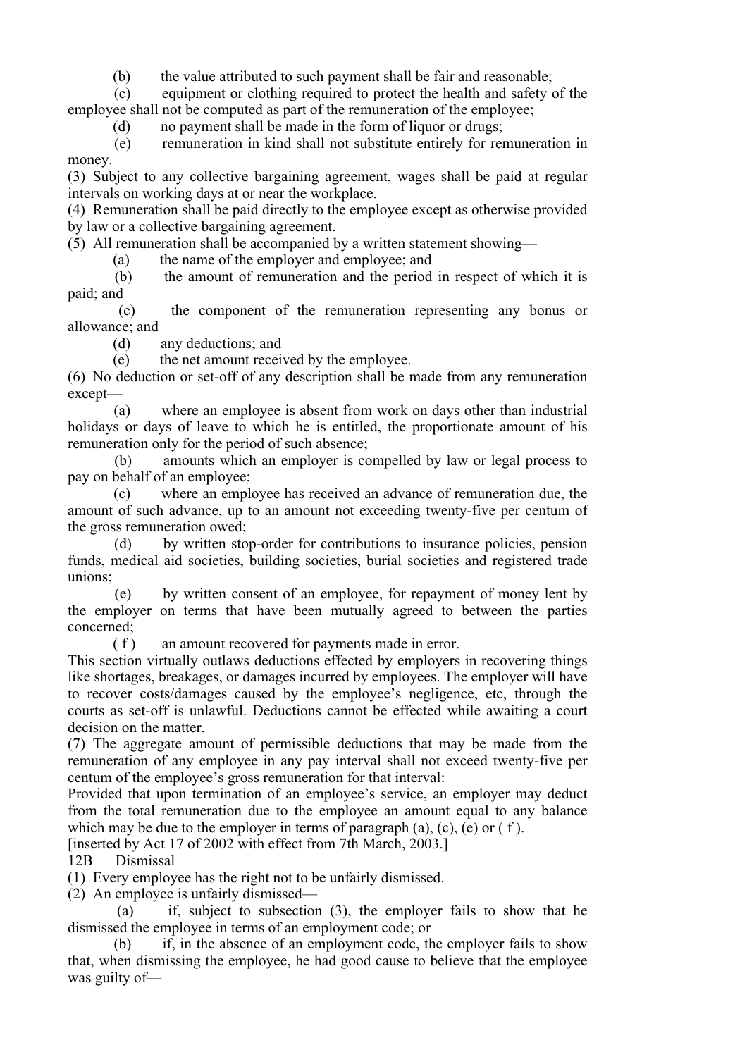(b) the value attributed to such payment shall be fair and reasonable;

(c) equipment or clothing required to protect the health and safety of the employee shall not be computed as part of the remuneration of the employee;

(d) no payment shall be made in the form of liquor or drugs;

(e) remuneration in kind shall not substitute entirely for remuneration in money.

(3) Subject to any collective bargaining agreement, wages shall be paid at regular intervals on working days at or near the workplace.

(4) Remuneration shall be paid directly to the employee except as otherwise provided by law or a collective bargaining agreement.

(5) All remuneration shall be accompanied by a written statement showing—

(a) the name of the employer and employee; and

(b) the amount of remuneration and the period in respect of which it is paid; and

(c) the component of the remuneration representing any bonus or allowance; and

(d) any deductions; and

(e) the net amount received by the employee.

(6) No deduction or set-off of any description shall be made from any remuneration except—

(a) where an employee is absent from work on days other than industrial holidays or days of leave to which he is entitled, the proportionate amount of his remuneration only for the period of such absence;

(b) amounts which an employer is compelled by law or legal process to pay on behalf of an employee;

(c) where an employee has received an advance of remuneration due, the amount of such advance, up to an amount not exceeding twenty-five per centum of the gross remuneration owed;

(d) by written stop-order for contributions to insurance policies, pension funds, medical aid societies, building societies, burial societies and registered trade unions;

(e) by written consent of an employee, for repayment of money lent by the employer on terms that have been mutually agreed to between the parties concerned;

( f ) an amount recovered for payments made in error.

This section virtually outlaws deductions effected by employers in recovering things like shortages, breakages, or damages incurred by employees. The employer will have to recover costs/damages caused by the employee's negligence, etc, through the courts as set-off is unlawful. Deductions cannot be effected while awaiting a court decision on the matter.

(7) The aggregate amount of permissible deductions that may be made from the remuneration of any employee in any pay interval shall not exceed twenty-five per centum of the employee's gross remuneration for that interval:

Provided that upon termination of an employee's service, an employer may deduct from the total remuneration due to the employee an amount equal to any balance which may be due to the employer in terms of paragraph (a), (c), (e) or ( f ).

[inserted by Act 17 of 2002 with effect from 7th March, 2003.]

12B Dismissal

(1) Every employee has the right not to be unfairly dismissed.

(2) An employee is unfairly dismissed—

(a) if, subject to subsection (3), the employer fails to show that he dismissed the employee in terms of an employment code; or

(b) if, in the absence of an employment code, the employer fails to show that, when dismissing the employee, he had good cause to believe that the employee was guilty of—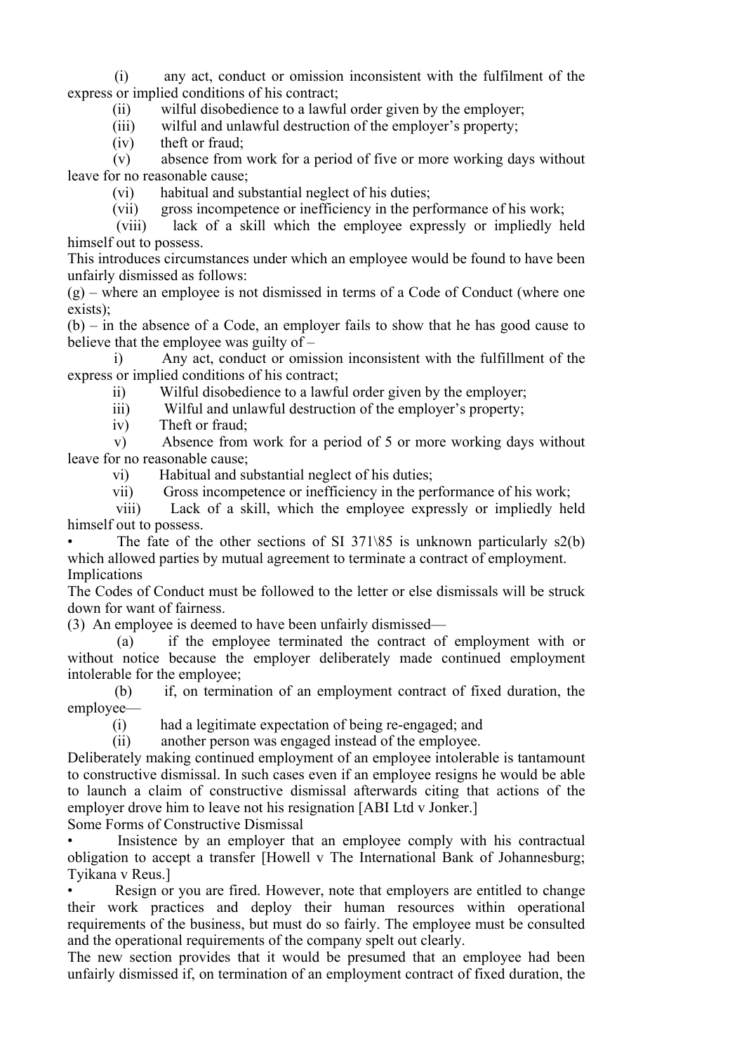(i) any act, conduct or omission inconsistent with the fulfilment of the express or implied conditions of his contract;

(ii) wilful disobedience to a lawful order given by the employer;

(iii) wilful and unlawful destruction of the employer's property;

(iv) theft or fraud;

(v) absence from work for a period of five or more working days without leave for no reasonable cause;

(vi) habitual and substantial neglect of his duties;

(vii) gross incompetence or inefficiency in the performance of his work;

(viii) lack of a skill which the employee expressly or impliedly held himself out to possess.

This introduces circumstances under which an employee would be found to have been unfairly dismissed as follows:

(g) – where an employee is not dismissed in terms of a Code of Conduct (where one exists);

(b) – in the absence of a Code, an employer fails to show that he has good cause to believe that the employee was guilty of –

i) Any act, conduct or omission inconsistent with the fulfillment of the express or implied conditions of his contract;

ii) Wilful disobedience to a lawful order given by the employer;

iii) Wilful and unlawful destruction of the employer's property;

iv) Theft or fraud;

v) Absence from work for a period of 5 or more working days without leave for no reasonable cause;

vi) Habitual and substantial neglect of his duties;

vii) Gross incompetence or inefficiency in the performance of his work;

viii) Lack of a skill, which the employee expressly or impliedly held himself out to possess.

- The fate of the other sections of SI 371\85 is unknown particularly s2(b) which allowed parties by mutual agreement to terminate a contract of employment.

Implications

The Codes of Conduct must be followed to the letter or else dismissals will be struck down for want of fairness.

(3) An employee is deemed to have been unfairly dismissed—

(a) if the employee terminated the contract of employment with or without notice because the employer deliberately made continued employment intolerable for the employee;

(b) if, on termination of an employment contract of fixed duration, the employee—

(i) had a legitimate expectation of being re-engaged; and

(ii) another person was engaged instead of the employee.

Deliberately making continued employment of an employee intolerable is tantamount to constructive dismissal. In such cases even if an employee resigns he would be able to launch a claim of constructive dismissal afterwards citing that actions of the employer drove him to leave not his resignation [ABI Ltd v Jonker.]

Some Forms of Constructive Dismissal

- Insistence by an employer that an employee comply with his contractual obligation to accept a transfer [Howell v The International Bank of Johannesburg; Tyikana v Reus.]
- Resign or you are fired. However, note that employers are entitled to change their work practices and deploy their human resources within operational requirements of the business, but must do so fairly. The employee must be consulted and the operational requirements of the company spelt out clearly.

The new section provides that it would be presumed that an employee had been unfairly dismissed if, on termination of an employment contract of fixed duration, the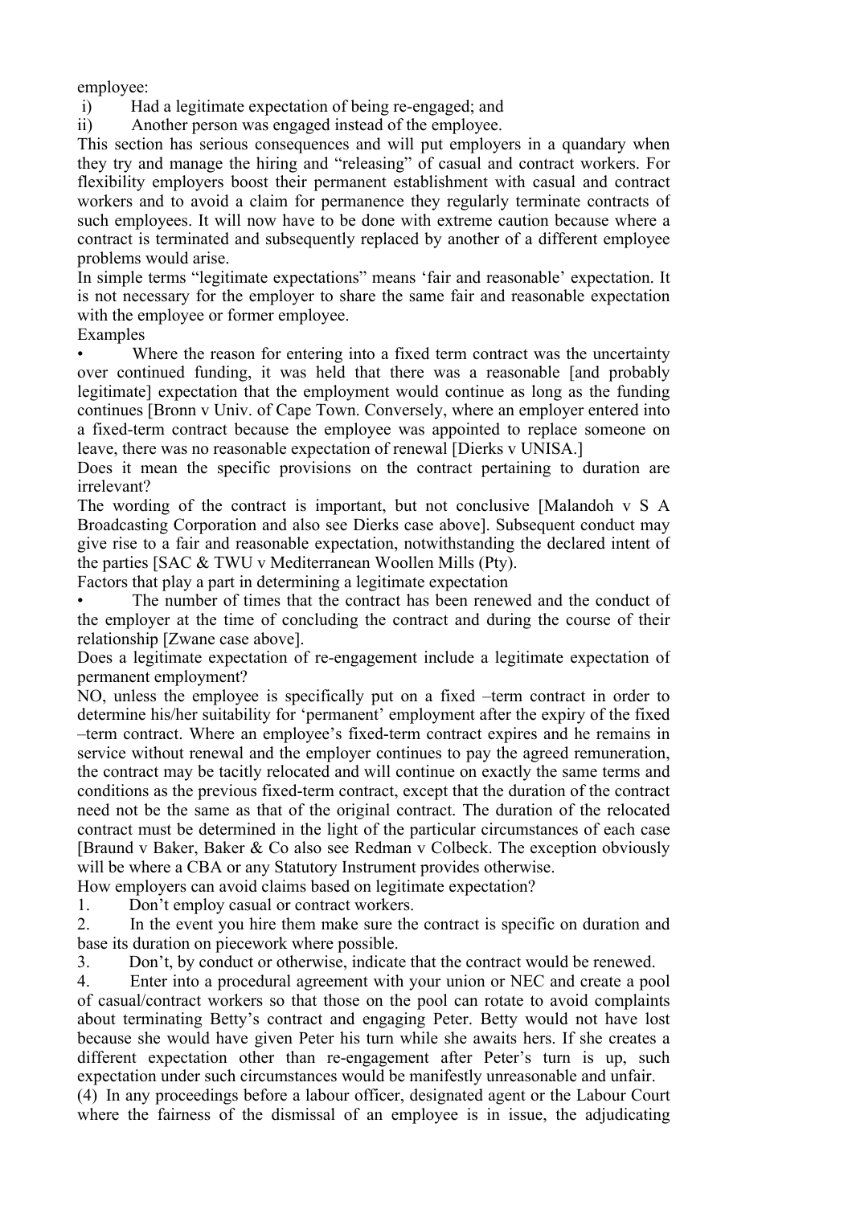employee:

i) Had a legitimate expectation of being re-engaged; and

ii) Another person was engaged instead of the employee.

This section has serious consequences and will put employers in a quandary when they try and manage the hiring and "releasing" of casual and contract workers. For flexibility employers boost their permanent establishment with casual and contract workers and to avoid a claim for permanence they regularly terminate contracts of such employees. It will now have to be done with extreme caution because where a contract is terminated and subsequently replaced by another of a different employee problems would arise.

In simple terms "legitimate expectations" means 'fair and reasonable' expectation. It is not necessary for the employer to share the same fair and reasonable expectation with the employee or former employee.

Examples

- Where the reason for entering into a fixed term contract was the uncertainty over continued funding, it was held that there was a reasonable [and probably legitimate] expectation that the employment would continue as long as the funding continues [Bronn v Univ. of Cape Town. Conversely, where an employer entered into a fixed-term contract because the employee was appointed to replace someone on leave, there was no reasonable expectation of renewal [Dierks v UNISA.]

Does it mean the specific provisions on the contract pertaining to duration are irrelevant?

The wording of the contract is important, but not conclusive [Malandoh v S A Broadcasting Corporation and also see Dierks case above]. Subsequent conduct may give rise to a fair and reasonable expectation, notwithstanding the declared intent of the parties [SAC & TWU v Mediterranean Woollen Mills (Pty).

Factors that play a part in determining a legitimate expectation

- The number of times that the contract has been renewed and the conduct of the employer at the time of concluding the contract and during the course of their relationship [Zwane case above].

Does a legitimate expectation of re-engagement include a legitimate expectation of permanent employment?

NO, unless the employee is specifically put on a fixed –term contract in order to determine his/her suitability for 'permanent' employment after the expiry of the fixed –term contract. Where an employee's fixed-term contract expires and he remains in service without renewal and the employer continues to pay the agreed remuneration, the contract may be tacitly relocated and will continue on exactly the same terms and conditions as the previous fixed-term contract, except that the duration of the contract need not be the same as that of the original contract. The duration of the relocated contract must be determined in the light of the particular circumstances of each case [Braund v Baker, Baker & Co also see Redman v Colbeck. The exception obviously will be where a CBA or any Statutory Instrument provides otherwise.

How employers can avoid claims based on legitimate expectation?

1. Don't employ casual or contract workers.
2. In the event you hire them make sure the contract is specific on duration and base its duration on piecework where possible.
3. Don't, by conduct or otherwise, indicate that the contract would be renewed.
4. Enter into a procedural agreement with your union or NEC and create a pool of casual/contract workers so that those on the pool can rotate to avoid complaints about terminating Betty's contract and engaging Peter. Betty would not have lost because she would have given Peter his turn while she awaits hers. If she creates a different expectation other than re-engagement after Peter's turn is up, such expectation under such circumstances would be manifestly unreasonable and unfair.

(4) In any proceedings before a labour officer, designated agent or the Labour Court where the fairness of the dismissal of an employee is in issue, the adjudicating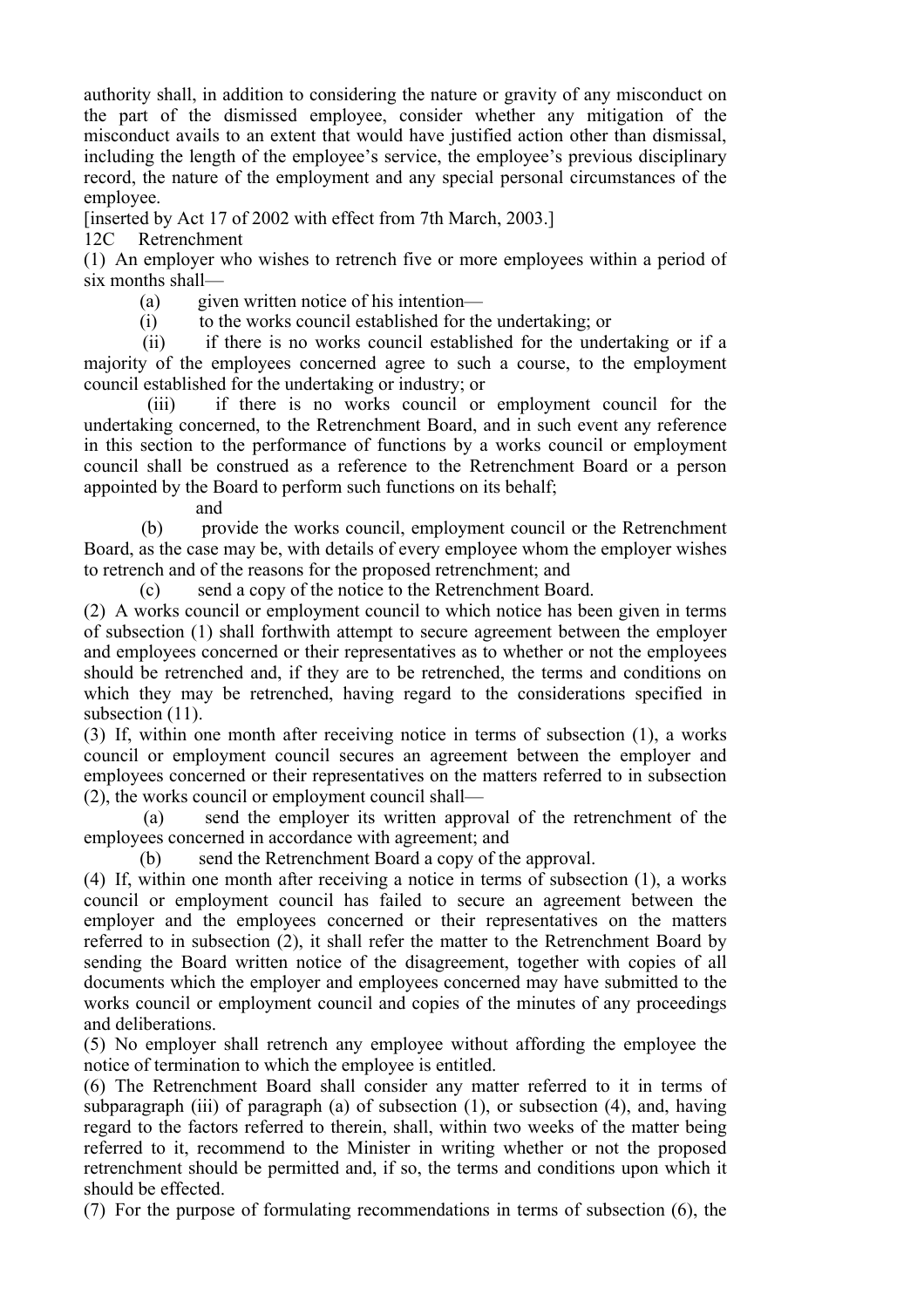authority shall, in addition to considering the nature or gravity of any misconduct on the part of the dismissed employee, consider whether any mitigation of the misconduct avails to an extent that would have justified action other than dismissal, including the length of the employee's service, the employee's previous disciplinary record, the nature of the employment and any special personal circumstances of the employee.

[inserted by Act 17 of 2002 with effect from 7th March, 2003.]

12C Retrenchment

(1) An employer who wishes to retrench five or more employees within a period of six months shall—

(a) given written notice of his intention—

(i) to the works council established for the undertaking; or

(ii) if there is no works council established for the undertaking or if a majority of the employees concerned agree to such a course, to the employment council established for the undertaking or industry; or

(iii) if there is no works council or employment council for the undertaking concerned, to the Retrenchment Board, and in such event any reference in this section to the performance of functions by a works council or employment council shall be construed as a reference to the Retrenchment Board or a person appointed by the Board to perform such functions on its behalf;

and

(b) provide the works council, employment council or the Retrenchment Board, as the case may be, with details of every employee whom the employer wishes to retrench and of the reasons for the proposed retrenchment; and

(c) send a copy of the notice to the Retrenchment Board.

(2) A works council or employment council to which notice has been given in terms of subsection (1) shall forthwith attempt to secure agreement between the employer and employees concerned or their representatives as to whether or not the employees should be retrenched and, if they are to be retrenched, the terms and conditions on which they may be retrenched, having regard to the considerations specified in subsection (11).

(3) If, within one month after receiving notice in terms of subsection (1), a works council or employment council secures an agreement between the employer and employees concerned or their representatives on the matters referred to in subsection (2), the works council or employment council shall—

(a) send the employer its written approval of the retrenchment of the employees concerned in accordance with agreement; and

(b) send the Retrenchment Board a copy of the approval.

(4) If, within one month after receiving a notice in terms of subsection (1), a works council or employment council has failed to secure an agreement between the employer and the employees concerned or their representatives on the matters referred to in subsection (2), it shall refer the matter to the Retrenchment Board by sending the Board written notice of the disagreement, together with copies of all documents which the employer and employees concerned may have submitted to the works council or employment council and copies of the minutes of any proceedings and deliberations.

(5) No employer shall retrench any employee without affording the employee the notice of termination to which the employee is entitled.

(6) The Retrenchment Board shall consider any matter referred to it in terms of subparagraph (iii) of paragraph (a) of subsection (1), or subsection (4), and, having regard to the factors referred to therein, shall, within two weeks of the matter being referred to it, recommend to the Minister in writing whether or not the proposed retrenchment should be permitted and, if so, the terms and conditions upon which it should be effected.

(7) For the purpose of formulating recommendations in terms of subsection (6), the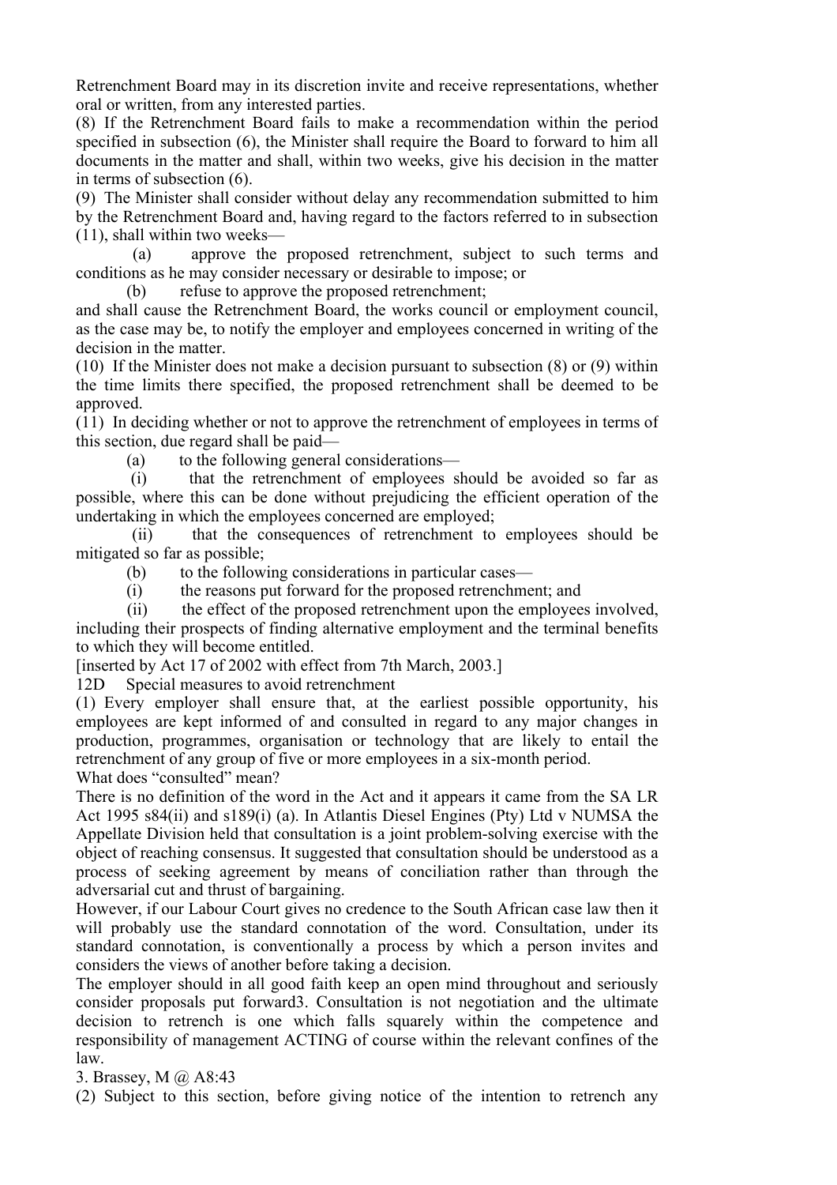Retrenchment Board may in its discretion invite and receive representations, whether oral or written, from any interested parties.

(8) If the Retrenchment Board fails to make a recommendation within the period specified in subsection (6), the Minister shall require the Board to forward to him all documents in the matter and shall, within two weeks, give his decision in the matter in terms of subsection (6).

(9) The Minister shall consider without delay any recommendation submitted to him by the Retrenchment Board and, having regard to the factors referred to in subsection (11), shall within two weeks—

(a) approve the proposed retrenchment, subject to such terms and conditions as he may consider necessary or desirable to impose; or

(b) refuse to approve the proposed retrenchment;

and shall cause the Retrenchment Board, the works council or employment council, as the case may be, to notify the employer and employees concerned in writing of the decision in the matter.

(10) If the Minister does not make a decision pursuant to subsection (8) or (9) within the time limits there specified, the proposed retrenchment shall be deemed to be approved.

(11) In deciding whether or not to approve the retrenchment of employees in terms of this section, due regard shall be paid—

(a) to the following general considerations—

(i) that the retrenchment of employees should be avoided so far as possible, where this can be done without prejudicing the efficient operation of the undertaking in which the employees concerned are employed;

(ii) that the consequences of retrenchment to employees should be mitigated so far as possible;

(b) to the following considerations in particular cases—

(i) the reasons put forward for the proposed retrenchment; and

(ii) the effect of the proposed retrenchment upon the employees involved, including their prospects of finding alternative employment and the terminal benefits to which they will become entitled.

[inserted by Act 17 of 2002 with effect from 7th March, 2003.]

12D Special measures to avoid retrenchment

(1) Every employer shall ensure that, at the earliest possible opportunity, his employees are kept informed of and consulted in regard to any major changes in production, programmes, organisation or technology that are likely to entail the retrenchment of any group of five or more employees in a six-month period.

What does "consulted" mean?

There is no definition of the word in the Act and it appears it came from the SA LR Act 1995 s84(ii) and s189(i) (a). In Atlantis Diesel Engines (Pty) Ltd v NUMSA the Appellate Division held that consultation is a joint problem-solving exercise with the object of reaching consensus. It suggested that consultation should be understood as a process of seeking agreement by means of conciliation rather than through the adversarial cut and thrust of bargaining.

However, if our Labour Court gives no credence to the South African case law then it will probably use the standard connotation of the word. Consultation, under its standard connotation, is conventionally a process by which a person invites and considers the views of another before taking a decision.

The employer should in all good faith keep an open mind throughout and seriously consider proposals put forward[3]. Consultation is not negotiation and the ultimate decision to retrench is one which falls squarely within the competence and responsibility of management ACTING of course within the relevant confines of the law.

3. Brassey, M @ A8:43

(2) Subject to this section, before giving notice of the intention to retrench any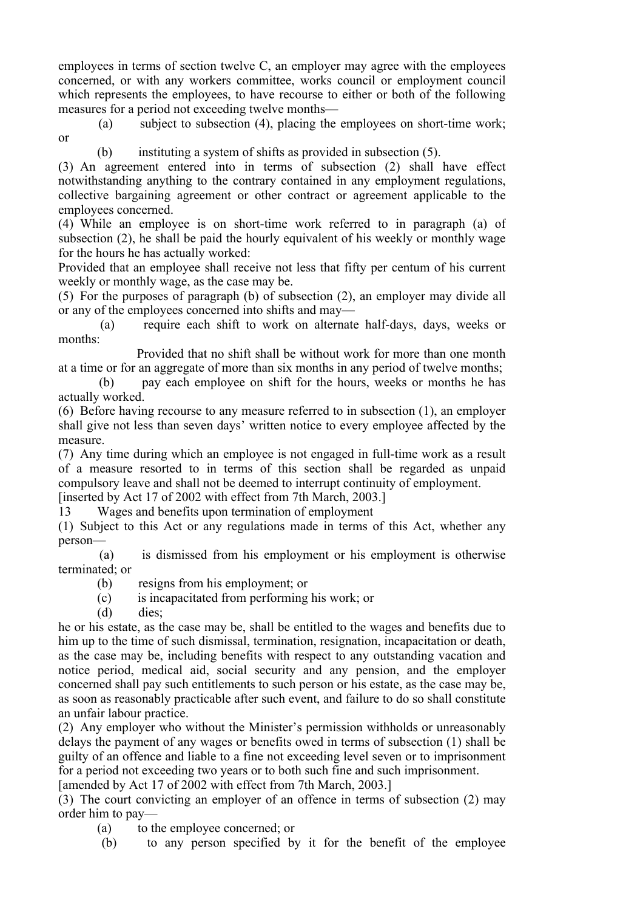employees in terms of section twelve C, an employer may agree with the employees concerned, or with any workers committee, works council or employment council which represents the employees, to have recourse to either or both of the following measures for a period not exceeding twelve months—

(a) subject to subsection (4), placing the employees on short-time work; or

(b) instituting a system of shifts as provided in subsection (5).

(3) An agreement entered into in terms of subsection (2) shall have effect notwithstanding anything to the contrary contained in any employment regulations, collective bargaining agreement or other contract or agreement applicable to the employees concerned.

(4) While an employee is on short-time work referred to in paragraph (a) of subsection (2), he shall be paid the hourly equivalent of his weekly or monthly wage for the hours he has actually worked:

Provided that an employee shall receive not less that fifty per centum of his current weekly or monthly wage, as the case may be.

(5) For the purposes of paragraph (b) of subsection (2), an employer may divide all or any of the employees concerned into shifts and may—

(a) require each shift to work on alternate half-days, days, weeks or months:

Provided that no shift shall be without work for more than one month at a time or for an aggregate of more than six months in any period of twelve months;

(b) pay each employee on shift for the hours, weeks or months he has actually worked.

(6) Before having recourse to any measure referred to in subsection (1), an employer shall give not less than seven days' written notice to every employee affected by the measure.

(7) Any time during which an employee is not engaged in full-time work as a result of a measure resorted to in terms of this section shall be regarded as unpaid compulsory leave and shall not be deemed to interrupt continuity of employment.

[inserted by Act 17 of 2002 with effect from 7th March, 2003.]

13 Wages and benefits upon termination of employment

(1) Subject to this Act or any regulations made in terms of this Act, whether any person—

(a) is dismissed from his employment or his employment is otherwise terminated; or

(b) resigns from his employment; or

(c) is incapacitated from performing his work; or

(d) dies;

he or his estate, as the case may be, shall be entitled to the wages and benefits due to him up to the time of such dismissal, termination, resignation, incapacitation or death, as the case may be, including benefits with respect to any outstanding vacation and notice period, medical aid, social security and any pension, and the employer concerned shall pay such entitlements to such person or his estate, as the case may be, as soon as reasonably practicable after such event, and failure to do so shall constitute an unfair labour practice.

(2) Any employer who without the Minister's permission withholds or unreasonably delays the payment of any wages or benefits owed in terms of subsection (1) shall be guilty of an offence and liable to a fine not exceeding level seven or to imprisonment for a period not exceeding two years or to both such fine and such imprisonment.

[amended by Act 17 of 2002 with effect from 7th March, 2003.]

(3) The court convicting an employer of an offence in terms of subsection (2) may order him to pay—

(a) to the employee concerned; or

(b) to any person specified by it for the benefit of the employee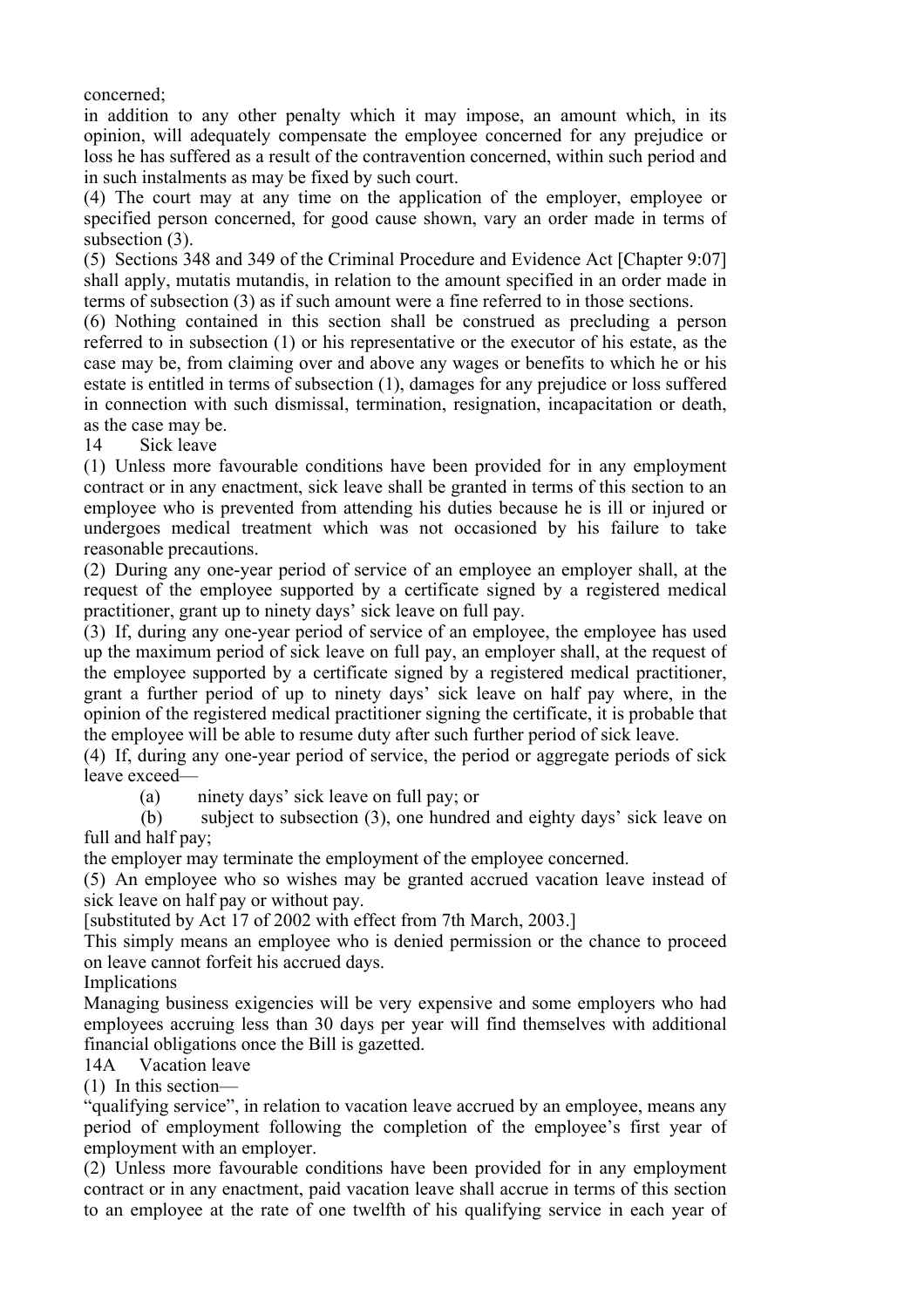concerned;

in addition to any other penalty which it may impose, an amount which, in its opinion, will adequately compensate the employee concerned for any prejudice or loss he has suffered as a result of the contravention concerned, within such period and in such instalments as may be fixed by such court.

(4) The court may at any time on the application of the employer, employee or specified person concerned, for good cause shown, vary an order made in terms of subsection (3).

(5) Sections 348 and 349 of the Criminal Procedure and Evidence Act [Chapter 9:07] shall apply, mutatis mutandis, in relation to the amount specified in an order made in terms of subsection (3) as if such amount were a fine referred to in those sections.

(6) Nothing contained in this section shall be construed as precluding a person referred to in subsection (1) or his representative or the executor of his estate, as the case may be, from claiming over and above any wages or benefits to which he or his estate is entitled in terms of subsection (1), damages for any prejudice or loss suffered in connection with such dismissal, termination, resignation, incapacitation or death, as the case may be.

14 Sick leave

(1) Unless more favourable conditions have been provided for in any employment contract or in any enactment, sick leave shall be granted in terms of this section to an employee who is prevented from attending his duties because he is ill or injured or undergoes medical treatment which was not occasioned by his failure to take reasonable precautions.

(2) During any one-year period of service of an employee an employer shall, at the request of the employee supported by a certificate signed by a registered medical practitioner, grant up to ninety days' sick leave on full pay.

(3) If, during any one-year period of service of an employee, the employee has used up the maximum period of sick leave on full pay, an employer shall, at the request of the employee supported by a certificate signed by a registered medical practitioner, grant a further period of up to ninety days' sick leave on half pay where, in the opinion of the registered medical practitioner signing the certificate, it is probable that the employee will be able to resume duty after such further period of sick leave.

(4) If, during any one-year period of service, the period or aggregate periods of sick leave exceed—

(a) ninety days' sick leave on full pay; or

(b) subject to subsection (3), one hundred and eighty days' sick leave on full and half pay;

the employer may terminate the employment of the employee concerned.

(5) An employee who so wishes may be granted accrued vacation leave instead of sick leave on half pay or without pay.

[substituted by Act 17 of 2002 with effect from 7th March, 2003.]

This simply means an employee who is denied permission or the chance to proceed on leave cannot forfeit his accrued days.

Implications

Managing business exigencies will be very expensive and some employers who had employees accruing less than 30 days per year will find themselves with additional financial obligations once the Bill is gazetted.

14A Vacation leave

(1) In this section—

"qualifying service", in relation to vacation leave accrued by an employee, means any period of employment following the completion of the employee's first year of employment with an employer.

(2) Unless more favourable conditions have been provided for in any employment contract or in any enactment, paid vacation leave shall accrue in terms of this section to an employee at the rate of one twelfth of his qualifying service in each year of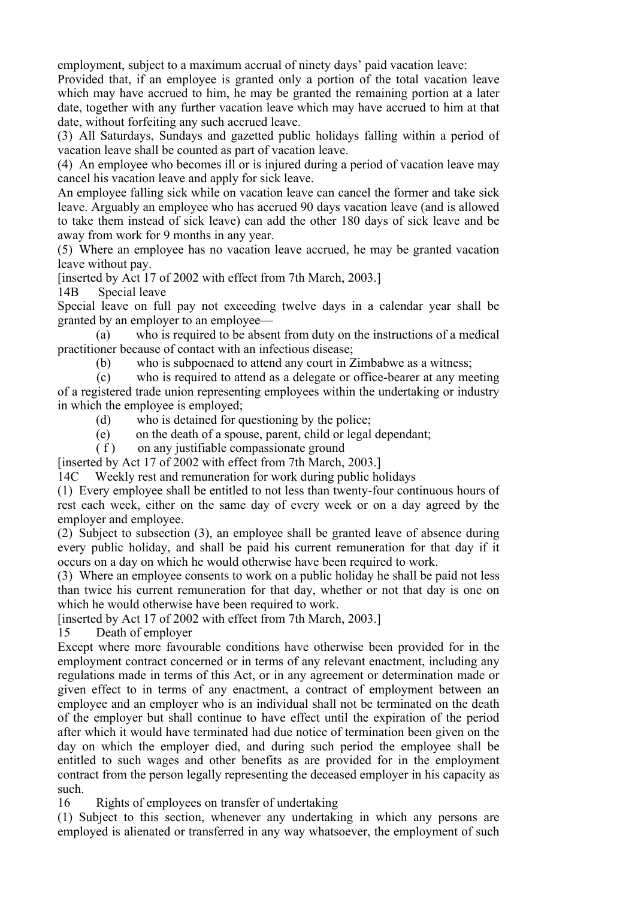employment, subject to a maximum accrual of ninety days' paid vacation leave:

Provided that, if an employee is granted only a portion of the total vacation leave which may have accrued to him, he may be granted the remaining portion at a later date, together with any further vacation leave which may have accrued to him at that date, without forfeiting any such accrued leave.

(3) All Saturdays, Sundays and gazetted public holidays falling within a period of vacation leave shall be counted as part of vacation leave.

(4) An employee who becomes ill or is injured during a period of vacation leave may cancel his vacation leave and apply for sick leave.

An employee falling sick while on vacation leave can cancel the former and take sick leave. Arguably an employee who has accrued 90 days vacation leave (and is allowed to take them instead of sick leave) can add the other 180 days of sick leave and be away from work for 9 months in any year.

(5) Where an employee has no vacation leave accrued, he may be granted vacation leave without pay.

[inserted by Act 17 of 2002 with effect from 7th March, 2003.]

14B Special leave

Special leave on full pay not exceeding twelve days in a calendar year shall be granted by an employer to an employee—

(a) who is required to be absent from duty on the instructions of a medical practitioner because of contact with an infectious disease;

(b) who is subpoenaed to attend any court in Zimbabwe as a witness;

(c) who is required to attend as a delegate or office-bearer at any meeting of a registered trade union representing employees within the undertaking or industry in which the employee is employed;

(d) who is detained for questioning by the police;

(e) on the death of a spouse, parent, child or legal dependant;

( f ) on any justifiable compassionate ground

[inserted by Act 17 of 2002 with effect from 7th March, 2003.]

14C Weekly rest and remuneration for work during public holidays

(1) Every employee shall be entitled to not less than twenty-four continuous hours of rest each week, either on the same day of every week or on a day agreed by the employer and employee.

(2) Subject to subsection (3), an employee shall be granted leave of absence during every public holiday, and shall be paid his current remuneration for that day if it occurs on a day on which he would otherwise have been required to work.

(3) Where an employee consents to work on a public holiday he shall be paid not less than twice his current remuneration for that day, whether or not that day is one on which he would otherwise have been required to work.

[inserted by Act 17 of 2002 with effect from 7th March, 2003.]

15 Death of employer

Except where more favourable conditions have otherwise been provided for in the employment contract concerned or in terms of any relevant enactment, including any regulations made in terms of this Act, or in any agreement or determination made or given effect to in terms of any enactment, a contract of employment between an employee and an employer who is an individual shall not be terminated on the death of the employer but shall continue to have effect until the expiration of the period after which it would have terminated had due notice of termination been given on the day on which the employer died, and during such period the employee shall be entitled to such wages and other benefits as are provided for in the employment contract from the person legally representing the deceased employer in his capacity as such.

16 Rights of employees on transfer of undertaking

(1) Subject to this section, whenever any undertaking in which any persons are employed is alienated or transferred in any way whatsoever, the employment of such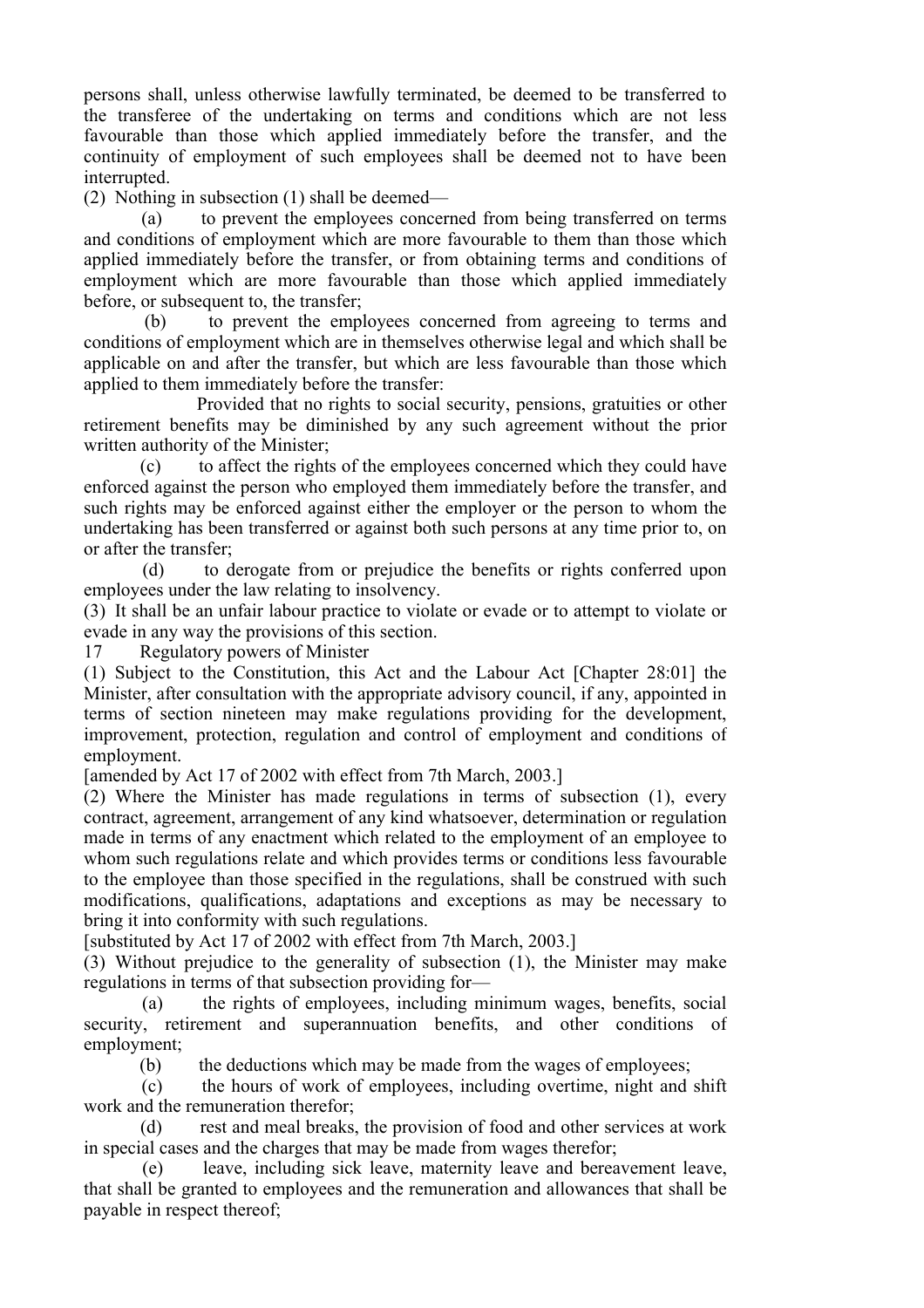persons shall, unless otherwise lawfully terminated, be deemed to be transferred to the transferee of the undertaking on terms and conditions which are not less favourable than those which applied immediately before the transfer, and the continuity of employment of such employees shall be deemed not to have been interrupted.

(2) Nothing in subsection (1) shall be deemed—

(a) to prevent the employees concerned from being transferred on terms and conditions of employment which are more favourable to them than those which applied immediately before the transfer, or from obtaining terms and conditions of employment which are more favourable than those which applied immediately before, or subsequent to, the transfer;

(b) to prevent the employees concerned from agreeing to terms and conditions of employment which are in themselves otherwise legal and which shall be applicable on and after the transfer, but which are less favourable than those which applied to them immediately before the transfer:

Provided that no rights to social security, pensions, gratuities or other retirement benefits may be diminished by any such agreement without the prior written authority of the Minister;

(c) to affect the rights of the employees concerned which they could have enforced against the person who employed them immediately before the transfer, and such rights may be enforced against either the employer or the person to whom the undertaking has been transferred or against both such persons at any time prior to, on or after the transfer;

(d) to derogate from or prejudice the benefits or rights conferred upon employees under the law relating to insolvency.

(3) It shall be an unfair labour practice to violate or evade or to attempt to violate or evade in any way the provisions of this section.

17 Regulatory powers of Minister

(1) Subject to the Constitution, this Act and the Labour Act [Chapter 28:01] the Minister, after consultation with the appropriate advisory council, if any, appointed in terms of section nineteen may make regulations providing for the development, improvement, protection, regulation and control of employment and conditions of employment.

[amended by Act 17 of 2002 with effect from 7th March, 2003.]

(2) Where the Minister has made regulations in terms of subsection (1), every contract, agreement, arrangement of any kind whatsoever, determination or regulation made in terms of any enactment which related to the employment of an employee to whom such regulations relate and which provides terms or conditions less favourable to the employee than those specified in the regulations, shall be construed with such modifications, qualifications, adaptations and exceptions as may be necessary to bring it into conformity with such regulations.

[substituted by Act 17 of 2002 with effect from 7th March, 2003.]

(3) Without prejudice to the generality of subsection (1), the Minister may make regulations in terms of that subsection providing for—

(a) the rights of employees, including minimum wages, benefits, social security, retirement and superannuation benefits, and other conditions of employment;

(b) the deductions which may be made from the wages of employees;

(c) the hours of work of employees, including overtime, night and shift work and the remuneration therefor;

(d) rest and meal breaks, the provision of food and other services at work in special cases and the charges that may be made from wages therefor;

(e) leave, including sick leave, maternity leave and bereavement leave, that shall be granted to employees and the remuneration and allowances that shall be payable in respect thereof;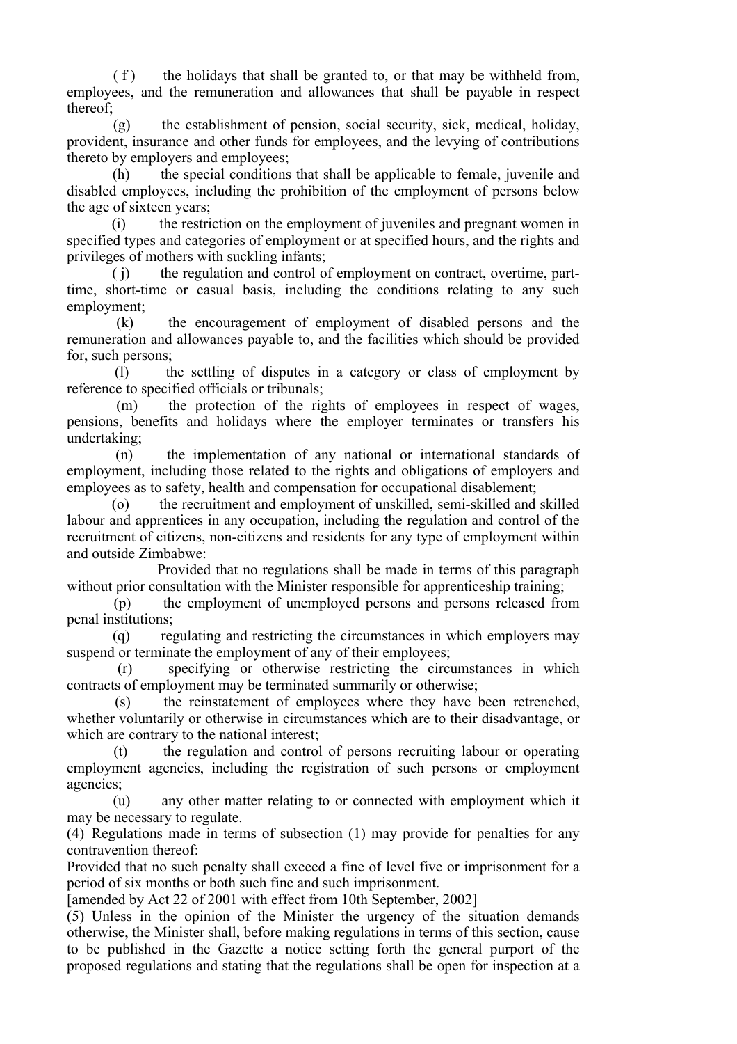(f) the holidays that shall be granted to, or that may be withheld from, employees, and the remuneration and allowances that shall be payable in respect thereof;

(g) the establishment of pension, social security, sick, medical, holiday, provident, insurance and other funds for employees, and the levying of contributions thereto by employers and employees;

(h) the special conditions that shall be applicable to female, juvenile and disabled employees, including the prohibition of the employment of persons below the age of sixteen years;

(i) the restriction on the employment of juveniles and pregnant women in specified types and categories of employment or at specified hours, and the rights and privileges of mothers with suckling infants;

(j) the regulation and control of employment on contract, overtime, part-time, short-time or casual basis, including the conditions relating to any such employment;

(k) the encouragement of employment of disabled persons and the remuneration and allowances payable to, and the facilities which should be provided for, such persons;

(l) the settling of disputes in a category or class of employment by reference to specified officials or tribunals;

(m) the protection of the rights of employees in respect of wages, pensions, benefits and holidays where the employer terminates or transfers his undertaking;

(n) the implementation of any national or international standards of employment, including those related to the rights and obligations of employers and employees as to safety, health and compensation for occupational disablement;

(o) the recruitment and employment of unskilled, semi-skilled and skilled labour and apprentices in any occupation, including the regulation and control of the recruitment of citizens, non-citizens and residents for any type of employment within and outside Zimbabwe:

Provided that no regulations shall be made in terms of this paragraph without prior consultation with the Minister responsible for apprenticeship training;

(p) the employment of unemployed persons and persons released from penal institutions;

(q) regulating and restricting the circumstances in which employers may suspend or terminate the employment of any of their employees;

(r) specifying or otherwise restricting the circumstances in which contracts of employment may be terminated summarily or otherwise;

(s) the reinstatement of employees where they have been retrenched, whether voluntarily or otherwise in circumstances which are to their disadvantage, or which are contrary to the national interest;

(t) the regulation and control of persons recruiting labour or operating employment agencies, including the registration of such persons or employment agencies;

(u) any other matter relating to or connected with employment which it may be necessary to regulate.

(4) Regulations made in terms of subsection (1) may provide for penalties for any contravention thereof:

Provided that no such penalty shall exceed a fine of level five or imprisonment for a period of six months or both such fine and such imprisonment.

[amended by Act 22 of 2001 with effect from 10th September, 2002]

(5) Unless in the opinion of the Minister the urgency of the situation demands otherwise, the Minister shall, before making regulations in terms of this section, cause to be published in the Gazette a notice setting forth the general purport of the proposed regulations and stating that the regulations shall be open for inspection at a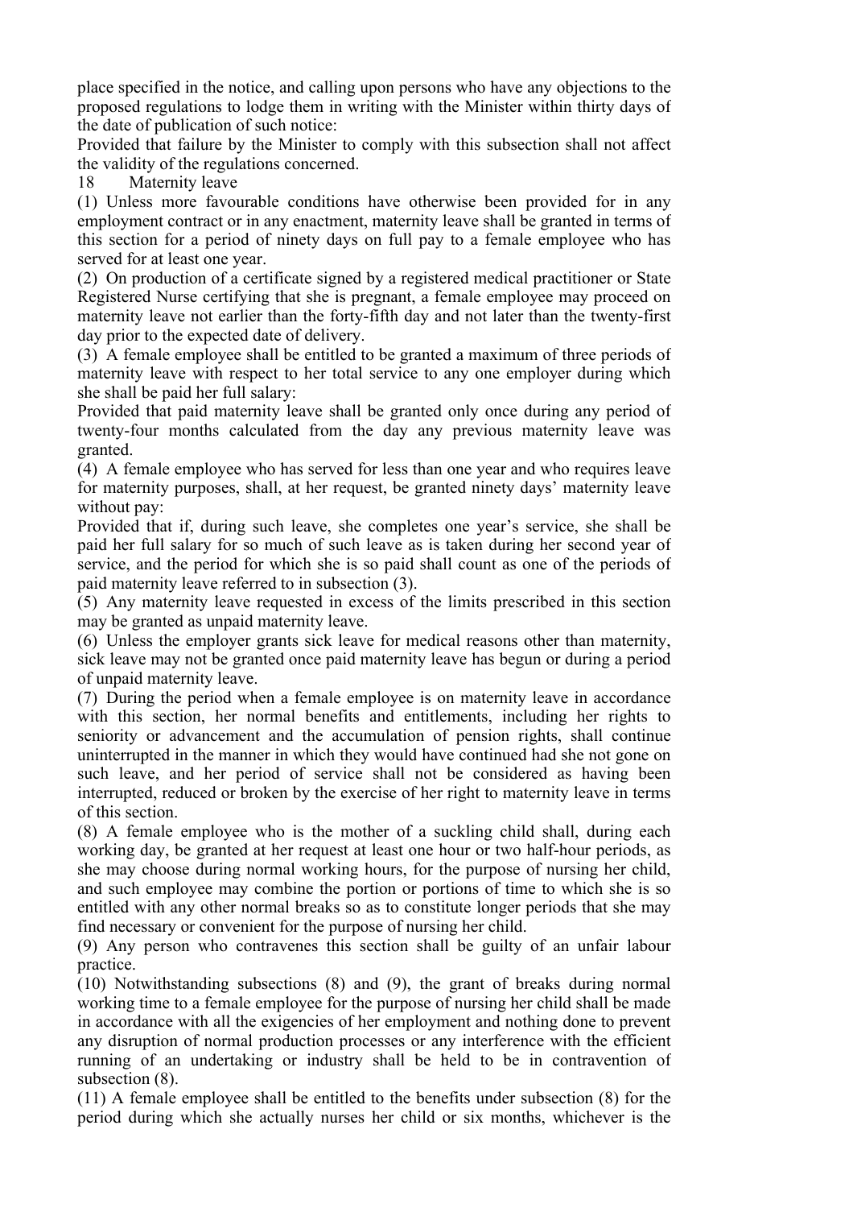place specified in the notice, and calling upon persons who have any objections to the proposed regulations to lodge them in writing with the Minister within thirty days of the date of publication of such notice:

Provided that failure by the Minister to comply with this subsection shall not affect the validity of the regulations concerned.

## 18 Maternity leave

(1) Unless more favourable conditions have otherwise been provided for in any employment contract or in any enactment, maternity leave shall be granted in terms of this section for a period of ninety days on full pay to a female employee who has served for at least one year.

(2) On production of a certificate signed by a registered medical practitioner or State Registered Nurse certifying that she is pregnant, a female employee may proceed on maternity leave not earlier than the forty-fifth day and not later than the twenty-first day prior to the expected date of delivery.

(3) A female employee shall be entitled to be granted a maximum of three periods of maternity leave with respect to her total service to any one employer during which she shall be paid her full salary:

Provided that paid maternity leave shall be granted only once during any period of twenty-four months calculated from the day any previous maternity leave was granted.

(4) A female employee who has served for less than one year and who requires leave for maternity purposes, shall, at her request, be granted ninety days' maternity leave without pay:

Provided that if, during such leave, she completes one year's service, she shall be paid her full salary for so much of such leave as is taken during her second year of service, and the period for which she is so paid shall count as one of the periods of paid maternity leave referred to in subsection (3).

(5) Any maternity leave requested in excess of the limits prescribed in this section may be granted as unpaid maternity leave.

(6) Unless the employer grants sick leave for medical reasons other than maternity, sick leave may not be granted once paid maternity leave has begun or during a period of unpaid maternity leave.

(7) During the period when a female employee is on maternity leave in accordance with this section, her normal benefits and entitlements, including her rights to seniority or advancement and the accumulation of pension rights, shall continue uninterrupted in the manner in which they would have continued had she not gone on such leave, and her period of service shall not be considered as having been interrupted, reduced or broken by the exercise of her right to maternity leave in terms of this section.

(8) A female employee who is the mother of a suckling child shall, during each working day, be granted at her request at least one hour or two half-hour periods, as she may choose during normal working hours, for the purpose of nursing her child, and such employee may combine the portion or portions of time to which she is so entitled with any other normal breaks so as to constitute longer periods that she may find necessary or convenient for the purpose of nursing her child.

(9) Any person who contravenes this section shall be guilty of an unfair labour practice.

(10) Notwithstanding subsections (8) and (9), the grant of breaks during normal working time to a female employee for the purpose of nursing her child shall be made in accordance with all the exigencies of her employment and nothing done to prevent any disruption of normal production processes or any interference with the efficient running of an undertaking or industry shall be held to be in contravention of subsection (8).

(11) A female employee shall be entitled to the benefits under subsection (8) for the period during which she actually nurses her child or six months, whichever is the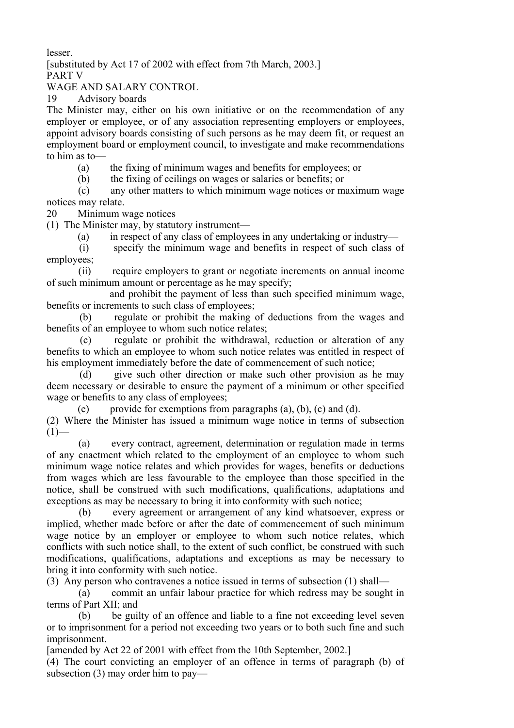lesser.

[substituted by Act 17 of 2002 with effect from 7th March, 2003.]

## PART V

## WAGE AND SALARY CONTROL

### 19 Advisory boards

The Minister may, either on his own initiative or on the recommendation of any employer or employee, or of any association representing employers or employees, appoint advisory boards consisting of such persons as he may deem fit, or request an employment board or employment council, to investigate and make recommendations to him as to—

(a) the fixing of minimum wages and benefits for employees; or

(b) the fixing of ceilings on wages or salaries or benefits; or

(c) any other matters to which minimum wage notices or maximum wage notices may relate.

### 20 Minimum wage notices

(1) The Minister may, by statutory instrument—

(a) in respect of any class of employees in any undertaking or industry—

(i) specify the minimum wage and benefits in respect of such class of employees;

(ii) require employers to grant or negotiate increments on annual income of such minimum amount or percentage as he may specify;

and prohibit the payment of less than such specified minimum wage, benefits or increments to such class of employees;

(b) regulate or prohibit the making of deductions from the wages and benefits of an employee to whom such notice relates;

(c) regulate or prohibit the withdrawal, reduction or alteration of any benefits to which an employee to whom such notice relates was entitled in respect of his employment immediately before the date of commencement of such notice;

(d) give such other direction or make such other provision as he may deem necessary or desirable to ensure the payment of a minimum or other specified wage or benefits to any class of employees;

(e) provide for exemptions from paragraphs (a), (b), (c) and (d).

(2) Where the Minister has issued a minimum wage notice in terms of subsection (1)—

(a) every contract, agreement, determination or regulation made in terms of any enactment which related to the employment of an employee to whom such minimum wage notice relates and which provides for wages, benefits or deductions from wages which are less favourable to the employee than those specified in the notice, shall be construed with such modifications, qualifications, adaptations and exceptions as may be necessary to bring it into conformity with such notice;

(b) every agreement or arrangement of any kind whatsoever, express or implied, whether made before or after the date of commencement of such minimum wage notice by an employer or employee to whom such notice relates, which conflicts with such notice shall, to the extent of such conflict, be construed with such modifications, qualifications, adaptations and exceptions as may be necessary to bring it into conformity with such notice.

(3) Any person who contravenes a notice issued in terms of subsection (1) shall—

(a) commit an unfair labour practice for which redress may be sought in terms of Part XII; and

(b) be guilty of an offence and liable to a fine not exceeding level seven or to imprisonment for a period not exceeding two years or to both such fine and such imprisonment.

[amended by Act 22 of 2001 with effect from the 10th September, 2002.]

(4) The court convicting an employer of an offence in terms of paragraph (b) of subsection (3) may order him to pay—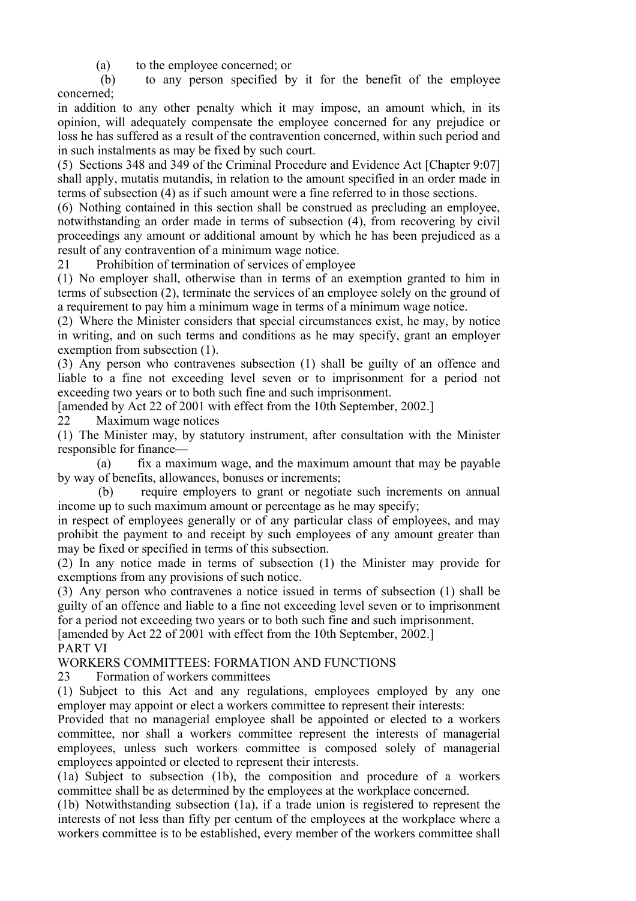(a) to the employee concerned; or

(b) to any person specified by it for the benefit of the employee concerned;

in addition to any other penalty which it may impose, an amount which, in its opinion, will adequately compensate the employee concerned for any prejudice or loss he has suffered as a result of the contravention concerned, within such period and in such instalments as may be fixed by such court.

(5) Sections 348 and 349 of the Criminal Procedure and Evidence Act [Chapter 9:07] shall apply, mutatis mutandis, in relation to the amount specified in an order made in terms of subsection (4) as if such amount were a fine referred to in those sections.

(6) Nothing contained in this section shall be construed as precluding an employee, notwithstanding an order made in terms of subsection (4), from recovering by civil proceedings any amount or additional amount by which he has been prejudiced as a result of any contravention of a minimum wage notice.

21 Prohibition of termination of services of employee

(1) No employer shall, otherwise than in terms of an exemption granted to him in terms of subsection (2), terminate the services of an employee solely on the ground of a requirement to pay him a minimum wage in terms of a minimum wage notice.

(2) Where the Minister considers that special circumstances exist, he may, by notice in writing, and on such terms and conditions as he may specify, grant an employer exemption from subsection (1).

(3) Any person who contravenes subsection (1) shall be guilty of an offence and liable to a fine not exceeding level seven or to imprisonment for a period not exceeding two years or to both such fine and such imprisonment.

[amended by Act 22 of 2001 with effect from the 10th September, 2002.]

22 Maximum wage notices

(1) The Minister may, by statutory instrument, after consultation with the Minister responsible for finance—

(a) fix a maximum wage, and the maximum amount that may be payable by way of benefits, allowances, bonuses or increments;

(b) require employers to grant or negotiate such increments on annual income up to such maximum amount or percentage as he may specify;

in respect of employees generally or of any particular class of employees, and may prohibit the payment to and receipt by such employees of any amount greater than may be fixed or specified in terms of this subsection.

(2) In any notice made in terms of subsection (1) the Minister may provide for exemptions from any provisions of such notice.

(3) Any person who contravenes a notice issued in terms of subsection (1) shall be guilty of an offence and liable to a fine not exceeding level seven or to imprisonment for a period not exceeding two years or to both such fine and such imprisonment.

[amended by Act 22 of 2001 with effect from the 10th September, 2002.]

PART VI

WORKERS COMMITTEES: FORMATION AND FUNCTIONS

23 Formation of workers committees

(1) Subject to this Act and any regulations, employees employed by any one employer may appoint or elect a workers committee to represent their interests:

Provided that no managerial employee shall be appointed or elected to a workers committee, nor shall a workers committee represent the interests of managerial employees, unless such workers committee is composed solely of managerial employees appointed or elected to represent their interests.

(1a) Subject to subsection (1b), the composition and procedure of a workers committee shall be as determined by the employees at the workplace concerned.

(1b) Notwithstanding subsection (1a), if a trade union is registered to represent the interests of not less than fifty per centum of the employees at the workplace where a workers committee is to be established, every member of the workers committee shall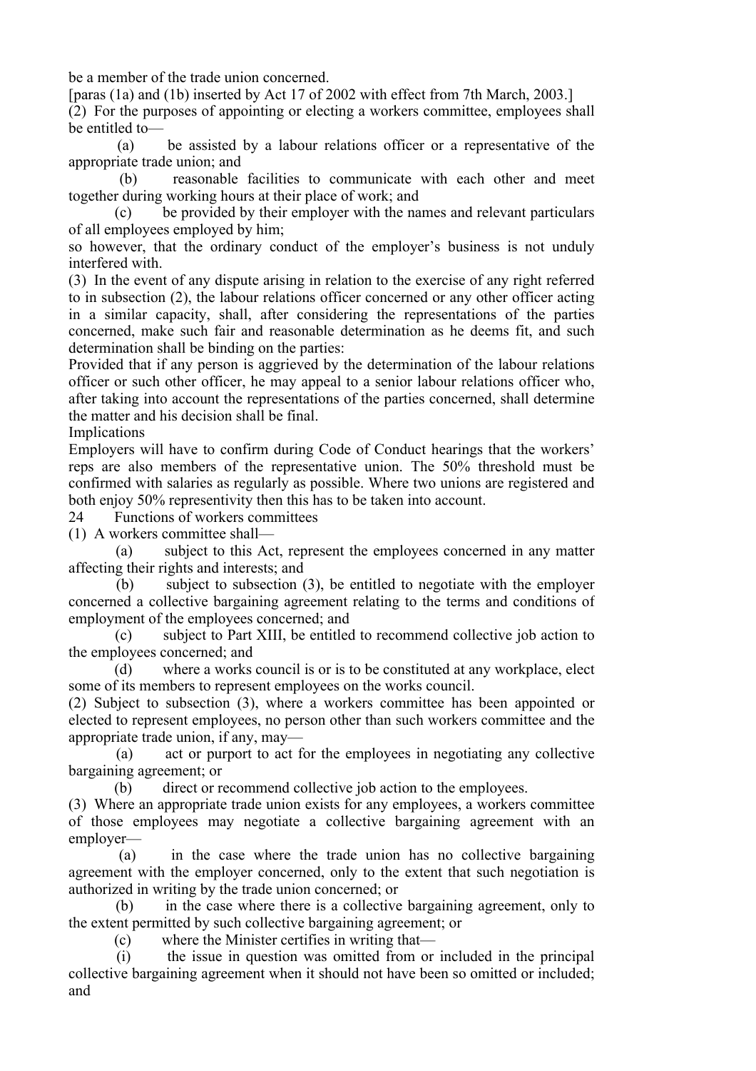be a member of the trade union concerned.

[paras (1a) and (1b) inserted by Act 17 of 2002 with effect from 7th March, 2003.]

(2) For the purposes of appointing or electing a workers committee, employees shall be entitled to—

(a) be assisted by a labour relations officer or a representative of the appropriate trade union; and

(b) reasonable facilities to communicate with each other and meet together during working hours at their place of work; and

(c) be provided by their employer with the names and relevant particulars of all employees employed by him;

so however, that the ordinary conduct of the employer's business is not unduly interfered with.

(3) In the event of any dispute arising in relation to the exercise of any right referred to in subsection (2), the labour relations officer concerned or any other officer acting in a similar capacity, shall, after considering the representations of the parties concerned, make such fair and reasonable determination as he deems fit, and such determination shall be binding on the parties:

Provided that if any person is aggrieved by the determination of the labour relations officer or such other officer, he may appeal to a senior labour relations officer who, after taking into account the representations of the parties concerned, shall determine the matter and his decision shall be final.

Implications

Employers will have to confirm during Code of Conduct hearings that the workers' reps are also members of the representative union. The 50% threshold must be confirmed with salaries as regularly as possible. Where two unions are registered and both enjoy 50% representivity then this has to be taken into account.

## 24 Functions of workers committees

(1) A workers committee shall—

(a) subject to this Act, represent the employees concerned in any matter affecting their rights and interests; and

(b) subject to subsection (3), be entitled to negotiate with the employer concerned a collective bargaining agreement relating to the terms and conditions of employment of the employees concerned; and

(c) subject to Part XIII, be entitled to recommend collective job action to the employees concerned; and

(d) where a works council is or is to be constituted at any workplace, elect some of its members to represent employees on the works council.

(2) Subject to subsection (3), where a workers committee has been appointed or elected to represent employees, no person other than such workers committee and the appropriate trade union, if any, may—

(a) act or purport to act for the employees in negotiating any collective bargaining agreement; or

(b) direct or recommend collective job action to the employees.

(3) Where an appropriate trade union exists for any employees, a workers committee of those employees may negotiate a collective bargaining agreement with an employer—

(a) in the case where the trade union has no collective bargaining agreement with the employer concerned, only to the extent that such negotiation is authorized in writing by the trade union concerned; or

(b) in the case where there is a collective bargaining agreement, only to the extent permitted by such collective bargaining agreement; or

(c) where the Minister certifies in writing that—

(i) the issue in question was omitted from or included in the principal collective bargaining agreement when it should not have been so omitted or included; and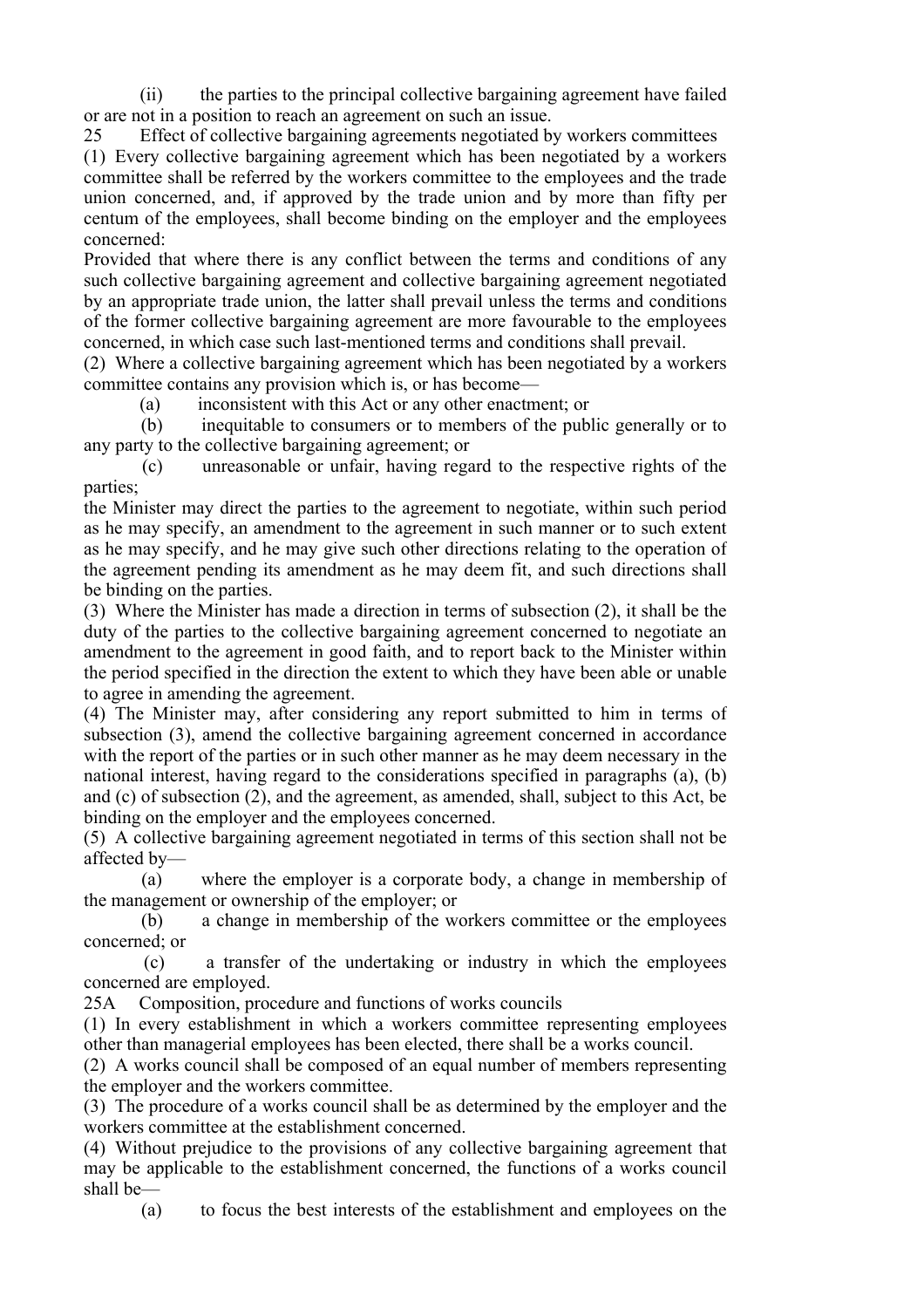(ii) the parties to the principal collective bargaining agreement have failed or are not in a position to reach an agreement on such an issue.

### 25 Effect of collective bargaining agreements negotiated by workers committees

(1) Every collective bargaining agreement which has been negotiated by a workers committee shall be referred by the workers committee to the employees and the trade union concerned, and, if approved by the trade union and by more than fifty per centum of the employees, shall become binding on the employer and the employees concerned:

Provided that where there is any conflict between the terms and conditions of any such collective bargaining agreement and collective bargaining agreement negotiated by an appropriate trade union, the latter shall prevail unless the terms and conditions of the former collective bargaining agreement are more favourable to the employees concerned, in which case such last-mentioned terms and conditions shall prevail.

(2) Where a collective bargaining agreement which has been negotiated by a workers committee contains any provision which is, or has become—

(a) inconsistent with this Act or any other enactment; or

(b) inequitable to consumers or to members of the public generally or to any party to the collective bargaining agreement; or

(c) unreasonable or unfair, having regard to the respective rights of the parties;

the Minister may direct the parties to the agreement to negotiate, within such period as he may specify, an amendment to the agreement in such manner or to such extent as he may specify, and he may give such other directions relating to the operation of the agreement pending its amendment as he may deem fit, and such directions shall be binding on the parties.

(3) Where the Minister has made a direction in terms of subsection (2), it shall be the duty of the parties to the collective bargaining agreement concerned to negotiate an amendment to the agreement in good faith, and to report back to the Minister within the period specified in the direction the extent to which they have been able or unable to agree in amending the agreement.

(4) The Minister may, after considering any report submitted to him in terms of subsection (3), amend the collective bargaining agreement concerned in accordance with the report of the parties or in such other manner as he may deem necessary in the national interest, having regard to the considerations specified in paragraphs (a), (b) and (c) of subsection (2), and the agreement, as amended, shall, subject to this Act, be binding on the employer and the employees concerned.

(5) A collective bargaining agreement negotiated in terms of this section shall not be affected by—

(a) where the employer is a corporate body, a change in membership of the management or ownership of the employer; or

(b) a change in membership of the workers committee or the employees concerned; or

(c) a transfer of the undertaking or industry in which the employees concerned are employed.

### 25A Composition, procedure and functions of works councils

(1) In every establishment in which a workers committee representing employees other than managerial employees has been elected, there shall be a works council.

(2) A works council shall be composed of an equal number of members representing the employer and the workers committee.

(3) The procedure of a works council shall be as determined by the employer and the workers committee at the establishment concerned.

(4) Without prejudice to the provisions of any collective bargaining agreement that may be applicable to the establishment concerned, the functions of a works council shall be—

(a) to focus the best interests of the establishment and employees on the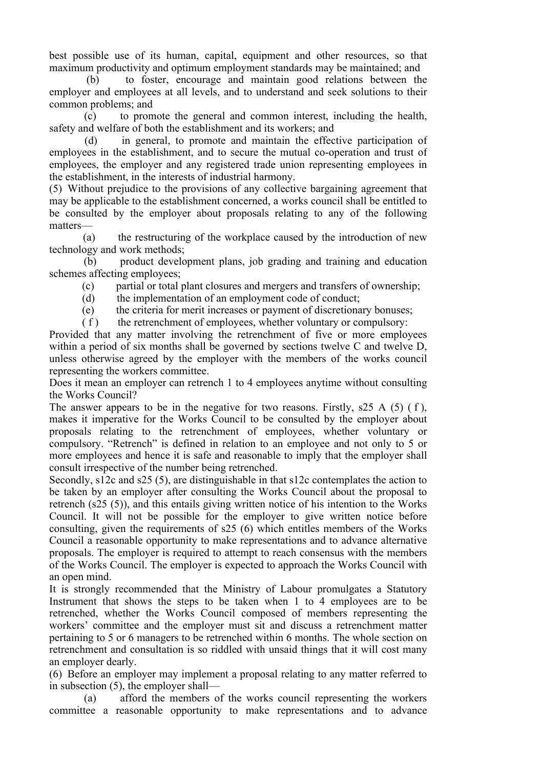best possible use of its human, capital, equipment and other resources, so that maximum productivity and optimum employment standards may be maintained; and

(b) to foster, encourage and maintain good relations between the employer and employees at all levels, and to understand and seek solutions to their common problems; and

(c) to promote the general and common interest, including the health, safety and welfare of both the establishment and its workers; and

(d) in general, to promote and maintain the effective participation of employees in the establishment, and to secure the mutual co-operation and trust of employees, the employer and any registered trade union representing employees in the establishment, in the interests of industrial harmony.

(5) Without prejudice to the provisions of any collective bargaining agreement that may be applicable to the establishment concerned, a works council shall be entitled to be consulted by the employer about proposals relating to any of the following matters—

(a) the restructuring of the workplace caused by the introduction of new technology and work methods;

(b) product development plans, job grading and training and education schemes affecting employees;

(c) partial or total plant closures and mergers and transfers of ownership;

(d) the implementation of an employment code of conduct;

(e) the criteria for merit increases or payment of discretionary bonuses;

( f ) the retrenchment of employees, whether voluntary or compulsory:

Provided that any matter involving the retrenchment of five or more employees within a period of six months shall be governed by sections twelve C and twelve D, unless otherwise agreed by the employer with the members of the works council representing the workers committee.

Does it mean an employer can retrench 1 to 4 employees anytime without consulting the Works Council?

The answer appears to be in the negative for two reasons. Firstly, s25 A (5) ( f ), makes it imperative for the Works Council to be consulted by the employer about proposals relating to the retrenchment of employees, whether voluntary or compulsory. "Retrench" is defined in relation to an employee and not only to 5 or more employees and hence it is safe and reasonable to imply that the employer shall consult irrespective of the number being retrenched.

Secondly, s12c and s25 (5), are distinguishable in that s12c contemplates the action to be taken by an employer after consulting the Works Council about the proposal to retrench (s25 (5)), and this entails giving written notice of his intention to the Works Council. It will not be possible for the employer to give written notice before consulting, given the requirements of s25 (6) which entitles members of the Works Council a reasonable opportunity to make representations and to advance alternative proposals. The employer is required to attempt to reach consensus with the members of the Works Council. The employer is expected to approach the Works Council with an open mind.

It is strongly recommended that the Ministry of Labour promulgates a Statutory Instrument that shows the steps to be taken when 1 to 4 employees are to be retrenched, whether the Works Council composed of members representing the workers' committee and the employer must sit and discuss a retrenchment matter pertaining to 5 or 6 managers to be retrenched within 6 months. The whole section on retrenchment and consultation is so riddled with unsaid things that it will cost many an employer dearly.

(6) Before an employer may implement a proposal relating to any matter referred to in subsection (5), the employer shall—

(a) afford the members of the works council representing the workers committee a reasonable opportunity to make representations and to advance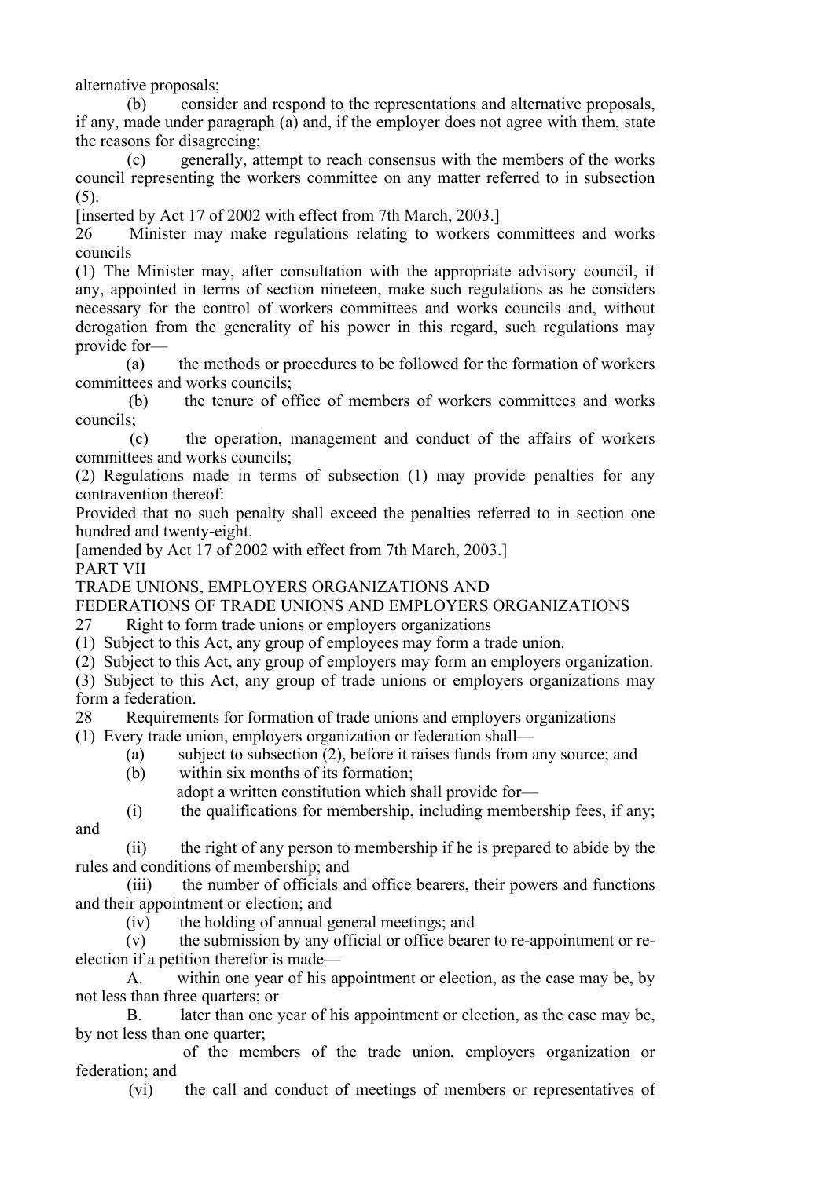alternative proposals;

(b) consider and respond to the representations and alternative proposals, if any, made under paragraph (a) and, if the employer does not agree with them, state the reasons for disagreeing;

(c) generally, attempt to reach consensus with the members of the works council representing the workers committee on any matter referred to in subsection (5).

[inserted by Act 17 of 2002 with effect from 7th March, 2003.]

26 Minister may make regulations relating to workers committees and works councils

(1) The Minister may, after consultation with the appropriate advisory council, if any, appointed in terms of section nineteen, make such regulations as he considers necessary for the control of workers committees and works councils and, without derogation from the generality of his power in this regard, such regulations may provide for—

(a) the methods or procedures to be followed for the formation of workers committees and works councils;

(b) the tenure of office of members of workers committees and works councils;

(c) the operation, management and conduct of the affairs of workers committees and works councils;

(2) Regulations made in terms of subsection (1) may provide penalties for any contravention thereof:

Provided that no such penalty shall exceed the penalties referred to in section one hundred and twenty-eight.

[amended by Act 17 of 2002 with effect from 7th March, 2003.]

PART VII

TRADE UNIONS, EMPLOYERS ORGANIZATIONS AND FEDERATIONS OF TRADE UNIONS AND EMPLOYERS ORGANIZATIONS

27 Right to form trade unions or employers organizations

(1) Subject to this Act, any group of employees may form a trade union.

(2) Subject to this Act, any group of employers may form an employers organization.

(3) Subject to this Act, any group of trade unions or employers organizations may form a federation.

28 Requirements for formation of trade unions and employers organizations

(1) Every trade union, employers organization or federation shall—

(a) subject to subsection (2), before it raises funds from any source; and

(b) within six months of its formation;

adopt a written constitution which shall provide for—

(i) the qualifications for membership, including membership fees, if any; and

(ii) the right of any person to membership if he is prepared to abide by the rules and conditions of membership; and

(iii) the number of officials and office bearers, their powers and functions and their appointment or election; and

(iv) the holding of annual general meetings; and

(v) the submission by any official or office bearer to re-appointment or re-election if a petition therefor is made—

A. within one year of his appointment or election, as the case may be, by not less than three quarters; or

B. later than one year of his appointment or election, as the case may be, by not less than one quarter;

of the members of the trade union, employers organization or federation; and

(vi) the call and conduct of meetings of members or representatives of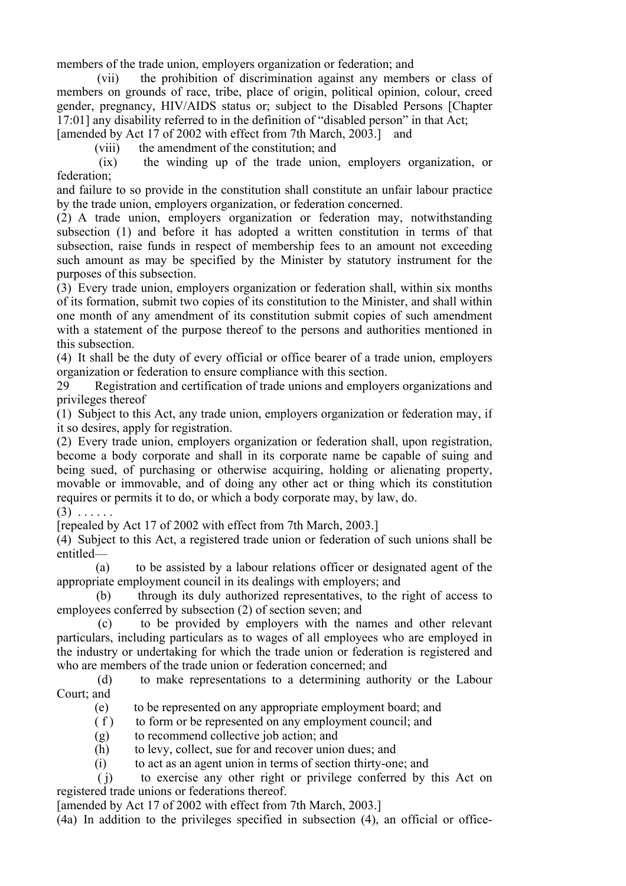members of the trade union, employers organization or federation; and

(vii) the prohibition of discrimination against any members or class of members on grounds of race, tribe, place of origin, political opinion, colour, creed gender, pregnancy, HIV/AIDS status or; subject to the Disabled Persons [Chapter 17:01] any disability referred to in the definition of "disabled person" in that Act; [amended by Act 17 of 2002 with effect from 7th March, 2003.] and

(viii) the amendment of the constitution; and

(ix) the winding up of the trade union, employers organization, or federation;

and failure to so provide in the constitution shall constitute an unfair labour practice by the trade union, employers organization, or federation concerned.

(2) A trade union, employers organization or federation may, notwithstanding subsection (1) and before it has adopted a written constitution in terms of that subsection, raise funds in respect of membership fees to an amount not exceeding such amount as may be specified by the Minister by statutory instrument for the purposes of this subsection.

(3) Every trade union, employers organization or federation shall, within six months of its formation, submit two copies of its constitution to the Minister, and shall within one month of any amendment of its constitution submit copies of such amendment with a statement of the purpose thereof to the persons and authorities mentioned in this subsection.

(4) It shall be the duty of every official or office bearer of a trade union, employers organization or federation to ensure compliance with this section.

## 29 Registration and certification of trade unions and employers organizations and privileges thereof

(1) Subject to this Act, any trade union, employers organization or federation may, if it so desires, apply for registration.

(2) Every trade union, employers organization or federation shall, upon registration, become a body corporate and shall in its corporate name be capable of suing and being sued, of purchasing or otherwise acquiring, holding or alienating property, movable or immovable, and of doing any other act or thing which its constitution requires or permits it to do, or which a body corporate may, by law, do.

(3) . . . . . .

[repealed by Act 17 of 2002 with effect from 7th March, 2003.]

(4) Subject to this Act, a registered trade union or federation of such unions shall be entitled—

(a) to be assisted by a labour relations officer or designated agent of the appropriate employment council in its dealings with employers; and

(b) through its duly authorized representatives, to the right of access to employees conferred by subsection (2) of section seven; and

(c) to be provided by employers with the names and other relevant particulars, including particulars as to wages of all employees who are employed in the industry or undertaking for which the trade union or federation is registered and who are members of the trade union or federation concerned; and

(d) to make representations to a determining authority or the Labour Court; and

(e) to be represented on any appropriate employment board; and

(f) to form or be represented on any employment council; and

(g) to recommend collective job action; and

(h) to levy, collect, sue for and recover union dues; and

(i) to act as an agent union in terms of section thirty-one; and

(j) to exercise any other right or privilege conferred by this Act on registered trade unions or federations thereof.

[amended by Act 17 of 2002 with effect from 7th March, 2003.]

(4a) In addition to the privileges specified in subsection (4), an official or office-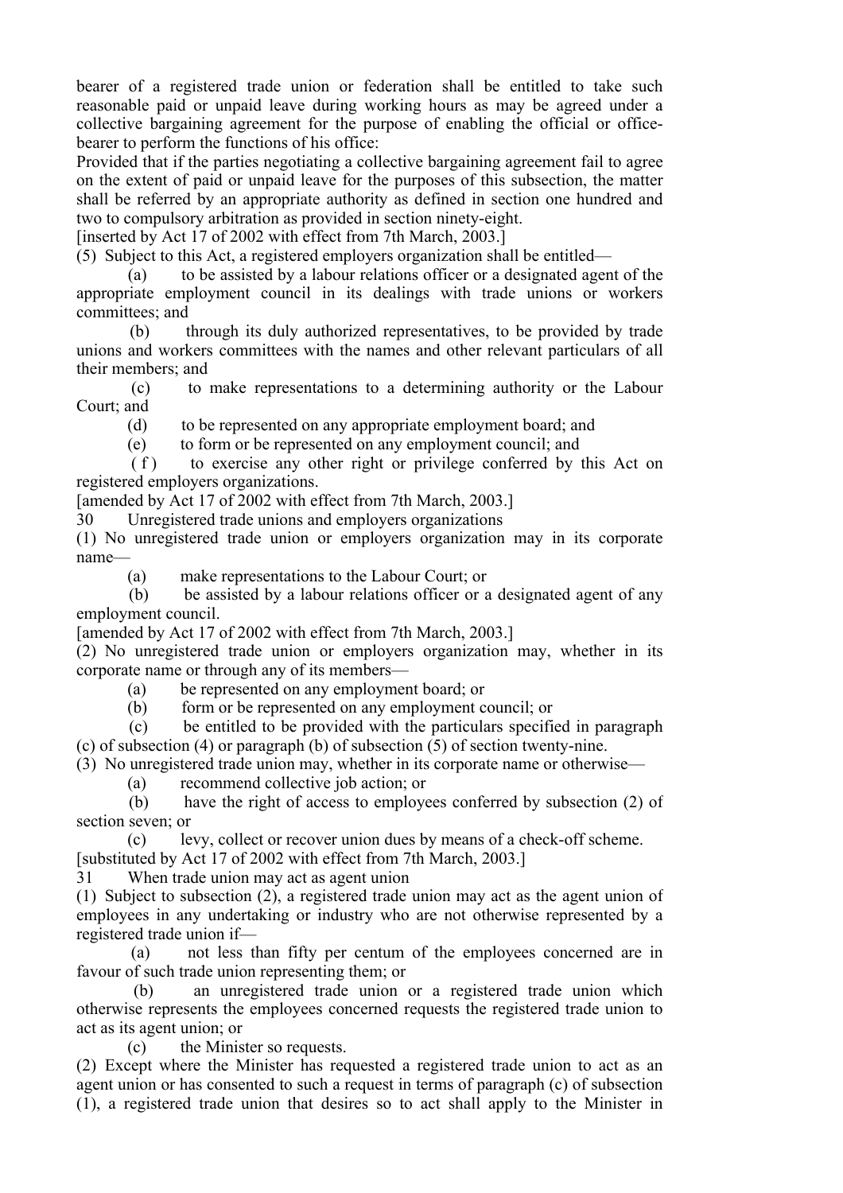bearer of a registered trade union or federation shall be entitled to take such reasonable paid or unpaid leave during working hours as may be agreed under a collective bargaining agreement for the purpose of enabling the official or office-bearer to perform the functions of his office:

Provided that if the parties negotiating a collective bargaining agreement fail to agree on the extent of paid or unpaid leave for the purposes of this subsection, the matter shall be referred by an appropriate authority as defined in section one hundred and two to compulsory arbitration as provided in section ninety-eight.

[inserted by Act 17 of 2002 with effect from 7th March, 2003.]

(5) Subject to this Act, a registered employers organization shall be entitled—

(a) to be assisted by a labour relations officer or a designated agent of the appropriate employment council in its dealings with trade unions or workers committees; and

(b) through its duly authorized representatives, to be provided by trade unions and workers committees with the names and other relevant particulars of all their members; and

(c) to make representations to a determining authority or the Labour Court; and

(d) to be represented on any appropriate employment board; and

(e) to form or be represented on any employment council; and

(f) to exercise any other right or privilege conferred by this Act on registered employers organizations.

[amended by Act 17 of 2002 with effect from 7th March, 2003.]

### 30 Unregistered trade unions and employers organizations

(1) No unregistered trade union or employers organization may in its corporate name—

(a) make representations to the Labour Court; or

(b) be assisted by a labour relations officer or a designated agent of any employment council.

[amended by Act 17 of 2002 with effect from 7th March, 2003.]

(2) No unregistered trade union or employers organization may, whether in its corporate name or through any of its members—

(a) be represented on any employment board; or

(b) form or be represented on any employment council; or

(c) be entitled to be provided with the particulars specified in paragraph (c) of subsection (4) or paragraph (b) of subsection (5) of section twenty-nine.

(3) No unregistered trade union may, whether in its corporate name or otherwise—

(a) recommend collective job action; or

(b) have the right of access to employees conferred by subsection (2) of section seven; or

(c) levy, collect or recover union dues by means of a check-off scheme.

[substituted by Act 17 of 2002 with effect from 7th March, 2003.]

### 31 When trade union may act as agent union

(1) Subject to subsection (2), a registered trade union may act as the agent union of employees in any undertaking or industry who are not otherwise represented by a registered trade union if—

(a) not less than fifty per centum of the employees concerned are in favour of such trade union representing them; or

(b) an unregistered trade union or a registered trade union which otherwise represents the employees concerned requests the registered trade union to act as its agent union; or

(c) the Minister so requests.

(2) Except where the Minister has requested a registered trade union to act as an agent union or has consented to such a request in terms of paragraph (c) of subsection (1), a registered trade union that desires so to act shall apply to the Minister in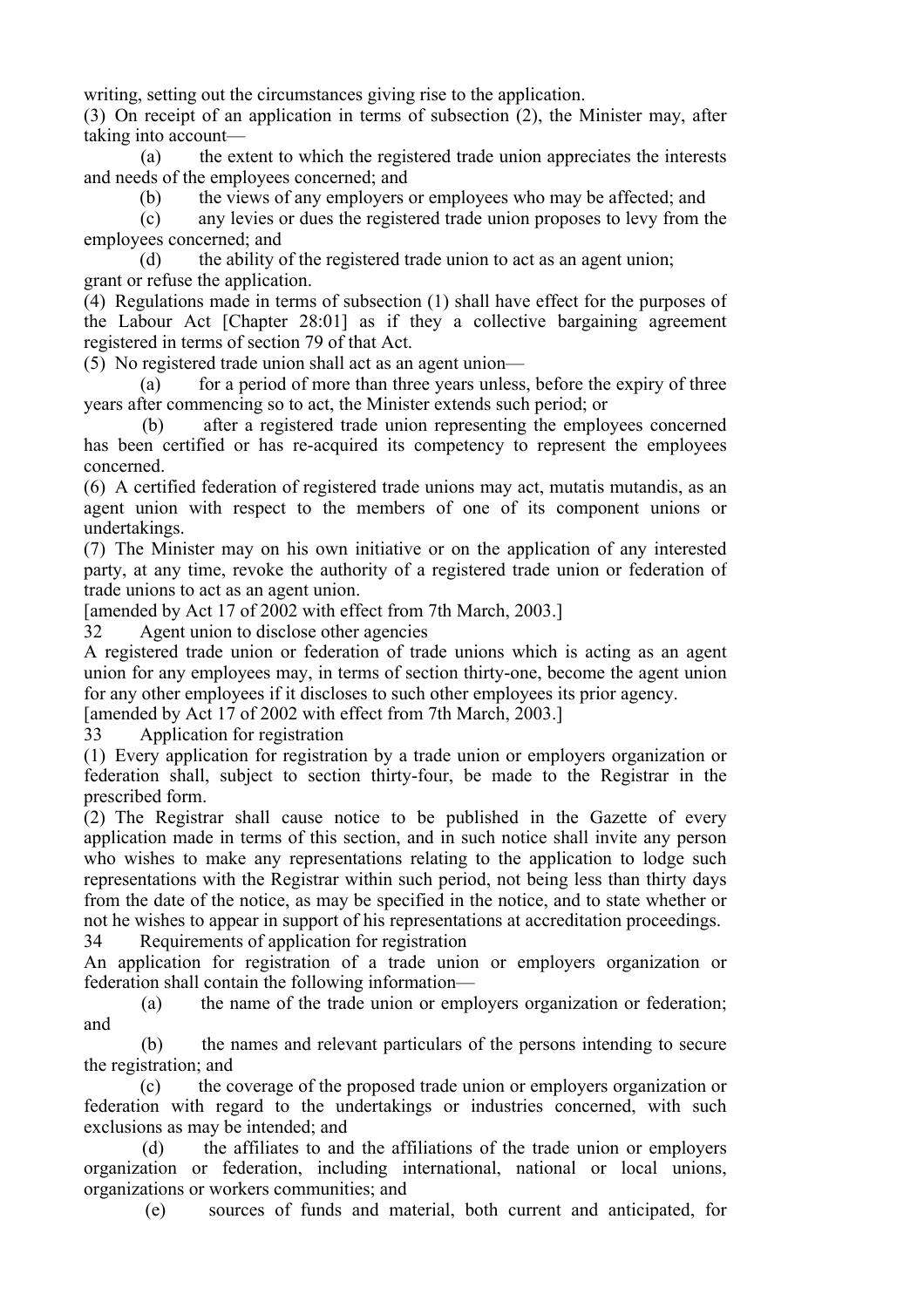writing, setting out the circumstances giving rise to the application.

(3) On receipt of an application in terms of subsection (2), the Minister may, after taking into account—

(a) the extent to which the registered trade union appreciates the interests and needs of the employees concerned; and

(b) the views of any employers or employees who may be affected; and

(c) any levies or dues the registered trade union proposes to levy from the employees concerned; and

(d) the ability of the registered trade union to act as an agent union;

grant or refuse the application.

(4) Regulations made in terms of subsection (1) shall have effect for the purposes of the Labour Act [Chapter 28:01] as if they a collective bargaining agreement registered in terms of section 79 of that Act.

(5) No registered trade union shall act as an agent union—

(a) for a period of more than three years unless, before the expiry of three years after commencing so to act, the Minister extends such period; or

(b) after a registered trade union representing the employees concerned has been certified or has re-acquired its competency to represent the employees concerned.

(6) A certified federation of registered trade unions may act, mutatis mutandis, as an agent union with respect to the members of one of its component unions or undertakings.

(7) The Minister may on his own initiative or on the application of any interested party, at any time, revoke the authority of a registered trade union or federation of trade unions to act as an agent union.

[amended by Act 17 of 2002 with effect from 7th March, 2003.]

## 32 Agent union to disclose other agencies

A registered trade union or federation of trade unions which is acting as an agent union for any employees may, in terms of section thirty-one, become the agent union for any other employees if it discloses to such other employees its prior agency.

[amended by Act 17 of 2002 with effect from 7th March, 2003.]

## 33 Application for registration

(1) Every application for registration by a trade union or employers organization or federation shall, subject to section thirty-four, be made to the Registrar in the prescribed form.

(2) The Registrar shall cause notice to be published in the Gazette of every application made in terms of this section, and in such notice shall invite any person who wishes to make any representations relating to the application to lodge such representations with the Registrar within such period, not being less than thirty days from the date of the notice, as may be specified in the notice, and to state whether or not he wishes to appear in support of his representations at accreditation proceedings.

## 34 Requirements of application for registration

An application for registration of a trade union or employers organization or federation shall contain the following information—

(a) the name of the trade union or employers organization or federation; and

(b) the names and relevant particulars of the persons intending to secure the registration; and

(c) the coverage of the proposed trade union or employers organization or federation with regard to the undertakings or industries concerned, with such exclusions as may be intended; and

(d) the affiliates to and the affiliations of the trade union or employers organization or federation, including international, national or local unions, organizations or workers communities; and

(e) sources of funds and material, both current and anticipated, for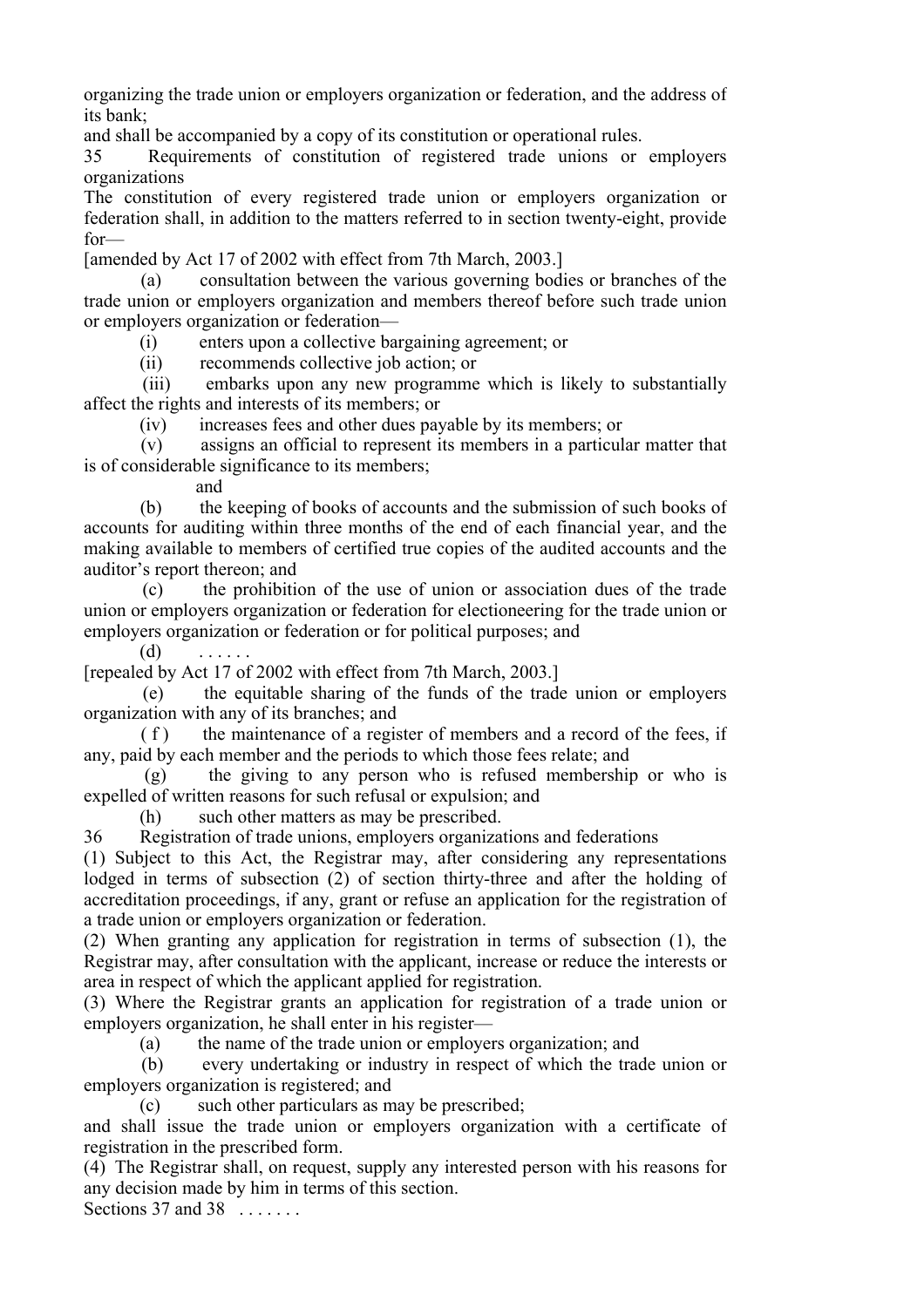organizing the trade union or employers organization or federation, and the address of its bank;

and shall be accompanied by a copy of its constitution or operational rules.

### 35 Requirements of constitution of registered trade unions or employers organizations

The constitution of every registered trade union or employers organization or federation shall, in addition to the matters referred to in section twenty-eight, provide for—

[amended by Act 17 of 2002 with effect from 7th March, 2003.]

(a) consultation between the various governing bodies or branches of the trade union or employers organization and members thereof before such trade union or employers organization or federation—

(i) enters upon a collective bargaining agreement; or

(ii) recommends collective job action; or

(iii) embarks upon any new programme which is likely to substantially affect the rights and interests of its members; or

(iv) increases fees and other dues payable by its members; or

(v) assigns an official to represent its members in a particular matter that is of considerable significance to its members;

and

(b) the keeping of books of accounts and the submission of such books of accounts for auditing within three months of the end of each financial year, and the making available to members of certified true copies of the audited accounts and the auditor's report thereon; and

(c) the prohibition of the use of union or association dues of the trade union or employers organization or federation for electioneering for the trade union or employers organization or federation or for political purposes; and

(d) . . . . . .

[repealed by Act 17 of 2002 with effect from 7th March, 2003.]

(e) the equitable sharing of the funds of the trade union or employers organization with any of its branches; and

(f) the maintenance of a register of members and a record of the fees, if any, paid by each member and the periods to which those fees relate; and

(g) the giving to any person who is refused membership or who is expelled of written reasons for such refusal or expulsion; and

(h) such other matters as may be prescribed.

### 36 Registration of trade unions, employers organizations and federations

(1) Subject to this Act, the Registrar may, after considering any representations lodged in terms of subsection (2) of section thirty-three and after the holding of accreditation proceedings, if any, grant or refuse an application for the registration of a trade union or employers organization or federation.

(2) When granting any application for registration in terms of subsection (1), the Registrar may, after consultation with the applicant, increase or reduce the interests or area in respect of which the applicant applied for registration.

(3) Where the Registrar grants an application for registration of a trade union or employers organization, he shall enter in his register—

(a) the name of the trade union or employers organization; and

(b) every undertaking or industry in respect of which the trade union or employers organization is registered; and

(c) such other particulars as may be prescribed;

and shall issue the trade union or employers organization with a certificate of registration in the prescribed form.

(4) The Registrar shall, on request, supply any interested person with his reasons for any decision made by him in terms of this section.

Sections 37 and 38 . . . . . . .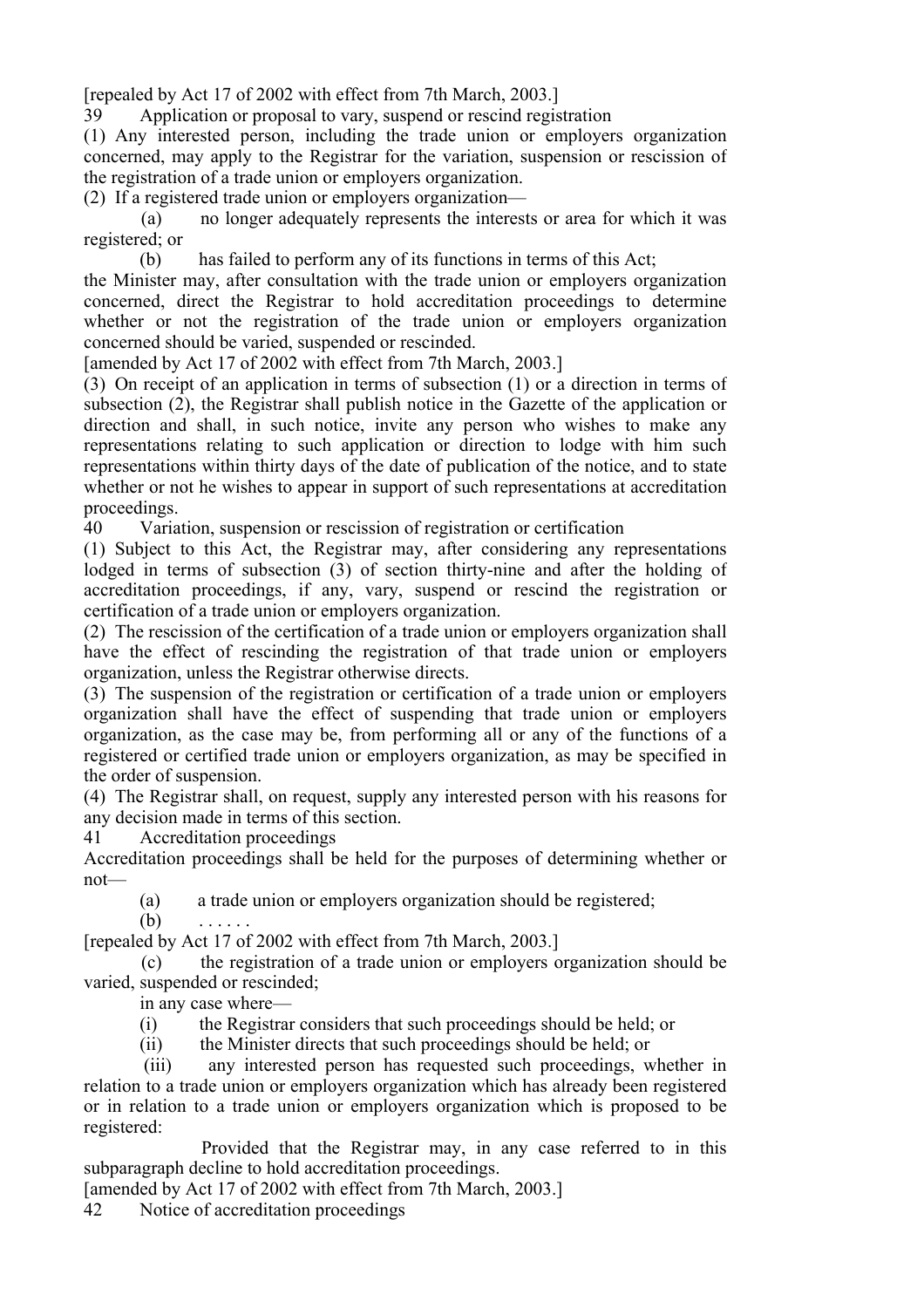[repealed by Act 17 of 2002 with effect from 7th March, 2003.]

### 39 Application or proposal to vary, suspend or rescind registration

(1) Any interested person, including the trade union or employers organization concerned, may apply to the Registrar for the variation, suspension or rescission of the registration of a trade union or employers organization.

(2) If a registered trade union or employers organization—

(a) no longer adequately represents the interests or area for which it was registered; or

(b) has failed to perform any of its functions in terms of this Act;

the Minister may, after consultation with the trade union or employers organization concerned, direct the Registrar to hold accreditation proceedings to determine whether or not the registration of the trade union or employers organization concerned should be varied, suspended or rescinded.

[amended by Act 17 of 2002 with effect from 7th March, 2003.]

(3) On receipt of an application in terms of subsection (1) or a direction in terms of subsection (2), the Registrar shall publish notice in the Gazette of the application or direction and shall, in such notice, invite any person who wishes to make any representations relating to such application or direction to lodge with him such representations within thirty days of the date of publication of the notice, and to state whether or not he wishes to appear in support of such representations at accreditation proceedings.

### 40 Variation, suspension or rescission of registration or certification

(1) Subject to this Act, the Registrar may, after considering any representations lodged in terms of subsection (3) of section thirty-nine and after the holding of accreditation proceedings, if any, vary, suspend or rescind the registration or certification of a trade union or employers organization.

(2) The rescission of the certification of a trade union or employers organization shall have the effect of rescinding the registration of that trade union or employers organization, unless the Registrar otherwise directs.

(3) The suspension of the registration or certification of a trade union or employers organization shall have the effect of suspending that trade union or employers organization, as the case may be, from performing all or any of the functions of a registered or certified trade union or employers organization, as may be specified in the order of suspension.

(4) The Registrar shall, on request, supply any interested person with his reasons for any decision made in terms of this section.

### 41 Accreditation proceedings

Accreditation proceedings shall be held for the purposes of determining whether or not—

(a) a trade union or employers organization should be registered;

(b) . . . . . .

[repealed by Act 17 of 2002 with effect from 7th March, 2003.]

(c) the registration of a trade union or employers organization should be varied, suspended or rescinded;

in any case where—

(i) the Registrar considers that such proceedings should be held; or

(ii) the Minister directs that such proceedings should be held; or

(iii) any interested person has requested such proceedings, whether in relation to a trade union or employers organization which has already been registered or in relation to a trade union or employers organization which is proposed to be registered:

Provided that the Registrar may, in any case referred to in this subparagraph decline to hold accreditation proceedings.

[amended by Act 17 of 2002 with effect from 7th March, 2003.]

### 42 Notice of accreditation proceedings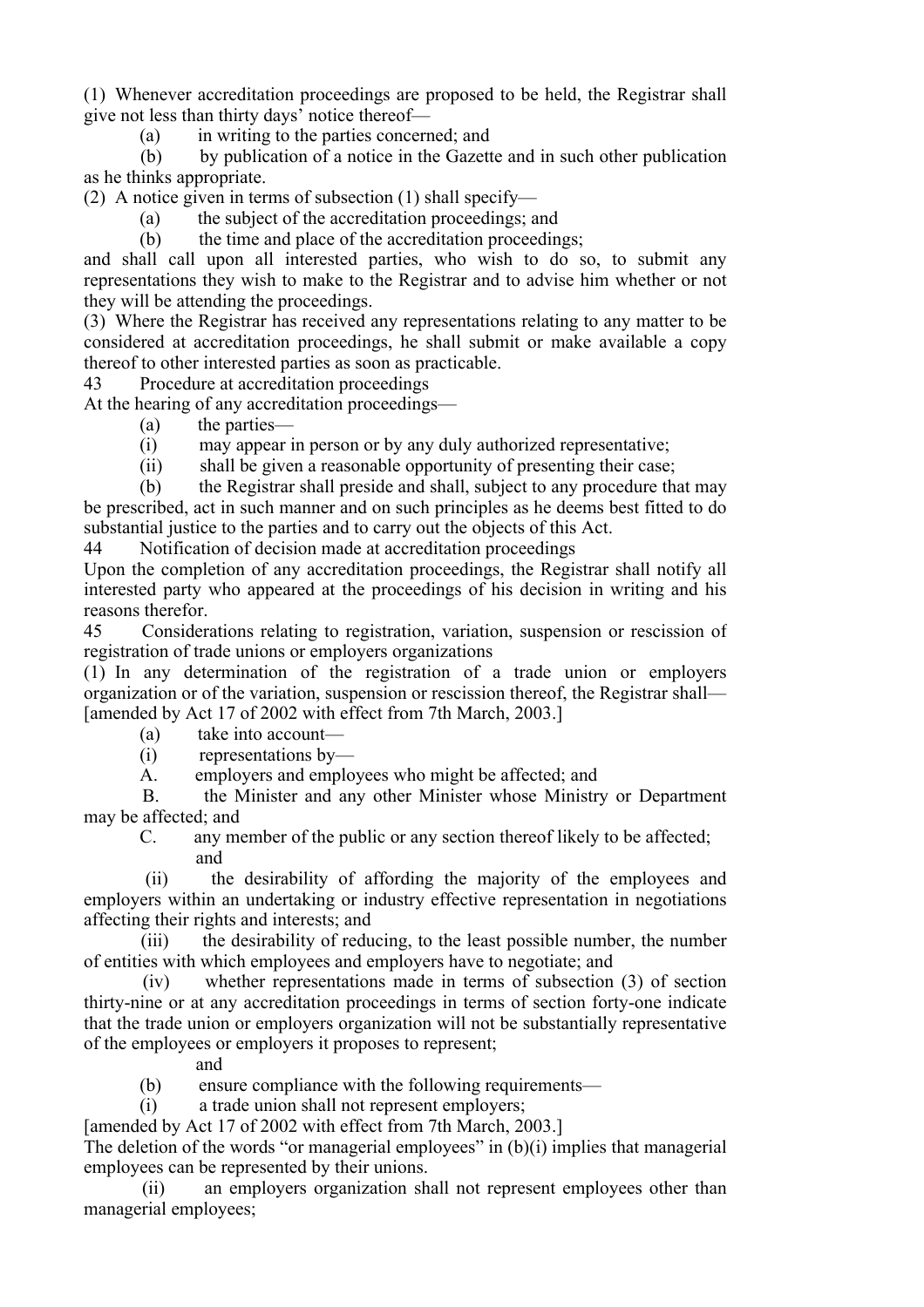(1) Whenever accreditation proceedings are proposed to be held, the Registrar shall give not less than thirty days' notice thereof—

(a) in writing to the parties concerned; and

(b) by publication of a notice in the Gazette and in such other publication as he thinks appropriate.

(2) A notice given in terms of subsection (1) shall specify—

(a) the subject of the accreditation proceedings; and

(b) the time and place of the accreditation proceedings;

and shall call upon all interested parties, who wish to do so, to submit any representations they wish to make to the Registrar and to advise him whether or not they will be attending the proceedings.

(3) Where the Registrar has received any representations relating to any matter to be considered at accreditation proceedings, he shall submit or make available a copy thereof to other interested parties as soon as practicable.

**43 Procedure at accreditation proceedings**

At the hearing of any accreditation proceedings—

(a) the parties—

(i) may appear in person or by any duly authorized representative;

(ii) shall be given a reasonable opportunity of presenting their case;

(b) the Registrar shall preside and shall, subject to any procedure that may be prescribed, act in such manner and on such principles as he deems best fitted to do substantial justice to the parties and to carry out the objects of this Act.

**44 Notification of decision made at accreditation proceedings**

Upon the completion of any accreditation proceedings, the Registrar shall notify all interested party who appeared at the proceedings of his decision in writing and his reasons therefor.

**45 Considerations relating to registration, variation, suspension or rescission of registration of trade unions or employers organizations**

(1) In any determination of the registration of a trade union or employers organization or of the variation, suspension or rescission thereof, the Registrar shall—

[amended by Act 17 of 2002 with effect from 7th March, 2003.]

(a) take into account—

(i) representations by—

A. employers and employees who might be affected; and

B. the Minister and any other Minister whose Ministry or Department may be affected; and

C. any member of the public or any section thereof likely to be affected; and

(ii) the desirability of affording the majority of the employees and employers within an undertaking or industry effective representation in negotiations affecting their rights and interests; and

(iii) the desirability of reducing, to the least possible number, the number of entities with which employees and employers have to negotiate; and

(iv) whether representations made in terms of subsection (3) of section thirty-nine or at any accreditation proceedings in terms of section forty-one indicate that the trade union or employers organization will not be substantially representative of the employees or employers it proposes to represent;

and

(b) ensure compliance with the following requirements—

(i) a trade union shall not represent employers;

[amended by Act 17 of 2002 with effect from 7th March, 2003.]

The deletion of the words "or managerial employees" in (b)(i) implies that managerial employees can be represented by their unions.

(ii) an employers organization shall not represent employees other than managerial employees;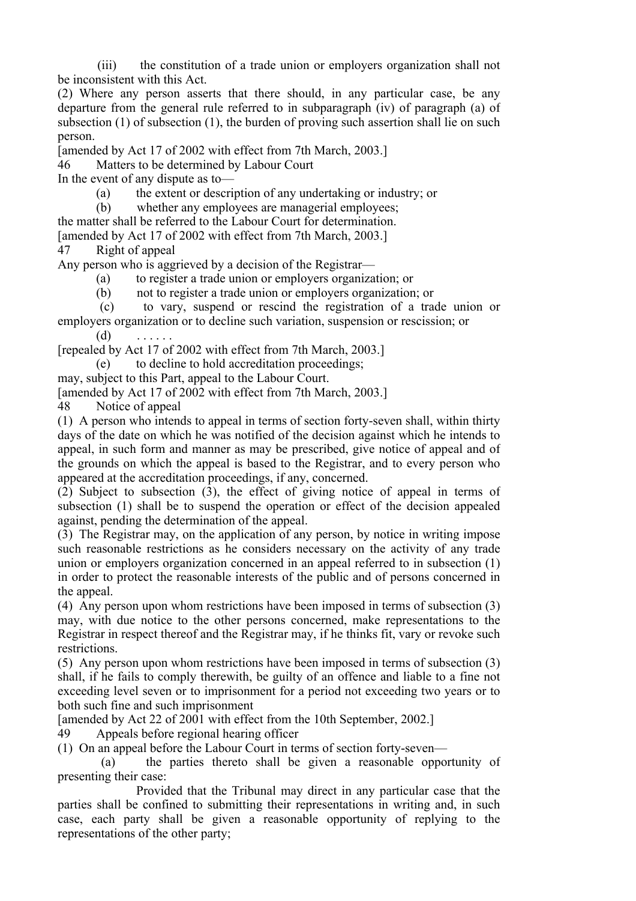(iii) the constitution of a trade union or employers organization shall not be inconsistent with this Act.

(2) Where any person asserts that there should, in any particular case, be any departure from the general rule referred to in subparagraph (iv) of paragraph (a) of subsection (1) of subsection (1), the burden of proving such assertion shall lie on such person.

[amended by Act 17 of 2002 with effect from 7th March, 2003.]

### 46 Matters to be determined by Labour Court

In the event of any dispute as to—

(a) the extent or description of any undertaking or industry; or

(b) whether any employees are managerial employees;

the matter shall be referred to the Labour Court for determination.

[amended by Act 17 of 2002 with effect from 7th March, 2003.]

### 47 Right of appeal

Any person who is aggrieved by a decision of the Registrar—

(a) to register a trade union or employers organization; or

(b) not to register a trade union or employers organization; or

(c) to vary, suspend or rescind the registration of a trade union or employers organization or to decline such variation, suspension or rescission; or

(d) . . . . . .

[repealed by Act 17 of 2002 with effect from 7th March, 2003.]

(e) to decline to hold accreditation proceedings;

may, subject to this Part, appeal to the Labour Court.

[amended by Act 17 of 2002 with effect from 7th March, 2003.]

### 48 Notice of appeal

(1) A person who intends to appeal in terms of section forty-seven shall, within thirty days of the date on which he was notified of the decision against which he intends to appeal, in such form and manner as may be prescribed, give notice of appeal and of the grounds on which the appeal is based to the Registrar, and to every person who appeared at the accreditation proceedings, if any, concerned.

(2) Subject to subsection (3), the effect of giving notice of appeal in terms of subsection (1) shall be to suspend the operation or effect of the decision appealed against, pending the determination of the appeal.

(3) The Registrar may, on the application of any person, by notice in writing impose such reasonable restrictions as he considers necessary on the activity of any trade union or employers organization concerned in an appeal referred to in subsection (1) in order to protect the reasonable interests of the public and of persons concerned in the appeal.

(4) Any person upon whom restrictions have been imposed in terms of subsection (3) may, with due notice to the other persons concerned, make representations to the Registrar in respect thereof and the Registrar may, if he thinks fit, vary or revoke such restrictions.

(5) Any person upon whom restrictions have been imposed in terms of subsection (3) shall, if he fails to comply therewith, be guilty of an offence and liable to a fine not exceeding level seven or to imprisonment for a period not exceeding two years or to both such fine and such imprisonment

[amended by Act 22 of 2001 with effect from the 10th September, 2002.]

### 49 Appeals before regional hearing officer

(1) On an appeal before the Labour Court in terms of section forty-seven—

(a) the parties thereto shall be given a reasonable opportunity of presenting their case:

Provided that the Tribunal may direct in any particular case that the parties shall be confined to submitting their representations in writing and, in such case, each party shall be given a reasonable opportunity of replying to the representations of the other party;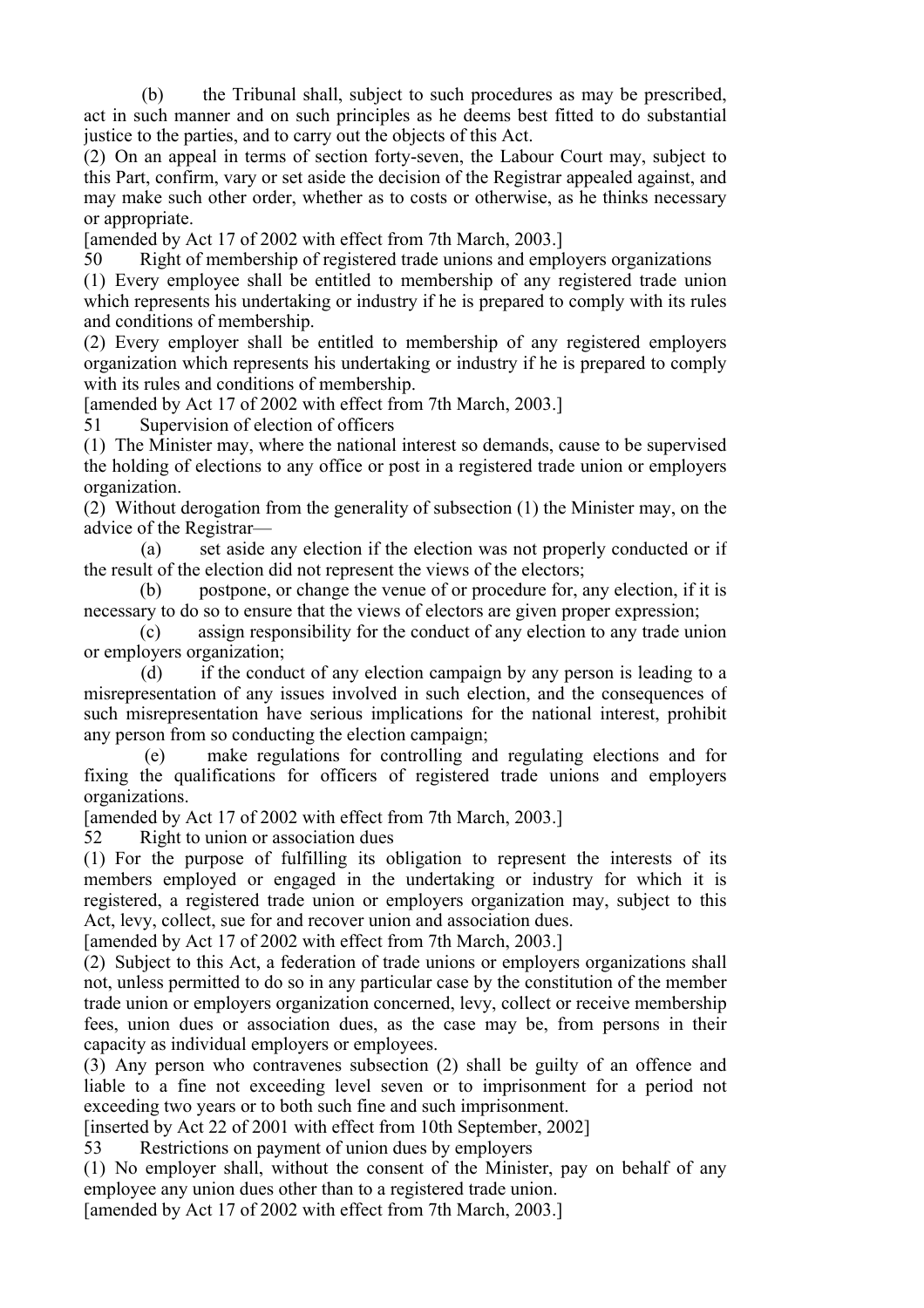(b) the Tribunal shall, subject to such procedures as may be prescribed, act in such manner and on such principles as he deems best fitted to do substantial justice to the parties, and to carry out the objects of this Act.

(2) On an appeal in terms of section forty-seven, the Labour Court may, subject to this Part, confirm, vary or set aside the decision of the Registrar appealed against, and may make such other order, whether as to costs or otherwise, as he thinks necessary or appropriate.

[amended by Act 17 of 2002 with effect from 7th March, 2003.]

50 Right of membership of registered trade unions and employers organizations

(1) Every employee shall be entitled to membership of any registered trade union which represents his undertaking or industry if he is prepared to comply with its rules and conditions of membership.

(2) Every employer shall be entitled to membership of any registered employers organization which represents his undertaking or industry if he is prepared to comply with its rules and conditions of membership.

[amended by Act 17 of 2002 with effect from 7th March, 2003.]

51 Supervision of election of officers

(1) The Minister may, where the national interest so demands, cause to be supervised the holding of elections to any office or post in a registered trade union or employers organization.

(2) Without derogation from the generality of subsection (1) the Minister may, on the advice of the Registrar—

(a) set aside any election if the election was not properly conducted or if the result of the election did not represent the views of the electors;

(b) postpone, or change the venue of or procedure for, any election, if it is necessary to do so to ensure that the views of electors are given proper expression;

(c) assign responsibility for the conduct of any election to any trade union or employers organization;

(d) if the conduct of any election campaign by any person is leading to a misrepresentation of any issues involved in such election, and the consequences of such misrepresentation have serious implications for the national interest, prohibit any person from so conducting the election campaign;

(e) make regulations for controlling and regulating elections and for fixing the qualifications for officers of registered trade unions and employers organizations.

[amended by Act 17 of 2002 with effect from 7th March, 2003.]

52 Right to union or association dues

(1) For the purpose of fulfilling its obligation to represent the interests of its members employed or engaged in the undertaking or industry for which it is registered, a registered trade union or employers organization may, subject to this Act, levy, collect, sue for and recover union and association dues.

[amended by Act 17 of 2002 with effect from 7th March, 2003.]

(2) Subject to this Act, a federation of trade unions or employers organizations shall not, unless permitted to do so in any particular case by the constitution of the member trade union or employers organization concerned, levy, collect or receive membership fees, union dues or association dues, as the case may be, from persons in their capacity as individual employers or employees.

(3) Any person who contravenes subsection (2) shall be guilty of an offence and liable to a fine not exceeding level seven or to imprisonment for a period not exceeding two years or to both such fine and such imprisonment.

[inserted by Act 22 of 2001 with effect from 10th September, 2002]

53 Restrictions on payment of union dues by employers

(1) No employer shall, without the consent of the Minister, pay on behalf of any employee any union dues other than to a registered trade union.

[amended by Act 17 of 2002 with effect from 7th March, 2003.]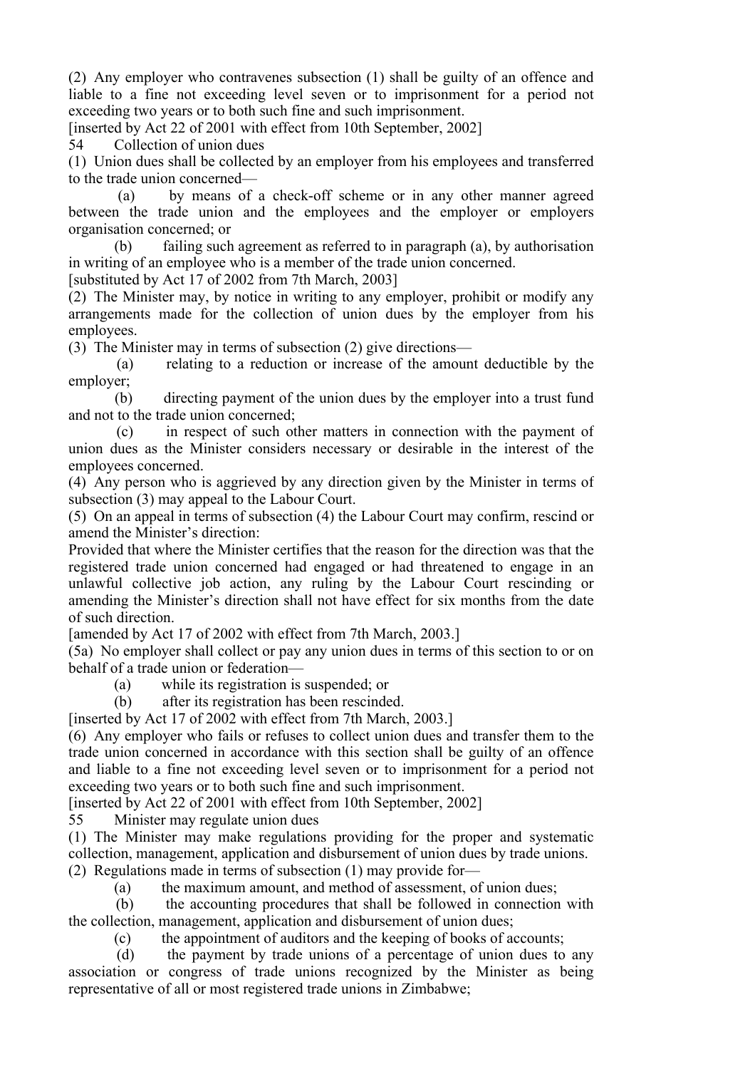(2) Any employer who contravenes subsection (1) shall be guilty of an offence and liable to a fine not exceeding level seven or to imprisonment for a period not exceeding two years or to both such fine and such imprisonment.

[inserted by Act 22 of 2001 with effect from 10th September, 2002]

### 54 Collection of union dues

(1) Union dues shall be collected by an employer from his employees and transferred to the trade union concerned—

(a) by means of a check-off scheme or in any other manner agreed between the trade union and the employees and the employer or employers organisation concerned; or

(b) failing such agreement as referred to in paragraph (a), by authorisation in writing of an employee who is a member of the trade union concerned.

[substituted by Act 17 of 2002 from 7th March, 2003]

(2) The Minister may, by notice in writing to any employer, prohibit or modify any arrangements made for the collection of union dues by the employer from his employees.

(3) The Minister may in terms of subsection (2) give directions—

(a) relating to a reduction or increase of the amount deductible by the employer;

(b) directing payment of the union dues by the employer into a trust fund and not to the trade union concerned;

(c) in respect of such other matters in connection with the payment of union dues as the Minister considers necessary or desirable in the interest of the employees concerned.

(4) Any person who is aggrieved by any direction given by the Minister in terms of subsection (3) may appeal to the Labour Court.

(5) On an appeal in terms of subsection (4) the Labour Court may confirm, rescind or amend the Minister's direction:

Provided that where the Minister certifies that the reason for the direction was that the registered trade union concerned had engaged or had threatened to engage in an unlawful collective job action, any ruling by the Labour Court rescinding or amending the Minister's direction shall not have effect for six months from the date of such direction.

[amended by Act 17 of 2002 with effect from 7th March, 2003.]

(5a) No employer shall collect or pay any union dues in terms of this section to or on behalf of a trade union or federation—

(a) while its registration is suspended; or

(b) after its registration has been rescinded.

[inserted by Act 17 of 2002 with effect from 7th March, 2003.]

(6) Any employer who fails or refuses to collect union dues and transfer them to the trade union concerned in accordance with this section shall be guilty of an offence and liable to a fine not exceeding level seven or to imprisonment for a period not exceeding two years or to both such fine and such imprisonment.

[inserted by Act 22 of 2001 with effect from 10th September, 2002]

### 55 Minister may regulate union dues

(1) The Minister may make regulations providing for the proper and systematic collection, management, application and disbursement of union dues by trade unions.

(2) Regulations made in terms of subsection (1) may provide for—

(a) the maximum amount, and method of assessment, of union dues;

(b) the accounting procedures that shall be followed in connection with the collection, management, application and disbursement of union dues;

(c) the appointment of auditors and the keeping of books of accounts;

(d) the payment by trade unions of a percentage of union dues to any association or congress of trade unions recognized by the Minister as being representative of all or most registered trade unions in Zimbabwe;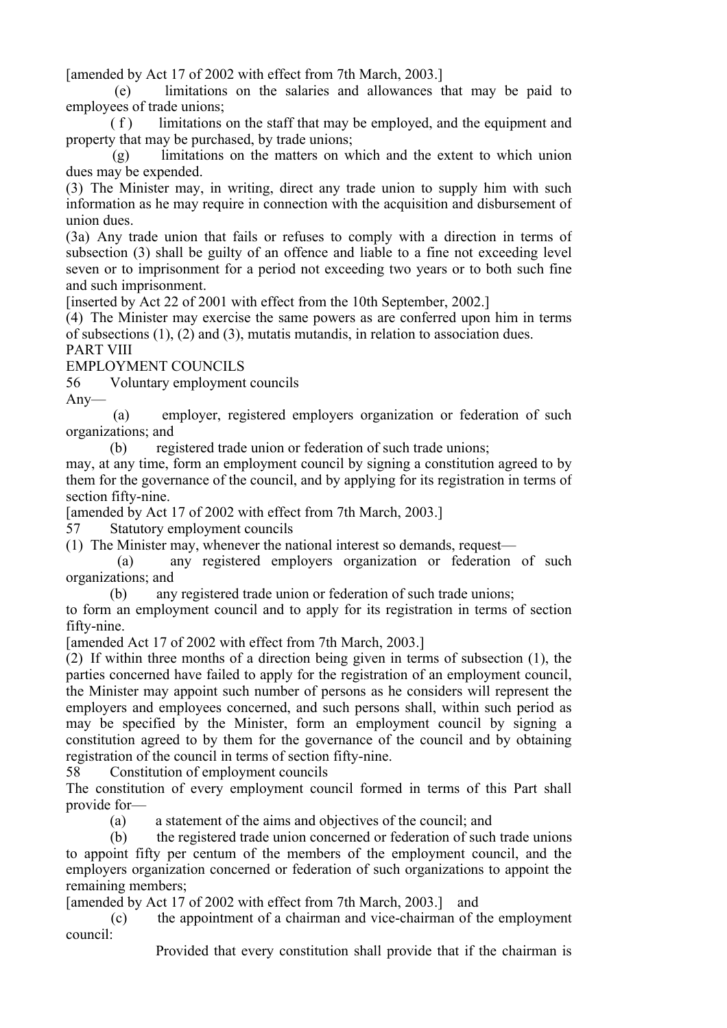[amended by Act 17 of 2002 with effect from 7th March, 2003.]

(e) limitations on the salaries and allowances that may be paid to employees of trade unions;

(f) limitations on the staff that may be employed, and the equipment and property that may be purchased, by trade unions;

(g) limitations on the matters on which and the extent to which union dues may be expended.

(3) The Minister may, in writing, direct any trade union to supply him with such information as he may require in connection with the acquisition and disbursement of union dues.

(3a) Any trade union that fails or refuses to comply with a direction in terms of subsection (3) shall be guilty of an offence and liable to a fine not exceeding level seven or to imprisonment for a period not exceeding two years or to both such fine and such imprisonment.

[inserted by Act 22 of 2001 with effect from the 10th September, 2002.]

(4) The Minister may exercise the same powers as are conferred upon him in terms of subsections (1), (2) and (3), mutatis mutandis, in relation to association dues.

## PART VIII

## EMPLOYMENT COUNCILS

### 56 Voluntary employment councils

Any—

(a) employer, registered employers organization or federation of such organizations; and

(b) registered trade union or federation of such trade unions;

may, at any time, form an employment council by signing a constitution agreed to by them for the governance of the council, and by applying for its registration in terms of section fifty-nine.

[amended by Act 17 of 2002 with effect from 7th March, 2003.]

### 57 Statutory employment councils

(1) The Minister may, whenever the national interest so demands, request—

(a) any registered employers organization or federation of such organizations; and

(b) any registered trade union or federation of such trade unions;

to form an employment council and to apply for its registration in terms of section fifty-nine.

[amended Act 17 of 2002 with effect from 7th March, 2003.]

(2) If within three months of a direction being given in terms of subsection (1), the parties concerned have failed to apply for the registration of an employment council, the Minister may appoint such number of persons as he considers will represent the employers and employees concerned, and such persons shall, within such period as may be specified by the Minister, form an employment council by signing a constitution agreed to by them for the governance of the council and by obtaining registration of the council in terms of section fifty-nine.

### 58 Constitution of employment councils

The constitution of every employment council formed in terms of this Part shall provide for—

(a) a statement of the aims and objectives of the council; and

(b) the registered trade union concerned or federation of such trade unions to appoint fifty per centum of the members of the employment council, and the employers organization concerned or federation of such organizations to appoint the remaining members;

[amended by Act 17 of 2002 with effect from 7th March, 2003.] and

(c) the appointment of a chairman and vice-chairman of the employment council:

Provided that every constitution shall provide that if the chairman is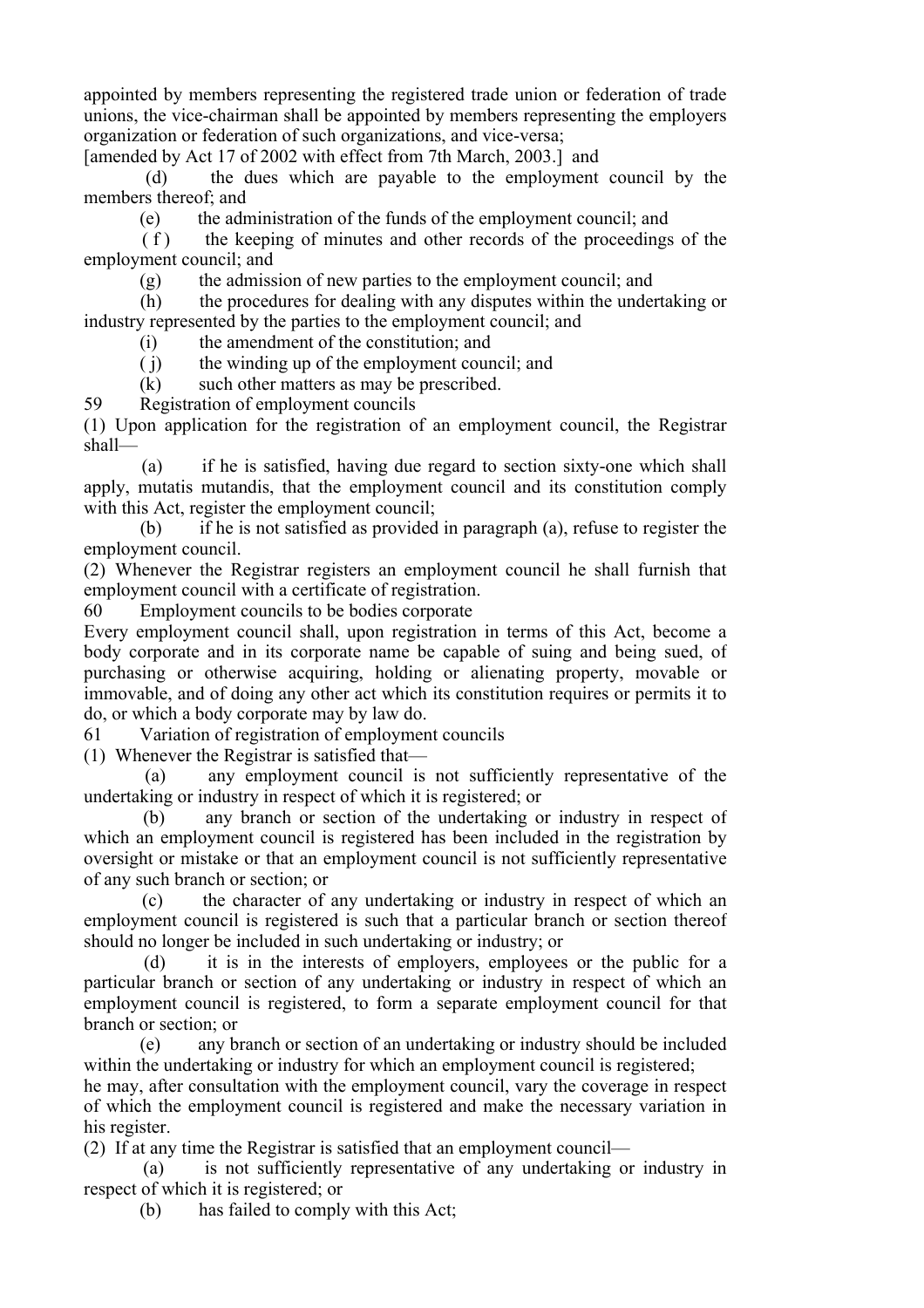appointed by members representing the registered trade union or federation of trade unions, the vice-chairman shall be appointed by members representing the employers organization or federation of such organizations, and vice-versa;

[amended by Act 17 of 2002 with effect from 7th March, 2003.] and

(d) the dues which are payable to the employment council by the members thereof; and

(e) the administration of the funds of the employment council; and

(f) the keeping of minutes and other records of the proceedings of the employment council; and

(g) the admission of new parties to the employment council; and

(h) the procedures for dealing with any disputes within the undertaking or industry represented by the parties to the employment council; and

(i) the amendment of the constitution; and

(j) the winding up of the employment council; and

(k) such other matters as may be prescribed.

59 Registration of employment councils

(1) Upon application for the registration of an employment council, the Registrar shall—

(a) if he is satisfied, having due regard to section sixty-one which shall apply, mutatis mutandis, that the employment council and its constitution comply with this Act, register the employment council;

(b) if he is not satisfied as provided in paragraph (a), refuse to register the employment council.

(2) Whenever the Registrar registers an employment council he shall furnish that employment council with a certificate of registration.

60 Employment councils to be bodies corporate

Every employment council shall, upon registration in terms of this Act, become a body corporate and in its corporate name be capable of suing and being sued, of purchasing or otherwise acquiring, holding or alienating property, movable or immovable, and of doing any other act which its constitution requires or permits it to do, or which a body corporate may by law do.

61 Variation of registration of employment councils

(1) Whenever the Registrar is satisfied that—

(a) any employment council is not sufficiently representative of the undertaking or industry in respect of which it is registered; or

(b) any branch or section of the undertaking or industry in respect of which an employment council is registered has been included in the registration by oversight or mistake or that an employment council is not sufficiently representative of any such branch or section; or

(c) the character of any undertaking or industry in respect of which an employment council is registered is such that a particular branch or section thereof should no longer be included in such undertaking or industry; or

(d) it is in the interests of employers, employees or the public for a particular branch or section of any undertaking or industry in respect of which an employment council is registered, to form a separate employment council for that branch or section; or

(e) any branch or section of an undertaking or industry should be included within the undertaking or industry for which an employment council is registered;

he may, after consultation with the employment council, vary the coverage in respect of which the employment council is registered and make the necessary variation in his register.

(2) If at any time the Registrar is satisfied that an employment council—

(a) is not sufficiently representative of any undertaking or industry in respect of which it is registered; or

(b) has failed to comply with this Act;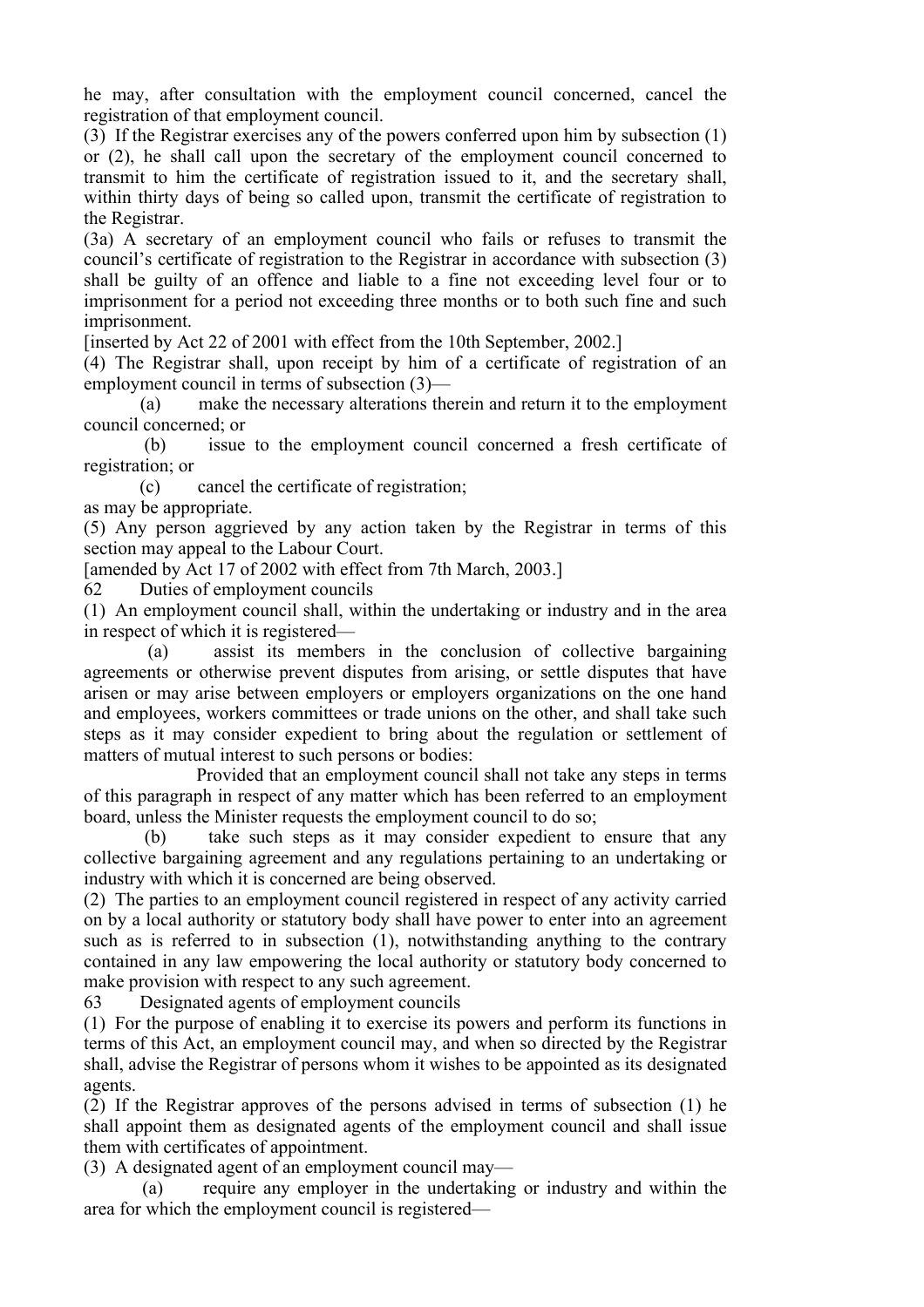he may, after consultation with the employment council concerned, cancel the registration of that employment council.

(3) If the Registrar exercises any of the powers conferred upon him by subsection (1) or (2), he shall call upon the secretary of the employment council concerned to transmit to him the certificate of registration issued to it, and the secretary shall, within thirty days of being so called upon, transmit the certificate of registration to the Registrar.

(3a) A secretary of an employment council who fails or refuses to transmit the council's certificate of registration to the Registrar in accordance with subsection (3) shall be guilty of an offence and liable to a fine not exceeding level four or to imprisonment for a period not exceeding three months or to both such fine and such imprisonment.

[inserted by Act 22 of 2001 with effect from the 10th September, 2002.]

(4) The Registrar shall, upon receipt by him of a certificate of registration of an employment council in terms of subsection (3)—

(a) make the necessary alterations therein and return it to the employment council concerned; or

(b) issue to the employment council concerned a fresh certificate of registration; or

(c) cancel the certificate of registration;

as may be appropriate.

(5) Any person aggrieved by any action taken by the Registrar in terms of this section may appeal to the Labour Court.

[amended by Act 17 of 2002 with effect from 7th March, 2003.]

62 Duties of employment councils

(1) An employment council shall, within the undertaking or industry and in the area in respect of which it is registered—

(a) assist its members in the conclusion of collective bargaining agreements or otherwise prevent disputes from arising, or settle disputes that have arisen or may arise between employers or employers organizations on the one hand and employees, workers committees or trade unions on the other, and shall take such steps as it may consider expedient to bring about the regulation or settlement of matters of mutual interest to such persons or bodies:

Provided that an employment council shall not take any steps in terms of this paragraph in respect of any matter which has been referred to an employment board, unless the Minister requests the employment council to do so;

(b) take such steps as it may consider expedient to ensure that any collective bargaining agreement and any regulations pertaining to an undertaking or industry with which it is concerned are being observed.

(2) The parties to an employment council registered in respect of any activity carried on by a local authority or statutory body shall have power to enter into an agreement such as is referred to in subsection (1), notwithstanding anything to the contrary contained in any law empowering the local authority or statutory body concerned to make provision with respect to any such agreement.

63 Designated agents of employment councils

(1) For the purpose of enabling it to exercise its powers and perform its functions in terms of this Act, an employment council may, and when so directed by the Registrar shall, advise the Registrar of persons whom it wishes to be appointed as its designated agents.

(2) If the Registrar approves of the persons advised in terms of subsection (1) he shall appoint them as designated agents of the employment council and shall issue them with certificates of appointment.

(3) A designated agent of an employment council may—

(a) require any employer in the undertaking or industry and within the area for which the employment council is registered—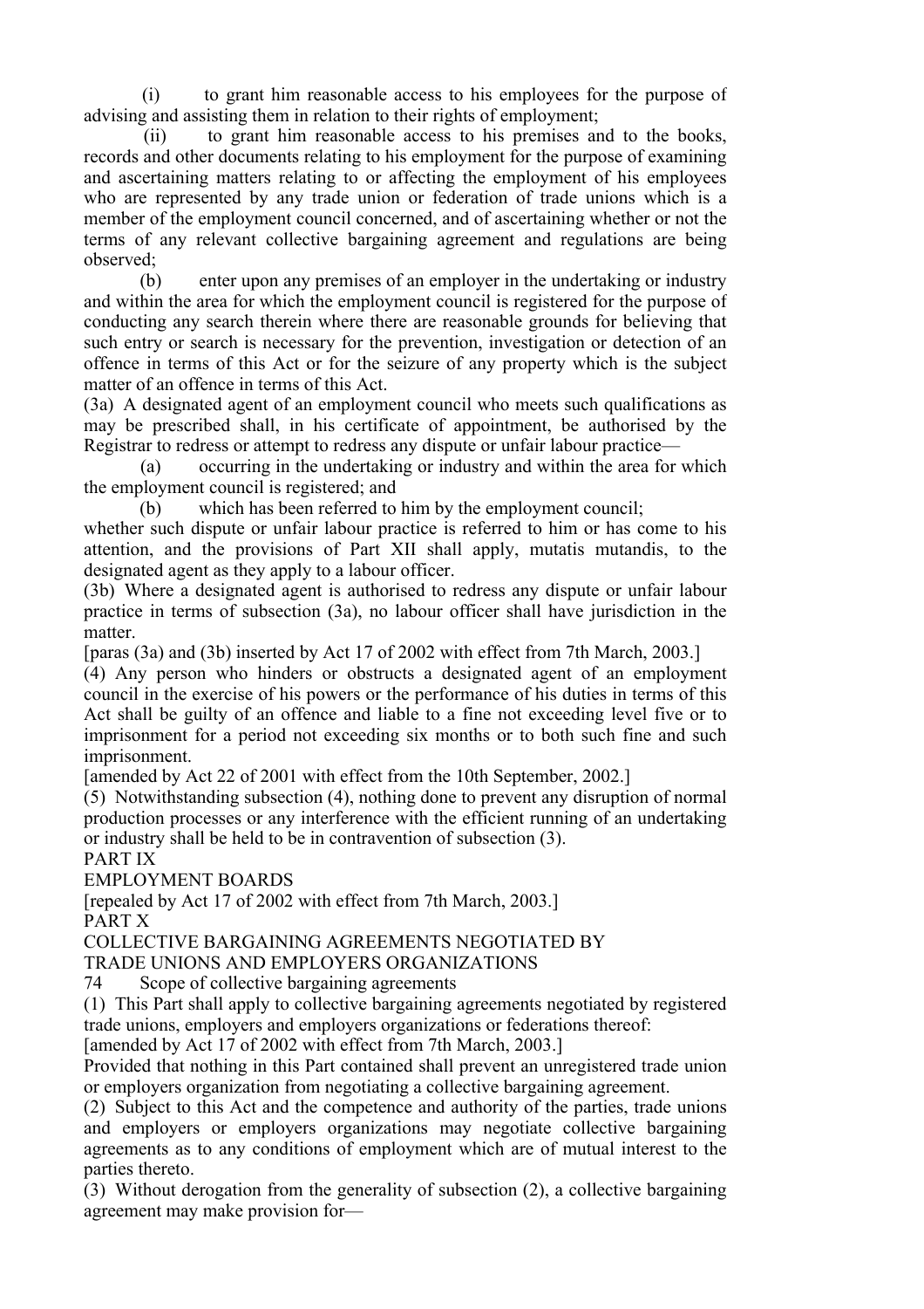(i) to grant him reasonable access to his employees for the purpose of advising and assisting them in relation to their rights of employment;

(ii) to grant him reasonable access to his premises and to the books, records and other documents relating to his employment for the purpose of examining and ascertaining matters relating to or affecting the employment of his employees who are represented by any trade union or federation of trade unions which is a member of the employment council concerned, and of ascertaining whether or not the terms of any relevant collective bargaining agreement and regulations are being observed;

(b) enter upon any premises of an employer in the undertaking or industry and within the area for which the employment council is registered for the purpose of conducting any search therein where there are reasonable grounds for believing that such entry or search is necessary for the prevention, investigation or detection of an offence in terms of this Act or for the seizure of any property which is the subject matter of an offence in terms of this Act.

(3a) A designated agent of an employment council who meets such qualifications as may be prescribed shall, in his certificate of appointment, be authorised by the Registrar to redress or attempt to redress any dispute or unfair labour practice—

(a) occurring in the undertaking or industry and within the area for which the employment council is registered; and

(b) which has been referred to him by the employment council;

whether such dispute or unfair labour practice is referred to him or has come to his attention, and the provisions of Part XII shall apply, mutatis mutandis, to the designated agent as they apply to a labour officer.

(3b) Where a designated agent is authorised to redress any dispute or unfair labour practice in terms of subsection (3a), no labour officer shall have jurisdiction in the matter.

[paras (3a) and (3b) inserted by Act 17 of 2002 with effect from 7th March, 2003.]

(4) Any person who hinders or obstructs a designated agent of an employment council in the exercise of his powers or the performance of his duties in terms of this Act shall be guilty of an offence and liable to a fine not exceeding level five or to imprisonment for a period not exceeding six months or to both such fine and such imprisonment.

[amended by Act 22 of 2001 with effect from the 10th September, 2002.]

(5) Notwithstanding subsection (4), nothing done to prevent any disruption of normal production processes or any interference with the efficient running of an undertaking or industry shall be held to be in contravention of subsection (3).

## PART IX

## EMPLOYMENT BOARDS

[repealed by Act 17 of 2002 with effect from 7th March, 2003.]

## PART X

## COLLECTIVE BARGAINING AGREEMENTS NEGOTIATED BY TRADE UNIONS AND EMPLOYERS ORGANIZATIONS

### 74 Scope of collective bargaining agreements

(1) This Part shall apply to collective bargaining agreements negotiated by registered trade unions, employers and employers organizations or federations thereof:

[amended by Act 17 of 2002 with effect from 7th March, 2003.]

Provided that nothing in this Part contained shall prevent an unregistered trade union or employers organization from negotiating a collective bargaining agreement.

(2) Subject to this Act and the competence and authority of the parties, trade unions and employers or employers organizations may negotiate collective bargaining agreements as to any conditions of employment which are of mutual interest to the parties thereto.

(3) Without derogation from the generality of subsection (2), a collective bargaining agreement may make provision for—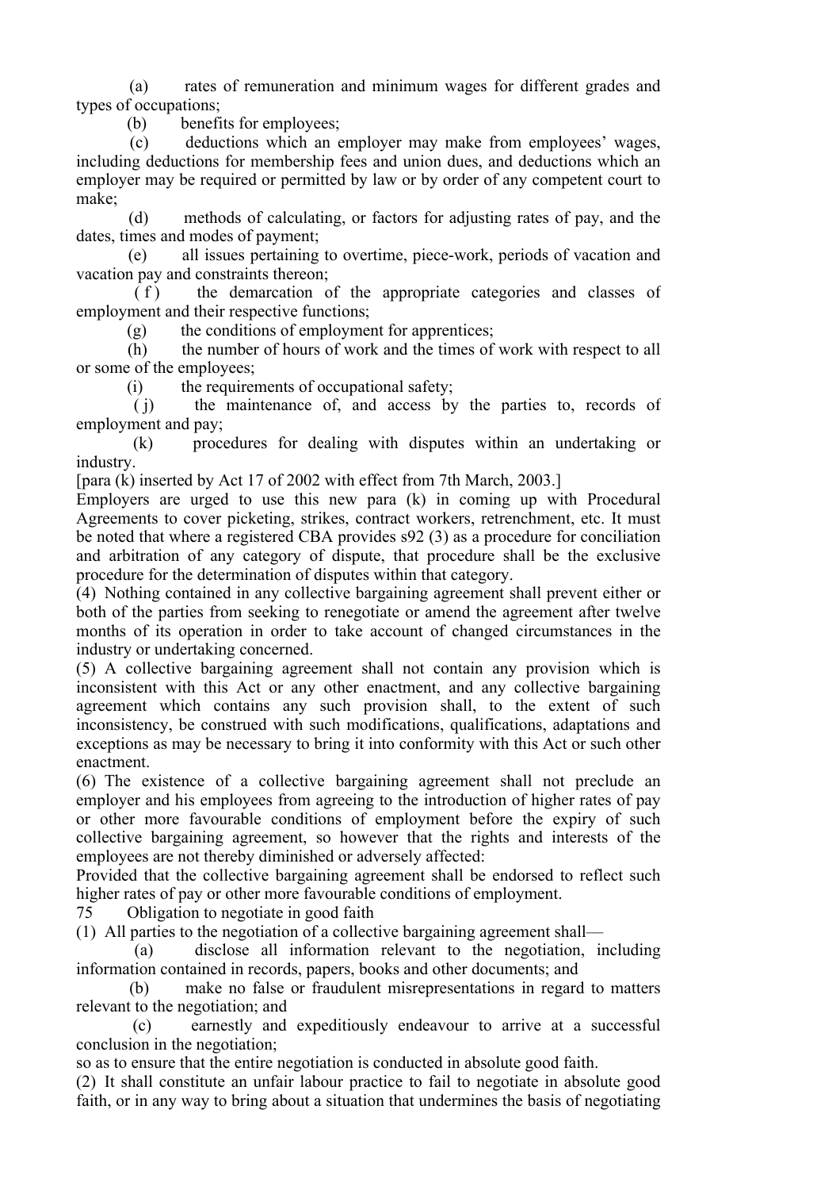(a) rates of remuneration and minimum wages for different grades and types of occupations;

(b) benefits for employees;

(c) deductions which an employer may make from employees' wages, including deductions for membership fees and union dues, and deductions which an employer may be required or permitted by law or by order of any competent court to make;

(d) methods of calculating, or factors for adjusting rates of pay, and the dates, times and modes of payment;

(e) all issues pertaining to overtime, piece-work, periods of vacation and vacation pay and constraints thereon;

(f) the demarcation of the appropriate categories and classes of employment and their respective functions;

(g) the conditions of employment for apprentices;

(h) the number of hours of work and the times of work with respect to all or some of the employees;

(i) the requirements of occupational safety;

(j) the maintenance of, and access by the parties to, records of employment and pay;

(k) procedures for dealing with disputes within an undertaking or industry.

[para (k) inserted by Act 17 of 2002 with effect from 7th March, 2003.]

Employers are urged to use this new para (k) in coming up with Procedural Agreements to cover picketing, strikes, contract workers, retrenchment, etc. It must be noted that where a registered CBA provides s92 (3) as a procedure for conciliation and arbitration of any category of dispute, that procedure shall be the exclusive procedure for the determination of disputes within that category.

(4) Nothing contained in any collective bargaining agreement shall prevent either or both of the parties from seeking to renegotiate or amend the agreement after twelve months of its operation in order to take account of changed circumstances in the industry or undertaking concerned.

(5) A collective bargaining agreement shall not contain any provision which is inconsistent with this Act or any other enactment, and any collective bargaining agreement which contains any such provision shall, to the extent of such inconsistency, be construed with such modifications, qualifications, adaptations and exceptions as may be necessary to bring it into conformity with this Act or such other enactment.

(6) The existence of a collective bargaining agreement shall not preclude an employer and his employees from agreeing to the introduction of higher rates of pay or other more favourable conditions of employment before the expiry of such collective bargaining agreement, so however that the rights and interests of the employees are not thereby diminished or adversely affected:

Provided that the collective bargaining agreement shall be endorsed to reflect such higher rates of pay or other more favourable conditions of employment.

75 Obligation to negotiate in good faith

(1) All parties to the negotiation of a collective bargaining agreement shall—

(a) disclose all information relevant to the negotiation, including information contained in records, papers, books and other documents; and

(b) make no false or fraudulent misrepresentations in regard to matters relevant to the negotiation; and

(c) earnestly and expeditiously endeavour to arrive at a successful conclusion in the negotiation;

so as to ensure that the entire negotiation is conducted in absolute good faith.

(2) It shall constitute an unfair labour practice to fail to negotiate in absolute good faith, or in any way to bring about a situation that undermines the basis of negotiating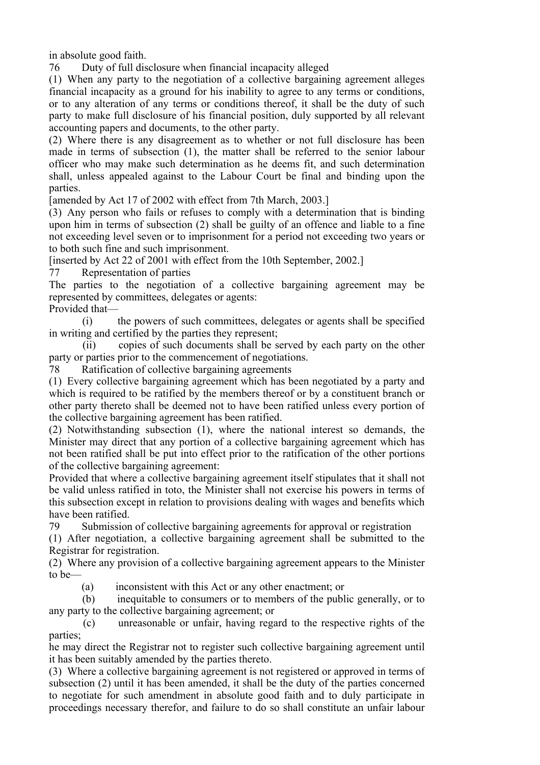in absolute good faith.

76 Duty of full disclosure when financial incapacity alleged

(1) When any party to the negotiation of a collective bargaining agreement alleges financial incapacity as a ground for his inability to agree to any terms or conditions, or to any alteration of any terms or conditions thereof, it shall be the duty of such party to make full disclosure of his financial position, duly supported by all relevant accounting papers and documents, to the other party.

(2) Where there is any disagreement as to whether or not full disclosure has been made in terms of subsection (1), the matter shall be referred to the senior labour officer who may make such determination as he deems fit, and such determination shall, unless appealed against to the Labour Court be final and binding upon the parties.

[amended by Act 17 of 2002 with effect from 7th March, 2003.]

(3) Any person who fails or refuses to comply with a determination that is binding upon him in terms of subsection (2) shall be guilty of an offence and liable to a fine not exceeding level seven or to imprisonment for a period not exceeding two years or to both such fine and such imprisonment.

[inserted by Act 22 of 2001 with effect from the 10th September, 2002.]

77 Representation of parties

The parties to the negotiation of a collective bargaining agreement may be represented by committees, delegates or agents:

Provided that—

(i) the powers of such committees, delegates or agents shall be specified in writing and certified by the parties they represent;

(ii) copies of such documents shall be served by each party on the other party or parties prior to the commencement of negotiations.

78 Ratification of collective bargaining agreements

(1) Every collective bargaining agreement which has been negotiated by a party and which is required to be ratified by the members thereof or by a constituent branch or other party thereto shall be deemed not to have been ratified unless every portion of the collective bargaining agreement has been ratified.

(2) Notwithstanding subsection (1), where the national interest so demands, the Minister may direct that any portion of a collective bargaining agreement which has not been ratified shall be put into effect prior to the ratification of the other portions of the collective bargaining agreement:

Provided that where a collective bargaining agreement itself stipulates that it shall not be valid unless ratified in toto, the Minister shall not exercise his powers in terms of this subsection except in relation to provisions dealing with wages and benefits which have been ratified.

79 Submission of collective bargaining agreements for approval or registration

(1) After negotiation, a collective bargaining agreement shall be submitted to the Registrar for registration.

(2) Where any provision of a collective bargaining agreement appears to the Minister to be—

(a) inconsistent with this Act or any other enactment; or

(b) inequitable to consumers or to members of the public generally, or to any party to the collective bargaining agreement; or

(c) unreasonable or unfair, having regard to the respective rights of the parties;

he may direct the Registrar not to register such collective bargaining agreement until it has been suitably amended by the parties thereto.

(3) Where a collective bargaining agreement is not registered or approved in terms of subsection (2) until it has been amended, it shall be the duty of the parties concerned to negotiate for such amendment in absolute good faith and to duly participate in proceedings necessary therefor, and failure to do so shall constitute an unfair labour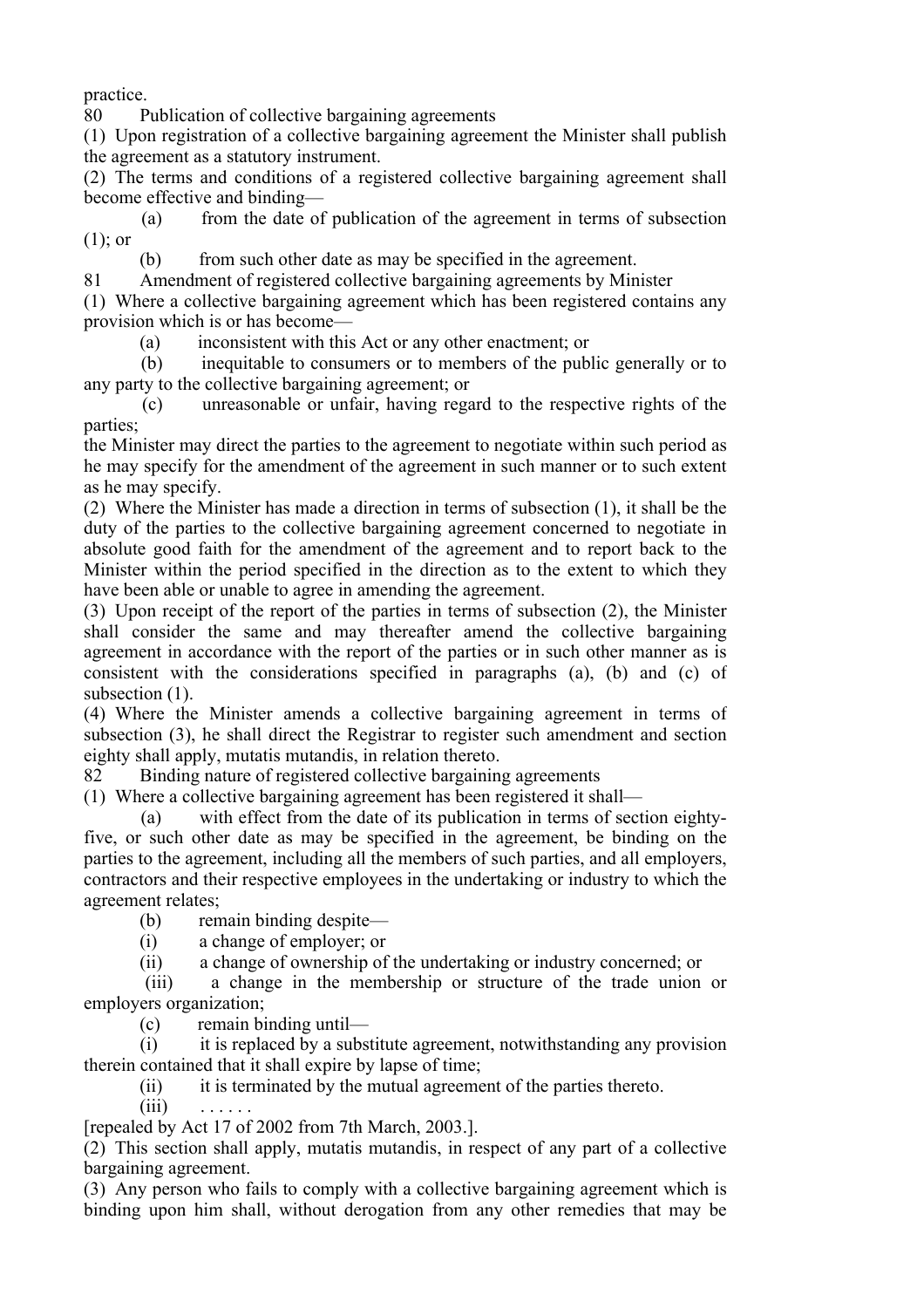practice.

80 Publication of collective bargaining agreements

(1) Upon registration of a collective bargaining agreement the Minister shall publish the agreement as a statutory instrument.

(2) The terms and conditions of a registered collective bargaining agreement shall become effective and binding—

(a) from the date of publication of the agreement in terms of subsection (1); or

(b) from such other date as may be specified in the agreement.

81 Amendment of registered collective bargaining agreements by Minister

(1) Where a collective bargaining agreement which has been registered contains any provision which is or has become—

(a) inconsistent with this Act or any other enactment; or

(b) inequitable to consumers or to members of the public generally or to any party to the collective bargaining agreement; or

(c) unreasonable or unfair, having regard to the respective rights of the parties;

the Minister may direct the parties to the agreement to negotiate within such period as he may specify for the amendment of the agreement in such manner or to such extent as he may specify.

(2) Where the Minister has made a direction in terms of subsection (1), it shall be the duty of the parties to the collective bargaining agreement concerned to negotiate in absolute good faith for the amendment of the agreement and to report back to the Minister within the period specified in the direction as to the extent to which they have been able or unable to agree in amending the agreement.

(3) Upon receipt of the report of the parties in terms of subsection (2), the Minister shall consider the same and may thereafter amend the collective bargaining agreement in accordance with the report of the parties or in such other manner as is consistent with the considerations specified in paragraphs (a), (b) and (c) of subsection (1).

(4) Where the Minister amends a collective bargaining agreement in terms of subsection (3), he shall direct the Registrar to register such amendment and section eighty shall apply, mutatis mutandis, in relation thereto.

82 Binding nature of registered collective bargaining agreements

(1) Where a collective bargaining agreement has been registered it shall—

(a) with effect from the date of its publication in terms of section eighty-five, or such other date as may be specified in the agreement, be binding on the parties to the agreement, including all the members of such parties, and all employers, contractors and their respective employees in the undertaking or industry to which the agreement relates;

(b) remain binding despite—

(i) a change of employer; or

(ii) a change of ownership of the undertaking or industry concerned; or

(iii) a change in the membership or structure of the trade union or employers organization;

(c) remain binding until—

(i) it is replaced by a substitute agreement, notwithstanding any provision therein contained that it shall expire by lapse of time;

(ii) it is terminated by the mutual agreement of the parties thereto.

(iii) . . . . . .

[repealed by Act 17 of 2002 from 7th March, 2003.].

(2) This section shall apply, mutatis mutandis, in respect of any part of a collective bargaining agreement.

(3) Any person who fails to comply with a collective bargaining agreement which is binding upon him shall, without derogation from any other remedies that may be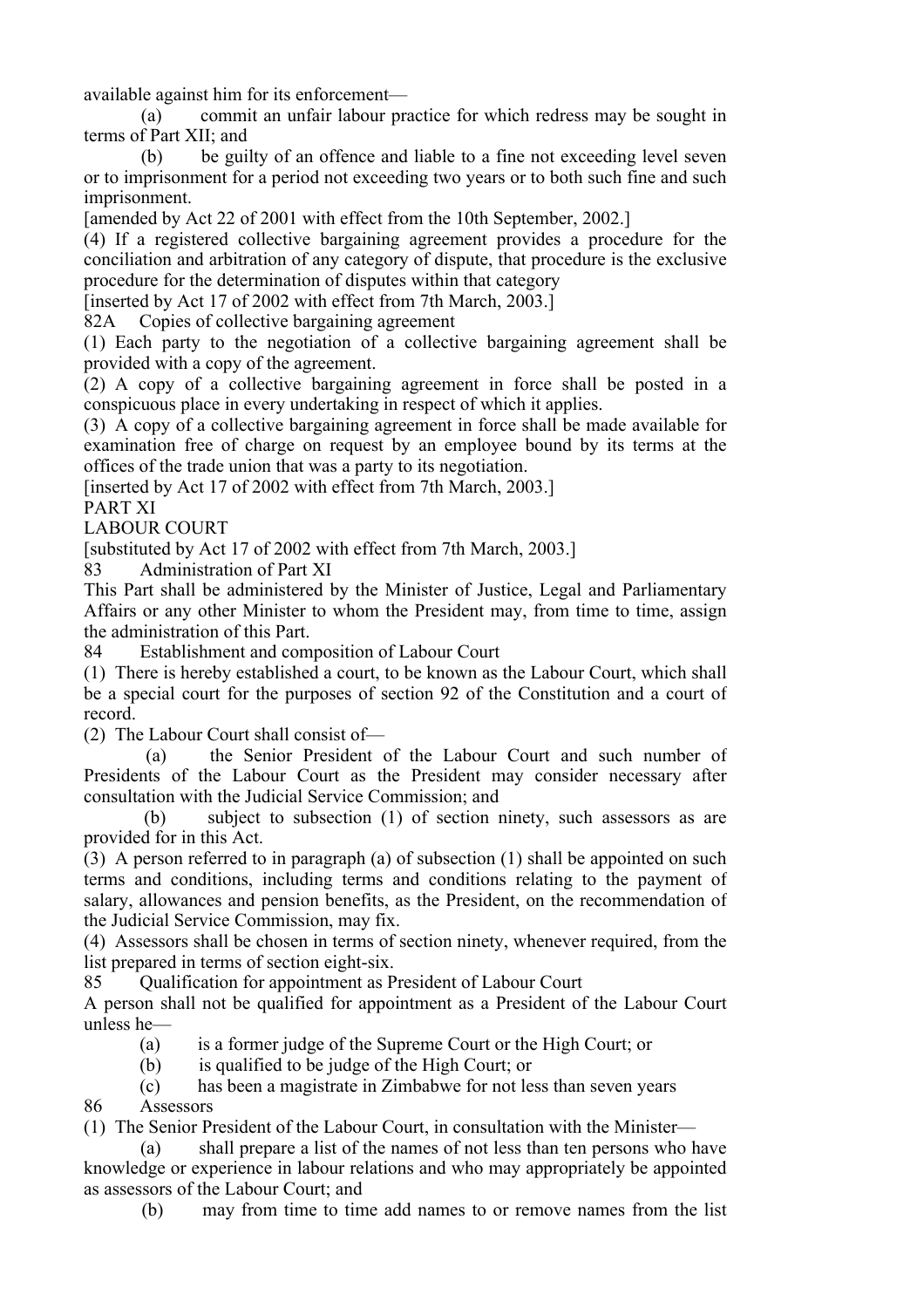available against him for its enforcement—

(a) commit an unfair labour practice for which redress may be sought in terms of Part XII; and

(b) be guilty of an offence and liable to a fine not exceeding level seven or to imprisonment for a period not exceeding two years or to both such fine and such imprisonment.

[amended by Act 22 of 2001 with effect from the 10th September, 2002.]

(4) If a registered collective bargaining agreement provides a procedure for the conciliation and arbitration of any category of dispute, that procedure is the exclusive procedure for the determination of disputes within that category

[inserted by Act 17 of 2002 with effect from 7th March, 2003.]

82A Copies of collective bargaining agreement

(1) Each party to the negotiation of a collective bargaining agreement shall be provided with a copy of the agreement.

(2) A copy of a collective bargaining agreement in force shall be posted in a conspicuous place in every undertaking in respect of which it applies.

(3) A copy of a collective bargaining agreement in force shall be made available for examination free of charge on request by an employee bound by its terms at the offices of the trade union that was a party to its negotiation.

[inserted by Act 17 of 2002 with effect from 7th March, 2003.]

PART XI

LABOUR COURT

[substituted by Act 17 of 2002 with effect from 7th March, 2003.]

83 Administration of Part XI

This Part shall be administered by the Minister of Justice, Legal and Parliamentary Affairs or any other Minister to whom the President may, from time to time, assign the administration of this Part.

84 Establishment and composition of Labour Court

(1) There is hereby established a court, to be known as the Labour Court, which shall be a special court for the purposes of section 92 of the Constitution and a court of record.

(2) The Labour Court shall consist of—

(a) the Senior President of the Labour Court and such number of Presidents of the Labour Court as the President may consider necessary after consultation with the Judicial Service Commission; and

(b) subject to subsection (1) of section ninety, such assessors as are provided for in this Act.

(3) A person referred to in paragraph (a) of subsection (1) shall be appointed on such terms and conditions, including terms and conditions relating to the payment of salary, allowances and pension benefits, as the President, on the recommendation of the Judicial Service Commission, may fix.

(4) Assessors shall be chosen in terms of section ninety, whenever required, from the list prepared in terms of section eight-six.

85 Qualification for appointment as President of Labour Court

A person shall not be qualified for appointment as a President of the Labour Court unless he—

(a) is a former judge of the Supreme Court or the High Court; or

(b) is qualified to be judge of the High Court; or

(c) has been a magistrate in Zimbabwe for not less than seven years

86 Assessors

(1) The Senior President of the Labour Court, in consultation with the Minister—

(a) shall prepare a list of the names of not less than ten persons who have knowledge or experience in labour relations and who may appropriately be appointed as assessors of the Labour Court; and

(b) may from time to time add names to or remove names from the list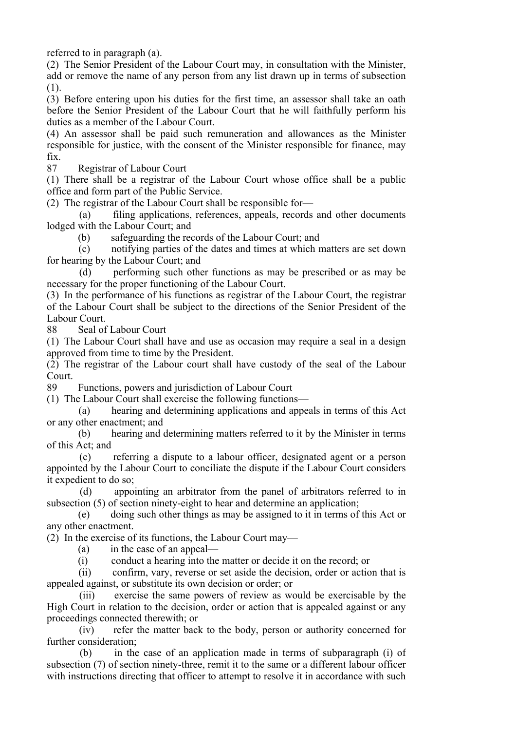referred to in paragraph (a).

(2) The Senior President of the Labour Court may, in consultation with the Minister, add or remove the name of any person from any list drawn up in terms of subsection (1).

(3) Before entering upon his duties for the first time, an assessor shall take an oath before the Senior President of the Labour Court that he will faithfully perform his duties as a member of the Labour Court.

(4) An assessor shall be paid such remuneration and allowances as the Minister responsible for justice, with the consent of the Minister responsible for finance, may fix.

### 87 Registrar of Labour Court

(1) There shall be a registrar of the Labour Court whose office shall be a public office and form part of the Public Service.

(2) The registrar of the Labour Court shall be responsible for—

(a) filing applications, references, appeals, records and other documents lodged with the Labour Court; and

(b) safeguarding the records of the Labour Court; and

(c) notifying parties of the dates and times at which matters are set down for hearing by the Labour Court; and

(d) performing such other functions as may be prescribed or as may be necessary for the proper functioning of the Labour Court.

(3) In the performance of his functions as registrar of the Labour Court, the registrar of the Labour Court shall be subject to the directions of the Senior President of the Labour Court.

### 88 Seal of Labour Court

(1) The Labour Court shall have and use as occasion may require a seal in a design approved from time to time by the President.

(2) The registrar of the Labour court shall have custody of the seal of the Labour Court.

### 89 Functions, powers and jurisdiction of Labour Court

(1) The Labour Court shall exercise the following functions—

(a) hearing and determining applications and appeals in terms of this Act or any other enactment; and

(b) hearing and determining matters referred to it by the Minister in terms of this Act; and

(c) referring a dispute to a labour officer, designated agent or a person appointed by the Labour Court to conciliate the dispute if the Labour Court considers it expedient to do so;

(d) appointing an arbitrator from the panel of arbitrators referred to in subsection (5) of section ninety-eight to hear and determine an application;

(e) doing such other things as may be assigned to it in terms of this Act or any other enactment.

(2) In the exercise of its functions, the Labour Court may—

(a) in the case of an appeal—

(i) conduct a hearing into the matter or decide it on the record; or

(ii) confirm, vary, reverse or set aside the decision, order or action that is appealed against, or substitute its own decision or order; or

(iii) exercise the same powers of review as would be exercisable by the High Court in relation to the decision, order or action that is appealed against or any proceedings connected therewith; or

(iv) refer the matter back to the body, person or authority concerned for further consideration;

(b) in the case of an application made in terms of subparagraph (i) of subsection (7) of section ninety-three, remit it to the same or a different labour officer with instructions directing that officer to attempt to resolve it in accordance with such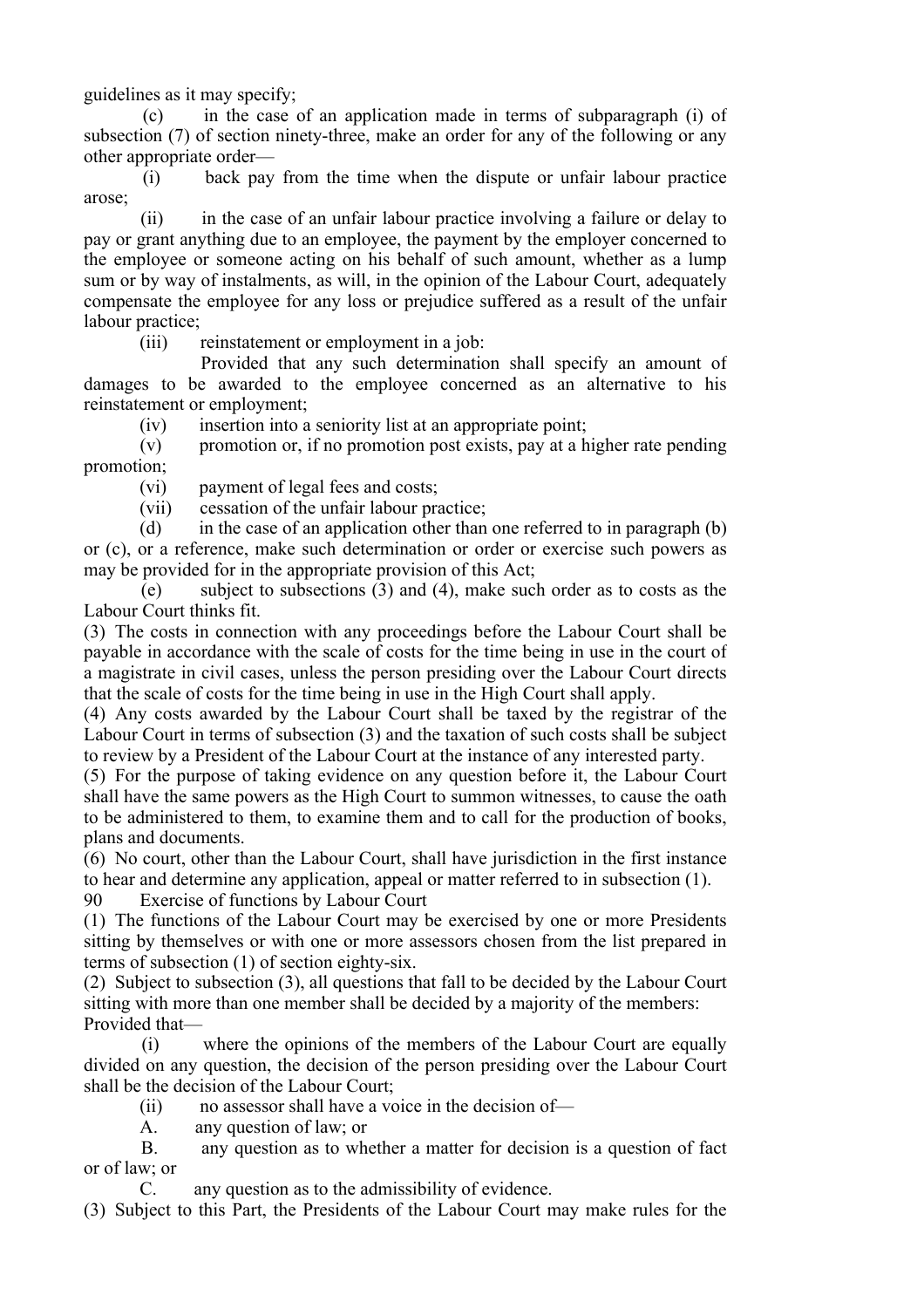guidelines as it may specify;

(c) in the case of an application made in terms of subparagraph (i) of subsection (7) of section ninety-three, make an order for any of the following or any other appropriate order—

(i) back pay from the time when the dispute or unfair labour practice arose;

(ii) in the case of an unfair labour practice involving a failure or delay to pay or grant anything due to an employee, the payment by the employer concerned to the employee or someone acting on his behalf of such amount, whether as a lump sum or by way of instalments, as will, in the opinion of the Labour Court, adequately compensate the employee for any loss or prejudice suffered as a result of the unfair labour practice;

(iii) reinstatement or employment in a job:

Provided that any such determination shall specify an amount of damages to be awarded to the employee concerned as an alternative to his reinstatement or employment;

(iv) insertion into a seniority list at an appropriate point;

(v) promotion or, if no promotion post exists, pay at a higher rate pending promotion;

(vi) payment of legal fees and costs;

(vii) cessation of the unfair labour practice;

(d) in the case of an application other than one referred to in paragraph (b) or (c), or a reference, make such determination or order or exercise such powers as may be provided for in the appropriate provision of this Act;

(e) subject to subsections (3) and (4), make such order as to costs as the Labour Court thinks fit.

(3) The costs in connection with any proceedings before the Labour Court shall be payable in accordance with the scale of costs for the time being in use in the court of a magistrate in civil cases, unless the person presiding over the Labour Court directs that the scale of costs for the time being in use in the High Court shall apply.

(4) Any costs awarded by the Labour Court shall be taxed by the registrar of the Labour Court in terms of subsection (3) and the taxation of such costs shall be subject to review by a President of the Labour Court at the instance of any interested party.

(5) For the purpose of taking evidence on any question before it, the Labour Court shall have the same powers as the High Court to summon witnesses, to cause the oath to be administered to them, to examine them and to call for the production of books, plans and documents.

(6) No court, other than the Labour Court, shall have jurisdiction in the first instance to hear and determine any application, appeal or matter referred to in subsection (1).

90 Exercise of functions by Labour Court

(1) The functions of the Labour Court may be exercised by one or more Presidents sitting by themselves or with one or more assessors chosen from the list prepared in terms of subsection (1) of section eighty-six.

(2) Subject to subsection (3), all questions that fall to be decided by the Labour Court sitting with more than one member shall be decided by a majority of the members: Provided that—

(i) where the opinions of the members of the Labour Court are equally divided on any question, the decision of the person presiding over the Labour Court shall be the decision of the Labour Court;

(ii) no assessor shall have a voice in the decision of—

A. any question of law; or

B. any question as to whether a matter for decision is a question of fact or of law; or

C. any question as to the admissibility of evidence.

(3) Subject to this Part, the Presidents of the Labour Court may make rules for the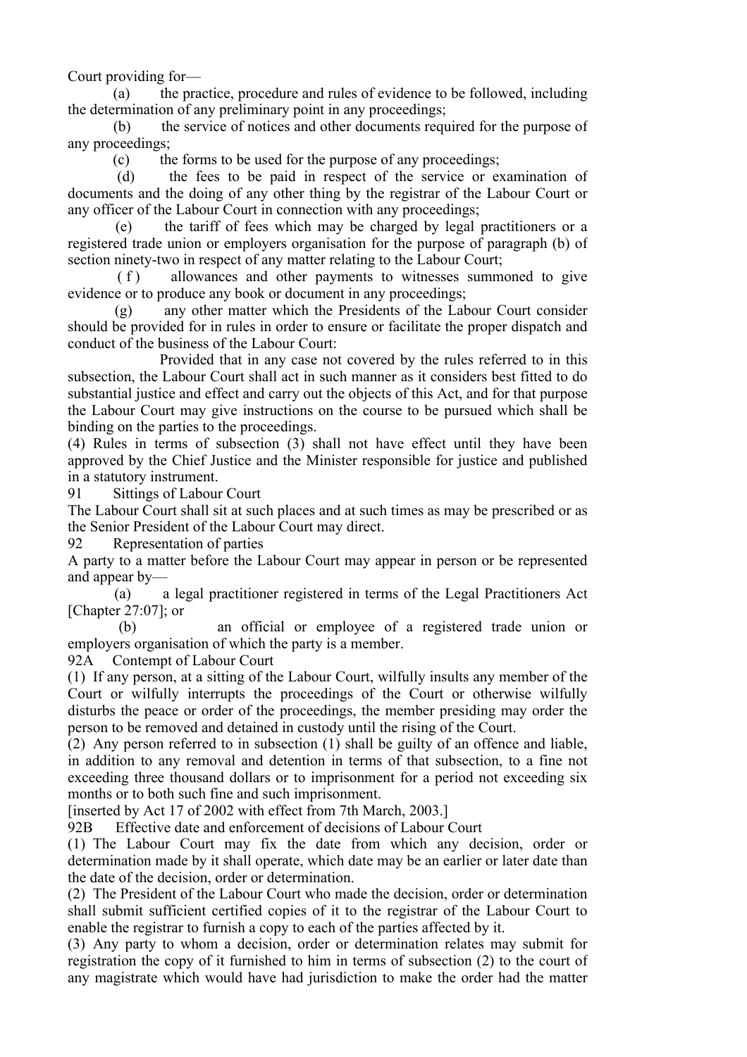Court providing for—

(a) the practice, procedure and rules of evidence to be followed, including the determination of any preliminary point in any proceedings;

(b) the service of notices and other documents required for the purpose of any proceedings;

(c) the forms to be used for the purpose of any proceedings;

(d) the fees to be paid in respect of the service or examination of documents and the doing of any other thing by the registrar of the Labour Court or any officer of the Labour Court in connection with any proceedings;

(e) the tariff of fees which may be charged by legal practitioners or a registered trade union or employers organisation for the purpose of paragraph (b) of section ninety-two in respect of any matter relating to the Labour Court;

(f) allowances and other payments to witnesses summoned to give evidence or to produce any book or document in any proceedings;

(g) any other matter which the Presidents of the Labour Court consider should be provided for in rules in order to ensure or facilitate the proper dispatch and conduct of the business of the Labour Court:

Provided that in any case not covered by the rules referred to in this subsection, the Labour Court shall act in such manner as it considers best fitted to do substantial justice and effect and carry out the objects of this Act, and for that purpose the Labour Court may give instructions on the course to be pursued which shall be binding on the parties to the proceedings.

(4) Rules in terms of subsection (3) shall not have effect until they have been approved by the Chief Justice and the Minister responsible for justice and published in a statutory instrument.

91 Sittings of Labour Court

The Labour Court shall sit at such places and at such times as may be prescribed or as the Senior President of the Labour Court may direct.

92 Representation of parties

A party to a matter before the Labour Court may appear in person or be represented and appear by—

(a) a legal practitioner registered in terms of the Legal Practitioners Act [Chapter 27:07]; or

(b) an official or employee of a registered trade union or employers organisation of which the party is a member.

92A Contempt of Labour Court

(1) If any person, at a sitting of the Labour Court, wilfully insults any member of the Court or wilfully interrupts the proceedings of the Court or otherwise wilfully disturbs the peace or order of the proceedings, the member presiding may order the person to be removed and detained in custody until the rising of the Court.

(2) Any person referred to in subsection (1) shall be guilty of an offence and liable, in addition to any removal and detention in terms of that subsection, to a fine not exceeding three thousand dollars or to imprisonment for a period not exceeding six months or to both such fine and such imprisonment.

[inserted by Act 17 of 2002 with effect from 7th March, 2003.]

92B Effective date and enforcement of decisions of Labour Court

(1) The Labour Court may fix the date from which any decision, order or determination made by it shall operate, which date may be an earlier or later date than the date of the decision, order or determination.

(2) The President of the Labour Court who made the decision, order or determination shall submit sufficient certified copies of it to the registrar of the Labour Court to enable the registrar to furnish a copy to each of the parties affected by it.

(3) Any party to whom a decision, order or determination relates may submit for registration the copy of it furnished to him in terms of subsection (2) to the court of any magistrate which would have had jurisdiction to make the order had the matter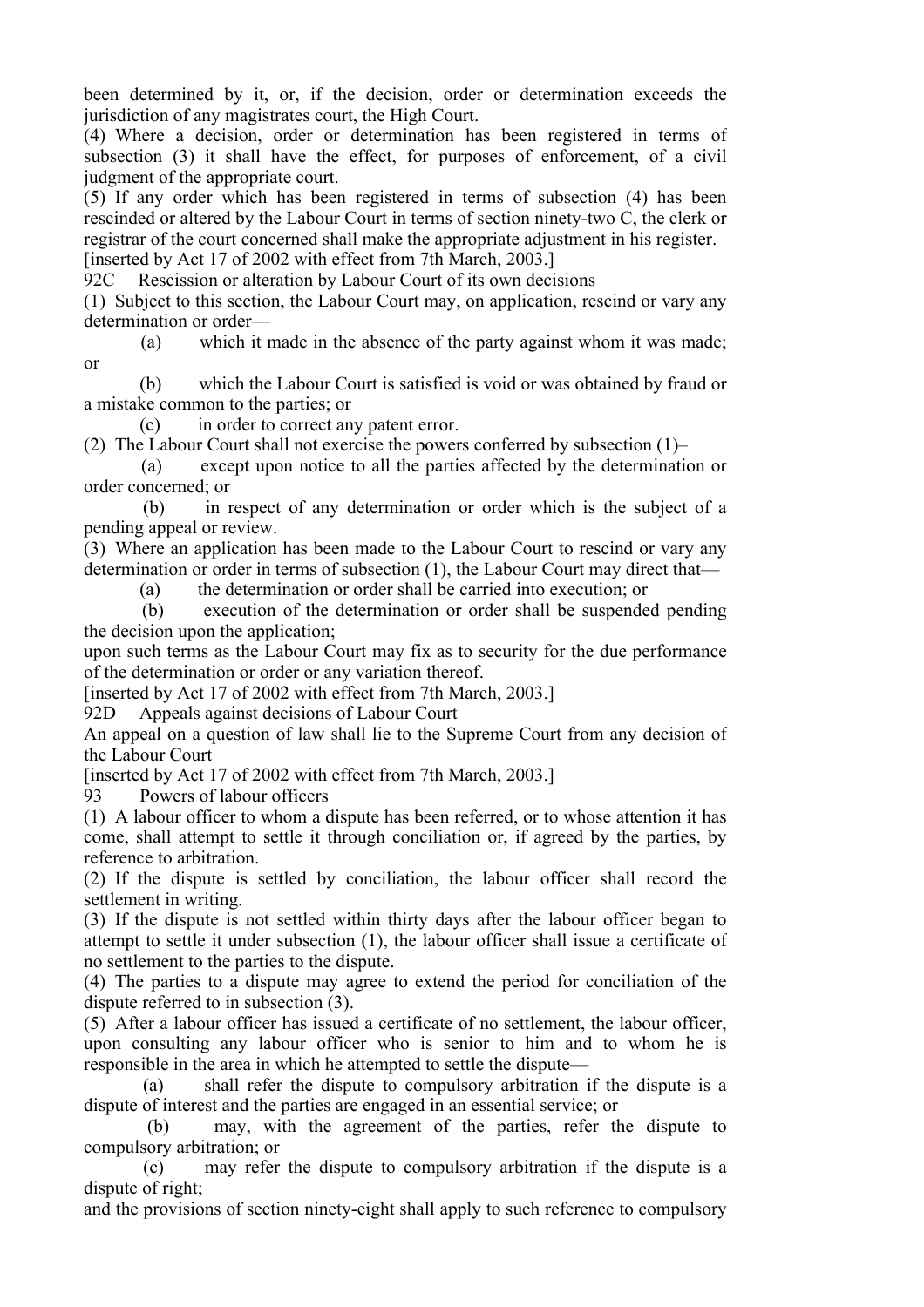been determined by it, or, if the decision, order or determination exceeds the jurisdiction of any magistrates court, the High Court.

(4) Where a decision, order or determination has been registered in terms of subsection (3) it shall have the effect, for purposes of enforcement, of a civil judgment of the appropriate court.

(5) If any order which has been registered in terms of subsection (4) has been rescinded or altered by the Labour Court in terms of section ninety-two C, the clerk or registrar of the court concerned shall make the appropriate adjustment in his register.

[inserted by Act 17 of 2002 with effect from 7th March, 2003.]

92C Rescission or alteration by Labour Court of its own decisions

(1) Subject to this section, the Labour Court may, on application, rescind or vary any determination or order—

(a) which it made in the absence of the party against whom it was made; or

(b) which the Labour Court is satisfied is void or was obtained by fraud or a mistake common to the parties; or

(c) in order to correct any patent error.

(2) The Labour Court shall not exercise the powers conferred by subsection (1)–

(a) except upon notice to all the parties affected by the determination or order concerned; or

(b) in respect of any determination or order which is the subject of a pending appeal or review.

(3) Where an application has been made to the Labour Court to rescind or vary any determination or order in terms of subsection (1), the Labour Court may direct that—

(a) the determination or order shall be carried into execution; or

(b) execution of the determination or order shall be suspended pending the decision upon the application;

upon such terms as the Labour Court may fix as to security for the due performance of the determination or order or any variation thereof.

[inserted by Act 17 of 2002 with effect from 7th March, 2003.]

92D Appeals against decisions of Labour Court

An appeal on a question of law shall lie to the Supreme Court from any decision of the Labour Court

[inserted by Act 17 of 2002 with effect from 7th March, 2003.]

93 Powers of labour officers

(1) A labour officer to whom a dispute has been referred, or to whose attention it has come, shall attempt to settle it through conciliation or, if agreed by the parties, by reference to arbitration.

(2) If the dispute is settled by conciliation, the labour officer shall record the settlement in writing.

(3) If the dispute is not settled within thirty days after the labour officer began to attempt to settle it under subsection (1), the labour officer shall issue a certificate of no settlement to the parties to the dispute.

(4) The parties to a dispute may agree to extend the period for conciliation of the dispute referred to in subsection (3).

(5) After a labour officer has issued a certificate of no settlement, the labour officer, upon consulting any labour officer who is senior to him and to whom he is responsible in the area in which he attempted to settle the dispute—

(a) shall refer the dispute to compulsory arbitration if the dispute is a dispute of interest and the parties are engaged in an essential service; or

(b) may, with the agreement of the parties, refer the dispute to compulsory arbitration; or

(c) may refer the dispute to compulsory arbitration if the dispute is a dispute of right;

and the provisions of section ninety-eight shall apply to such reference to compulsory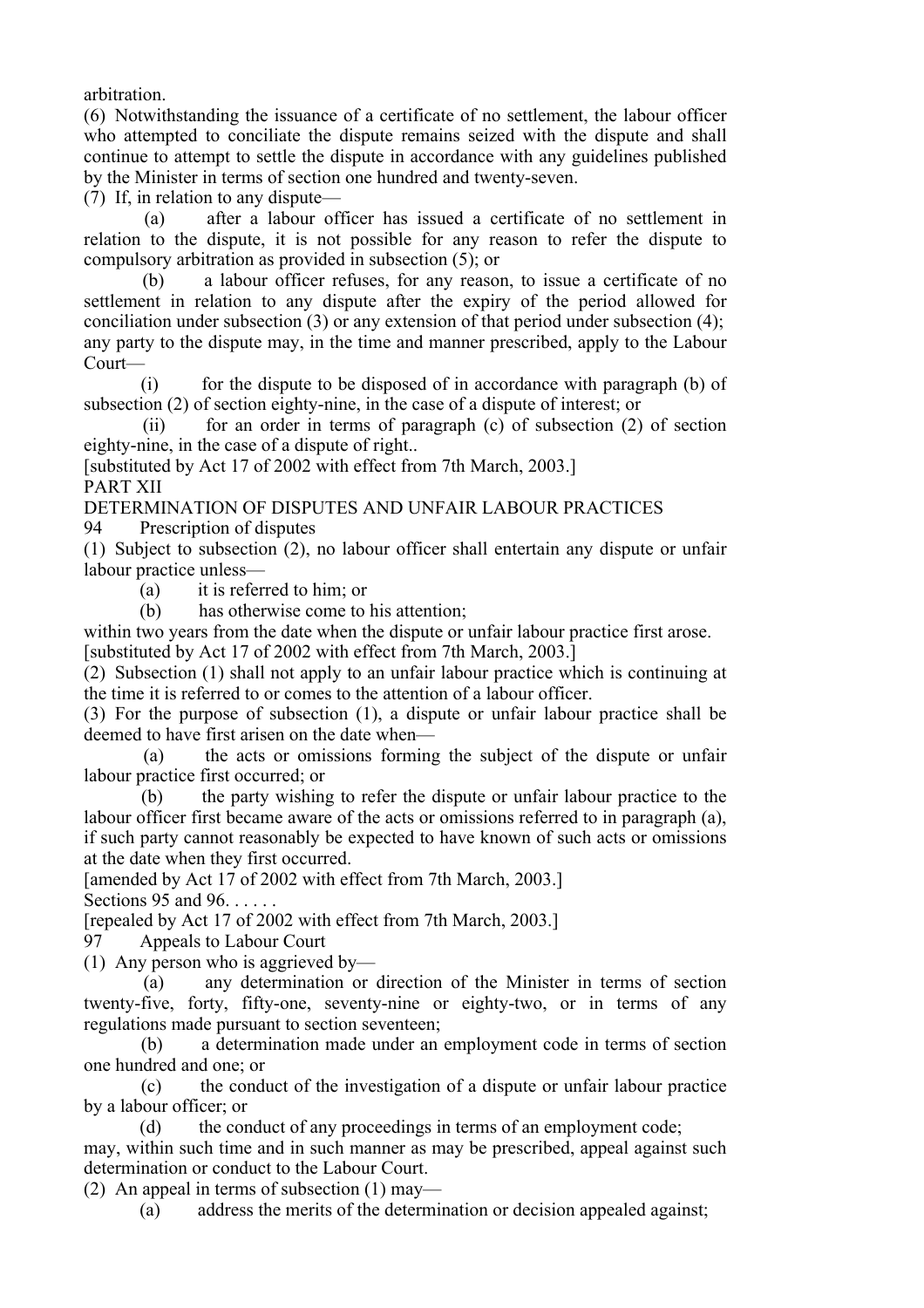arbitration.

(6) Notwithstanding the issuance of a certificate of no settlement, the labour officer who attempted to conciliate the dispute remains seized with the dispute and shall continue to attempt to settle the dispute in accordance with any guidelines published by the Minister in terms of section one hundred and twenty-seven.

(7) If, in relation to any dispute—

(a) after a labour officer has issued a certificate of no settlement in relation to the dispute, it is not possible for any reason to refer the dispute to compulsory arbitration as provided in subsection (5); or

(b) a labour officer refuses, for any reason, to issue a certificate of no settlement in relation to any dispute after the expiry of the period allowed for conciliation under subsection (3) or any extension of that period under subsection (4);

any party to the dispute may, in the time and manner prescribed, apply to the Labour Court—

(i) for the dispute to be disposed of in accordance with paragraph (b) of subsection (2) of section eighty-nine, in the case of a dispute of interest; or

(ii) for an order in terms of paragraph (c) of subsection (2) of section eighty-nine, in the case of a dispute of right..

[substituted by Act 17 of 2002 with effect from 7th March, 2003.]

## PART XII

## DETERMINATION OF DISPUTES AND UNFAIR LABOUR PRACTICES

### 94 Prescription of disputes

(1) Subject to subsection (2), no labour officer shall entertain any dispute or unfair labour practice unless—

(a) it is referred to him; or

(b) has otherwise come to his attention;

within two years from the date when the dispute or unfair labour practice first arose.

[substituted by Act 17 of 2002 with effect from 7th March, 2003.]

(2) Subsection (1) shall not apply to an unfair labour practice which is continuing at the time it is referred to or comes to the attention of a labour officer.

(3) For the purpose of subsection (1), a dispute or unfair labour practice shall be deemed to have first arisen on the date when—

(a) the acts or omissions forming the subject of the dispute or unfair labour practice first occurred; or

(b) the party wishing to refer the dispute or unfair labour practice to the labour officer first became aware of the acts or omissions referred to in paragraph (a), if such party cannot reasonably be expected to have known of such acts or omissions at the date when they first occurred.

[amended by Act 17 of 2002 with effect from 7th March, 2003.]

Sections 95 and 96. . . . . .

[repealed by Act 17 of 2002 with effect from 7th March, 2003.]

### 97 Appeals to Labour Court

(1) Any person who is aggrieved by—

(a) any determination or direction of the Minister in terms of section twenty-five, forty, fifty-one, seventy-nine or eighty-two, or in terms of any regulations made pursuant to section seventeen;

(b) a determination made under an employment code in terms of section one hundred and one; or

(c) the conduct of the investigation of a dispute or unfair labour practice by a labour officer; or

(d) the conduct of any proceedings in terms of an employment code;

may, within such time and in such manner as may be prescribed, appeal against such determination or conduct to the Labour Court.

(2) An appeal in terms of subsection (1) may—

(a) address the merits of the determination or decision appealed against;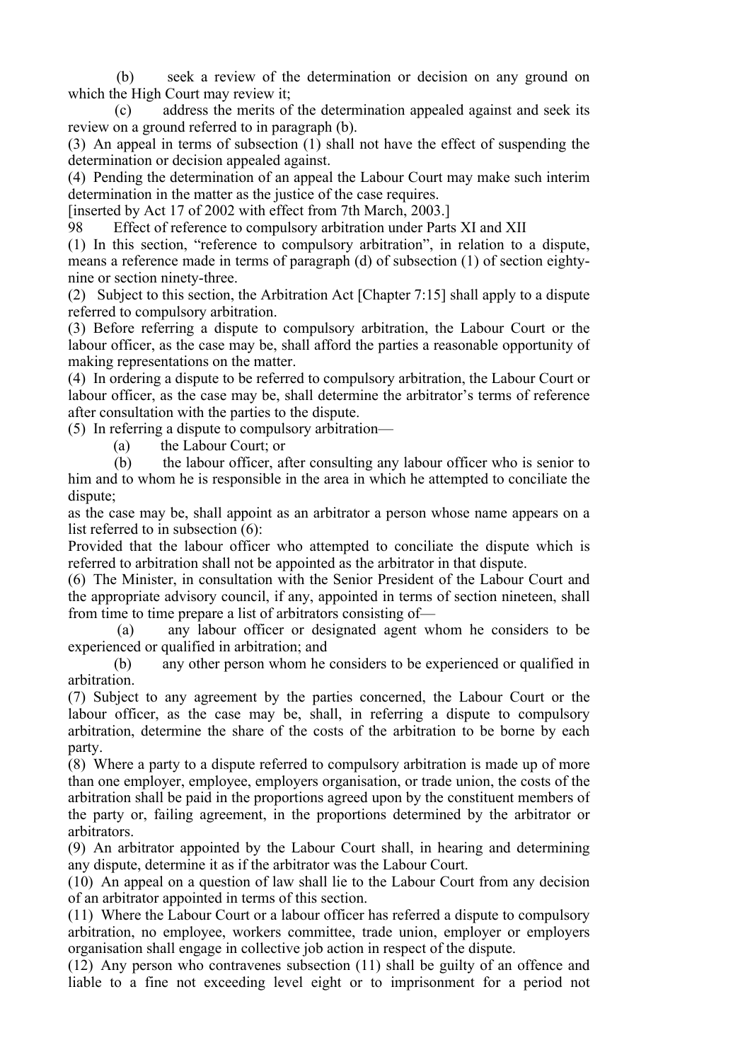(b) seek a review of the determination or decision on any ground on which the High Court may review it;

(c) address the merits of the determination appealed against and seek its review on a ground referred to in paragraph (b).

(3) An appeal in terms of subsection (1) shall not have the effect of suspending the determination or decision appealed against.

(4) Pending the determination of an appeal the Labour Court may make such interim determination in the matter as the justice of the case requires.

[inserted by Act 17 of 2002 with effect from 7th March, 2003.]

### 98 Effect of reference to compulsory arbitration under Parts XI and XII

(1) In this section, "reference to compulsory arbitration", in relation to a dispute, means a reference made in terms of paragraph (d) of subsection (1) of section eighty-nine or section ninety-three.

(2) Subject to this section, the Arbitration Act [Chapter 7:15] shall apply to a dispute referred to compulsory arbitration.

(3) Before referring a dispute to compulsory arbitration, the Labour Court or the labour officer, as the case may be, shall afford the parties a reasonable opportunity of making representations on the matter.

(4) In ordering a dispute to be referred to compulsory arbitration, the Labour Court or labour officer, as the case may be, shall determine the arbitrator's terms of reference after consultation with the parties to the dispute.

(5) In referring a dispute to compulsory arbitration—

(a) the Labour Court; or

(b) the labour officer, after consulting any labour officer who is senior to him and to whom he is responsible in the area in which he attempted to conciliate the dispute;

as the case may be, shall appoint as an arbitrator a person whose name appears on a list referred to in subsection (6):

Provided that the labour officer who attempted to conciliate the dispute which is referred to arbitration shall not be appointed as the arbitrator in that dispute.

(6) The Minister, in consultation with the Senior President of the Labour Court and the appropriate advisory council, if any, appointed in terms of section nineteen, shall from time to time prepare a list of arbitrators consisting of—

(a) any labour officer or designated agent whom he considers to be experienced or qualified in arbitration; and

(b) any other person whom he considers to be experienced or qualified in arbitration.

(7) Subject to any agreement by the parties concerned, the Labour Court or the labour officer, as the case may be, shall, in referring a dispute to compulsory arbitration, determine the share of the costs of the arbitration to be borne by each party.

(8) Where a party to a dispute referred to compulsory arbitration is made up of more than one employer, employee, employers organisation, or trade union, the costs of the arbitration shall be paid in the proportions agreed upon by the constituent members of the party or, failing agreement, in the proportions determined by the arbitrator or arbitrators.

(9) An arbitrator appointed by the Labour Court shall, in hearing and determining any dispute, determine it as if the arbitrator was the Labour Court.

(10) An appeal on a question of law shall lie to the Labour Court from any decision of an arbitrator appointed in terms of this section.

(11) Where the Labour Court or a labour officer has referred a dispute to compulsory arbitration, no employee, workers committee, trade union, employer or employers organisation shall engage in collective job action in respect of the dispute.

(12) Any person who contravenes subsection (11) shall be guilty of an offence and liable to a fine not exceeding level eight or to imprisonment for a period not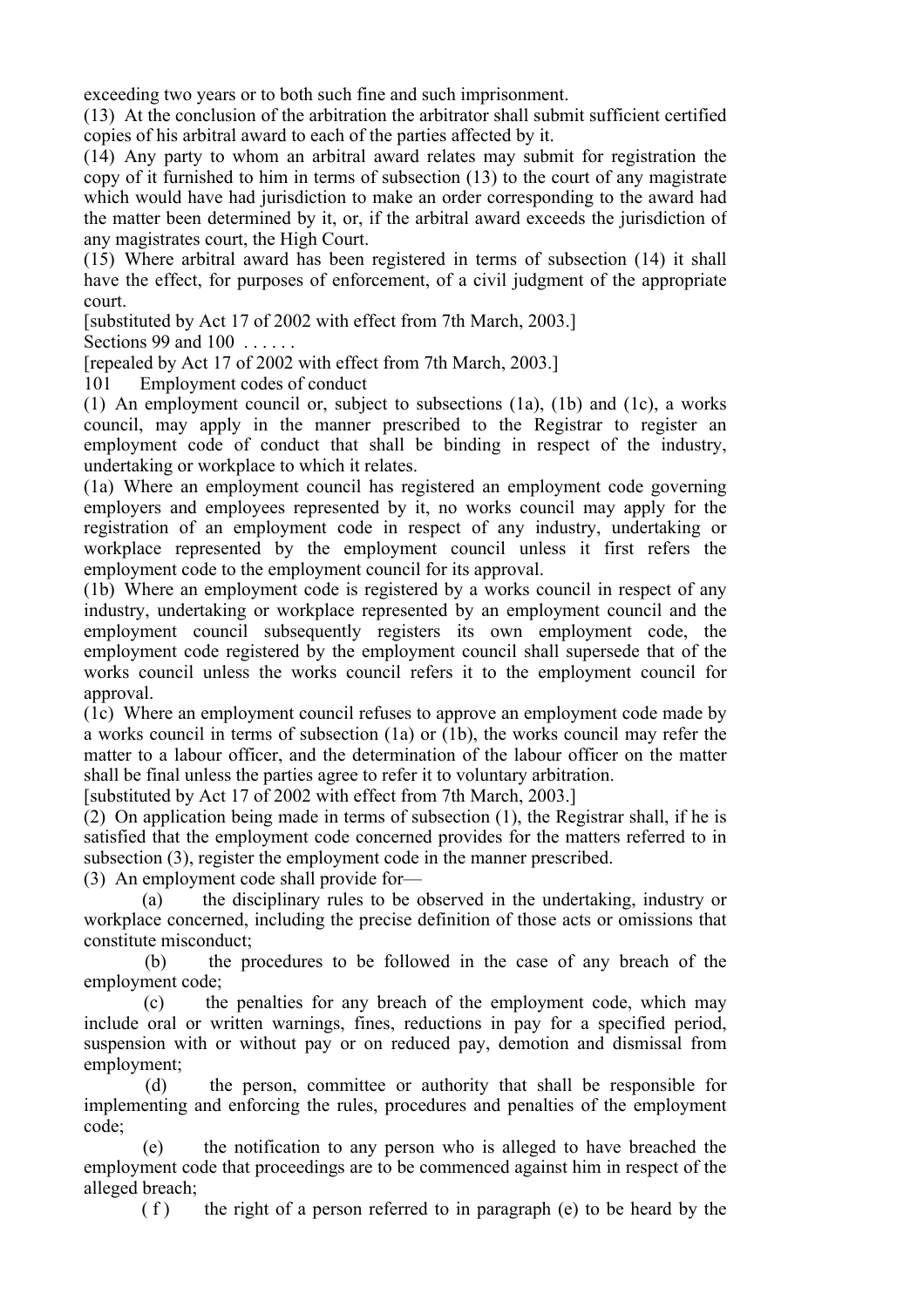exceeding two years or to both such fine and such imprisonment.

(13) At the conclusion of the arbitration the arbitrator shall submit sufficient certified copies of his arbitral award to each of the parties affected by it.

(14) Any party to whom an arbitral award relates may submit for registration the copy of it furnished to him in terms of subsection (13) to the court of any magistrate which would have had jurisdiction to make an order corresponding to the award had the matter been determined by it, or, if the arbitral award exceeds the jurisdiction of any magistrates court, the High Court.

(15) Where arbitral award has been registered in terms of subsection (14) it shall have the effect, for purposes of enforcement, of a civil judgment of the appropriate court.

[substituted by Act 17 of 2002 with effect from 7th March, 2003.]

Sections 99 and 100 . . . . . .

[repealed by Act 17 of 2002 with effect from 7th March, 2003.]

### 101 Employment codes of conduct

(1) An employment council or, subject to subsections (1a), (1b) and (1c), a works council, may apply in the manner prescribed to the Registrar to register an employment code of conduct that shall be binding in respect of the industry, undertaking or workplace to which it relates.

(1a) Where an employment council has registered an employment code governing employers and employees represented by it, no works council may apply for the registration of an employment code in respect of any industry, undertaking or workplace represented by the employment council unless it first refers the employment code to the employment council for its approval.

(1b) Where an employment code is registered by a works council in respect of any industry, undertaking or workplace represented by an employment council and the employment council subsequently registers its own employment code, the employment code registered by the employment council shall supersede that of the works council unless the works council refers it to the employment council for approval.

(1c) Where an employment council refuses to approve an employment code made by a works council in terms of subsection (1a) or (1b), the works council may refer the matter to a labour officer, and the determination of the labour officer on the matter shall be final unless the parties agree to refer it to voluntary arbitration.

[substituted by Act 17 of 2002 with effect from 7th March, 2003.]

(2) On application being made in terms of subsection (1), the Registrar shall, if he is satisfied that the employment code concerned provides for the matters referred to in subsection (3), register the employment code in the manner prescribed.

(3) An employment code shall provide for—

(a) the disciplinary rules to be observed in the undertaking, industry or workplace concerned, including the precise definition of those acts or omissions that constitute misconduct;

(b) the procedures to be followed in the case of any breach of the employment code;

(c) the penalties for any breach of the employment code, which may include oral or written warnings, fines, reductions in pay for a specified period, suspension with or without pay or on reduced pay, demotion and dismissal from employment;

(d) the person, committee or authority that shall be responsible for implementing and enforcing the rules, procedures and penalties of the employment code;

(e) the notification to any person who is alleged to have breached the employment code that proceedings are to be commenced against him in respect of the alleged breach;

(f) the right of a person referred to in paragraph (e) to be heard by the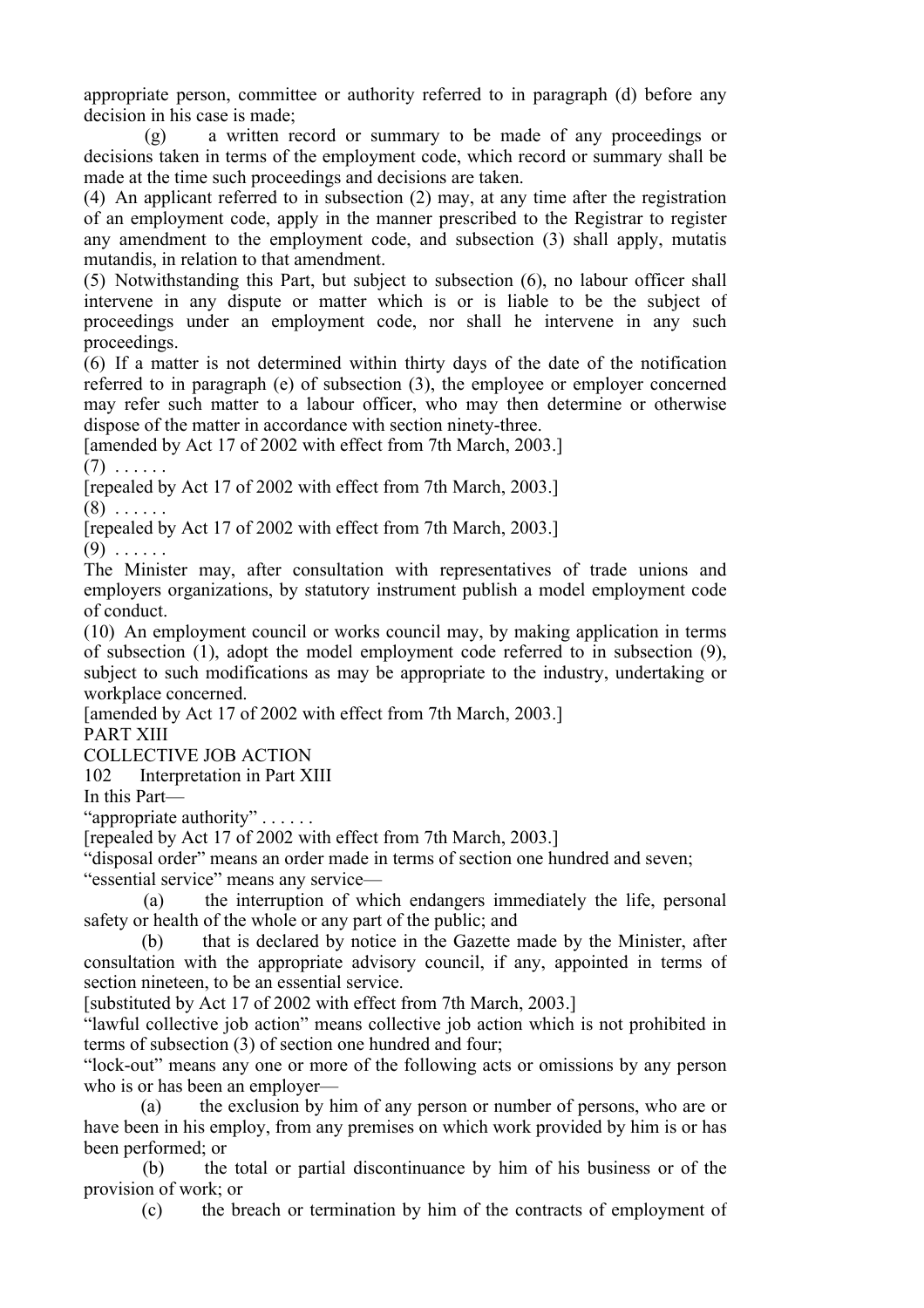appropriate person, committee or authority referred to in paragraph (d) before any decision in his case is made;

(g) a written record or summary to be made of any proceedings or decisions taken in terms of the employment code, which record or summary shall be made at the time such proceedings and decisions are taken.

(4) An applicant referred to in subsection (2) may, at any time after the registration of an employment code, apply in the manner prescribed to the Registrar to register any amendment to the employment code, and subsection (3) shall apply, mutatis mutandis, in relation to that amendment.

(5) Notwithstanding this Part, but subject to subsection (6), no labour officer shall intervene in any dispute or matter which is or is liable to be the subject of proceedings under an employment code, nor shall he intervene in any such proceedings.

(6) If a matter is not determined within thirty days of the date of the notification referred to in paragraph (e) of subsection (3), the employee or employer concerned may refer such matter to a labour officer, who may then determine or otherwise dispose of the matter in accordance with section ninety-three.

[amended by Act 17 of 2002 with effect from 7th March, 2003.]

(7) . . . . . .

[repealed by Act 17 of 2002 with effect from 7th March, 2003.]

(8) . . . . . .

[repealed by Act 17 of 2002 with effect from 7th March, 2003.]

(9) . . . . . .

The Minister may, after consultation with representatives of trade unions and employers organizations, by statutory instrument publish a model employment code of conduct.

(10) An employment council or works council may, by making application in terms of subsection (1), adopt the model employment code referred to in subsection (9), subject to such modifications as may be appropriate to the industry, undertaking or workplace concerned.

[amended by Act 17 of 2002 with effect from 7th March, 2003.]

## PART XIII

## COLLECTIVE JOB ACTION

### 102 Interpretation in Part XIII

In this Part—

"appropriate authority" . . . . . .

[repealed by Act 17 of 2002 with effect from 7th March, 2003.]

"disposal order" means an order made in terms of section one hundred and seven;

"essential service" means any service—

(a) the interruption of which endangers immediately the life, personal safety or health of the whole or any part of the public; and

(b) that is declared by notice in the Gazette made by the Minister, after consultation with the appropriate advisory council, if any, appointed in terms of section nineteen, to be an essential service.

[substituted by Act 17 of 2002 with effect from 7th March, 2003.]

"lawful collective job action" means collective job action which is not prohibited in terms of subsection (3) of section one hundred and four;

"lock-out" means any one or more of the following acts or omissions by any person who is or has been an employer—

(a) the exclusion by him of any person or number of persons, who are or have been in his employ, from any premises on which work provided by him is or has been performed; or

(b) the total or partial discontinuance by him of his business or of the provision of work; or

(c) the breach or termination by him of the contracts of employment of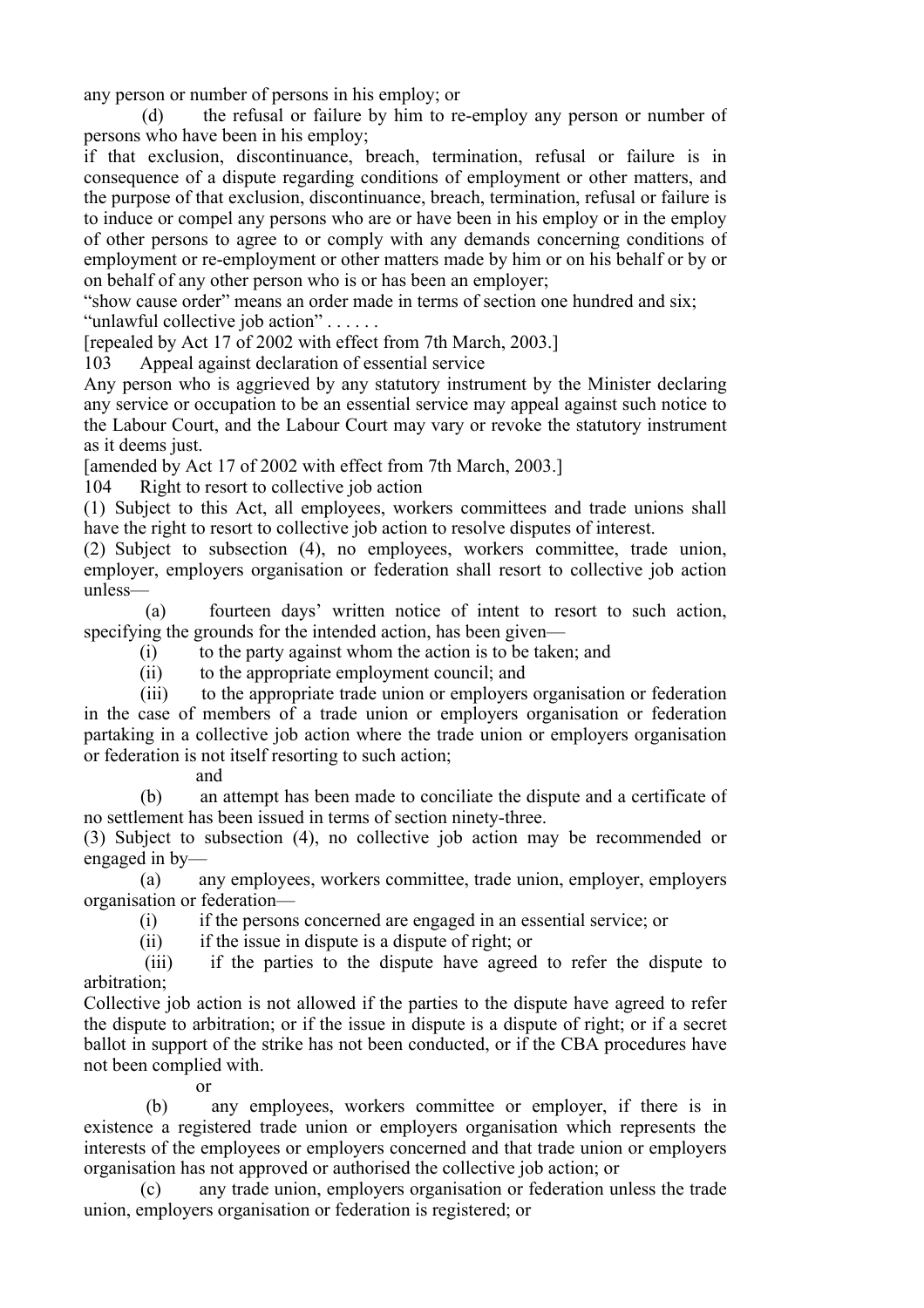any person or number of persons in his employ; or

(d) the refusal or failure by him to re-employ any person or number of persons who have been in his employ;

if that exclusion, discontinuance, breach, termination, refusal or failure is in consequence of a dispute regarding conditions of employment or other matters, and the purpose of that exclusion, discontinuance, breach, termination, refusal or failure is to induce or compel any persons who are or have been in his employ or in the employ of other persons to agree to or comply with any demands concerning conditions of employment or re-employment or other matters made by him or on his behalf or by or on behalf of any other person who is or has been an employer;

"show cause order" means an order made in terms of section one hundred and six;

"unlawful collective job action" . . . . . .

[repealed by Act 17 of 2002 with effect from 7th March, 2003.]

### 103 Appeal against declaration of essential service

Any person who is aggrieved by any statutory instrument by the Minister declaring any service or occupation to be an essential service may appeal against such notice to the Labour Court, and the Labour Court may vary or revoke the statutory instrument as it deems just.

[amended by Act 17 of 2002 with effect from 7th March, 2003.]

### 104 Right to resort to collective job action

(1) Subject to this Act, all employees, workers committees and trade unions shall have the right to resort to collective job action to resolve disputes of interest.

(2) Subject to subsection (4), no employees, workers committee, trade union, employer, employers organisation or federation shall resort to collective job action unless—

(a) fourteen days' written notice of intent to resort to such action, specifying the grounds for the intended action, has been given—

(i) to the party against whom the action is to be taken; and

(ii) to the appropriate employment council; and

(iii) to the appropriate trade union or employers organisation or federation in the case of members of a trade union or employers organisation or federation partaking in a collective job action where the trade union or employers organisation or federation is not itself resorting to such action;

and

(b) an attempt has been made to conciliate the dispute and a certificate of no settlement has been issued in terms of section ninety-three.

(3) Subject to subsection (4), no collective job action may be recommended or engaged in by—

(a) any employees, workers committee, trade union, employer, employers organisation or federation—

(i) if the persons concerned are engaged in an essential service; or

(ii) if the issue in dispute is a dispute of right; or

(iii) if the parties to the dispute have agreed to refer the dispute to arbitration;

Collective job action is not allowed if the parties to the dispute have agreed to refer the dispute to arbitration; or if the issue in dispute is a dispute of right; or if a secret ballot in support of the strike has not been conducted, or if the CBA procedures have not been complied with.

or

(b) any employees, workers committee or employer, if there is in existence a registered trade union or employers organisation which represents the interests of the employees or employers concerned and that trade union or employers organisation has not approved or authorised the collective job action; or

(c) any trade union, employers organisation or federation unless the trade union, employers organisation or federation is registered; or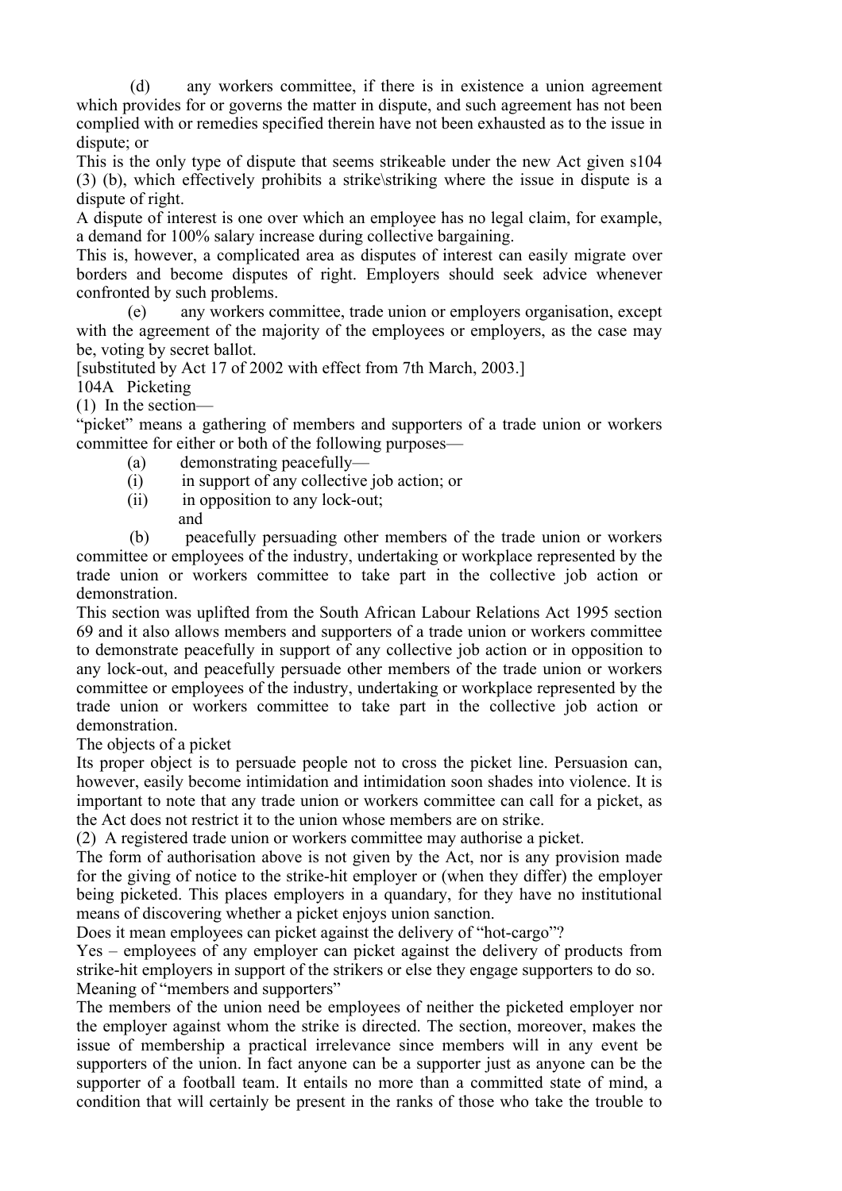(d) any workers committee, if there is in existence a union agreement which provides for or governs the matter in dispute, and such agreement has not been complied with or remedies specified therein have not been exhausted as to the issue in dispute; or

This is the only type of dispute that seems strikeable under the new Act given s104 (3) (b), which effectively prohibits a strike\striking where the issue in dispute is a dispute of right.

A dispute of interest is one over which an employee has no legal claim, for example, a demand for 100% salary increase during collective bargaining.

This is, however, a complicated area as disputes of interest can easily migrate over borders and become disputes of right. Employers should seek advice whenever confronted by such problems.

(e) any workers committee, trade union or employers organisation, except with the agreement of the majority of the employees or employers, as the case may be, voting by secret ballot.

[substituted by Act 17 of 2002 with effect from 7th March, 2003.]

104A Picketing

(1) In the section—

"picket" means a gathering of members and supporters of a trade union or workers committee for either or both of the following purposes—

(a) demonstrating peacefully—

(i) in support of any collective job action; or

(ii) in opposition to any lock-out;

and

(b) peacefully persuading other members of the trade union or workers committee or employees of the industry, undertaking or workplace represented by the trade union or workers committee to take part in the collective job action or demonstration.

This section was uplifted from the South African Labour Relations Act 1995 section 69 and it also allows members and supporters of a trade union or workers committee to demonstrate peacefully in support of any collective job action or in opposition to any lock-out, and peacefully persuade other members of the trade union or workers committee or employees of the industry, undertaking or workplace represented by the trade union or workers committee to take part in the collective job action or demonstration.

The objects of a picket

Its proper object is to persuade people not to cross the picket line. Persuasion can, however, easily become intimidation and intimidation soon shades into violence. It is important to note that any trade union or workers committee can call for a picket, as the Act does not restrict it to the union whose members are on strike.

(2) A registered trade union or workers committee may authorise a picket.

The form of authorisation above is not given by the Act, nor is any provision made for the giving of notice to the strike-hit employer or (when they differ) the employer being picketed. This places employers in a quandary, for they have no institutional means of discovering whether a picket enjoys union sanction.

Does it mean employees can picket against the delivery of "hot-cargo"?

Yes – employees of any employer can picket against the delivery of products from strike-hit employers in support of the strikers or else they engage supporters to do so.

Meaning of "members and supporters"

The members of the union need be employees of neither the picketed employer nor the employer against whom the strike is directed. The section, moreover, makes the issue of membership a practical irrelevance since members will in any event be supporters of the union. In fact anyone can be a supporter just as anyone can be the supporter of a football team. It entails no more than a committed state of mind, a condition that will certainly be present in the ranks of those who take the trouble to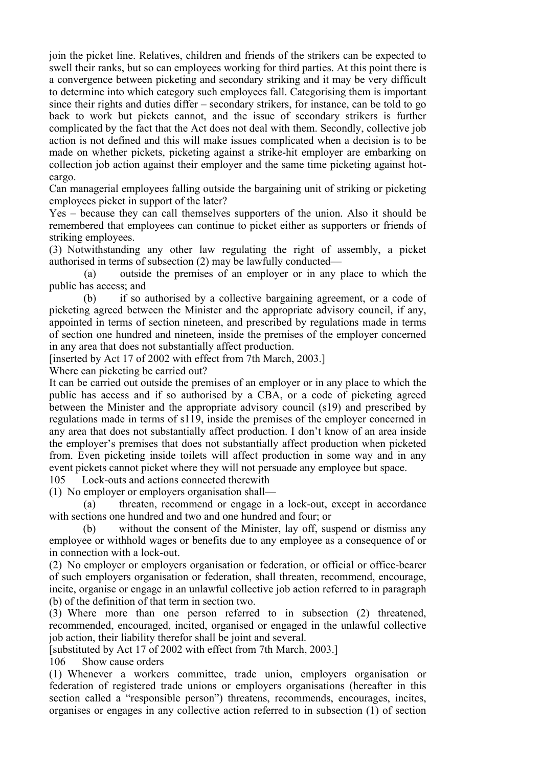join the picket line. Relatives, children and friends of the strikers can be expected to swell their ranks, but so can employees working for third parties. At this point there is a convergence between picketing and secondary striking and it may be very difficult to determine into which category such employees fall. Categorising them is important since their rights and duties differ – secondary strikers, for instance, can be told to go back to work but pickets cannot, and the issue of secondary strikers is further complicated by the fact that the Act does not deal with them. Secondly, collective job action is not defined and this will make issues complicated when a decision is to be made on whether pickets, picketing against a strike-hit employer are embarking on collection job action against their employer and the same time picketing against hot-cargo.

Can managerial employees falling outside the bargaining unit of striking or picketing employees picket in support of the later?

Yes – because they can call themselves supporters of the union. Also it should be remembered that employees can continue to picket either as supporters or friends of striking employees.

(3) Notwithstanding any other law regulating the right of assembly, a picket authorised in terms of subsection (2) may be lawfully conducted—

(a) outside the premises of an employer or in any place to which the public has access; and

(b) if so authorised by a collective bargaining agreement, or a code of picketing agreed between the Minister and the appropriate advisory council, if any, appointed in terms of section nineteen, and prescribed by regulations made in terms of section one hundred and nineteen, inside the premises of the employer concerned in any area that does not substantially affect production.

[inserted by Act 17 of 2002 with effect from 7th March, 2003.]

Where can picketing be carried out?

It can be carried out outside the premises of an employer or in any place to which the public has access and if so authorised by a CBA, or a code of picketing agreed between the Minister and the appropriate advisory council (s19) and prescribed by regulations made in terms of s119, inside the premises of the employer concerned in any area that does not substantially affect production. I don't know of an area inside the employer's premises that does not substantially affect production when picketed from. Even picketing inside toilets will affect production in some way and in any event pickets cannot picket where they will not persuade any employee but space.

105 Lock-outs and actions connected therewith

(1) No employer or employers organisation shall—

(a) threaten, recommend or engage in a lock-out, except in accordance with sections one hundred and two and one hundred and four; or

(b) without the consent of the Minister, lay off, suspend or dismiss any employee or withhold wages or benefits due to any employee as a consequence of or in connection with a lock-out.

(2) No employer or employers organisation or federation, or official or office-bearer of such employers organisation or federation, shall threaten, recommend, encourage, incite, organise or engage in an unlawful collective job action referred to in paragraph (b) of the definition of that term in section two.

(3) Where more than one person referred to in subsection (2) threatened, recommended, encouraged, incited, organised or engaged in the unlawful collective job action, their liability therefor shall be joint and several.

[substituted by Act 17 of 2002 with effect from 7th March, 2003.]

106 Show cause orders

(1) Whenever a workers committee, trade union, employers organisation or federation of registered trade unions or employers organisations (hereafter in this section called a "responsible person") threatens, recommends, encourages, incites, organises or engages in any collective action referred to in subsection (1) of section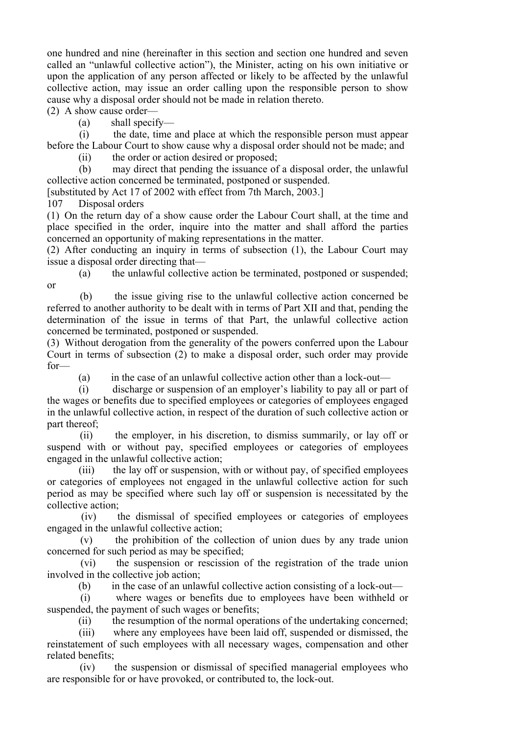one hundred and nine (hereinafter in this section and section one hundred and seven called an "unlawful collective action"), the Minister, acting on his own initiative or upon the application of any person affected or likely to be affected by the unlawful collective action, may issue an order calling upon the responsible person to show cause why a disposal order should not be made in relation thereto.

(2) A show cause order—

(a) shall specify—

(i) the date, time and place at which the responsible person must appear before the Labour Court to show cause why a disposal order should not be made; and

(ii) the order or action desired or proposed;

(b) may direct that pending the issuance of a disposal order, the unlawful collective action concerned be terminated, postponed or suspended.

[substituted by Act 17 of 2002 with effect from 7th March, 2003.]

## 107 Disposal orders

(1) On the return day of a show cause order the Labour Court shall, at the time and place specified in the order, inquire into the matter and shall afford the parties concerned an opportunity of making representations in the matter.

(2) After conducting an inquiry in terms of subsection (1), the Labour Court may issue a disposal order directing that—

(a) the unlawful collective action be terminated, postponed or suspended; or

(b) the issue giving rise to the unlawful collective action concerned be referred to another authority to be dealt with in terms of Part XII and that, pending the determination of the issue in terms of that Part, the unlawful collective action concerned be terminated, postponed or suspended.

(3) Without derogation from the generality of the powers conferred upon the Labour Court in terms of subsection (2) to make a disposal order, such order may provide for—

(a) in the case of an unlawful collective action other than a lock-out—

(i) discharge or suspension of an employer's liability to pay all or part of the wages or benefits due to specified employees or categories of employees engaged in the unlawful collective action, in respect of the duration of such collective action or part thereof;

(ii) the employer, in his discretion, to dismiss summarily, or lay off or suspend with or without pay, specified employees or categories of employees engaged in the unlawful collective action;

(iii) the lay off or suspension, with or without pay, of specified employees or categories of employees not engaged in the unlawful collective action for such period as may be specified where such lay off or suspension is necessitated by the collective action;

(iv) the dismissal of specified employees or categories of employees engaged in the unlawful collective action;

(v) the prohibition of the collection of union dues by any trade union concerned for such period as may be specified;

(vi) the suspension or rescission of the registration of the trade union involved in the collective job action;

(b) in the case of an unlawful collective action consisting of a lock-out—

(i) where wages or benefits due to employees have been withheld or suspended, the payment of such wages or benefits;

(ii) the resumption of the normal operations of the undertaking concerned;

(iii) where any employees have been laid off, suspended or dismissed, the reinstatement of such employees with all necessary wages, compensation and other related benefits;

(iv) the suspension or dismissal of specified managerial employees who are responsible for or have provoked, or contributed to, the lock-out.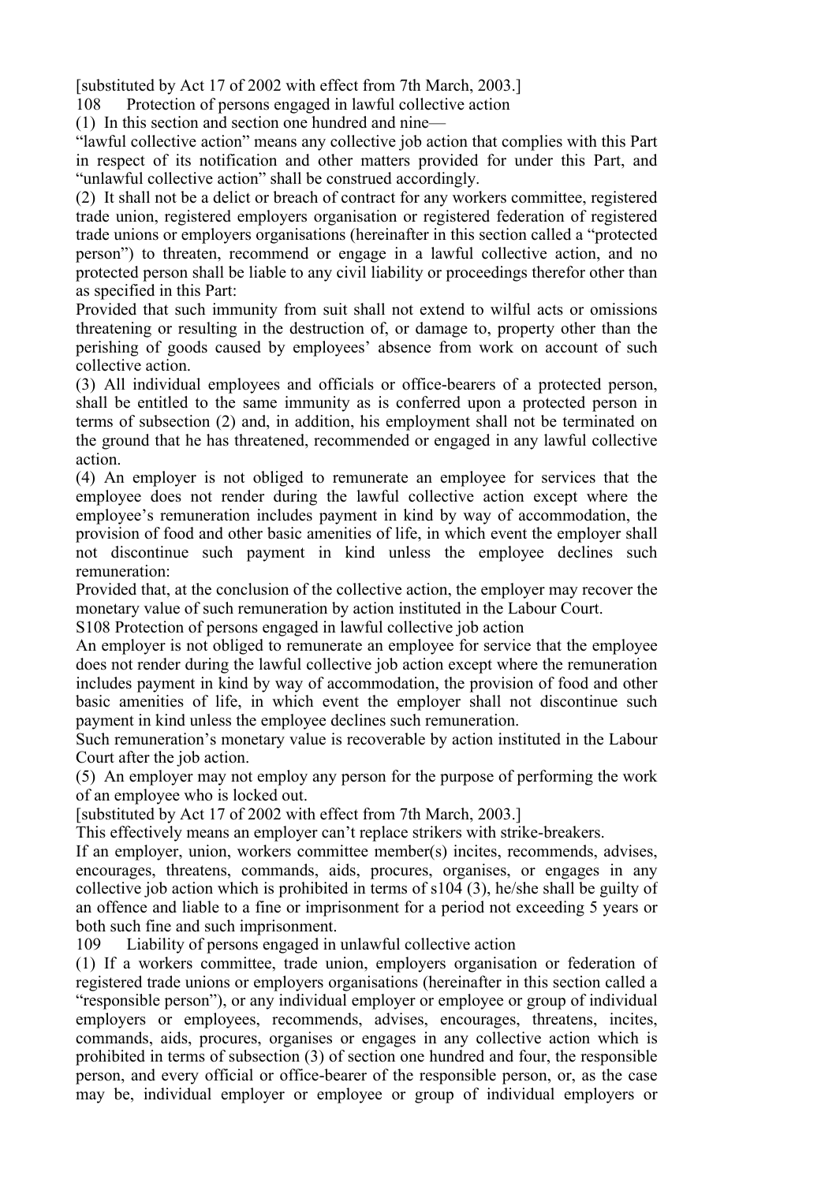[substituted by Act 17 of 2002 with effect from 7th March, 2003.]

108 Protection of persons engaged in lawful collective action

(1) In this section and section one hundred and nine—

"lawful collective action" means any collective job action that complies with this Part in respect of its notification and other matters provided for under this Part, and "unlawful collective action" shall be construed accordingly.

(2) It shall not be a delict or breach of contract for any workers committee, registered trade union, registered employers organisation or registered federation of registered trade unions or employers organisations (hereinafter in this section called a "protected person") to threaten, recommend or engage in a lawful collective action, and no protected person shall be liable to any civil liability or proceedings therefor other than as specified in this Part:

Provided that such immunity from suit shall not extend to wilful acts or omissions threatening or resulting in the destruction of, or damage to, property other than the perishing of goods caused by employees' absence from work on account of such collective action.

(3) All individual employees and officials or office-bearers of a protected person, shall be entitled to the same immunity as is conferred upon a protected person in terms of subsection (2) and, in addition, his employment shall not be terminated on the ground that he has threatened, recommended or engaged in any lawful collective action.

(4) An employer is not obliged to remunerate an employee for services that the employee does not render during the lawful collective action except where the employee's remuneration includes payment in kind by way of accommodation, the provision of food and other basic amenities of life, in which event the employer shall not discontinue such payment in kind unless the employee declines such remuneration:

Provided that, at the conclusion of the collective action, the employer may recover the monetary value of such remuneration by action instituted in the Labour Court.

S108 Protection of persons engaged in lawful collective job action

An employer is not obliged to remunerate an employee for service that the employee does not render during the lawful collective job action except where the remuneration includes payment in kind by way of accommodation, the provision of food and other basic amenities of life, in which event the employer shall not discontinue such payment in kind unless the employee declines such remuneration.

Such remuneration's monetary value is recoverable by action instituted in the Labour Court after the job action.

(5) An employer may not employ any person for the purpose of performing the work of an employee who is locked out.

[substituted by Act 17 of 2002 with effect from 7th March, 2003.]

This effectively means an employer can't replace strikers with strike-breakers.

If an employer, union, workers committee member(s) incites, recommends, advises, encourages, threatens, commands, aids, procures, organises, or engages in any collective job action which is prohibited in terms of s104 (3), he/she shall be guilty of an offence and liable to a fine or imprisonment for a period not exceeding 5 years or both such fine and such imprisonment.

109 Liability of persons engaged in unlawful collective action

(1) If a workers committee, trade union, employers organisation or federation of registered trade unions or employers organisations (hereinafter in this section called a "responsible person"), or any individual employer or employee or group of individual employers or employees, recommends, advises, encourages, threatens, incites, commands, aids, procures, organises or engages in any collective action which is prohibited in terms of subsection (3) of section one hundred and four, the responsible person, and every official or office-bearer of the responsible person, or, as the case may be, individual employer or employee or group of individual employers or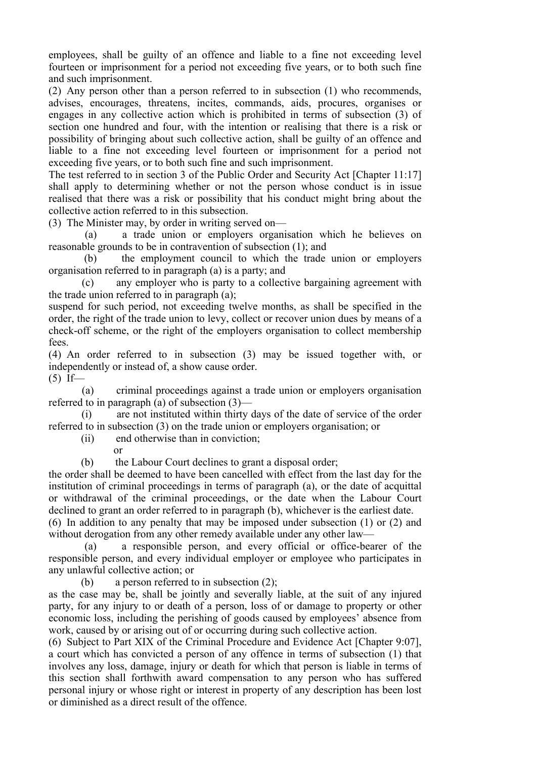employees, shall be guilty of an offence and liable to a fine not exceeding level fourteen or imprisonment for a period not exceeding five years, or to both such fine and such imprisonment.

(2) Any person other than a person referred to in subsection (1) who recommends, advises, encourages, threatens, incites, commands, aids, procures, organises or engages in any collective action which is prohibited in terms of subsection (3) of section one hundred and four, with the intention or realising that there is a risk or possibility of bringing about such collective action, shall be guilty of an offence and liable to a fine not exceeding level fourteen or imprisonment for a period not exceeding five years, or to both such fine and such imprisonment.

The test referred to in section 3 of the Public Order and Security Act [Chapter 11:17] shall apply to determining whether or not the person whose conduct is in issue realised that there was a risk or possibility that his conduct might bring about the collective action referred to in this subsection.

(3) The Minister may, by order in writing served on—

(a) a trade union or employers organisation which he believes on reasonable grounds to be in contravention of subsection (1); and

(b) the employment council to which the trade union or employers organisation referred to in paragraph (a) is a party; and

(c) any employer who is party to a collective bargaining agreement with the trade union referred to in paragraph (a);

suspend for such period, not exceeding twelve months, as shall be specified in the order, the right of the trade union to levy, collect or recover union dues by means of a check-off scheme, or the right of the employers organisation to collect membership fees.

(4) An order referred to in subsection (3) may be issued together with, or independently or instead of, a show cause order.

(5) If—

(a) criminal proceedings against a trade union or employers organisation referred to in paragraph (a) of subsection (3)—

(i) are not instituted within thirty days of the date of service of the order referred to in subsection (3) on the trade union or employers organisation; or

(ii) end otherwise than in conviction;

or

(b) the Labour Court declines to grant a disposal order;

the order shall be deemed to have been cancelled with effect from the last day for the institution of criminal proceedings in terms of paragraph (a), or the date of acquittal or withdrawal of the criminal proceedings, or the date when the Labour Court declined to grant an order referred to in paragraph (b), whichever is the earliest date.

(6) In addition to any penalty that may be imposed under subsection (1) or (2) and without derogation from any other remedy available under any other law—

(a) a responsible person, and every official or office-bearer of the responsible person, and every individual employer or employee who participates in any unlawful collective action; or

(b) a person referred to in subsection (2);

as the case may be, shall be jointly and severally liable, at the suit of any injured party, for any injury to or death of a person, loss of or damage to property or other economic loss, including the perishing of goods caused by employees' absence from work, caused by or arising out of or occurring during such collective action.

(6) Subject to Part XIX of the Criminal Procedure and Evidence Act [Chapter 9:07], a court which has convicted a person of any offence in terms of subsection (1) that involves any loss, damage, injury or death for which that person is liable in terms of this section shall forthwith award compensation to any person who has suffered personal injury or whose right or interest in property of any description has been lost or diminished as a direct result of the offence.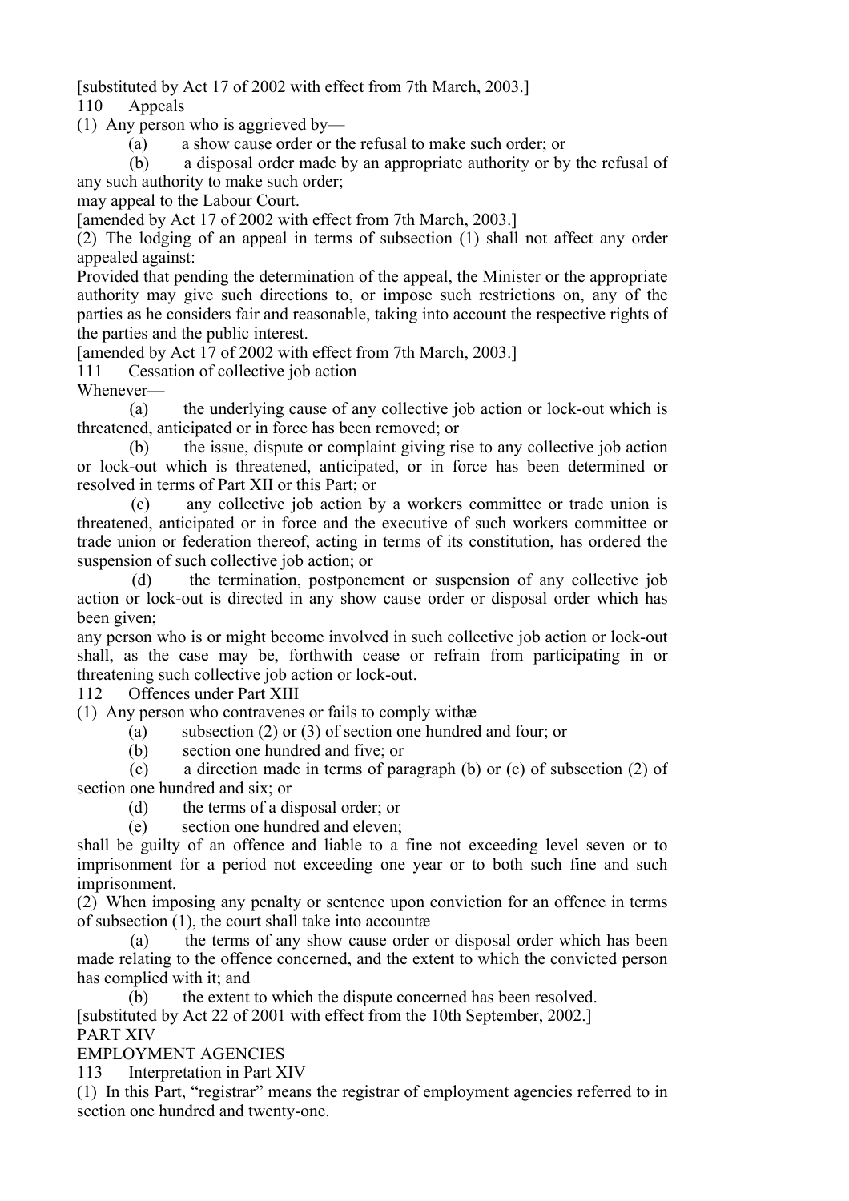[substituted by Act 17 of 2002 with effect from 7th March, 2003.]

110 Appeals

(1) Any person who is aggrieved by—

(a) a show cause order or the refusal to make such order; or

(b) a disposal order made by an appropriate authority or by the refusal of any such authority to make such order;

may appeal to the Labour Court.

[amended by Act 17 of 2002 with effect from 7th March, 2003.]

(2) The lodging of an appeal in terms of subsection (1) shall not affect any order appealed against:

Provided that pending the determination of the appeal, the Minister or the appropriate authority may give such directions to, or impose such restrictions on, any of the parties as he considers fair and reasonable, taking into account the respective rights of the parties and the public interest.

[amended by Act 17 of 2002 with effect from 7th March, 2003.]

111 Cessation of collective job action

Whenever—

(a) the underlying cause of any collective job action or lock-out which is threatened, anticipated or in force has been removed; or

(b) the issue, dispute or complaint giving rise to any collective job action or lock-out which is threatened, anticipated, or in force has been determined or resolved in terms of Part XII or this Part; or

(c) any collective job action by a workers committee or trade union is threatened, anticipated or in force and the executive of such workers committee or trade union or federation thereof, acting in terms of its constitution, has ordered the suspension of such collective job action; or

(d) the termination, postponement or suspension of any collective job action or lock-out is directed in any show cause order or disposal order which has been given;

any person who is or might become involved in such collective job action or lock-out shall, as the case may be, forthwith cease or refrain from participating in or threatening such collective job action or lock-out.

112 Offences under Part XIII

(1) Any person who contravenes or fails to comply withæ

(a) subsection (2) or (3) of section one hundred and four; or

(b) section one hundred and five; or

(c) a direction made in terms of paragraph (b) or (c) of subsection (2) of section one hundred and six; or

(d) the terms of a disposal order; or

(e) section one hundred and eleven;

shall be guilty of an offence and liable to a fine not exceeding level seven or to imprisonment for a period not exceeding one year or to both such fine and such imprisonment.

(2) When imposing any penalty or sentence upon conviction for an offence in terms of subsection (1), the court shall take into accountæ

(a) the terms of any show cause order or disposal order which has been made relating to the offence concerned, and the extent to which the convicted person has complied with it; and

(b) the extent to which the dispute concerned has been resolved.

[substituted by Act 22 of 2001 with effect from the 10th September, 2002.]

PART XIV

EMPLOYMENT AGENCIES

113 Interpretation in Part XIV

(1) In this Part, "registrar" means the registrar of employment agencies referred to in section one hundred and twenty-one.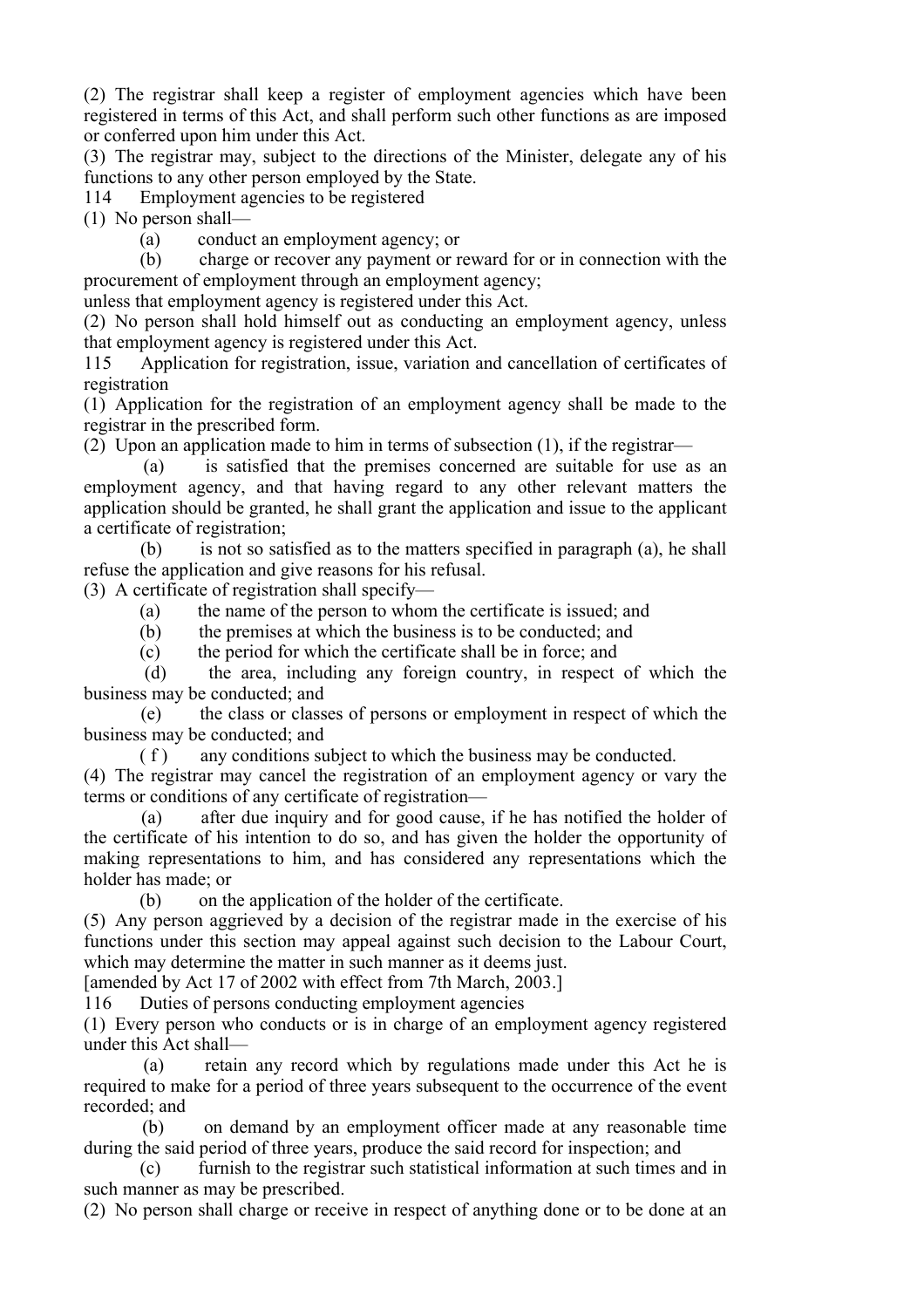(2) The registrar shall keep a register of employment agencies which have been registered in terms of this Act, and shall perform such other functions as are imposed or conferred upon him under this Act.

(3) The registrar may, subject to the directions of the Minister, delegate any of his functions to any other person employed by the State.

114 Employment agencies to be registered

(1) No person shall—

(a) conduct an employment agency; or

(b) charge or recover any payment or reward for or in connection with the procurement of employment through an employment agency;

unless that employment agency is registered under this Act.

(2) No person shall hold himself out as conducting an employment agency, unless that employment agency is registered under this Act.

115 Application for registration, issue, variation and cancellation of certificates of registration

(1) Application for the registration of an employment agency shall be made to the registrar in the prescribed form.

(2) Upon an application made to him in terms of subsection (1), if the registrar—

(a) is satisfied that the premises concerned are suitable for use as an employment agency, and that having regard to any other relevant matters the application should be granted, he shall grant the application and issue to the applicant a certificate of registration;

(b) is not so satisfied as to the matters specified in paragraph (a), he shall refuse the application and give reasons for his refusal.

(3) A certificate of registration shall specify—

(a) the name of the person to whom the certificate is issued; and

(b) the premises at which the business is to be conducted; and

(c) the period for which the certificate shall be in force; and

(d) the area, including any foreign country, in respect of which the business may be conducted; and

(e) the class or classes of persons or employment in respect of which the business may be conducted; and

(f) any conditions subject to which the business may be conducted.

(4) The registrar may cancel the registration of an employment agency or vary the terms or conditions of any certificate of registration—

(a) after due inquiry and for good cause, if he has notified the holder of the certificate of his intention to do so, and has given the holder the opportunity of making representations to him, and has considered any representations which the holder has made; or

(b) on the application of the holder of the certificate.

(5) Any person aggrieved by a decision of the registrar made in the exercise of his functions under this section may appeal against such decision to the Labour Court, which may determine the matter in such manner as it deems just.

[amended by Act 17 of 2002 with effect from 7th March, 2003.]

116 Duties of persons conducting employment agencies

(1) Every person who conducts or is in charge of an employment agency registered under this Act shall—

(a) retain any record which by regulations made under this Act he is required to make for a period of three years subsequent to the occurrence of the event recorded; and

(b) on demand by an employment officer made at any reasonable time during the said period of three years, produce the said record for inspection; and

(c) furnish to the registrar such statistical information at such times and in such manner as may be prescribed.

(2) No person shall charge or receive in respect of anything done or to be done at an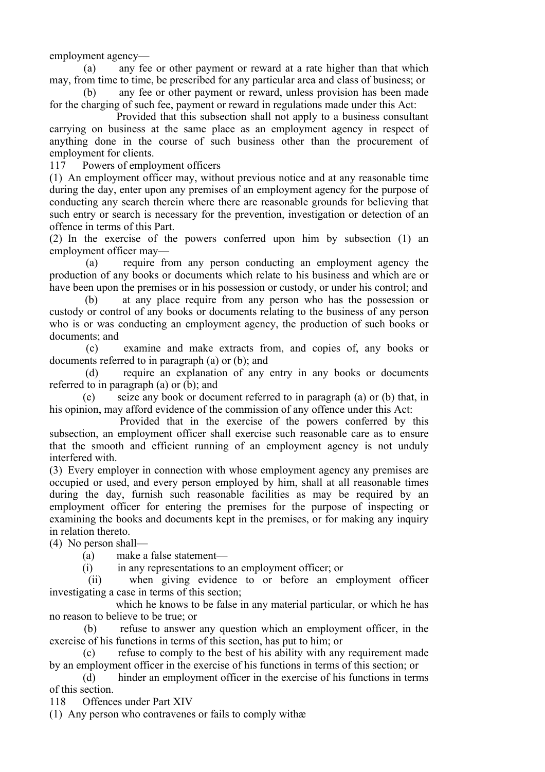employment agency—

(a) any fee or other payment or reward at a rate higher than that which may, from time to time, be prescribed for any particular area and class of business; or

(b) any fee or other payment or reward, unless provision has been made for the charging of such fee, payment or reward in regulations made under this Act:

Provided that this subsection shall not apply to a business consultant carrying on business at the same place as an employment agency in respect of anything done in the course of such business other than the procurement of employment for clients.

### 117 Powers of employment officers

(1) An employment officer may, without previous notice and at any reasonable time during the day, enter upon any premises of an employment agency for the purpose of conducting any search therein where there are reasonable grounds for believing that such entry or search is necessary for the prevention, investigation or detection of an offence in terms of this Part.

(2) In the exercise of the powers conferred upon him by subsection (1) an employment officer may—

(a) require from any person conducting an employment agency the production of any books or documents which relate to his business and which are or have been upon the premises or in his possession or custody, or under his control; and

(b) at any place require from any person who has the possession or custody or control of any books or documents relating to the business of any person who is or was conducting an employment agency, the production of such books or documents; and

(c) examine and make extracts from, and copies of, any books or documents referred to in paragraph (a) or (b); and

(d) require an explanation of any entry in any books or documents referred to in paragraph (a) or (b); and

(e) seize any book or document referred to in paragraph (a) or (b) that, in his opinion, may afford evidence of the commission of any offence under this Act:

Provided that in the exercise of the powers conferred by this subsection, an employment officer shall exercise such reasonable care as to ensure that the smooth and efficient running of an employment agency is not unduly interfered with.

(3) Every employer in connection with whose employment agency any premises are occupied or used, and every person employed by him, shall at all reasonable times during the day, furnish such reasonable facilities as may be required by an employment officer for entering the premises for the purpose of inspecting or examining the books and documents kept in the premises, or for making any inquiry in relation thereto.

(4) No person shall—

(a) make a false statement—

(i) in any representations to an employment officer; or

(ii) when giving evidence to or before an employment officer investigating a case in terms of this section;

which he knows to be false in any material particular, or which he has no reason to believe to be true; or

(b) refuse to answer any question which an employment officer, in the exercise of his functions in terms of this section, has put to him; or

(c) refuse to comply to the best of his ability with any requirement made by an employment officer in the exercise of his functions in terms of this section; or

(d) hinder an employment officer in the exercise of his functions in terms of this section.

### 118 Offences under Part XIV

(1) Any person who contravenes or fails to comply withæ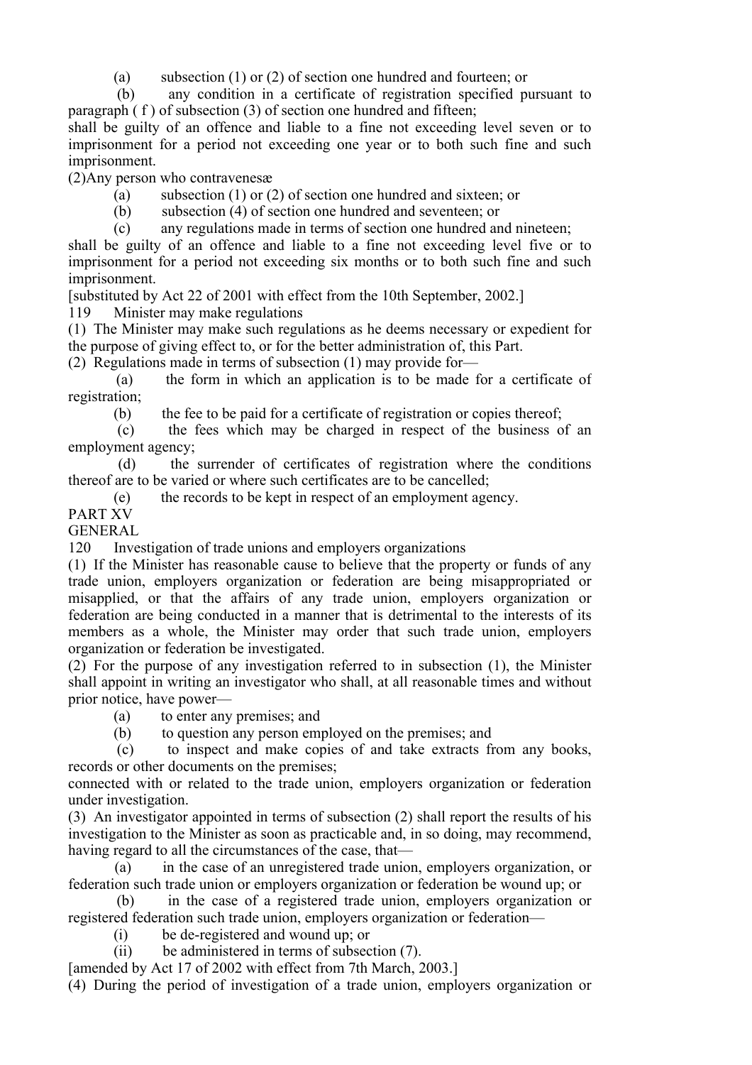(a) subsection (1) or (2) of section one hundred and fourteen; or

(b) any condition in a certificate of registration specified pursuant to paragraph ( f ) of subsection (3) of section one hundred and fifteen;

shall be guilty of an offence and liable to a fine not exceeding level seven or to imprisonment for a period not exceeding one year or to both such fine and such imprisonment.

(2)Any person who contravenesæ

(a) subsection (1) or (2) of section one hundred and sixteen; or

(b) subsection (4) of section one hundred and seventeen; or

(c) any regulations made in terms of section one hundred and nineteen;

shall be guilty of an offence and liable to a fine not exceeding level five or to imprisonment for a period not exceeding six months or to both such fine and such imprisonment.

[substituted by Act 22 of 2001 with effect from the 10th September, 2002.]

119 Minister may make regulations

(1) The Minister may make such regulations as he deems necessary or expedient for the purpose of giving effect to, or for the better administration of, this Part.

(2) Regulations made in terms of subsection (1) may provide for—

(a) the form in which an application is to be made for a certificate of registration;

(b) the fee to be paid for a certificate of registration or copies thereof;

(c) the fees which may be charged in respect of the business of an employment agency;

(d) the surrender of certificates of registration where the conditions thereof are to be varied or where such certificates are to be cancelled;

(e) the records to be kept in respect of an employment agency.

PART XV

GENERAL

120 Investigation of trade unions and employers organizations

(1) If the Minister has reasonable cause to believe that the property or funds of any trade union, employers organization or federation are being misappropriated or misapplied, or that the affairs of any trade union, employers organization or federation are being conducted in a manner that is detrimental to the interests of its members as a whole, the Minister may order that such trade union, employers organization or federation be investigated.

(2) For the purpose of any investigation referred to in subsection (1), the Minister shall appoint in writing an investigator who shall, at all reasonable times and without prior notice, have power—

(a) to enter any premises; and

(b) to question any person employed on the premises; and

(c) to inspect and make copies of and take extracts from any books, records or other documents on the premises;

connected with or related to the trade union, employers organization or federation under investigation.

(3) An investigator appointed in terms of subsection (2) shall report the results of his investigation to the Minister as soon as practicable and, in so doing, may recommend, having regard to all the circumstances of the case, that—

(a) in the case of an unregistered trade union, employers organization, or federation such trade union or employers organization or federation be wound up; or

(b) in the case of a registered trade union, employers organization or registered federation such trade union, employers organization or federation—

(i) be de-registered and wound up; or

(ii) be administered in terms of subsection (7).

[amended by Act 17 of 2002 with effect from 7th March, 2003.]

(4) During the period of investigation of a trade union, employers organization or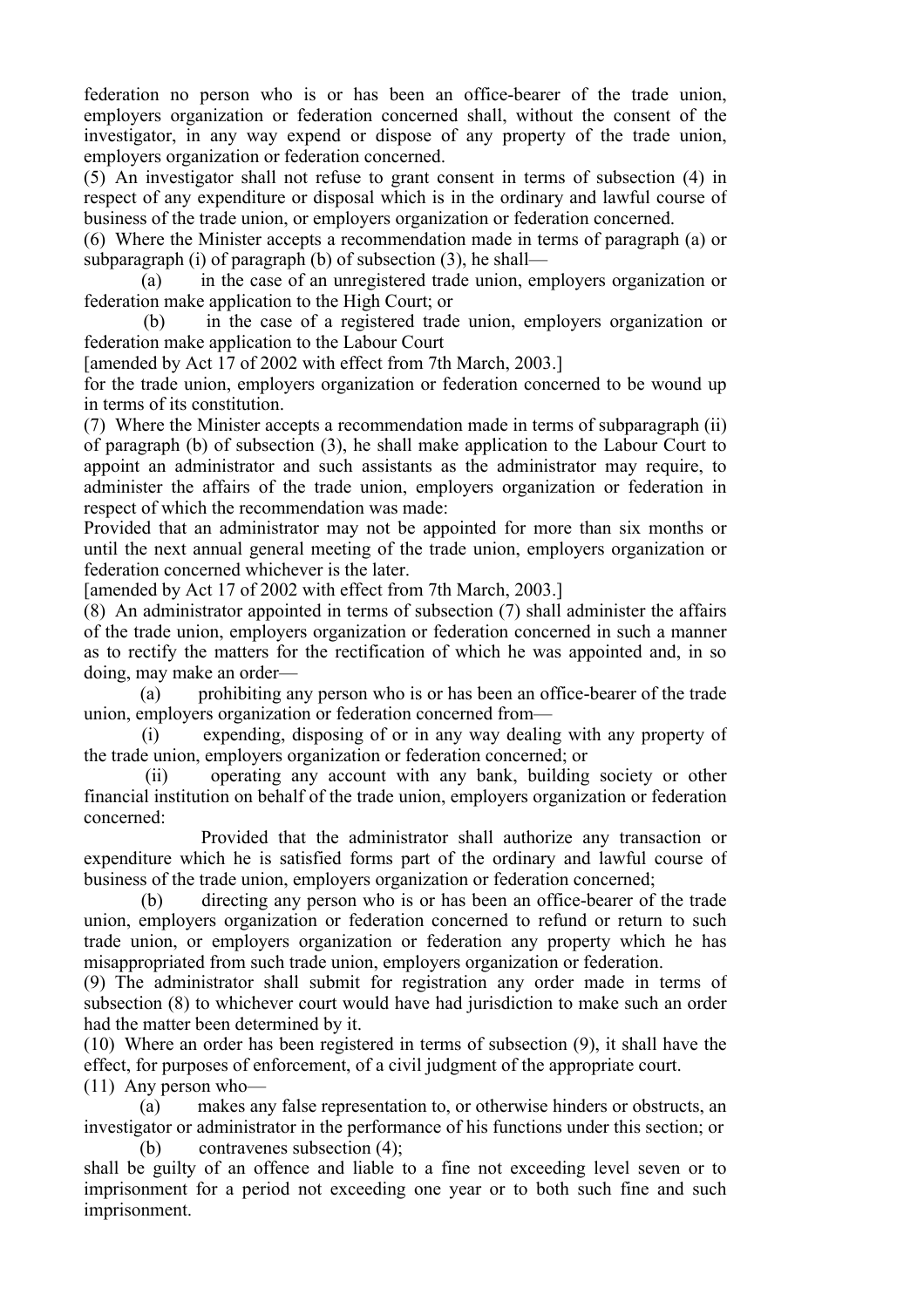federation no person who is or has been an office-bearer of the trade union, employers organization or federation concerned shall, without the consent of the investigator, in any way expend or dispose of any property of the trade union, employers organization or federation concerned.

(5) An investigator shall not refuse to grant consent in terms of subsection (4) in respect of any expenditure or disposal which is in the ordinary and lawful course of business of the trade union, or employers organization or federation concerned.

(6) Where the Minister accepts a recommendation made in terms of paragraph (a) or subparagraph (i) of paragraph (b) of subsection (3), he shall—

(a) in the case of an unregistered trade union, employers organization or federation make application to the High Court; or

(b) in the case of a registered trade union, employers organization or federation make application to the Labour Court

[amended by Act 17 of 2002 with effect from 7th March, 2003.]

for the trade union, employers organization or federation concerned to be wound up in terms of its constitution.

(7) Where the Minister accepts a recommendation made in terms of subparagraph (ii) of paragraph (b) of subsection (3), he shall make application to the Labour Court to appoint an administrator and such assistants as the administrator may require, to administer the affairs of the trade union, employers organization or federation in respect of which the recommendation was made:

Provided that an administrator may not be appointed for more than six months or until the next annual general meeting of the trade union, employers organization or federation concerned whichever is the later.

[amended by Act 17 of 2002 with effect from 7th March, 2003.]

(8) An administrator appointed in terms of subsection (7) shall administer the affairs of the trade union, employers organization or federation concerned in such a manner as to rectify the matters for the rectification of which he was appointed and, in so doing, may make an order—

(a) prohibiting any person who is or has been an office-bearer of the trade union, employers organization or federation concerned from—

(i) expending, disposing of or in any way dealing with any property of the trade union, employers organization or federation concerned; or

(ii) operating any account with any bank, building society or other financial institution on behalf of the trade union, employers organization or federation concerned:

Provided that the administrator shall authorize any transaction or expenditure which he is satisfied forms part of the ordinary and lawful course of business of the trade union, employers organization or federation concerned;

(b) directing any person who is or has been an office-bearer of the trade union, employers organization or federation concerned to refund or return to such trade union, or employers organization or federation any property which he has misappropriated from such trade union, employers organization or federation.

(9) The administrator shall submit for registration any order made in terms of subsection (8) to whichever court would have had jurisdiction to make such an order had the matter been determined by it.

(10) Where an order has been registered in terms of subsection (9), it shall have the effect, for purposes of enforcement, of a civil judgment of the appropriate court.

(11) Any person who—

(a) makes any false representation to, or otherwise hinders or obstructs, an investigator or administrator in the performance of his functions under this section; or

(b) contravenes subsection (4);

shall be guilty of an offence and liable to a fine not exceeding level seven or to imprisonment for a period not exceeding one year or to both such fine and such imprisonment.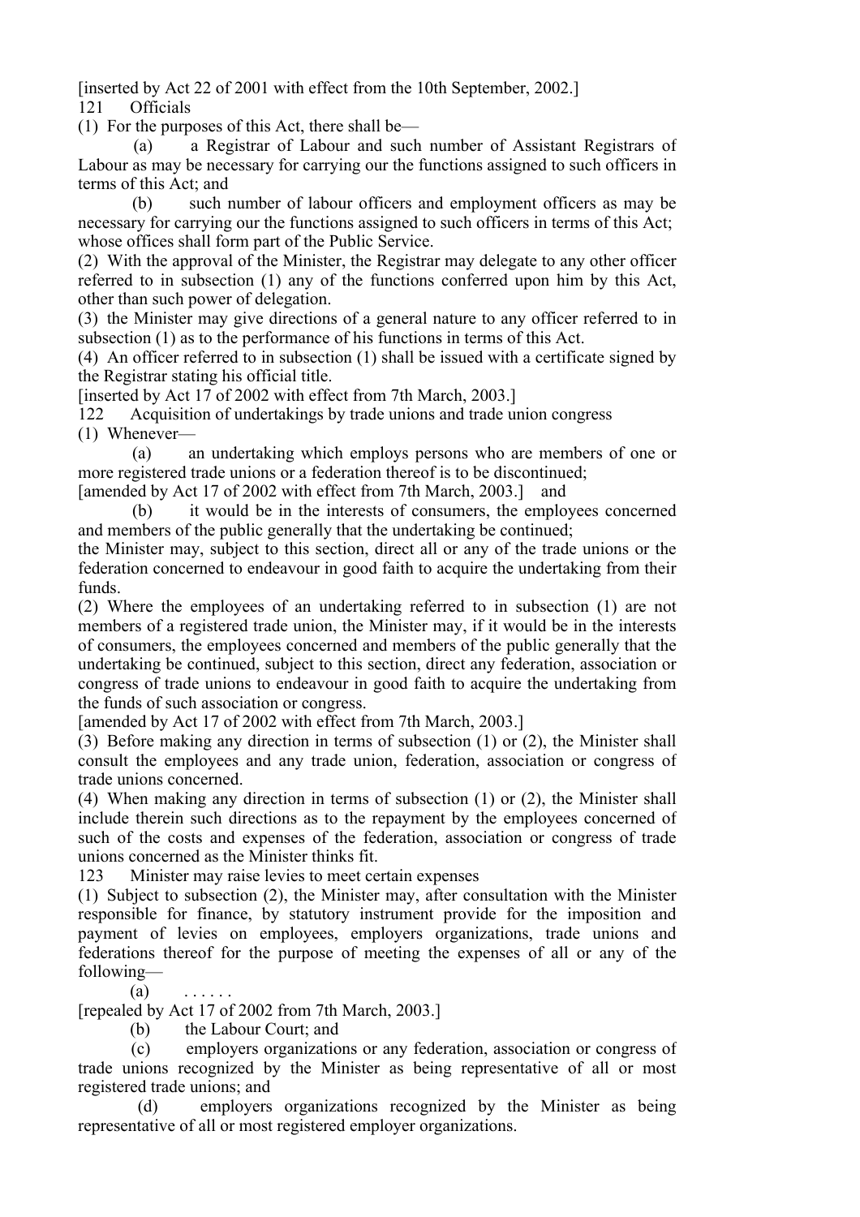[inserted by Act 22 of 2001 with effect from the 10th September, 2002.]

121 Officials

(1) For the purposes of this Act, there shall be—

(a) a Registrar of Labour and such number of Assistant Registrars of Labour as may be necessary for carrying our the functions assigned to such officers in terms of this Act; and

(b) such number of labour officers and employment officers as may be necessary for carrying our the functions assigned to such officers in terms of this Act;

whose offices shall form part of the Public Service.

(2) With the approval of the Minister, the Registrar may delegate to any other officer referred to in subsection (1) any of the functions conferred upon him by this Act, other than such power of delegation.

(3) the Minister may give directions of a general nature to any officer referred to in subsection (1) as to the performance of his functions in terms of this Act.

(4) An officer referred to in subsection (1) shall be issued with a certificate signed by the Registrar stating his official title.

[inserted by Act 17 of 2002 with effect from 7th March, 2003.]

122 Acquisition of undertakings by trade unions and trade union congress

(1) Whenever—

(a) an undertaking which employs persons who are members of one or more registered trade unions or a federation thereof is to be discontinued;

[amended by Act 17 of 2002 with effect from 7th March, 2003.] and

(b) it would be in the interests of consumers, the employees concerned and members of the public generally that the undertaking be continued;

the Minister may, subject to this section, direct all or any of the trade unions or the federation concerned to endeavour in good faith to acquire the undertaking from their funds.

(2) Where the employees of an undertaking referred to in subsection (1) are not members of a registered trade union, the Minister may, if it would be in the interests of consumers, the employees concerned and members of the public generally that the undertaking be continued, subject to this section, direct any federation, association or congress of trade unions to endeavour in good faith to acquire the undertaking from the funds of such association or congress.

[amended by Act 17 of 2002 with effect from 7th March, 2003.]

(3) Before making any direction in terms of subsection (1) or (2), the Minister shall consult the employees and any trade union, federation, association or congress of trade unions concerned.

(4) When making any direction in terms of subsection (1) or (2), the Minister shall include therein such directions as to the repayment by the employees concerned of such of the costs and expenses of the federation, association or congress of trade unions concerned as the Minister thinks fit.

123 Minister may raise levies to meet certain expenses

(1) Subject to subsection (2), the Minister may, after consultation with the Minister responsible for finance, by statutory instrument provide for the imposition and payment of levies on employees, employers organizations, trade unions and federations thereof for the purpose of meeting the expenses of all or any of the following—

(a) . . . . . .

[repealed by Act 17 of 2002 from 7th March, 2003.]

(b) the Labour Court; and

(c) employers organizations or any federation, association or congress of trade unions recognized by the Minister as being representative of all or most registered trade unions; and

(d) employers organizations recognized by the Minister as being representative of all or most registered employer organizations.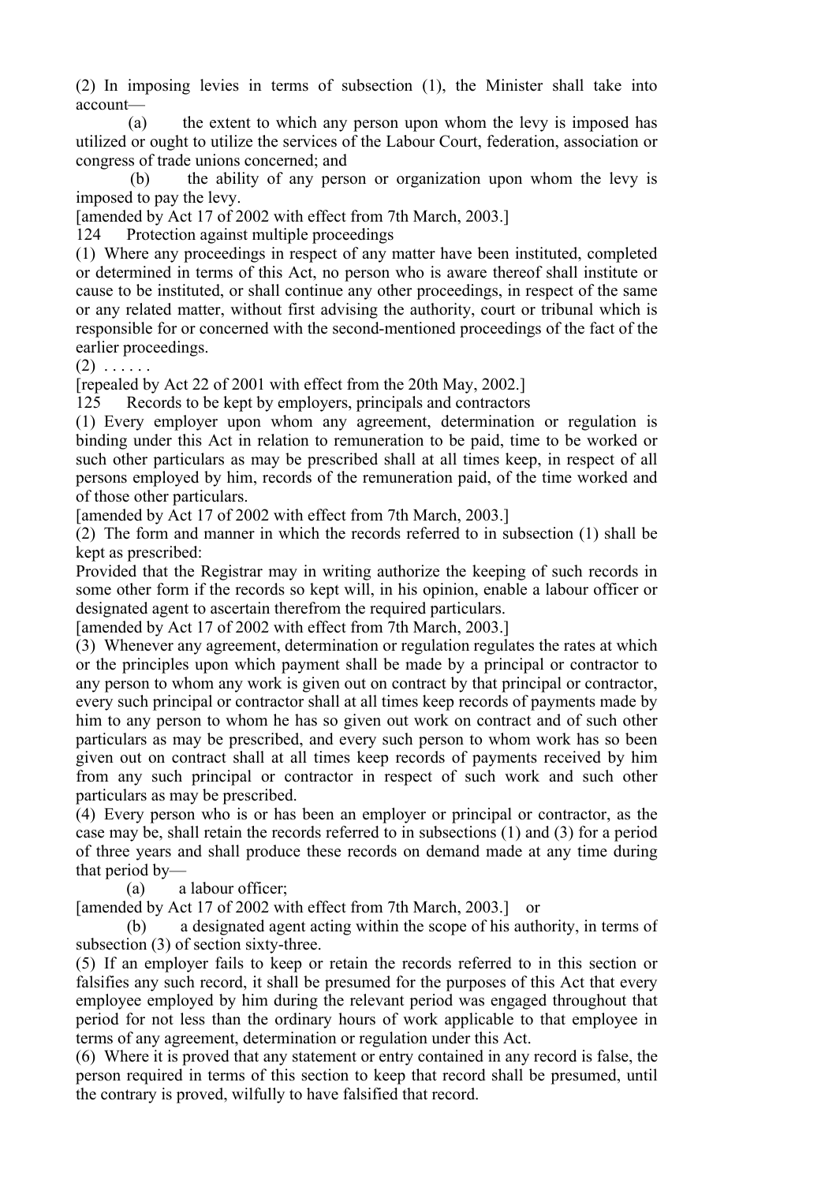(2) In imposing levies in terms of subsection (1), the Minister shall take into account—

(a) the extent to which any person upon whom the levy is imposed has utilized or ought to utilize the services of the Labour Court, federation, association or congress of trade unions concerned; and

(b) the ability of any person or organization upon whom the levy is imposed to pay the levy.

[amended by Act 17 of 2002 with effect from 7th March, 2003.]

### 124 Protection against multiple proceedings

(1) Where any proceedings in respect of any matter have been instituted, completed or determined in terms of this Act, no person who is aware thereof shall institute or cause to be instituted, or shall continue any other proceedings, in respect of the same or any related matter, without first advising the authority, court or tribunal which is responsible for or concerned with the second-mentioned proceedings of the fact of the earlier proceedings.

(2) . . . . . .

[repealed by Act 22 of 2001 with effect from the 20th May, 2002.]

### 125 Records to be kept by employers, principals and contractors

(1) Every employer upon whom any agreement, determination or regulation is binding under this Act in relation to remuneration to be paid, time to be worked or such other particulars as may be prescribed shall at all times keep, in respect of all persons employed by him, records of the remuneration paid, of the time worked and of those other particulars.

[amended by Act 17 of 2002 with effect from 7th March, 2003.]

(2) The form and manner in which the records referred to in subsection (1) shall be kept as prescribed:

Provided that the Registrar may in writing authorize the keeping of such records in some other form if the records so kept will, in his opinion, enable a labour officer or designated agent to ascertain therefrom the required particulars.

[amended by Act 17 of 2002 with effect from 7th March, 2003.]

(3) Whenever any agreement, determination or regulation regulates the rates at which or the principles upon which payment shall be made by a principal or contractor to any person to whom any work is given out on contract by that principal or contractor, every such principal or contractor shall at all times keep records of payments made by him to any person to whom he has so given out work on contract and of such other particulars as may be prescribed, and every such person to whom work has so been given out on contract shall at all times keep records of payments received by him from any such principal or contractor in respect of such work and such other particulars as may be prescribed.

(4) Every person who is or has been an employer or principal or contractor, as the case may be, shall retain the records referred to in subsections (1) and (3) for a period of three years and shall produce these records on demand made at any time during that period by—

(a) a labour officer;

[amended by Act 17 of 2002 with effect from 7th March, 2003.] or

(b) a designated agent acting within the scope of his authority, in terms of subsection (3) of section sixty-three.

(5) If an employer fails to keep or retain the records referred to in this section or falsifies any such record, it shall be presumed for the purposes of this Act that every employee employed by him during the relevant period was engaged throughout that period for not less than the ordinary hours of work applicable to that employee in terms of any agreement, determination or regulation under this Act.

(6) Where it is proved that any statement or entry contained in any record is false, the person required in terms of this section to keep that record shall be presumed, until the contrary is proved, wilfully to have falsified that record.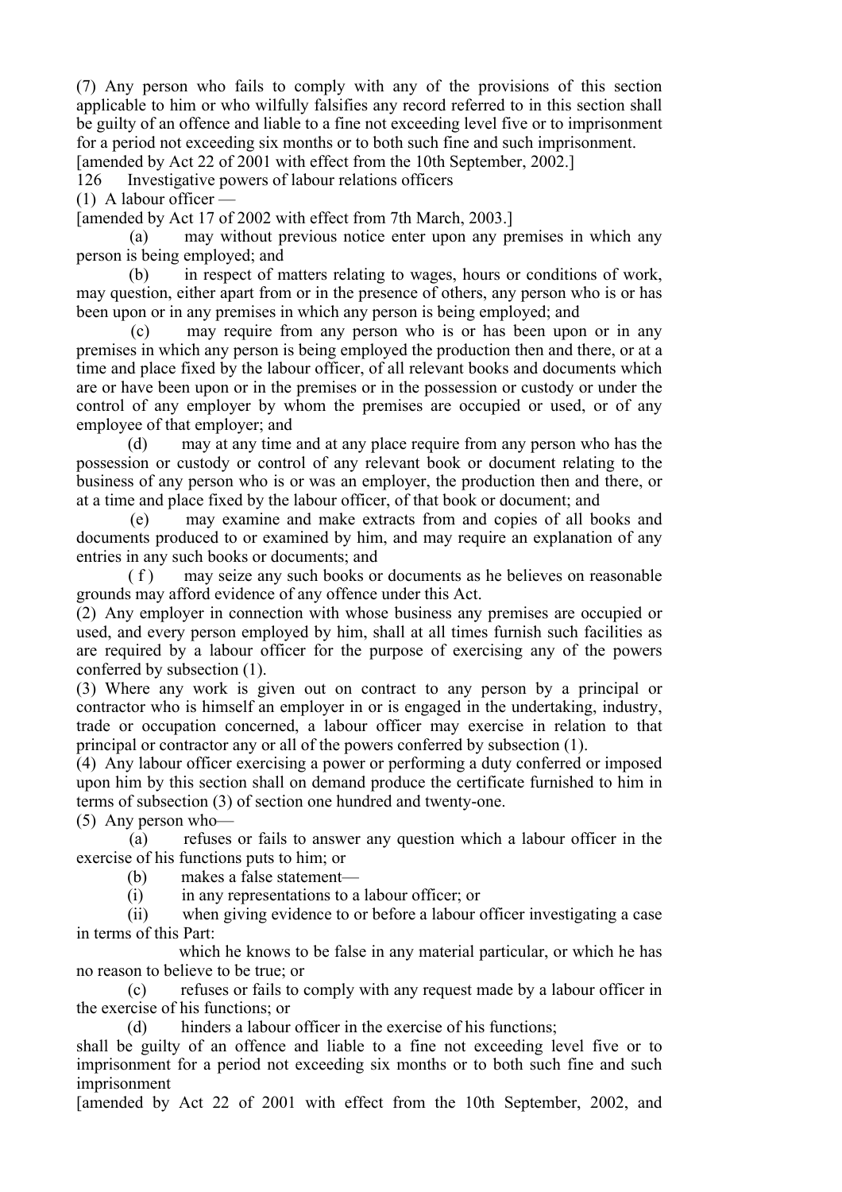(7) Any person who fails to comply with any of the provisions of this section applicable to him or who wilfully falsifies any record referred to in this section shall be guilty of an offence and liable to a fine not exceeding level five or to imprisonment for a period not exceeding six months or to both such fine and such imprisonment.

[amended by Act 22 of 2001 with effect from the 10th September, 2002.]

126 Investigative powers of labour relations officers

(1) A labour officer —

[amended by Act 17 of 2002 with effect from 7th March, 2003.]

(a) may without previous notice enter upon any premises in which any person is being employed; and

(b) in respect of matters relating to wages, hours or conditions of work, may question, either apart from or in the presence of others, any person who is or has been upon or in any premises in which any person is being employed; and

(c) may require from any person who is or has been upon or in any premises in which any person is being employed the production then and there, or at a time and place fixed by the labour officer, of all relevant books and documents which are or have been upon or in the premises or in the possession or custody or under the control of any employer by whom the premises are occupied or used, or of any employee of that employer; and

(d) may at any time and at any place require from any person who has the possession or custody or control of any relevant book or document relating to the business of any person who is or was an employer, the production then and there, or at a time and place fixed by the labour officer, of that book or document; and

(e) may examine and make extracts from and copies of all books and documents produced to or examined by him, and may require an explanation of any entries in any such books or documents; and

( f ) may seize any such books or documents as he believes on reasonable grounds may afford evidence of any offence under this Act.

(2) Any employer in connection with whose business any premises are occupied or used, and every person employed by him, shall at all times furnish such facilities as are required by a labour officer for the purpose of exercising any of the powers conferred by subsection (1).

(3) Where any work is given out on contract to any person by a principal or contractor who is himself an employer in or is engaged in the undertaking, industry, trade or occupation concerned, a labour officer may exercise in relation to that principal or contractor any or all of the powers conferred by subsection (1).

(4) Any labour officer exercising a power or performing a duty conferred or imposed upon him by this section shall on demand produce the certificate furnished to him in terms of subsection (3) of section one hundred and twenty-one.

(5) Any person who—

(a) refuses or fails to answer any question which a labour officer in the exercise of his functions puts to him; or

(b) makes a false statement—

(i) in any representations to a labour officer; or

(ii) when giving evidence to or before a labour officer investigating a case in terms of this Part:

which he knows to be false in any material particular, or which he has no reason to believe to be true; or

(c) refuses or fails to comply with any request made by a labour officer in the exercise of his functions; or

(d) hinders a labour officer in the exercise of his functions;

shall be guilty of an offence and liable to a fine not exceeding level five or to imprisonment for a period not exceeding six months or to both such fine and such imprisonment

[amended by Act 22 of 2001 with effect from the 10th September, 2002, and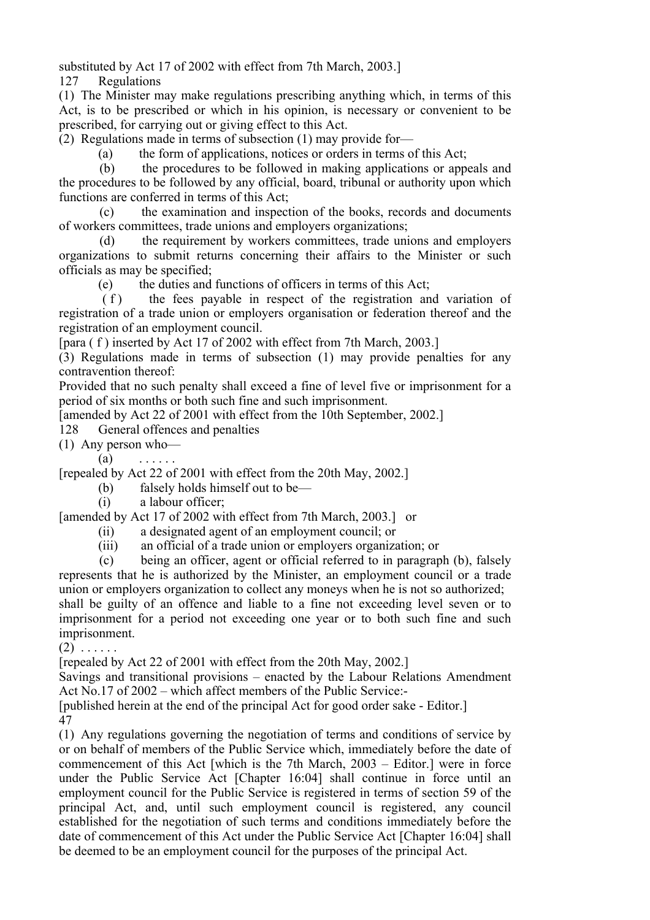substituted by Act 17 of 2002 with effect from 7th March, 2003.]

### 127 Regulations

(1) The Minister may make regulations prescribing anything which, in terms of this Act, is to be prescribed or which in his opinion, is necessary or convenient to be prescribed, for carrying out or giving effect to this Act.

(2) Regulations made in terms of subsection (1) may provide for—

(a) the form of applications, notices or orders in terms of this Act;

(b) the procedures to be followed in making applications or appeals and the procedures to be followed by any official, board, tribunal or authority upon which functions are conferred in terms of this Act;

(c) the examination and inspection of the books, records and documents of workers committees, trade unions and employers organizations;

(d) the requirement by workers committees, trade unions and employers organizations to submit returns concerning their affairs to the Minister or such officials as may be specified;

(e) the duties and functions of officers in terms of this Act;

( f ) the fees payable in respect of the registration and variation of registration of a trade union or employers organisation or federation thereof and the registration of an employment council.

[para ( f ) inserted by Act 17 of 2002 with effect from 7th March, 2003.]

(3) Regulations made in terms of subsection (1) may provide penalties for any contravention thereof:

Provided that no such penalty shall exceed a fine of level five or imprisonment for a period of six months or both such fine and such imprisonment.

[amended by Act 22 of 2001 with effect from the 10th September, 2002.]

### 128 General offences and penalties

(1) Any person who—

(a) . . . . . .

[repealed by Act 22 of 2001 with effect from the 20th May, 2002.]

(b) falsely holds himself out to be—

(i) a labour officer;

[amended by Act 17 of 2002 with effect from 7th March, 2003.] or

(ii) a designated agent of an employment council; or

(iii) an official of a trade union or employers organization; or

(c) being an officer, agent or official referred to in paragraph (b), falsely represents that he is authorized by the Minister, an employment council or a trade union or employers organization to collect any moneys when he is not so authorized;

shall be guilty of an offence and liable to a fine not exceeding level seven or to imprisonment for a period not exceeding one year or to both such fine and such imprisonment.

(2) . . . . . .

[repealed by Act 22 of 2001 with effect from the 20th May, 2002.]

Savings and transitional provisions – enacted by the Labour Relations Amendment Act No.17 of 2002 – which affect members of the Public Service:-

[published herein at the end of the principal Act for good order sake - Editor.]

### 47

(1) Any regulations governing the negotiation of terms and conditions of service by or on behalf of members of the Public Service which, immediately before the date of commencement of this Act [which is the 7th March, 2003 – Editor.] were in force under the Public Service Act [Chapter 16:04] shall continue in force until an employment council for the Public Service is registered in terms of section 59 of the principal Act, and, until such employment council is registered, any council established for the negotiation of such terms and conditions immediately before the date of commencement of this Act under the Public Service Act [Chapter 16:04] shall be deemed to be an employment council for the purposes of the principal Act.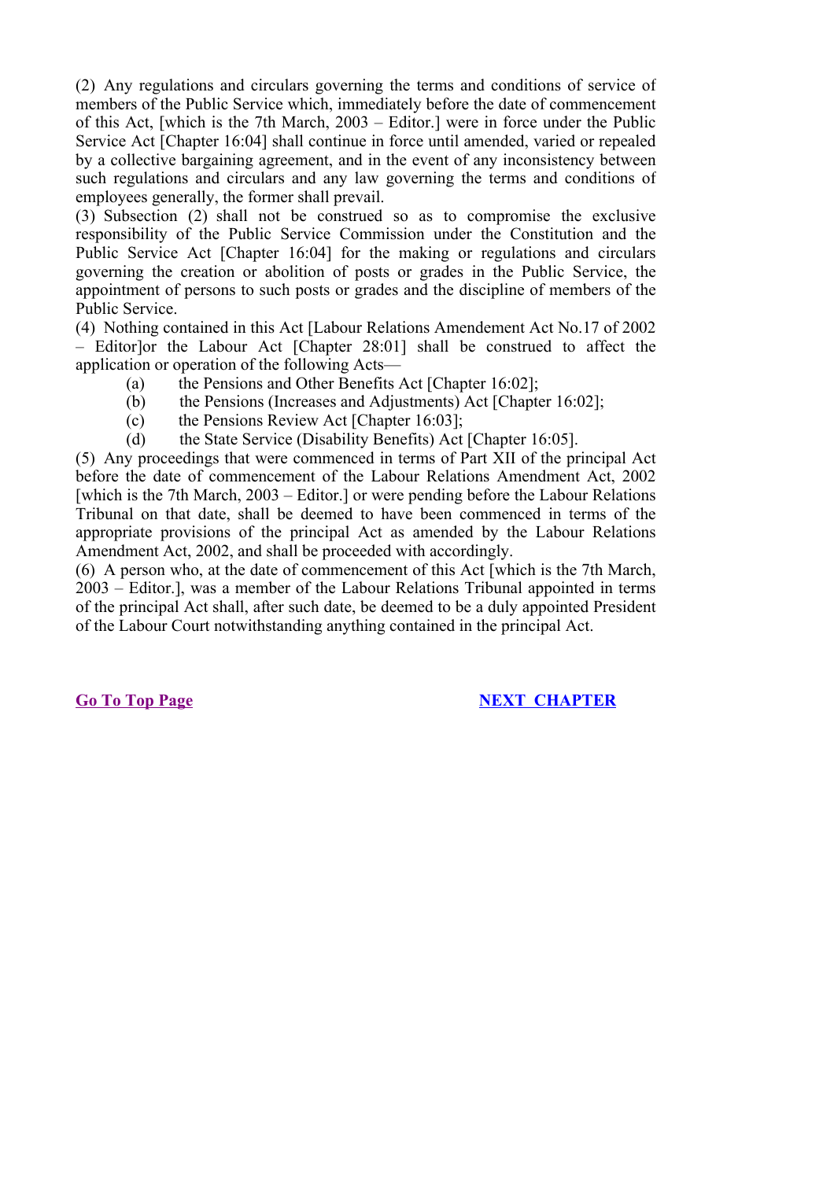(2) Any regulations and circulars governing the terms and conditions of service of members of the Public Service which, immediately before the date of commencement of this Act, [which is the 7th March, 2003 – Editor.] were in force under the Public Service Act [Chapter 16:04] shall continue in force until amended, varied or repealed by a collective bargaining agreement, and in the event of any inconsistency between such regulations and circulars and any law governing the terms and conditions of employees generally, the former shall prevail.

(3) Subsection (2) shall not be construed so as to compromise the exclusive responsibility of the Public Service Commission under the Constitution and the Public Service Act [Chapter 16:04] for the making or regulations and circulars governing the creation or abolition of posts or grades in the Public Service, the appointment of persons to such posts or grades and the discipline of members of the Public Service.

(4) Nothing contained in this Act [Labour Relations Amendement Act No.17 of 2002 – Editor]or the Labour Act [Chapter 28:01] shall be construed to affect the application or operation of the following Acts—

(a) the Pensions and Other Benefits Act [Chapter 16:02];
(b) the Pensions (Increases and Adjustments) Act [Chapter 16:02];
(c) the Pensions Review Act [Chapter 16:03];
(d) the State Service (Disability Benefits) Act [Chapter 16:05].

(5) Any proceedings that were commenced in terms of Part XII of the principal Act before the date of commencement of the Labour Relations Amendment Act, 2002 [which is the 7th March, 2003 – Editor.] or were pending before the Labour Relations Tribunal on that date, shall be deemed to have been commenced in terms of the appropriate provisions of the principal Act as amended by the Labour Relations Amendment Act, 2002, and shall be proceeded with accordingly.

(6) A person who, at the date of commencement of this Act [which is the 7th March, 2003 – Editor.], was a member of the Labour Relations Tribunal appointed in terms of the principal Act shall, after such date, be deemed to be a duly appointed President of the Labour Court notwithstanding anything contained in the principal Act.

**Go To Top Page** **NEXT CHAPTER**